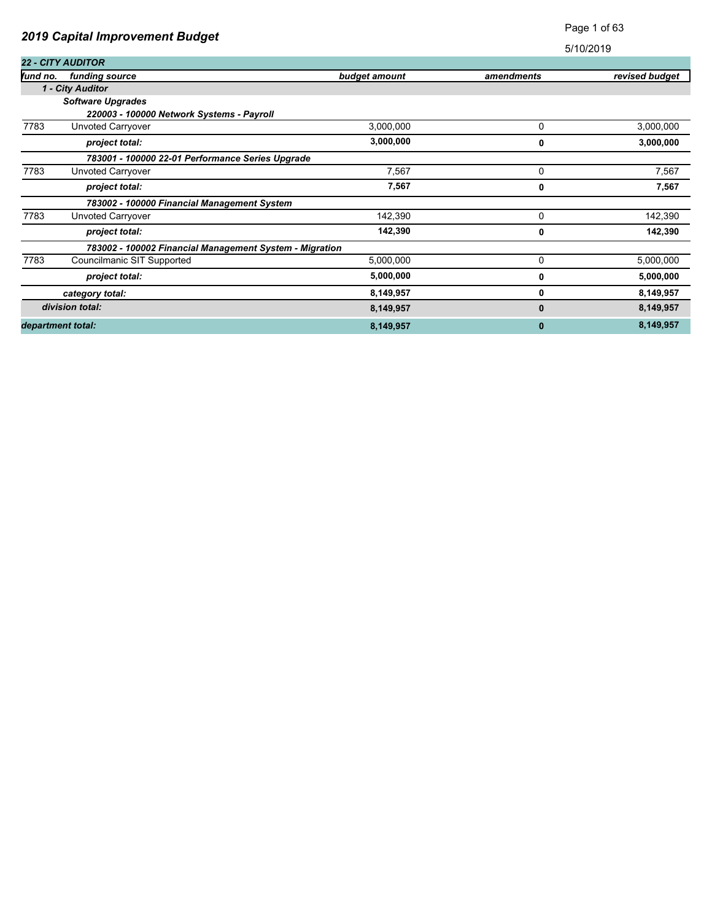## 2019 Capital Improvement Budget

5/10/2019

| fund no. | funding source | budget amount | amendments | revised budget |
|---|---|---|---|---|
| | **22 - CITY AUDITOR** | | | |
| | ***1 - City Auditor*** | | | |
| | ***Software Upgrades*** | | | |
| | ***220003 - 100000 Network Systems - Payroll*** | | | |
| 7783 | Unvoted Carryover | 3,000,000 | 0 | 3,000,000 |
| | ***project total:*** | **3,000,000** | **0** | **3,000,000** |
| | ***783001 - 100000 22-01 Performance Series Upgrade*** | | | |
| 7783 | Unvoted Carryover | 7,567 | 0 | 7,567 |
| | ***project total:*** | **7,567** | **0** | **7,567** |
| | ***783002 - 100000 Financial Management System*** | | | |
| 7783 | Unvoted Carryover | 142,390 | 0 | 142,390 |
| | ***project total:*** | **142,390** | **0** | **142,390** |
| | ***783002 - 100002 Financial Management System - Migration*** | | | |
| 7783 | Councilmanic SIT Supported | 5,000,000 | 0 | 5,000,000 |
| | ***project total:*** | **5,000,000** | **0** | **5,000,000** |
| | ***category total:*** | **8,149,957** | **0** | **8,149,957** |
| | ***division total:*** | **8,149,957** | **0** | **8,149,957** |
| | ***department total:*** | **8,149,957** | **0** | **8,149,957** |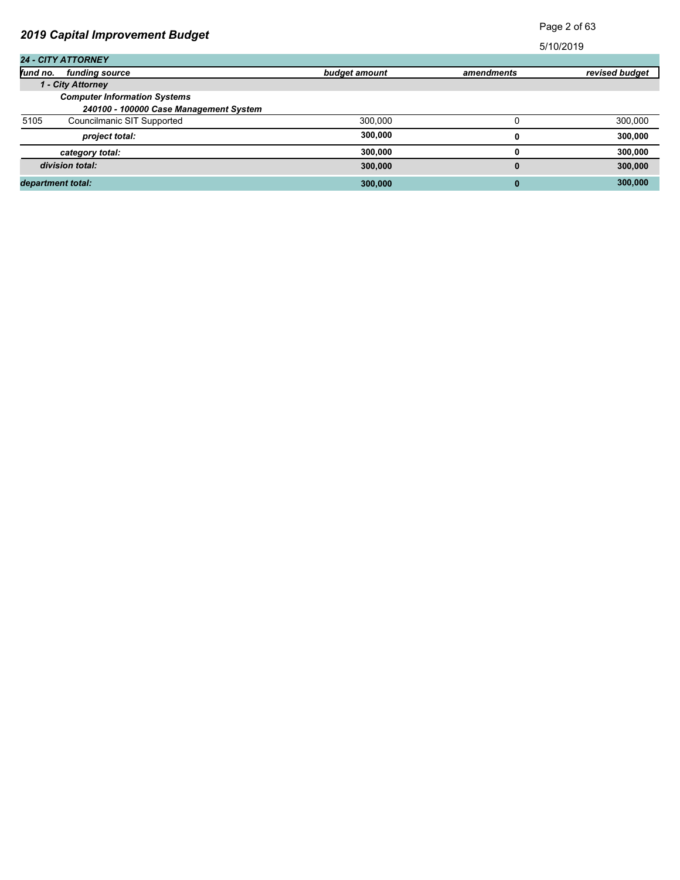# 2019 Capital Improvement Budget

5/10/2019

| 24 - CITY ATTORNEY | | | | |
|---|---|---|---|---|
| ***fund no.*** | ***funding source*** | ***budget amount*** | ***amendments*** | ***revised budget*** |
| | ***1 - City Attorney*** | | | |
| | ***Computer Information Systems*** | | | |
| | ***240100 - 100000 Case Management System*** | | | |
| 5105 | Councilmanic SIT Supported | 300,000 | 0 | 300,000 |
| | ***project total:*** | **300,000** | **0** | **300,000** |
| | ***category total:*** | **300,000** | **0** | **300,000** |
| | ***division total:*** | **300,000** | **0** | **300,000** |
| ***department total:*** | | **300,000** | **0** | **300,000** |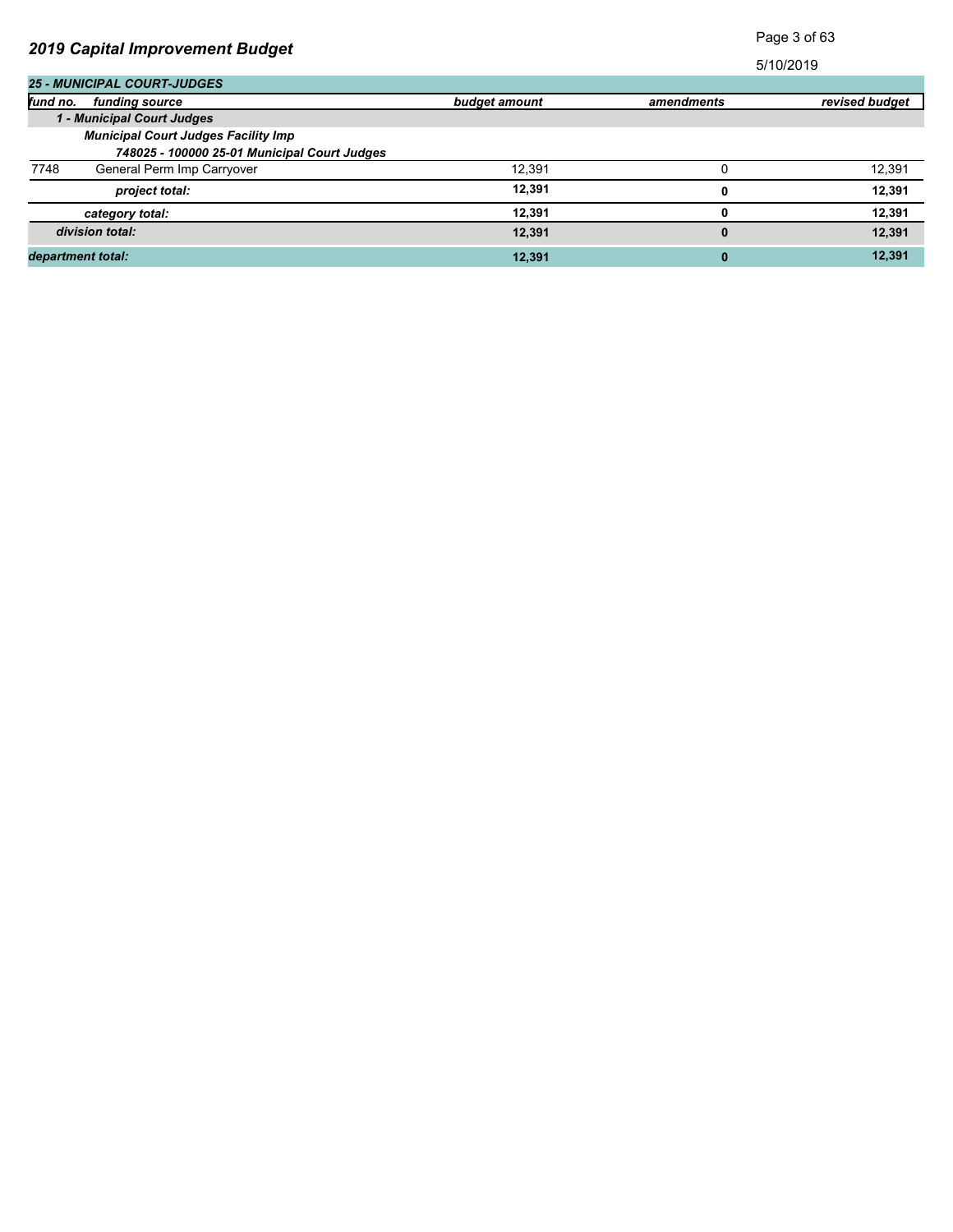## 2019 Capital Improvement Budget

5/10/2019

| 25 - MUNICIPAL COURT-JUDGES | | | | |
|---|---|---|---|---|
| ***fund no.*** | ***funding source*** | ***budget amount*** | ***amendments*** | ***revised budget*** |
| | ***1 - Municipal Court Judges*** | | | |
| | ***Municipal Court Judges Facility Imp*** | | | |
| | ***748025 - 100000 25-01 Municipal Court Judges*** | | | |
| 7748 | General Perm Imp Carryover | 12,391 | 0 | 12,391 |
| | ***project total:*** | **12,391** | **0** | **12,391** |
| | ***category total:*** | **12,391** | **0** | **12,391** |
| | ***division total:*** | **12,391** | **0** | **12,391** |
| ***department total:*** | | **12,391** | **0** | **12,391** |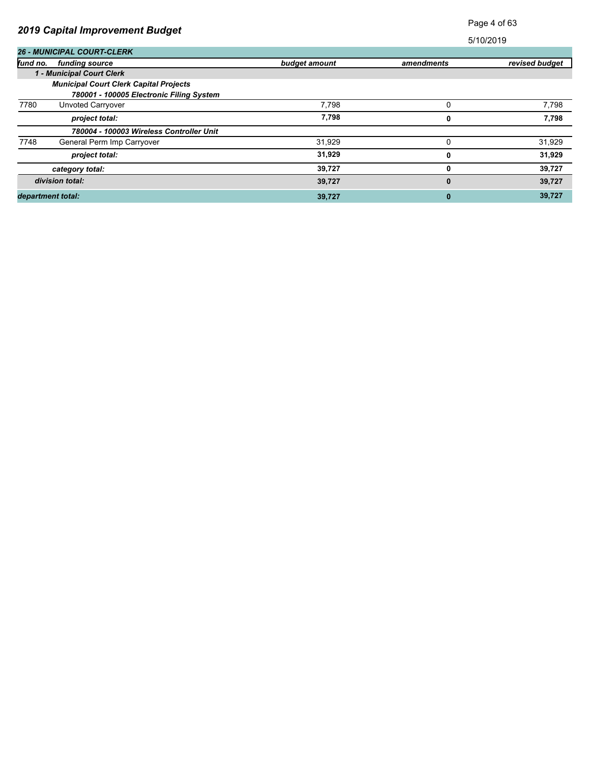## 2019 Capital Improvement Budget

5/10/2019

| 26 - MUNICIPAL COURT-CLERK | | | | |
|---|---|---|---|---|
| ***fund no.*** | ***funding source*** | ***budget amount*** | ***amendments*** | ***revised budget*** |
| | ***1 - Municipal Court Clerk*** | | | |
| | ***Municipal Court Clerk Capital Projects*** | | | |
| | ***780001 - 100005 Electronic Filing System*** | | | |
| 7780 | Unvoted Carryover | 7,798 | 0 | 7,798 |
| | ***project total:*** | **7,798** | **0** | **7,798** |
| | ***780004 - 100003 Wireless Controller Unit*** | | | |
| 7748 | General Perm Imp Carryover | 31,929 | 0 | 31,929 |
| | ***project total:*** | **31,929** | **0** | **31,929** |
| | ***category total:*** | **39,727** | **0** | **39,727** |
| | ***division total:*** | **39,727** | **0** | **39,727** |
| ***department total:*** | | **39,727** | **0** | **39,727** |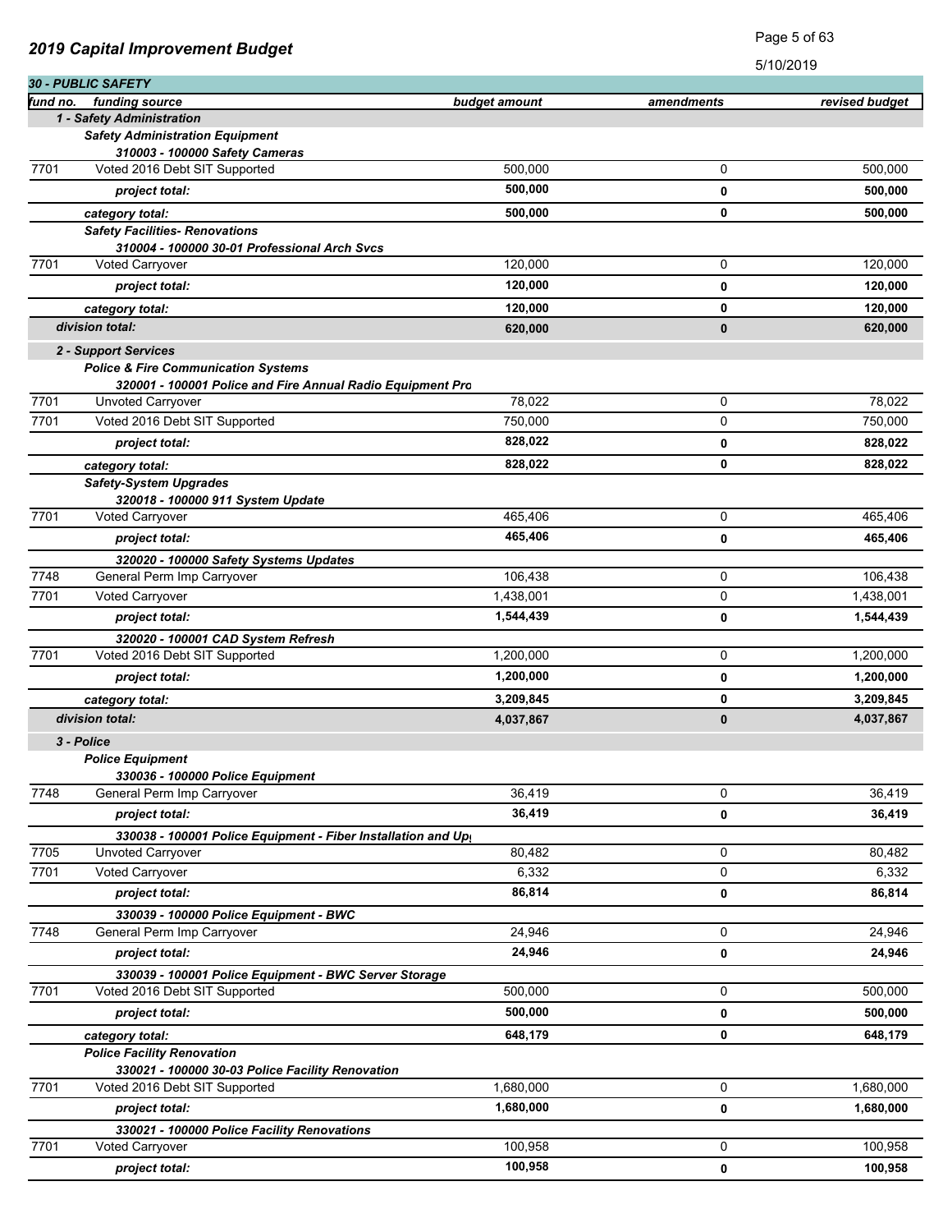## 2019 Capital Improvement Budget

5/10/2019

### 30 - PUBLIC SAFETY

| fund no. | funding source | budget amount | amendments | revised budget |
|---|---|---|---|---|
| | **1 - Safety Administration** | | | |
| | **Safety Administration Equipment** | | | |
| | **310003 - 100000 Safety Cameras** | | | |
| 7701 | Voted 2016 Debt SIT Supported | 500,000 | 0 | 500,000 |
| | *project total:* | **500,000** | **0** | **500,000** |
| | *category total:* | **500,000** | **0** | **500,000** |
| | **Safety Facilities- Renovations** | | | |
| | **310004 - 100000 30-01 Professional Arch Svcs** | | | |
| 7701 | Voted Carryover | 120,000 | 0 | 120,000 |
| | *project total:* | **120,000** | **0** | **120,000** |
| | *category total:* | **120,000** | **0** | **120,000** |
| | *division total:* | **620,000** | **0** | **620,000** |
| | **2 - Support Services** | | | |
| | **Police & Fire Communication Systems** | | | |
| | **320001 - 100001 Police and Fire Annual Radio Equipment Pro** | | | |
| 7701 | Unvoted Carryover | 78,022 | 0 | 78,022 |
| 7701 | Voted 2016 Debt SIT Supported | 750,000 | 0 | 750,000 |
| | *project total:* | **828,022** | **0** | **828,022** |
| | *category total:* | **828,022** | **0** | **828,022** |
| | **Safety-System Upgrades** | | | |
| | **320018 - 100000 911 System Update** | | | |
| 7701 | Voted Carryover | 465,406 | 0 | 465,406 |
| | *project total:* | **465,406** | **0** | **465,406** |
| | **320020 - 100000 Safety Systems Updates** | | | |
| 7748 | General Perm Imp Carryover | 106,438 | 0 | 106,438 |
| 7701 | Voted Carryover | 1,438,001 | 0 | 1,438,001 |
| | *project total:* | **1,544,439** | **0** | **1,544,439** |
| | **320020 - 100001 CAD System Refresh** | | | |
| 7701 | Voted 2016 Debt SIT Supported | 1,200,000 | 0 | 1,200,000 |
| | *project total:* | **1,200,000** | **0** | **1,200,000** |
| | *category total:* | **3,209,845** | **0** | **3,209,845** |
| | *division total:* | **4,037,867** | **0** | **4,037,867** |
| | **3 - Police** | | | |
| | **Police Equipment** | | | |
| | **330036 - 100000 Police Equipment** | | | |
| 7748 | General Perm Imp Carryover | 36,419 | 0 | 36,419 |
| | *project total:* | **36,419** | **0** | **36,419** |
| | **330038 - 100001 Police Equipment - Fiber Installation and Up** | | | |
| 7705 | Unvoted Carryover | 80,482 | 0 | 80,482 |
| 7701 | Voted Carryover | 6,332 | 0 | 6,332 |
| | *project total:* | **86,814** | **0** | **86,814** |
| | **330039 - 100000 Police Equipment - BWC** | | | |
| 7748 | General Perm Imp Carryover | 24,946 | 0 | 24,946 |
| | *project total:* | **24,946** | **0** | **24,946** |
| | **330039 - 100001 Police Equipment - BWC Server Storage** | | | |
| 7701 | Voted 2016 Debt SIT Supported | 500,000 | 0 | 500,000 |
| | *project total:* | **500,000** | **0** | **500,000** |
| | *category total:* | **648,179** | **0** | **648,179** |
| | **Police Facility Renovation** | | | |
| | **330021 - 100000 30-03 Police Facility Renovation** | | | |
| 7701 | Voted 2016 Debt SIT Supported | 1,680,000 | 0 | 1,680,000 |
| | *project total:* | **1,680,000** | **0** | **1,680,000** |
| | **330021 - 100000 Police Facility Renovations** | | | |
| 7701 | Voted Carryover | 100,958 | 0 | 100,958 |
| | *project total:* | **100,958** | **0** | **100,958** |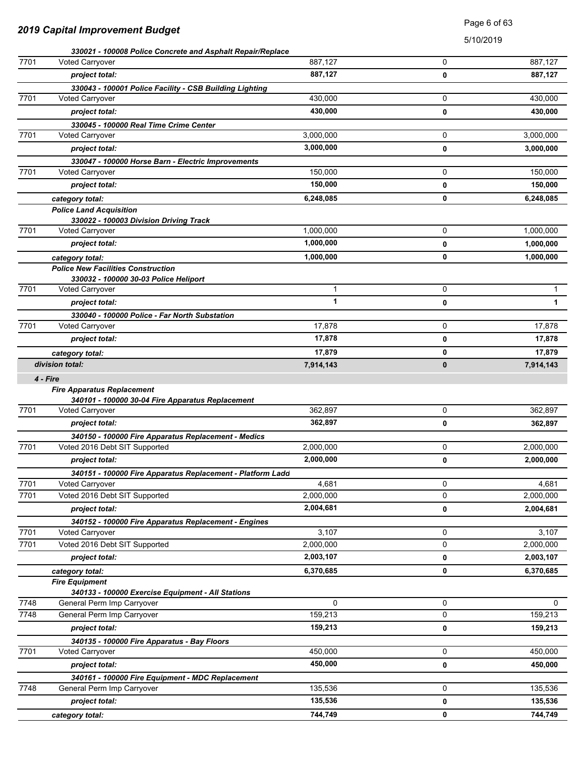| | | | | |
|---|---|---|---|---|
| | ***330021 - 100008 Police Concrete and Asphalt Repair/Replace*** | | | |
| 7701 | Voted Carryover | 887,127 | 0 | 887,127 |
| | ***project total:*** | **887,127** | **0** | **887,127** |
| | ***330043 - 100001 Police Facility - CSB Building Lighting*** | | | |
| 7701 | Voted Carryover | 430,000 | 0 | 430,000 |
| | ***project total:*** | **430,000** | **0** | **430,000** |
| | ***330045 - 100000 Real Time Crime Center*** | | | |
| 7701 | Voted Carryover | 3,000,000 | 0 | 3,000,000 |
| | ***project total:*** | **3,000,000** | **0** | **3,000,000** |
| | ***330047 - 100000 Horse Barn - Electric Improvements*** | | | |
| 7701 | Voted Carryover | 150,000 | 0 | 150,000 |
| | ***project total:*** | **150,000** | **0** | **150,000** |
| | ***category total:*** | **6,248,085** | **0** | **6,248,085** |
| | ***Police Land Acquisition*** | | | |
| | ***330022 - 100003 Division Driving Track*** | | | |
| 7701 | Voted Carryover | 1,000,000 | 0 | 1,000,000 |
| | ***project total:*** | **1,000,000** | **0** | **1,000,000** |
| | ***category total:*** | **1,000,000** | **0** | **1,000,000** |
| | ***Police New Facilities Construction*** | | | |
| | ***330032 - 100000 30-03 Police Heliport*** | | | |
| 7701 | Voted Carryover | 1 | 0 | 1 |
| | ***project total:*** | **1** | **0** | **1** |
| | ***330040 - 100000 Police - Far North Substation*** | | | |
| 7701 | Voted Carryover | 17,878 | 0 | 17,878 |
| | ***project total:*** | **17,878** | **0** | **17,878** |
| | ***category total:*** | **17,879** | **0** | **17,879** |
| ***division total:*** | | **7,914,143** | **0** | **7,914,143** |
| ***4 - Fire*** | | | | |
| | ***Fire Apparatus Replacement*** | | | |
| | ***340101 - 100000 30-04 Fire Apparatus Replacement*** | | | |
| 7701 | Voted Carryover | 362,897 | 0 | 362,897 |
| | ***project total:*** | **362,897** | **0** | **362,897** |
| | ***340150 - 100000 Fire Apparatus Replacement - Medics*** | | | |
| 7701 | Voted 2016 Debt SIT Supported | 2,000,000 | 0 | 2,000,000 |
| | ***project total:*** | **2,000,000** | **0** | **2,000,000** |
| | ***340151 - 100000 Fire Apparatus Replacement - Platform Ladd*** | | | |
| 7701 | Voted Carryover | 4,681 | 0 | 4,681 |
| 7701 | Voted 2016 Debt SIT Supported | 2,000,000 | 0 | 2,000,000 |
| | ***project total:*** | **2,004,681** | **0** | **2,004,681** |
| | ***340152 - 100000 Fire Apparatus Replacement - Engines*** | | | |
| 7701 | Voted Carryover | 3,107 | 0 | 3,107 |
| 7701 | Voted 2016 Debt SIT Supported | 2,000,000 | 0 | 2,000,000 |
| | ***project total:*** | **2,003,107** | **0** | **2,003,107** |
| | ***category total:*** | **6,370,685** | **0** | **6,370,685** |
| | ***Fire Equipment*** | | | |
| | ***340133 - 100000 Exercise Equipment - All Stations*** | | | |
| 7748 | General Perm Imp Carryover | 0 | 0 | 0 |
| 7748 | General Perm Imp Carryover | 159,213 | 0 | 159,213 |
| | ***project total:*** | **159,213** | **0** | **159,213** |
| | ***340135 - 100000 Fire Apparatus - Bay Floors*** | | | |
| 7701 | Voted Carryover | 450,000 | 0 | 450,000 |
| | ***project total:*** | **450,000** | **0** | **450,000** |
| | ***340161 - 100000 Fire Equipment - MDC Replacement*** | | | |
| 7748 | General Perm Imp Carryover | 135,536 | 0 | 135,536 |
| | ***project total:*** | **135,536** | **0** | **135,536** |
| | ***category total:*** | **744,749** | **0** | **744,749** |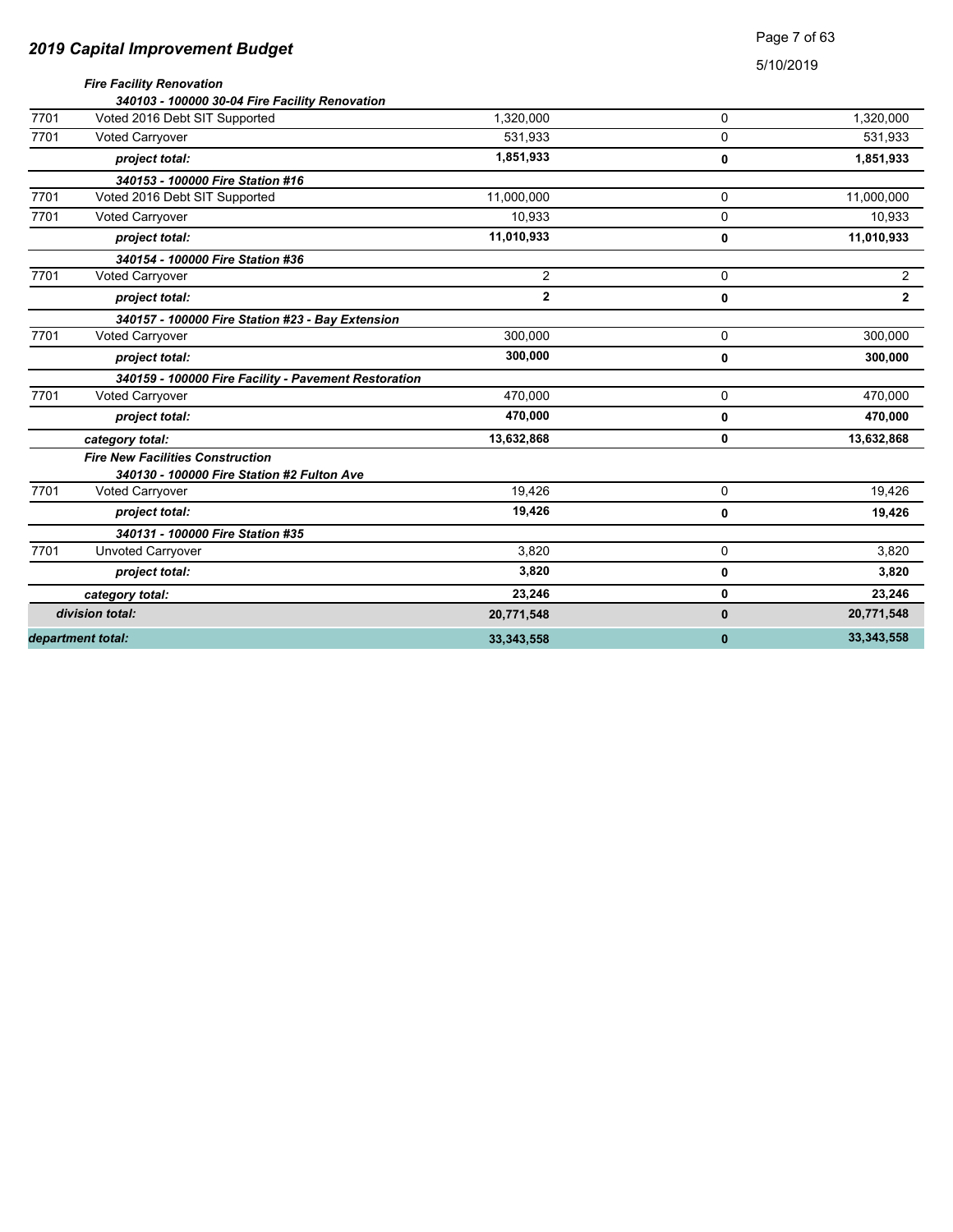## 2019 Capital Improvement Budget

| | | | | |
|---|---|---|---|---|
| | ***Fire Facility Renovation*** | | | |
| | ***340103 - 100000 30-04 Fire Facility Renovation*** | | | |
| 7701 | Voted 2016 Debt SIT Supported | 1,320,000 | 0 | 1,320,000 |
| 7701 | Voted Carryover | 531,933 | 0 | 531,933 |
| | ***project total:*** | **1,851,933** | **0** | **1,851,933** |
| | ***340153 - 100000 Fire Station #16*** | | | |
| 7701 | Voted 2016 Debt SIT Supported | 11,000,000 | 0 | 11,000,000 |
| 7701 | Voted Carryover | 10,933 | 0 | 10,933 |
| | ***project total:*** | **11,010,933** | **0** | **11,010,933** |
| | ***340154 - 100000 Fire Station #36*** | | | |
| 7701 | Voted Carryover | 2 | 0 | 2 |
| | ***project total:*** | **2** | **0** | **2** |
| | ***340157 - 100000 Fire Station #23 - Bay Extension*** | | | |
| 7701 | Voted Carryover | 300,000 | 0 | 300,000 |
| | ***project total:*** | **300,000** | **0** | **300,000** |
| | ***340159 - 100000 Fire Facility - Pavement Restoration*** | | | |
| 7701 | Voted Carryover | 470,000 | 0 | 470,000 |
| | ***project total:*** | **470,000** | **0** | **470,000** |
| | ***category total:*** | **13,632,868** | **0** | **13,632,868** |
| | ***Fire New Facilities Construction*** | | | |
| | ***340130 - 100000 Fire Station #2 Fulton Ave*** | | | |
| 7701 | Voted Carryover | 19,426 | 0 | 19,426 |
| | ***project total:*** | **19,426** | **0** | **19,426** |
| | ***340131 - 100000 Fire Station #35*** | | | |
| 7701 | Unvoted Carryover | 3,820 | 0 | 3,820 |
| | ***project total:*** | **3,820** | **0** | **3,820** |
| | ***category total:*** | **23,246** | **0** | **23,246** |
| ***division total:*** | | **20,771,548** | **0** | **20,771,548** |
| ***department total:*** | | **33,343,558** | **0** | **33,343,558** |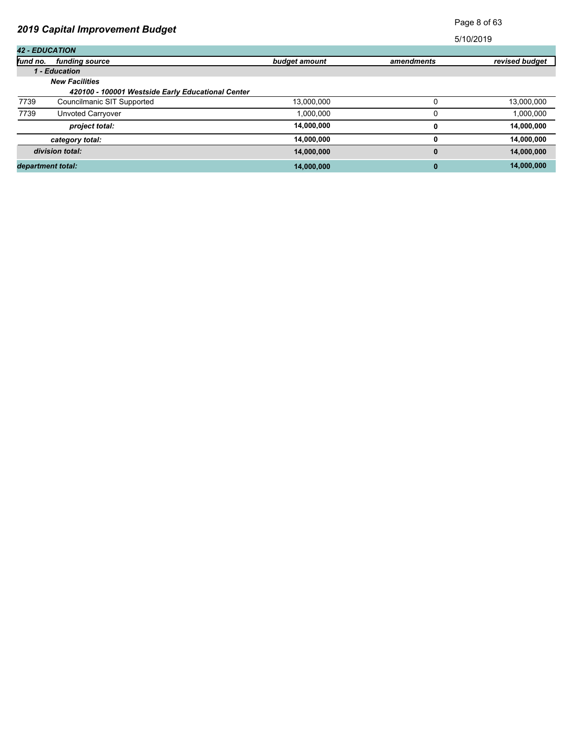## 2019 Capital Improvement Budget

5/10/2019

| fund no. | funding source | budget amount | amendments | revised budget |
|---|---|---|---|---|
| ***42 - EDUCATION*** | | | | |
| | ***1 - Education*** | | | |
| | ***New Facilities*** | | | |
| | ***420100 - 100001 Westside Early Educational Center*** | | | |
| 7739 | Councilmanic SIT Supported | 13,000,000 | 0 | 13,000,000 |
| 7739 | Unvoted Carryover | 1,000,000 | 0 | 1,000,000 |
| | ***project total:*** | **14,000,000** | **0** | **14,000,000** |
| | ***category total:*** | **14,000,000** | **0** | **14,000,000** |
| | ***division total:*** | **14,000,000** | **0** | **14,000,000** |
| ***department total:*** | | **14,000,000** | **0** | **14,000,000** |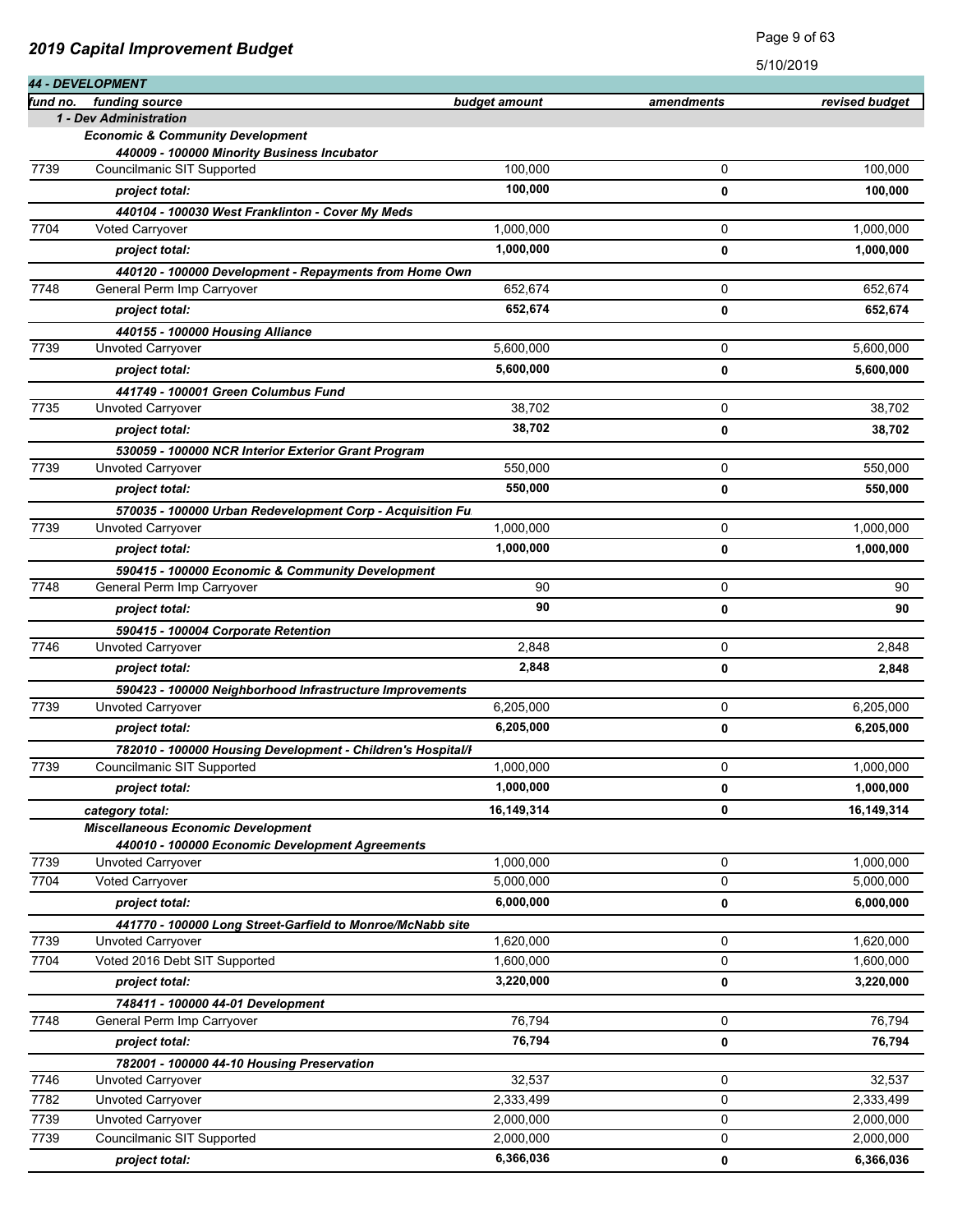## 2019 Capital Improvement Budget

5/10/2019

### 44 - DEVELOPMENT

| fund no. | funding source | budget amount | amendments | revised budget |
|---|---|---|---|---|
| | ***1 - Dev Administration*** | | | |
| | ***Economic & Community Development*** | | | |
| | ***440009 - 100000 Minority Business Incubator*** | | | |
| 7739 | Councilmanic SIT Supported | 100,000 | 0 | 100,000 |
| | ***project total:*** | **100,000** | **0** | **100,000** |
| | ***440104 - 100030 West Franklinton - Cover My Meds*** | | | |
| 7704 | Voted Carryover | 1,000,000 | 0 | 1,000,000 |
| | ***project total:*** | **1,000,000** | **0** | **1,000,000** |
| | ***440120 - 100000 Development - Repayments from Home Own*** | | | |
| 7748 | General Perm Imp Carryover | 652,674 | 0 | 652,674 |
| | ***project total:*** | **652,674** | **0** | **652,674** |
| | ***440155 - 100000 Housing Alliance*** | | | |
| 7739 | Unvoted Carryover | 5,600,000 | 0 | 5,600,000 |
| | ***project total:*** | **5,600,000** | **0** | **5,600,000** |
| | ***441749 - 100001 Green Columbus Fund*** | | | |
| 7735 | Unvoted Carryover | 38,702 | 0 | 38,702 |
| | ***project total:*** | **38,702** | **0** | **38,702** |
| | ***530059 - 100000 NCR Interior Exterior Grant Program*** | | | |
| 7739 | Unvoted Carryover | 550,000 | 0 | 550,000 |
| | ***project total:*** | **550,000** | **0** | **550,000** |
| | ***570035 - 100000 Urban Redevelopment Corp - Acquisition Fu*** | | | |
| 7739 | Unvoted Carryover | 1,000,000 | 0 | 1,000,000 |
| | ***project total:*** | **1,000,000** | **0** | **1,000,000** |
| | ***590415 - 100000 Economic & Community Development*** | | | |
| 7748 | General Perm Imp Carryover | 90 | 0 | 90 |
| | ***project total:*** | **90** | **0** | **90** |
| | ***590415 - 100004 Corporate Retention*** | | | |
| 7746 | Unvoted Carryover | 2,848 | 0 | 2,848 |
| | ***project total:*** | **2,848** | **0** | **2,848** |
| | ***590423 - 100000 Neighborhood Infrastructure Improvements*** | | | |
| 7739 | Unvoted Carryover | 6,205,000 | 0 | 6,205,000 |
| | ***project total:*** | **6,205,000** | **0** | **6,205,000** |
| | ***782010 - 100000 Housing Development - Children's Hospital/I*** | | | |
| 7739 | Councilmanic SIT Supported | 1,000,000 | 0 | 1,000,000 |
| | ***project total:*** | **1,000,000** | **0** | **1,000,000** |
| | ***category total:*** | **16,149,314** | **0** | **16,149,314** |
| | ***Miscellaneous Economic Development*** | | | |
| | ***440010 - 100000 Economic Development Agreements*** | | | |
| 7739 | Unvoted Carryover | 1,000,000 | 0 | 1,000,000 |
| 7704 | Voted Carryover | 5,000,000 | 0 | 5,000,000 |
| | ***project total:*** | **6,000,000** | **0** | **6,000,000** |
| | ***441770 - 100000 Long Street-Garfield to Monroe/McNabb site*** | | | |
| 7739 | Unvoted Carryover | 1,620,000 | 0 | 1,620,000 |
| 7704 | Voted 2016 Debt SIT Supported | 1,600,000 | 0 | 1,600,000 |
| | ***project total:*** | **3,220,000** | **0** | **3,220,000** |
| | ***748411 - 100000 44-01 Development*** | | | |
| 7748 | General Perm Imp Carryover | 76,794 | 0 | 76,794 |
| | ***project total:*** | **76,794** | **0** | **76,794** |
| | ***782001 - 100000 44-10 Housing Preservation*** | | | |
| 7746 | Unvoted Carryover | 32,537 | 0 | 32,537 |
| 7782 | Unvoted Carryover | 2,333,499 | 0 | 2,333,499 |
| 7739 | Unvoted Carryover | 2,000,000 | 0 | 2,000,000 |
| 7739 | Councilmanic SIT Supported | 2,000,000 | 0 | 2,000,000 |
| | ***project total:*** | **6,366,036** | **0** | **6,366,036** |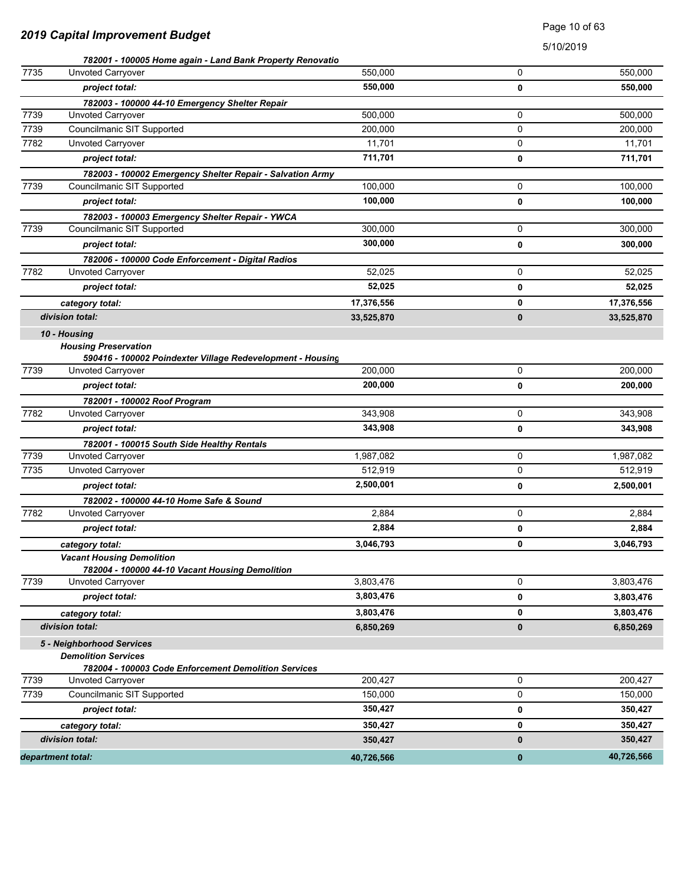## 2019 Capital Improvement Budget

| | | | | |
|---|---|---|---|---|
| | *782001 - 100005 Home again - Land Bank Property Renovatio* | | | |
| 7735 | Unvoted Carryover | 550,000 | 0 | 550,000 |
| | ***project total:*** | **550,000** | **0** | **550,000** |
| | *782003 - 100000 44-10 Emergency Shelter Repair* | | | |
| 7739 | Unvoted Carryover | 500,000 | 0 | 500,000 |
| 7739 | Councilmanic SIT Supported | 200,000 | 0 | 200,000 |
| 7782 | Unvoted Carryover | 11,701 | 0 | 11,701 |
| | ***project total:*** | **711,701** | **0** | **711,701** |
| | *782003 - 100002 Emergency Shelter Repair - Salvation Army* | | | |
| 7739 | Councilmanic SIT Supported | 100,000 | 0 | 100,000 |
| | ***project total:*** | **100,000** | **0** | **100,000** |
| | *782003 - 100003 Emergency Shelter Repair - YWCA* | | | |
| 7739 | Councilmanic SIT Supported | 300,000 | 0 | 300,000 |
| | ***project total:*** | **300,000** | **0** | **300,000** |
| | *782006 - 100000 Code Enforcement - Digital Radios* | | | |
| 7782 | Unvoted Carryover | 52,025 | 0 | 52,025 |
| | ***project total:*** | **52,025** | **0** | **52,025** |
| | ***category total:*** | **17,376,556** | **0** | **17,376,556** |
| | ***division total:*** | **33,525,870** | **0** | **33,525,870** |
| | ***10 - Housing*** | | | |
| | ***Housing Preservation*** | | | |
| | *590416 - 100002 Poindexter Village Redevelopment - Housing* | | | |
| 7739 | Unvoted Carryover | 200,000 | 0 | 200,000 |
| | ***project total:*** | **200,000** | **0** | **200,000** |
| | *782001 - 100002 Roof Program* | | | |
| 7782 | Unvoted Carryover | 343,908 | 0 | 343,908 |
| | ***project total:*** | **343,908** | **0** | **343,908** |
| | *782001 - 100015 South Side Healthy Rentals* | | | |
| 7739 | Unvoted Carryover | 1,987,082 | 0 | 1,987,082 |
| 7735 | Unvoted Carryover | 512,919 | 0 | 512,919 |
| | ***project total:*** | **2,500,001** | **0** | **2,500,001** |
| | *782002 - 100000 44-10 Home Safe & Sound* | | | |
| 7782 | Unvoted Carryover | 2,884 | 0 | 2,884 |
| | ***project total:*** | **2,884** | **0** | **2,884** |
| | ***category total:*** | **3,046,793** | **0** | **3,046,793** |
| | ***Vacant Housing Demolition*** | | | |
| | *782004 - 100000 44-10 Vacant Housing Demolition* | | | |
| 7739 | Unvoted Carryover | 3,803,476 | 0 | 3,803,476 |
| | ***project total:*** | **3,803,476** | **0** | **3,803,476** |
| | ***category total:*** | **3,803,476** | **0** | **3,803,476** |
| | ***division total:*** | **6,850,269** | **0** | **6,850,269** |
| | ***5 - Neighborhood Services*** | | | |
| | ***Demolition Services*** | | | |
| | *782004 - 100003 Code Enforcement Demolition Services* | | | |
| 7739 | Unvoted Carryover | 200,427 | 0 | 200,427 |
| 7739 | Councilmanic SIT Supported | 150,000 | 0 | 150,000 |
| | ***project total:*** | **350,427** | **0** | **350,427** |
| | ***category total:*** | **350,427** | **0** | **350,427** |
| | ***division total:*** | **350,427** | **0** | **350,427** |
| ***department total:*** | | **40,726,566** | **0** | **40,726,566** |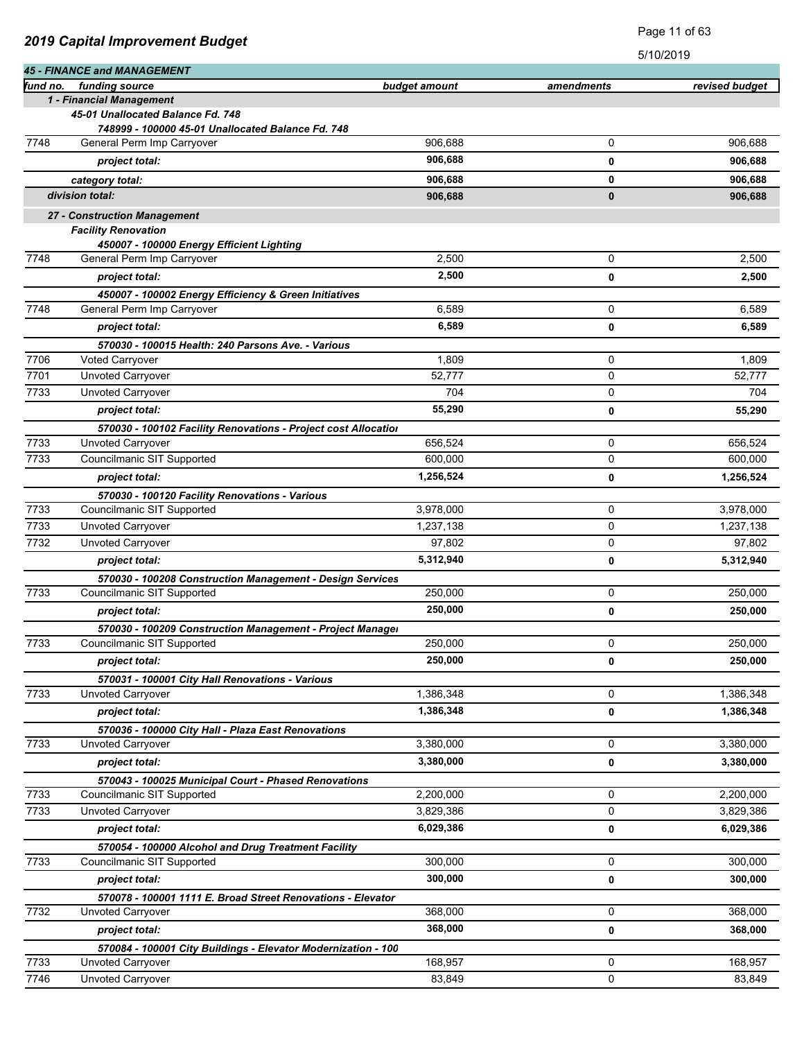## 2019 Capital Improvement Budget

5/10/2019

### 45 - FINANCE and MANAGEMENT

| fund no. | funding source | budget amount | amendments | revised budget |
|---|---|---|---|---|
| | **1 - Financial Management** | | | |
| | ***45-01 Unallocated Balance Fd. 748*** | | | |
| | ***748999 - 100000 45-01 Unallocated Balance Fd. 748*** | | | |
| 7748 | General Perm Imp Carryover | 906,688 | 0 | 906,688 |
| | ***project total:*** | **906,688** | **0** | **906,688** |
| | ***category total:*** | **906,688** | **0** | **906,688** |
| | ***division total:*** | **906,688** | **0** | **906,688** |
| | ***27 - Construction Management*** | | | |
| | ***Facility Renovation*** | | | |
| | ***450007 - 100000 Energy Efficient Lighting*** | | | |
| 7748 | General Perm Imp Carryover | 2,500 | 0 | 2,500 |
| | ***project total:*** | **2,500** | **0** | **2,500** |
| | ***450007 - 100002 Energy Efficiency & Green Initiatives*** | | | |
| 7748 | General Perm Imp Carryover | 6,589 | 0 | 6,589 |
| | ***project total:*** | **6,589** | **0** | **6,589** |
| | ***570030 - 100015 Health: 240 Parsons Ave. - Various*** | | | |
| 7706 | Voted Carryover | 1,809 | 0 | 1,809 |
| 7701 | Unvoted Carryover | 52,777 | 0 | 52,777 |
| 7733 | Unvoted Carryover | 704 | 0 | 704 |
| | ***project total:*** | **55,290** | **0** | **55,290** |
| | ***570030 - 100102 Facility Renovations - Project cost Allocatio*** | | | |
| 7733 | Unvoted Carryover | 656,524 | 0 | 656,524 |
| 7733 | Councilmanic SIT Supported | 600,000 | 0 | 600,000 |
| | ***project total:*** | **1,256,524** | **0** | **1,256,524** |
| | ***570030 - 100120 Facility Renovations - Various*** | | | |
| 7733 | Councilmanic SIT Supported | 3,978,000 | 0 | 3,978,000 |
| 7733 | Unvoted Carryover | 1,237,138 | 0 | 1,237,138 |
| 7732 | Unvoted Carryover | 97,802 | 0 | 97,802 |
| | ***project total:*** | **5,312,940** | **0** | **5,312,940** |
| | ***570030 - 100208 Construction Management - Design Services*** | | | |
| 7733 | Councilmanic SIT Supported | 250,000 | 0 | 250,000 |
| | ***project total:*** | **250,000** | **0** | **250,000** |
| | ***570030 - 100209 Construction Management - Project Manage*** | | | |
| 7733 | Councilmanic SIT Supported | 250,000 | 0 | 250,000 |
| | ***project total:*** | **250,000** | **0** | **250,000** |
| | ***570031 - 100001 City Hall Renovations - Various*** | | | |
| 7733 | Unvoted Carryover | 1,386,348 | 0 | 1,386,348 |
| | ***project total:*** | **1,386,348** | **0** | **1,386,348** |
| | ***570036 - 100000 City Hall - Plaza East Renovations*** | | | |
| 7733 | Unvoted Carryover | 3,380,000 | 0 | 3,380,000 |
| | ***project total:*** | **3,380,000** | **0** | **3,380,000** |
| | ***570043 - 100025 Municipal Court - Phased Renovations*** | | | |
| 7733 | Councilmanic SIT Supported | 2,200,000 | 0 | 2,200,000 |
| 7733 | Unvoted Carryover | 3,829,386 | 0 | 3,829,386 |
| | ***project total:*** | **6,029,386** | **0** | **6,029,386** |
| | ***570054 - 100000 Alcohol and Drug Treatment Facility*** | | | |
| 7733 | Councilmanic SIT Supported | 300,000 | 0 | 300,000 |
| | ***project total:*** | **300,000** | **0** | **300,000** |
| | ***570078 - 100001 1111 E. Broad Street Renovations - Elevator*** | | | |
| 7732 | Unvoted Carryover | 368,000 | 0 | 368,000 |
| | ***project total:*** | **368,000** | **0** | **368,000** |
| | ***570084 - 100001 City Buildings - Elevator Modernization - 100*** | | | |
| 7733 | Unvoted Carryover | 168,957 | 0 | 168,957 |
| 7746 | Unvoted Carryover | 83,849 | 0 | 83,849 |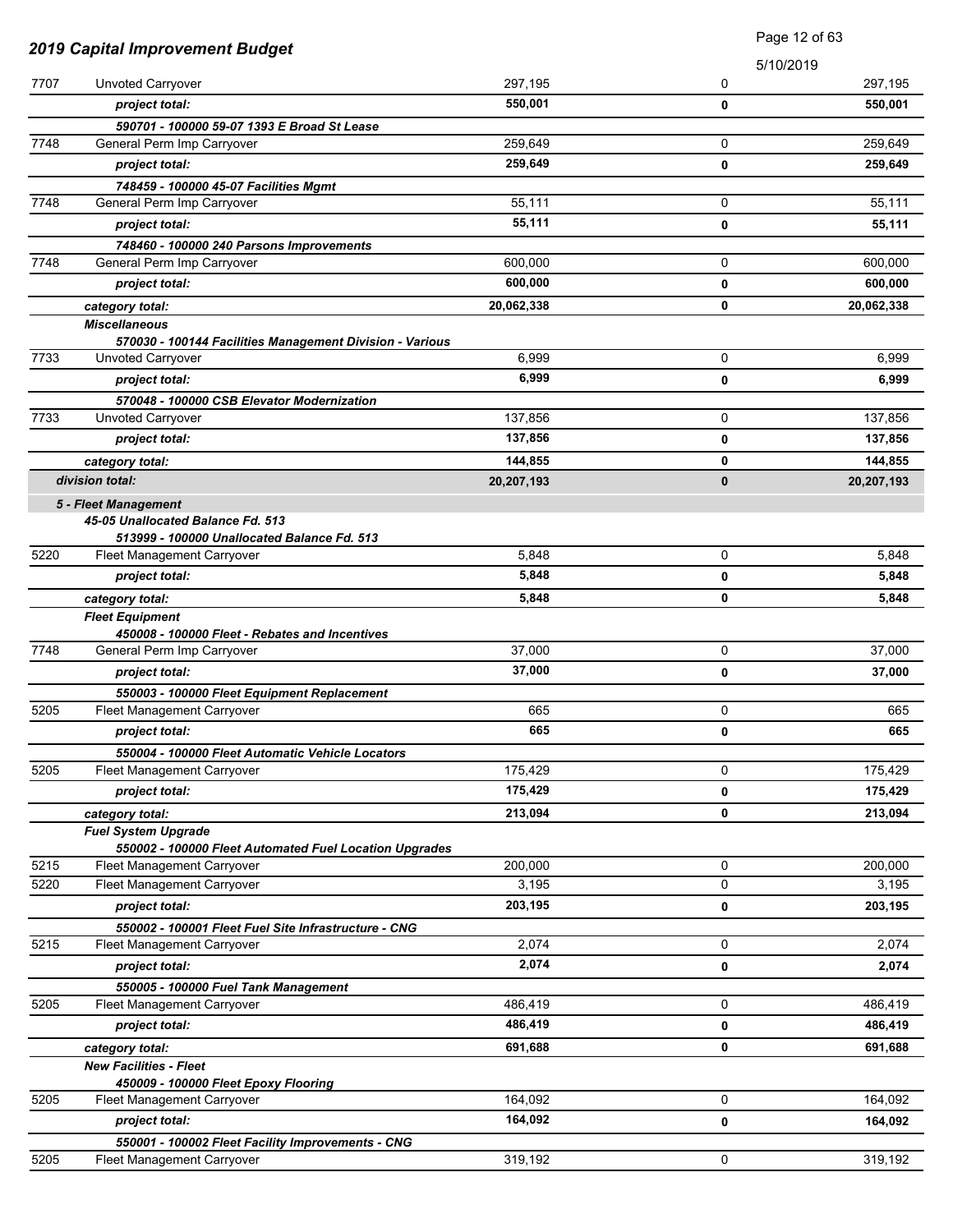| | | | | |
|---|---|---|---|---|
| 7707 | Unvoted Carryover | 297,195 | 0 | 297,195 |
| | ***project total:*** | **550,001** | **0** | **550,001** |
| | ***590701 - 100000 59-07 1393 E Broad St Lease*** | | | |
| 7748 | General Perm Imp Carryover | 259,649 | 0 | 259,649 |
| | ***project total:*** | **259,649** | **0** | **259,649** |
| | ***748459 - 100000 45-07 Facilities Mgmt*** | | | |
| 7748 | General Perm Imp Carryover | 55,111 | 0 | 55,111 |
| | ***project total:*** | **55,111** | **0** | **55,111** |
| | ***748460 - 100000 240 Parsons Improvements*** | | | |
| 7748 | General Perm Imp Carryover | 600,000 | 0 | 600,000 |
| | ***project total:*** | **600,000** | **0** | **600,000** |
| | ***category total:*** | **20,062,338** | **0** | **20,062,338** |
| | ***Miscellaneous*** | | | |
| | ***570030 - 100144 Facilities Management Division - Various*** | | | |
| 7733 | Unvoted Carryover | 6,999 | 0 | 6,999 |
| | ***project total:*** | **6,999** | **0** | **6,999** |
| | ***570048 - 100000 CSB Elevator Modernization*** | | | |
| 7733 | Unvoted Carryover | 137,856 | 0 | 137,856 |
| | ***project total:*** | **137,856** | **0** | **137,856** |
| | ***category total:*** | **144,855** | **0** | **144,855** |
| | ***division total:*** | **20,207,193** | **0** | **20,207,193** |
| | ***5 - Fleet Management*** | | | |
| | ***45-05 Unallocated Balance Fd. 513*** | | | |
| | ***513999 - 100000 Unallocated Balance Fd. 513*** | | | |
| 5220 | Fleet Management Carryover | 5,848 | 0 | 5,848 |
| | ***project total:*** | **5,848** | **0** | **5,848** |
| | ***category total:*** | **5,848** | **0** | **5,848** |
| | ***Fleet Equipment*** | | | |
| | ***450008 - 100000 Fleet - Rebates and Incentives*** | | | |
| 7748 | General Perm Imp Carryover | 37,000 | 0 | 37,000 |
| | ***project total:*** | **37,000** | **0** | **37,000** |
| | ***550003 - 100000 Fleet Equipment Replacement*** | | | |
| 5205 | Fleet Management Carryover | 665 | 0 | 665 |
| | ***project total:*** | **665** | **0** | **665** |
| | ***550004 - 100000 Fleet Automatic Vehicle Locators*** | | | |
| 5205 | Fleet Management Carryover | 175,429 | 0 | 175,429 |
| | ***project total:*** | **175,429** | **0** | **175,429** |
| | ***category total:*** | **213,094** | **0** | **213,094** |
| | ***Fuel System Upgrade*** | | | |
| | ***550002 - 100000 Fleet Automated Fuel Location Upgrades*** | | | |
| 5215 | Fleet Management Carryover | 200,000 | 0 | 200,000 |
| 5220 | Fleet Management Carryover | 3,195 | 0 | 3,195 |
| | ***project total:*** | **203,195** | **0** | **203,195** |
| | ***550002 - 100001 Fleet Fuel Site Infrastructure - CNG*** | | | |
| 5215 | Fleet Management Carryover | 2,074 | 0 | 2,074 |
| | ***project total:*** | **2,074** | **0** | **2,074** |
| | ***550005 - 100000 Fuel Tank Management*** | | | |
| 5205 | Fleet Management Carryover | 486,419 | 0 | 486,419 |
| | ***project total:*** | **486,419** | **0** | **486,419** |
| | ***category total:*** | **691,688** | **0** | **691,688** |
| | ***New Facilities - Fleet*** | | | |
| | ***450009 - 100000 Fleet Epoxy Flooring*** | | | |
| 5205 | Fleet Management Carryover | 164,092 | 0 | 164,092 |
| | ***project total:*** | **164,092** | **0** | **164,092** |
| | ***550001 - 100002 Fleet Facility Improvements - CNG*** | | | |
| 5205 | Fleet Management Carryover | 319,192 | 0 | 319,192 |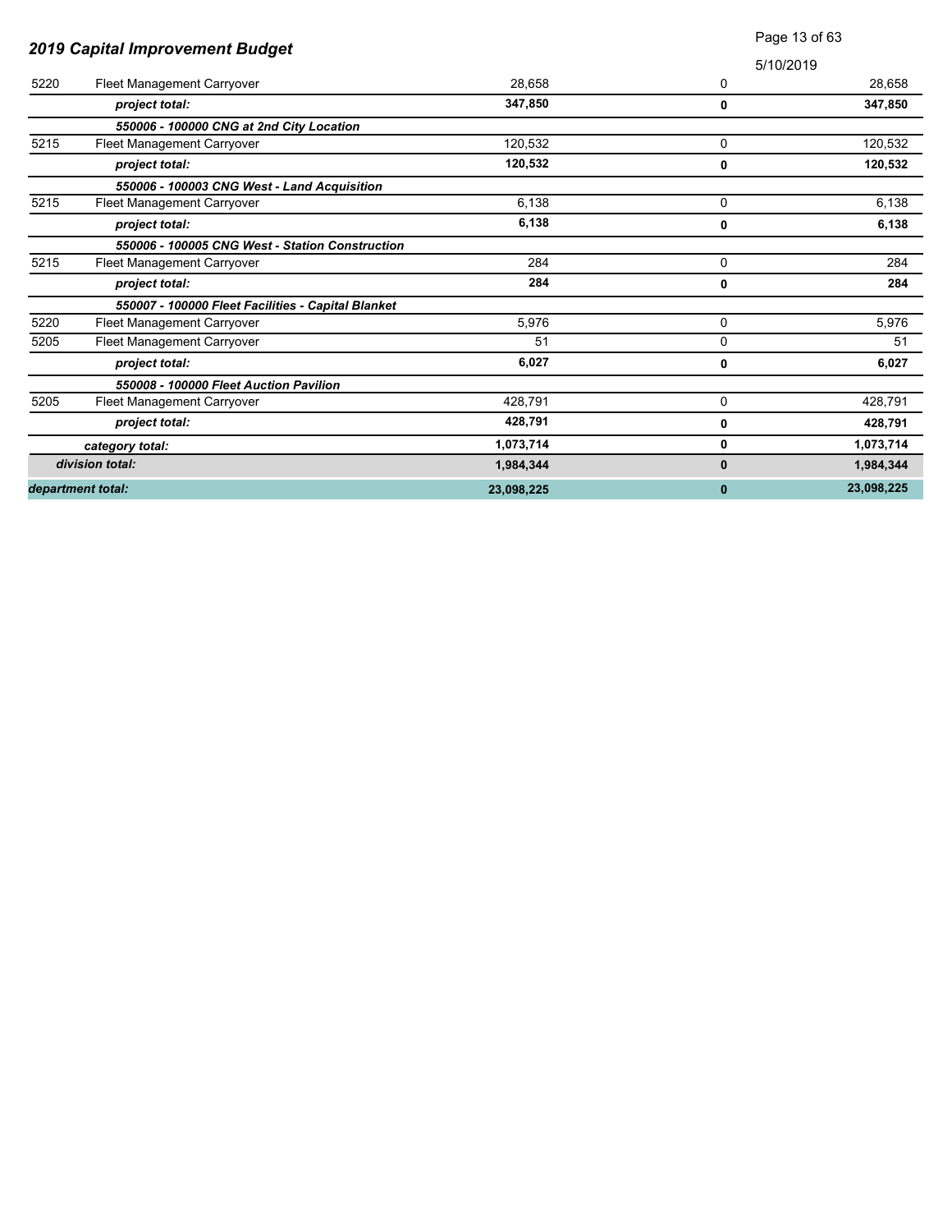## 2019 Capital Improvement Budget

| | | | | |
|---|---|---|---|---|
| 5220 | Fleet Management Carryover | 28,658 | 0 | 28,658 |
| | ***project total:*** | **347,850** | **0** | **347,850** |
| | ***550006 - 100000 CNG at 2nd City Location*** | | | |
| 5215 | Fleet Management Carryover | 120,532 | 0 | 120,532 |
| | ***project total:*** | **120,532** | **0** | **120,532** |
| | ***550006 - 100003 CNG West - Land Acquisition*** | | | |
| 5215 | Fleet Management Carryover | 6,138 | 0 | 6,138 |
| | ***project total:*** | **6,138** | **0** | **6,138** |
| | ***550006 - 100005 CNG West - Station Construction*** | | | |
| 5215 | Fleet Management Carryover | 284 | 0 | 284 |
| | ***project total:*** | **284** | **0** | **284** |
| | ***550007 - 100000 Fleet Facilities - Capital Blanket*** | | | |
| 5220 | Fleet Management Carryover | 5,976 | 0 | 5,976 |
| 5205 | Fleet Management Carryover | 51 | 0 | 51 |
| | ***project total:*** | **6,027** | **0** | **6,027** |
| | ***550008 - 100000 Fleet Auction Pavilion*** | | | |
| 5205 | Fleet Management Carryover | 428,791 | 0 | 428,791 |
| | ***project total:*** | **428,791** | **0** | **428,791** |
| | ***category total:*** | **1,073,714** | **0** | **1,073,714** |
| | ***division total:*** | **1,984,344** | **0** | **1,984,344** |
| ***department total:*** | | **23,098,225** | **0** | **23,098,225** |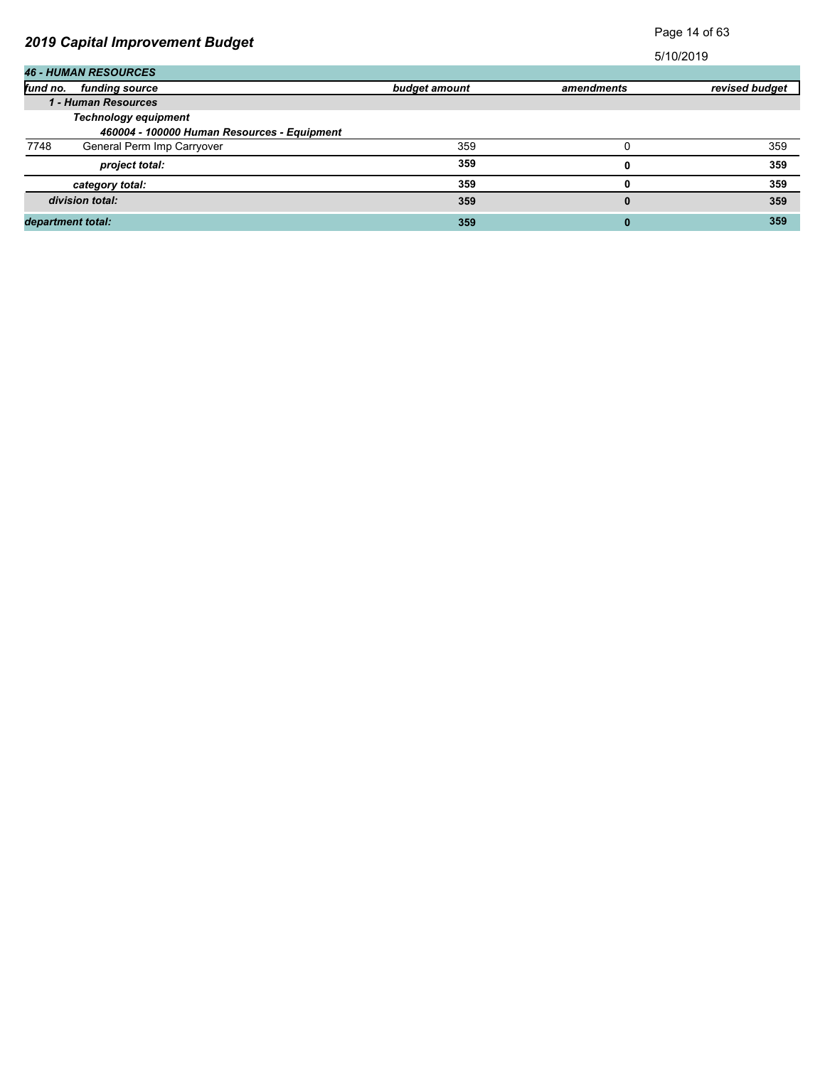## 2019 Capital Improvement Budget

5/10/2019

| fund no. | funding source | budget amount | amendments | revised budget |
|---|---|---|---|---|
| ***46 - HUMAN RESOURCES*** | | | | |
| | ***1 - Human Resources*** | | | |
| | ***Technology equipment*** | | | |
| | ***460004 - 100000 Human Resources - Equipment*** | | | |
| 7748 | General Perm Imp Carryover | 359 | 0 | 359 |
| | ***project total:*** | **359** | **0** | **359** |
| | ***category total:*** | **359** | **0** | **359** |
| | ***division total:*** | **359** | **0** | **359** |
| ***department total:*** | | **359** | **0** | **359** |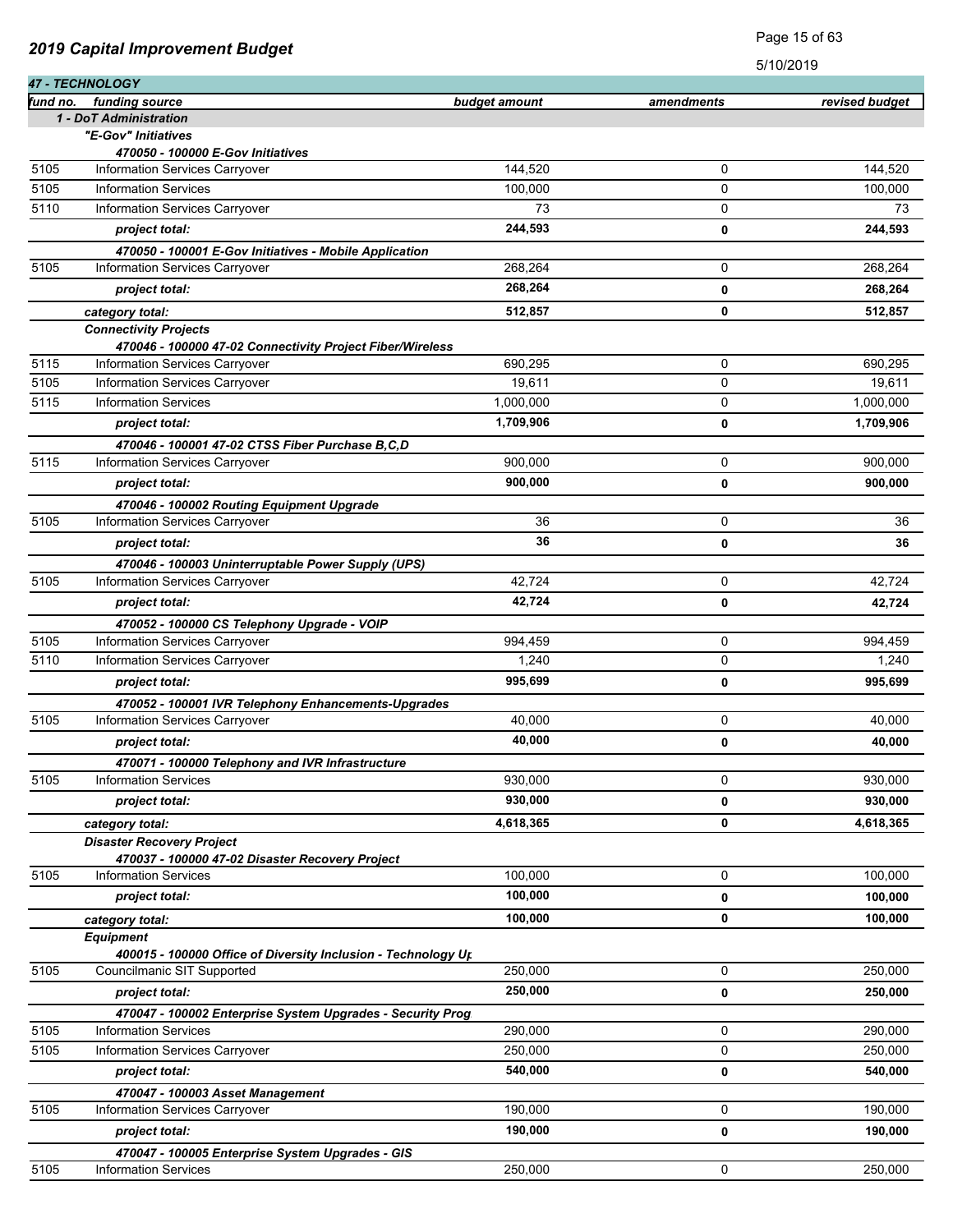## 2019 Capital Improvement Budget

5/10/2019

### 47 - TECHNOLOGY

| fund no. | funding source | budget amount | amendments | revised budget |
|---|---|---|---|---|
| | **1 - DoT Administration** | | | |
| | ***"E-Gov" Initiatives*** | | | |
| | ***470050 - 100000 E-Gov Initiatives*** | | | |
| 5105 | Information Services Carryover | 144,520 | 0 | 144,520 |
| 5105 | Information Services | 100,000 | 0 | 100,000 |
| 5110 | Information Services Carryover | 73 | 0 | 73 |
| | ***project total:*** | **244,593** | **0** | **244,593** |
| | ***470050 - 100001 E-Gov Initiatives - Mobile Application*** | | | |
| 5105 | Information Services Carryover | 268,264 | 0 | 268,264 |
| | ***project total:*** | **268,264** | **0** | **268,264** |
| | *category total:* | **512,857** | **0** | **512,857** |
| | ***Connectivity Projects*** | | | |
| | ***470046 - 100000 47-02 Connectivity Project Fiber/Wireless*** | | | |
| 5115 | Information Services Carryover | 690,295 | 0 | 690,295 |
| 5105 | Information Services Carryover | 19,611 | 0 | 19,611 |
| 5115 | Information Services | 1,000,000 | 0 | 1,000,000 |
| | ***project total:*** | **1,709,906** | **0** | **1,709,906** |
| | ***470046 - 100001 47-02 CTSS Fiber Purchase B,C,D*** | | | |
| 5115 | Information Services Carryover | 900,000 | 0 | 900,000 |
| | ***project total:*** | **900,000** | **0** | **900,000** |
| | ***470046 - 100002 Routing Equipment Upgrade*** | | | |
| 5105 | Information Services Carryover | 36 | 0 | 36 |
| | ***project total:*** | **36** | **0** | **36** |
| | ***470046 - 100003 Uninterruptable Power Supply (UPS)*** | | | |
| 5105 | Information Services Carryover | 42,724 | 0 | 42,724 |
| | ***project total:*** | **42,724** | **0** | **42,724** |
| | ***470052 - 100000 CS Telephony Upgrade - VOIP*** | | | |
| 5105 | Information Services Carryover | 994,459 | 0 | 994,459 |
| 5110 | Information Services Carryover | 1,240 | 0 | 1,240 |
| | ***project total:*** | **995,699** | **0** | **995,699** |
| | ***470052 - 100001 IVR Telephony Enhancements-Upgrades*** | | | |
| 5105 | Information Services Carryover | 40,000 | 0 | 40,000 |
| | ***project total:*** | **40,000** | **0** | **40,000** |
| | ***470071 - 100000 Telephony and IVR Infrastructure*** | | | |
| 5105 | Information Services | 930,000 | 0 | 930,000 |
| | ***project total:*** | **930,000** | **0** | **930,000** |
| | *category total:* | **4,618,365** | **0** | **4,618,365** |
| | ***Disaster Recovery Project*** | | | |
| | ***470037 - 100000 47-02 Disaster Recovery Project*** | | | |
| 5105 | Information Services | 100,000 | 0 | 100,000 |
| | ***project total:*** | **100,000** | **0** | **100,000** |
| | *category total:* | **100,000** | **0** | **100,000** |
| | ***Equipment*** | | | |
| | ***400015 - 100000 Office of Diversity Inclusion - Technology Up*** | | | |
| 5105 | Councilmanic SIT Supported | 250,000 | 0 | 250,000 |
| | ***project total:*** | **250,000** | **0** | **250,000** |
| | ***470047 - 100002 Enterprise System Upgrades - Security Prog*** | | | |
| 5105 | Information Services | 290,000 | 0 | 290,000 |
| 5105 | Information Services Carryover | 250,000 | 0 | 250,000 |
| | ***project total:*** | **540,000** | **0** | **540,000** |
| | ***470047 - 100003 Asset Management*** | | | |
| 5105 | Information Services Carryover | 190,000 | 0 | 190,000 |
| | ***project total:*** | **190,000** | **0** | **190,000** |
| | ***470047 - 100005 Enterprise System Upgrades - GIS*** | | | |
| 5105 | Information Services | 250,000 | 0 | 250,000 |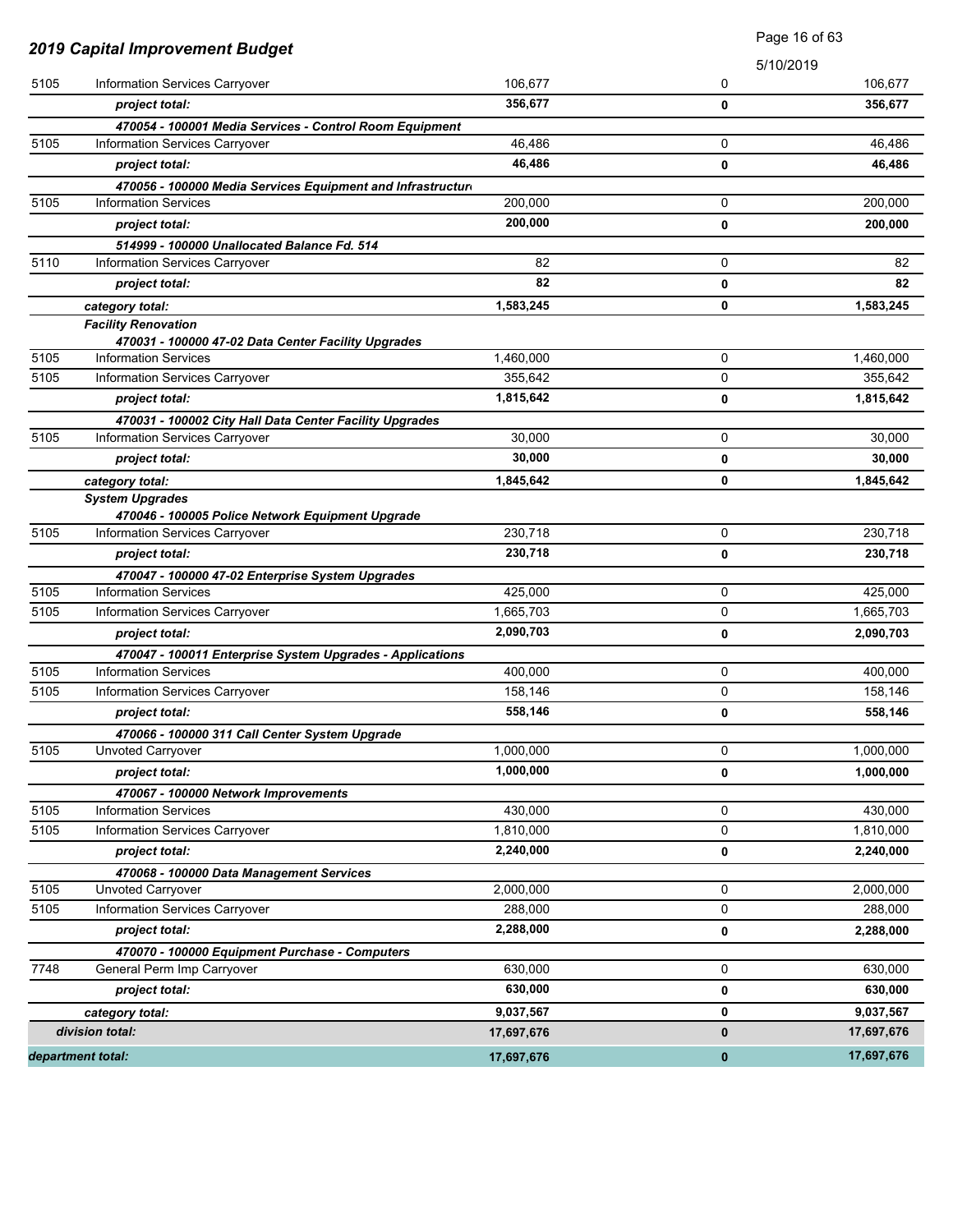## 2019 Capital Improvement Budget

5/10/2019

| | | | | |
|---|---|---|---|---|
| 5105 | Information Services Carryover | 106,677 | 0 | 106,677 |
| | ***project total:*** | **356,677** | **0** | **356,677** |
| | ***470054 - 100001 Media Services - Control Room Equipment*** | | | |
| 5105 | Information Services Carryover | 46,486 | 0 | 46,486 |
| | ***project total:*** | **46,486** | **0** | **46,486** |
| | ***470056 - 100000 Media Services Equipment and Infrastructur*** | | | |
| 5105 | Information Services | 200,000 | 0 | 200,000 |
| | ***project total:*** | **200,000** | **0** | **200,000** |
| | ***514999 - 100000 Unallocated Balance Fd. 514*** | | | |
| 5110 | Information Services Carryover | 82 | 0 | 82 |
| | ***project total:*** | **82** | **0** | **82** |
| | ***category total:*** | **1,583,245** | **0** | **1,583,245** |
| | ***Facility Renovation*** | | | |
| | ***470031 - 100000 47-02 Data Center Facility Upgrades*** | | | |
| 5105 | Information Services | 1,460,000 | 0 | 1,460,000 |
| 5105 | Information Services Carryover | 355,642 | 0 | 355,642 |
| | ***project total:*** | **1,815,642** | **0** | **1,815,642** |
| | ***470031 - 100002 City Hall Data Center Facility Upgrades*** | | | |
| 5105 | Information Services Carryover | 30,000 | 0 | 30,000 |
| | ***project total:*** | **30,000** | **0** | **30,000** |
| | ***category total:*** | **1,845,642** | **0** | **1,845,642** |
| | ***System Upgrades*** | | | |
| | ***470046 - 100005 Police Network Equipment Upgrade*** | | | |
| 5105 | Information Services Carryover | 230,718 | 0 | 230,718 |
| | ***project total:*** | **230,718** | **0** | **230,718** |
| | ***470047 - 100000 47-02 Enterprise System Upgrades*** | | | |
| 5105 | Information Services | 425,000 | 0 | 425,000 |
| 5105 | Information Services Carryover | 1,665,703 | 0 | 1,665,703 |
| | ***project total:*** | **2,090,703** | **0** | **2,090,703** |
| | ***470047 - 100011 Enterprise System Upgrades - Applications*** | | | |
| 5105 | Information Services | 400,000 | 0 | 400,000 |
| 5105 | Information Services Carryover | 158,146 | 0 | 158,146 |
| | ***project total:*** | **558,146** | **0** | **558,146** |
| | ***470066 - 100000 311 Call Center System Upgrade*** | | | |
| 5105 | Unvoted Carryover | 1,000,000 | 0 | 1,000,000 |
| | ***project total:*** | **1,000,000** | **0** | **1,000,000** |
| | ***470067 - 100000 Network Improvements*** | | | |
| 5105 | Information Services | 430,000 | 0 | 430,000 |
| 5105 | Information Services Carryover | 1,810,000 | 0 | 1,810,000 |
| | ***project total:*** | **2,240,000** | **0** | **2,240,000** |
| | ***470068 - 100000 Data Management Services*** | | | |
| 5105 | Unvoted Carryover | 2,000,000 | 0 | 2,000,000 |
| 5105 | Information Services Carryover | 288,000 | 0 | 288,000 |
| | ***project total:*** | **2,288,000** | **0** | **2,288,000** |
| | ***470070 - 100000 Equipment Purchase - Computers*** | | | |
| 7748 | General Perm Imp Carryover | 630,000 | 0 | 630,000 |
| | ***project total:*** | **630,000** | **0** | **630,000** |
| | ***category total:*** | **9,037,567** | **0** | **9,037,567** |
| | ***division total:*** | **17,697,676** | **0** | **17,697,676** |
| ***department total:*** | | **17,697,676** | **0** | **17,697,676** |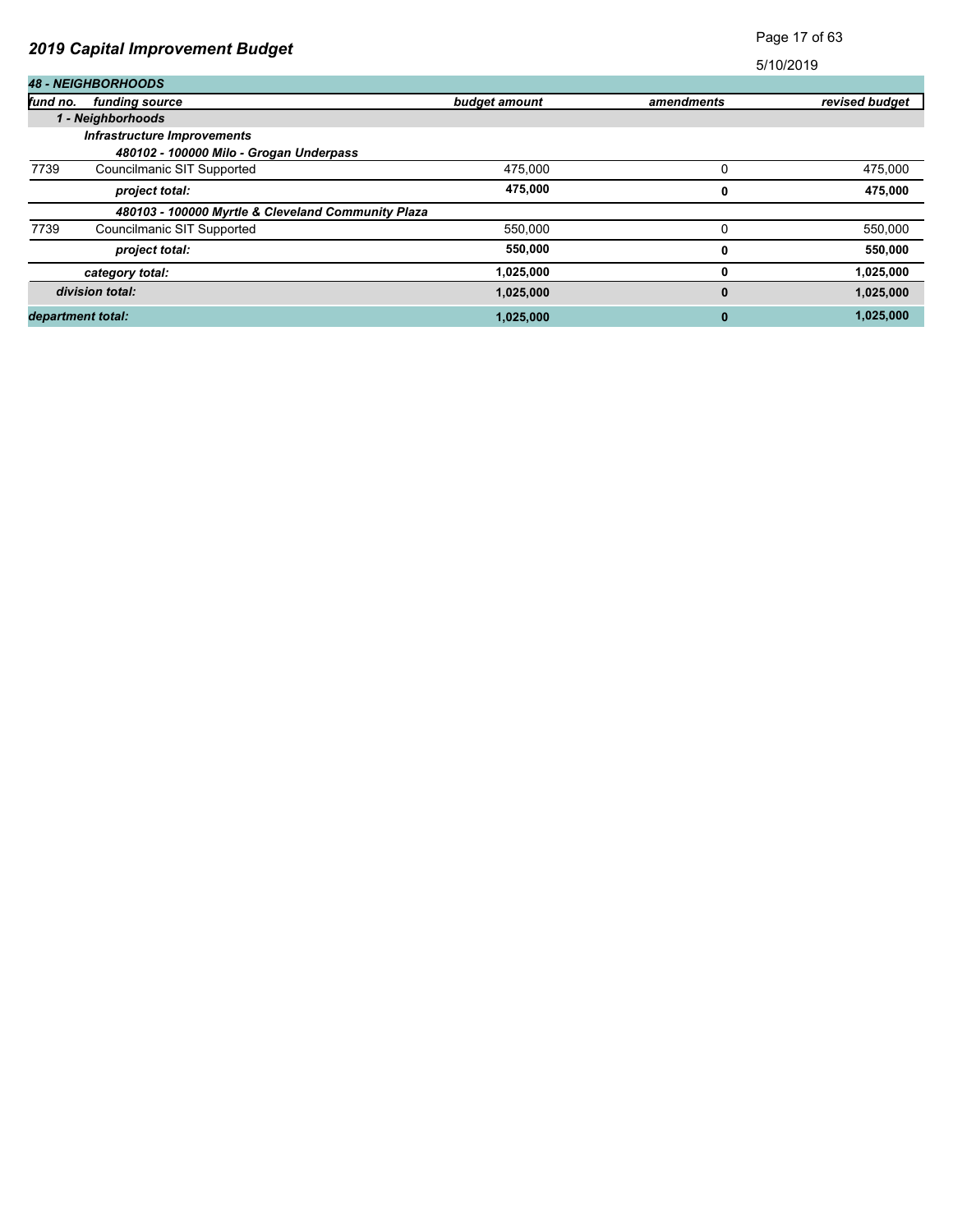# 2019 Capital Improvement Budget

5/10/2019

| 48 - NEIGHBORHOODS | | | | |
|---|---|---|---|---|
| *fund no.* | *funding source* | *budget amount* | *amendments* | *revised budget* |
| | ***1 - Neighborhoods*** | | | |
| | ***Infrastructure Improvements*** | | | |
| | ***480102 - 100000 Milo - Grogan Underpass*** | | | |
| 7739 | Councilmanic SIT Supported | 475,000 | 0 | 475,000 |
| | ***project total:*** | **475,000** | **0** | **475,000** |
| | ***480103 - 100000 Myrtle & Cleveland Community Plaza*** | | | |
| 7739 | Councilmanic SIT Supported | 550,000 | 0 | 550,000 |
| | ***project total:*** | **550,000** | **0** | **550,000** |
| | ***category total:*** | **1,025,000** | **0** | **1,025,000** |
| | ***division total:*** | **1,025,000** | **0** | **1,025,000** |
| ***department total:*** | | **1,025,000** | **0** | **1,025,000** |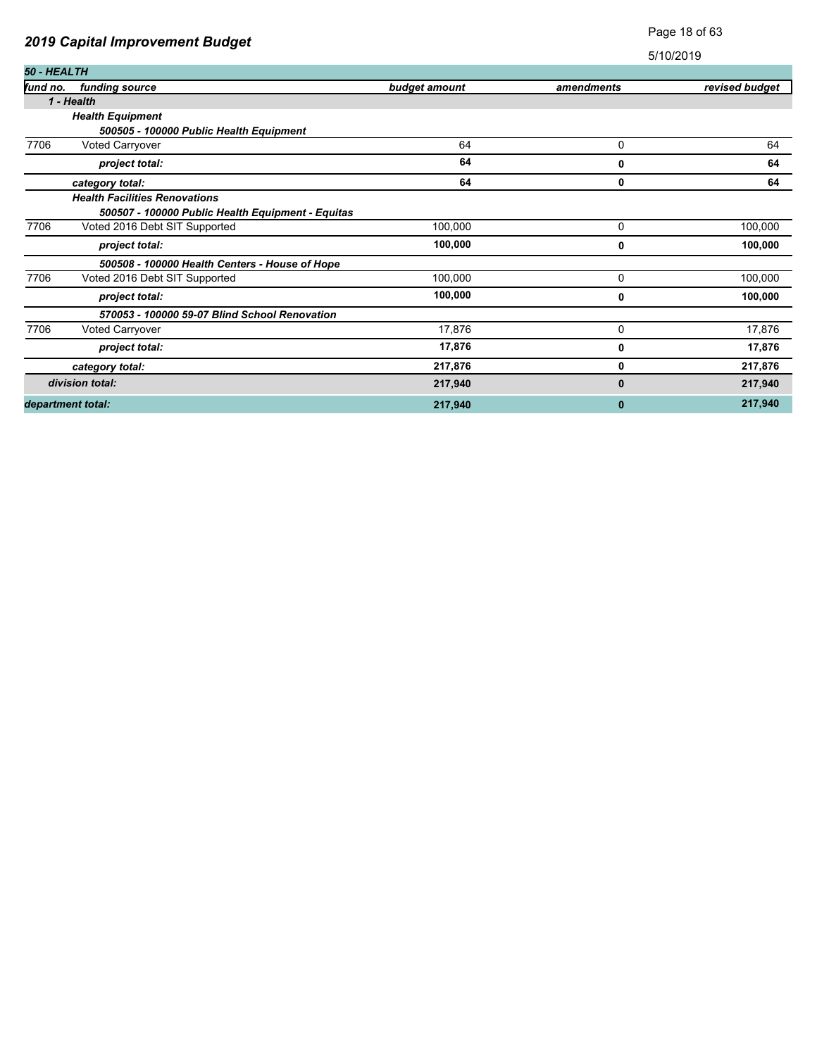## 2019 Capital Improvement Budget

5/10/2019

| 50 - HEALTH | | | | |
|---|---|---|---|---|
| ***fund no.*** | ***funding source*** | ***budget amount*** | ***amendments*** | ***revised budget*** |
| | ***1 - Health*** | | | |
| | ***Health Equipment*** | | | |
| | ***500505 - 100000 Public Health Equipment*** | | | |
| 7706 | Voted Carryover | 64 | 0 | 64 |
| | ***project total:*** | **64** | **0** | **64** |
| | ***category total:*** | **64** | **0** | **64** |
| | ***Health Facilities Renovations*** | | | |
| | ***500507 - 100000 Public Health Equipment - Equitas*** | | | |
| 7706 | Voted 2016 Debt SIT Supported | 100,000 | 0 | 100,000 |
| | ***project total:*** | **100,000** | **0** | **100,000** |
| | ***500508 - 100000 Health Centers - House of Hope*** | | | |
| 7706 | Voted 2016 Debt SIT Supported | 100,000 | 0 | 100,000 |
| | ***project total:*** | **100,000** | **0** | **100,000** |
| | ***570053 - 100000 59-07 Blind School Renovation*** | | | |
| 7706 | Voted Carryover | 17,876 | 0 | 17,876 |
| | ***project total:*** | **17,876** | **0** | **17,876** |
| | ***category total:*** | **217,876** | **0** | **217,876** |
| | ***division total:*** | **217,940** | **0** | **217,940** |
| ***department total:*** | | **217,940** | **0** | **217,940** |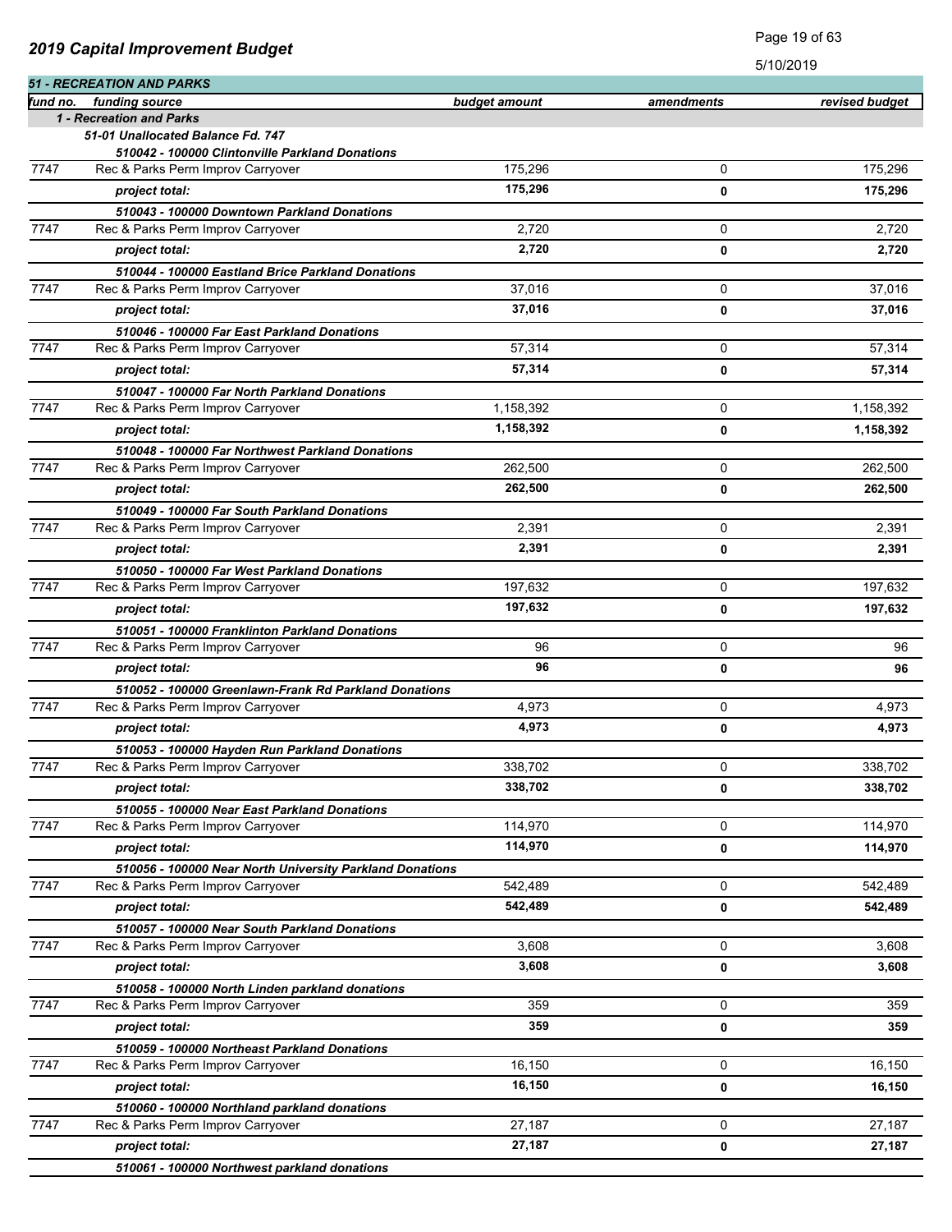## 2019 Capital Improvement Budget

5/10/2019

**51 - RECREATION AND PARKS**

| fund no. | funding source | budget amount | amendments | revised budget |
|---|---|---|---|---|
| | ***1 - Recreation and Parks*** | | | |
| | ***51-01 Unallocated Balance Fd. 747*** | | | |
| | ***510042 - 100000 Clintonville Parkland Donations*** | | | |
| 7747 | Rec & Parks Perm Improv Carryover | 175,296 | 0 | 175,296 |
| | ***project total:*** | **175,296** | **0** | **175,296** |
| | ***510043 - 100000 Downtown Parkland Donations*** | | | |
| 7747 | Rec & Parks Perm Improv Carryover | 2,720 | 0 | 2,720 |
| | ***project total:*** | **2,720** | **0** | **2,720** |
| | ***510044 - 100000 Eastland Brice Parkland Donations*** | | | |
| 7747 | Rec & Parks Perm Improv Carryover | 37,016 | 0 | 37,016 |
| | ***project total:*** | **37,016** | **0** | **37,016** |
| | ***510046 - 100000 Far East Parkland Donations*** | | | |
| 7747 | Rec & Parks Perm Improv Carryover | 57,314 | 0 | 57,314 |
| | ***project total:*** | **57,314** | **0** | **57,314** |
| | ***510047 - 100000 Far North Parkland Donations*** | | | |
| 7747 | Rec & Parks Perm Improv Carryover | 1,158,392 | 0 | 1,158,392 |
| | ***project total:*** | **1,158,392** | **0** | **1,158,392** |
| | ***510048 - 100000 Far Northwest Parkland Donations*** | | | |
| 7747 | Rec & Parks Perm Improv Carryover | 262,500 | 0 | 262,500 |
| | ***project total:*** | **262,500** | **0** | **262,500** |
| | ***510049 - 100000 Far South Parkland Donations*** | | | |
| 7747 | Rec & Parks Perm Improv Carryover | 2,391 | 0 | 2,391 |
| | ***project total:*** | **2,391** | **0** | **2,391** |
| | ***510050 - 100000 Far West Parkland Donations*** | | | |
| 7747 | Rec & Parks Perm Improv Carryover | 197,632 | 0 | 197,632 |
| | ***project total:*** | **197,632** | **0** | **197,632** |
| | ***510051 - 100000 Franklinton Parkland Donations*** | | | |
| 7747 | Rec & Parks Perm Improv Carryover | 96 | 0 | 96 |
| | ***project total:*** | **96** | **0** | **96** |
| | ***510052 - 100000 Greenlawn-Frank Rd Parkland Donations*** | | | |
| 7747 | Rec & Parks Perm Improv Carryover | 4,973 | 0 | 4,973 |
| | ***project total:*** | **4,973** | **0** | **4,973** |
| | ***510053 - 100000 Hayden Run Parkland Donations*** | | | |
| 7747 | Rec & Parks Perm Improv Carryover | 338,702 | 0 | 338,702 |
| | ***project total:*** | **338,702** | **0** | **338,702** |
| | ***510055 - 100000 Near East Parkland Donations*** | | | |
| 7747 | Rec & Parks Perm Improv Carryover | 114,970 | 0 | 114,970 |
| | ***project total:*** | **114,970** | **0** | **114,970** |
| | ***510056 - 100000 Near North University Parkland Donations*** | | | |
| 7747 | Rec & Parks Perm Improv Carryover | 542,489 | 0 | 542,489 |
| | ***project total:*** | **542,489** | **0** | **542,489** |
| | ***510057 - 100000 Near South Parkland Donations*** | | | |
| 7747 | Rec & Parks Perm Improv Carryover | 3,608 | 0 | 3,608 |
| | ***project total:*** | **3,608** | **0** | **3,608** |
| | ***510058 - 100000 North Linden parkland donations*** | | | |
| 7747 | Rec & Parks Perm Improv Carryover | 359 | 0 | 359 |
| | ***project total:*** | **359** | **0** | **359** |
| | ***510059 - 100000 Northeast Parkland Donations*** | | | |
| 7747 | Rec & Parks Perm Improv Carryover | 16,150 | 0 | 16,150 |
| | ***project total:*** | **16,150** | **0** | **16,150** |
| | ***510060 - 100000 Northland parkland donations*** | | | |
| 7747 | Rec & Parks Perm Improv Carryover | 27,187 | 0 | 27,187 |
| | ***project total:*** | **27,187** | **0** | **27,187** |
| | ***510061 - 100000 Northwest parkland donations*** | | | |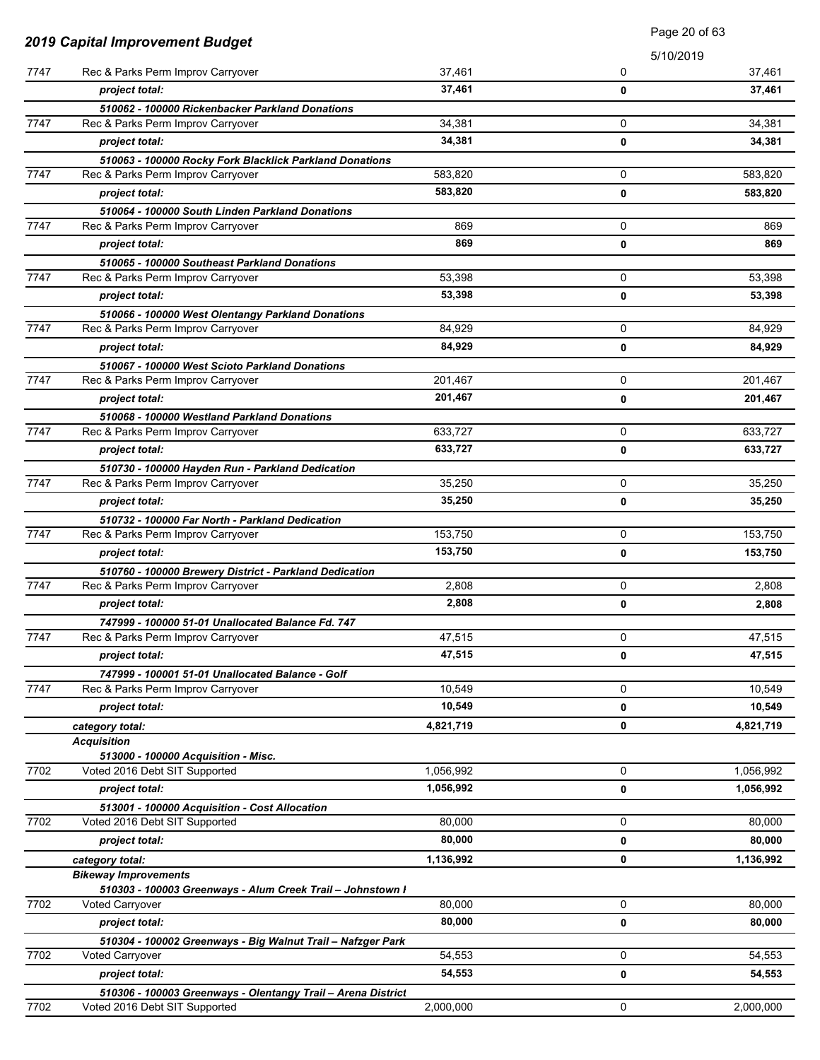| | | | | |
|---|---|---|---|---|
| 7747 | Rec & Parks Perm Improv Carryover | 37,461 | 0 | 37,461 |
| | ***project total:*** | **37,461** | **0** | **37,461** |
| | ***510062 - 100000 Rickenbacker Parkland Donations*** | | | |
| 7747 | Rec & Parks Perm Improv Carryover | 34,381 | 0 | 34,381 |
| | ***project total:*** | **34,381** | **0** | **34,381** |
| | ***510063 - 100000 Rocky Fork Blacklick Parkland Donations*** | | | |
| 7747 | Rec & Parks Perm Improv Carryover | 583,820 | 0 | 583,820 |
| | ***project total:*** | **583,820** | **0** | **583,820** |
| | ***510064 - 100000 South Linden Parkland Donations*** | | | |
| 7747 | Rec & Parks Perm Improv Carryover | 869 | 0 | 869 |
| | ***project total:*** | **869** | **0** | **869** |
| | ***510065 - 100000 Southeast Parkland Donations*** | | | |
| 7747 | Rec & Parks Perm Improv Carryover | 53,398 | 0 | 53,398 |
| | ***project total:*** | **53,398** | **0** | **53,398** |
| | ***510066 - 100000 West Olentangy Parkland Donations*** | | | |
| 7747 | Rec & Parks Perm Improv Carryover | 84,929 | 0 | 84,929 |
| | ***project total:*** | **84,929** | **0** | **84,929** |
| | ***510067 - 100000 West Scioto Parkland Donations*** | | | |
| 7747 | Rec & Parks Perm Improv Carryover | 201,467 | 0 | 201,467 |
| | ***project total:*** | **201,467** | **0** | **201,467** |
| | ***510068 - 100000 Westland Parkland Donations*** | | | |
| 7747 | Rec & Parks Perm Improv Carryover | 633,727 | 0 | 633,727 |
| | ***project total:*** | **633,727** | **0** | **633,727** |
| | ***510730 - 100000 Hayden Run - Parkland Dedication*** | | | |
| 7747 | Rec & Parks Perm Improv Carryover | 35,250 | 0 | 35,250 |
| | ***project total:*** | **35,250** | **0** | **35,250** |
| | ***510732 - 100000 Far North - Parkland Dedication*** | | | |
| 7747 | Rec & Parks Perm Improv Carryover | 153,750 | 0 | 153,750 |
| | ***project total:*** | **153,750** | **0** | **153,750** |
| | ***510760 - 100000 Brewery District - Parkland Dedication*** | | | |
| 7747 | Rec & Parks Perm Improv Carryover | 2,808 | 0 | 2,808 |
| | ***project total:*** | **2,808** | **0** | **2,808** |
| | ***747999 - 100000 51-01 Unallocated Balance Fd. 747*** | | | |
| 7747 | Rec & Parks Perm Improv Carryover | 47,515 | 0 | 47,515 |
| | ***project total:*** | **47,515** | **0** | **47,515** |
| | ***747999 - 100001 51-01 Unallocated Balance - Golf*** | | | |
| 7747 | Rec & Parks Perm Improv Carryover | 10,549 | 0 | 10,549 |
| | ***project total:*** | **10,549** | **0** | **10,549** |
| | ***category total:*** | **4,821,719** | **0** | **4,821,719** |
| | ***Acquisition*** | | | |
| | ***513000 - 100000 Acquisition - Misc.*** | | | |
| 7702 | Voted 2016 Debt SIT Supported | 1,056,992 | 0 | 1,056,992 |
| | ***project total:*** | **1,056,992** | **0** | **1,056,992** |
| | ***513001 - 100000 Acquisition - Cost Allocation*** | | | |
| 7702 | Voted 2016 Debt SIT Supported | 80,000 | 0 | 80,000 |
| | ***project total:*** | **80,000** | **0** | **80,000** |
| | ***category total:*** | **1,136,992** | **0** | **1,136,992** |
| | ***Bikeway Improvements*** | | | |
| | ***510303 - 100003 Greenways - Alum Creek Trail – Johnstown I*** | | | |
| 7702 | Voted Carryover | 80,000 | 0 | 80,000 |
| | ***project total:*** | **80,000** | **0** | **80,000** |
| | ***510304 - 100002 Greenways - Big Walnut Trail – Nafzger Park*** | | | |
| 7702 | Voted Carryover | 54,553 | 0 | 54,553 |
| | ***project total:*** | **54,553** | **0** | **54,553** |
| | ***510306 - 100003 Greenways - Olentangy Trail – Arena District*** | | | |
| 7702 | Voted 2016 Debt SIT Supported | 2,000,000 | 0 | 2,000,000 |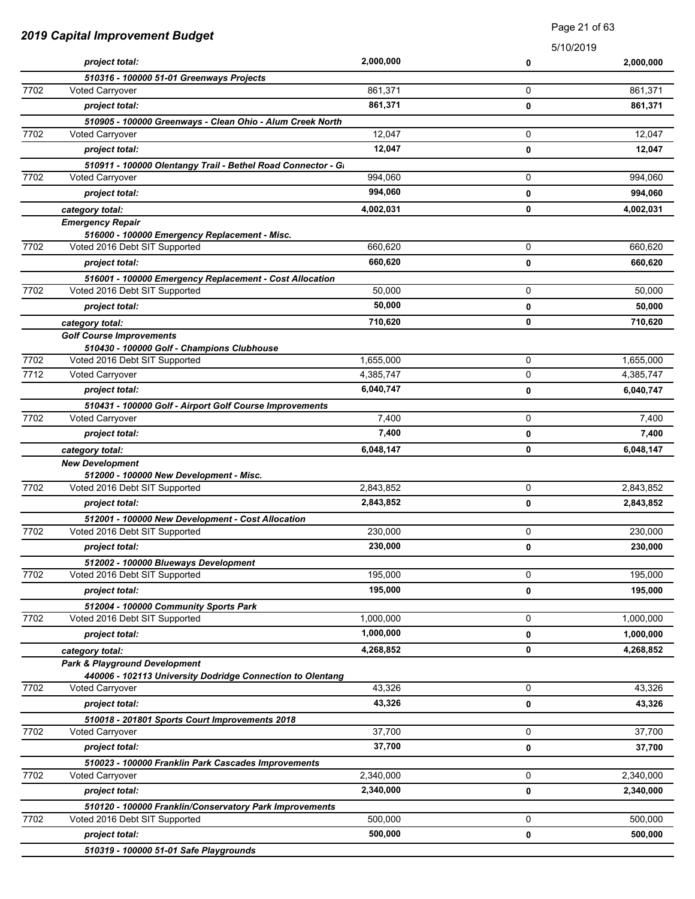| | | | | |
|---|---|---|---|---|
| | ***project total:*** | **2,000,000** | **0** | **2,000,000** |
| | ***510316 - 100000 51-01 Greenways Projects*** | | | |
| 7702 | Voted Carryover | 861,371 | 0 | 861,371 |
| | ***project total:*** | **861,371** | **0** | **861,371** |
| | ***510905 - 100000 Greenways - Clean Ohio - Alum Creek North*** | | | |
| 7702 | Voted Carryover | 12,047 | 0 | 12,047 |
| | ***project total:*** | **12,047** | **0** | **12,047** |
| | ***510911 - 100000 Olentangy Trail - Bethel Road Connector - G*** | | | |
| 7702 | Voted Carryover | 994,060 | 0 | 994,060 |
| | ***project total:*** | **994,060** | **0** | **994,060** |
| | ***category total:*** | **4,002,031** | **0** | **4,002,031** |
| | ***Emergency Repair*** | | | |
| | ***516000 - 100000 Emergency Replacement - Misc.*** | | | |
| 7702 | Voted 2016 Debt SIT Supported | 660,620 | 0 | 660,620 |
| | ***project total:*** | **660,620** | **0** | **660,620** |
| | ***516001 - 100000 Emergency Replacement - Cost Allocation*** | | | |
| 7702 | Voted 2016 Debt SIT Supported | 50,000 | 0 | 50,000 |
| | ***project total:*** | **50,000** | **0** | **50,000** |
| | ***category total:*** | **710,620** | **0** | **710,620** |
| | ***Golf Course Improvements*** | | | |
| | ***510430 - 100000 Golf - Champions Clubhouse*** | | | |
| 7702 | Voted 2016 Debt SIT Supported | 1,655,000 | 0 | 1,655,000 |
| 7712 | Voted Carryover | 4,385,747 | 0 | 4,385,747 |
| | ***project total:*** | **6,040,747** | **0** | **6,040,747** |
| | ***510431 - 100000 Golf - Airport Golf Course Improvements*** | | | |
| 7702 | Voted Carryover | 7,400 | 0 | 7,400 |
| | ***project total:*** | **7,400** | **0** | **7,400** |
| | ***category total:*** | **6,048,147** | **0** | **6,048,147** |
| | ***New Development*** | | | |
| | ***512000 - 100000 New Development - Misc.*** | | | |
| 7702 | Voted 2016 Debt SIT Supported | 2,843,852 | 0 | 2,843,852 |
| | ***project total:*** | **2,843,852** | **0** | **2,843,852** |
| | ***512001 - 100000 New Development - Cost Allocation*** | | | |
| 7702 | Voted 2016 Debt SIT Supported | 230,000 | 0 | 230,000 |
| | ***project total:*** | **230,000** | **0** | **230,000** |
| | ***512002 - 100000 Blueways Development*** | | | |
| 7702 | Voted 2016 Debt SIT Supported | 195,000 | 0 | 195,000 |
| | ***project total:*** | **195,000** | **0** | **195,000** |
| | ***512004 - 100000 Community Sports Park*** | | | |
| 7702 | Voted 2016 Debt SIT Supported | 1,000,000 | 0 | 1,000,000 |
| | ***project total:*** | **1,000,000** | **0** | **1,000,000** |
| | ***category total:*** | **4,268,852** | **0** | **4,268,852** |
| | ***Park & Playground Development*** | | | |
| | ***440006 - 102113 University Dodridge Connection to Olentang*** | | | |
| 7702 | Voted Carryover | 43,326 | 0 | 43,326 |
| | ***project total:*** | **43,326** | **0** | **43,326** |
| | ***510018 - 201801 Sports Court Improvements 2018*** | | | |
| 7702 | Voted Carryover | 37,700 | 0 | 37,700 |
| | ***project total:*** | **37,700** | **0** | **37,700** |
| | ***510023 - 100000 Franklin Park Cascades Improvements*** | | | |
| 7702 | Voted Carryover | 2,340,000 | 0 | 2,340,000 |
| | ***project total:*** | **2,340,000** | **0** | **2,340,000** |
| | ***510120 - 100000 Franklin/Conservatory Park Improvements*** | | | |
| 7702 | Voted 2016 Debt SIT Supported | 500,000 | 0 | 500,000 |
| | ***project total:*** | **500,000** | **0** | **500,000** |
| | ***510319 - 100000 51-01 Safe Playgrounds*** | | | |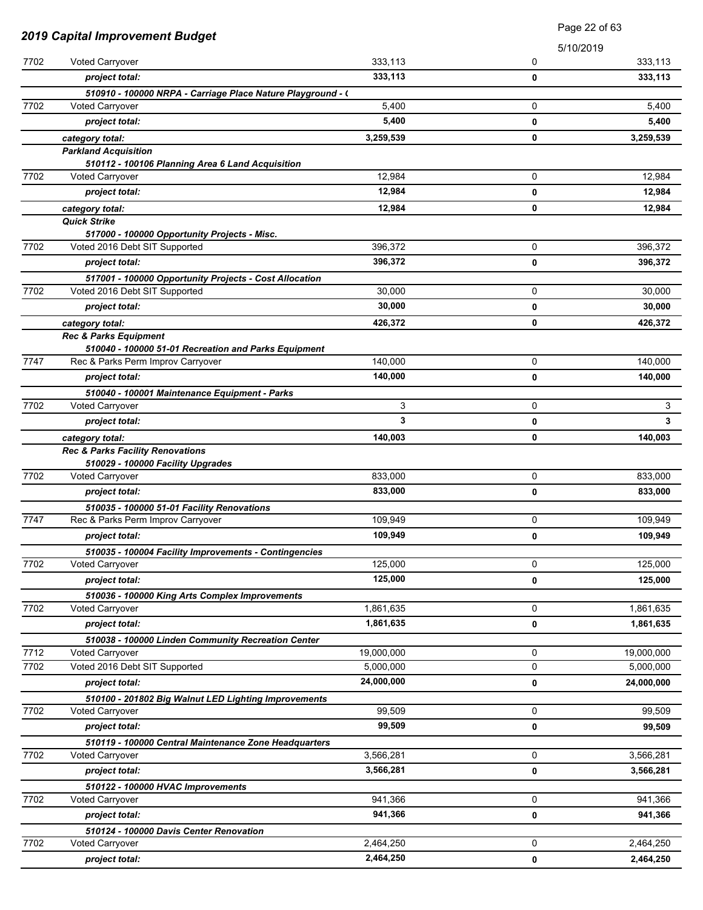## 2019 Capital Improvement Budget

5/10/2019

| | | | | |
|---|---|---|---|---|
| 7702 | Voted Carryover | 333,113 | 0 | 333,113 |
| | ***project total:*** | **333,113** | **0** | **333,113** |
| | ***510910 - 100000 NRPA - Carriage Place Nature Playground - (*** | | | |
| 7702 | Voted Carryover | 5,400 | 0 | 5,400 |
| | ***project total:*** | **5,400** | **0** | **5,400** |
| | ***category total:*** | **3,259,539** | **0** | **3,259,539** |
| | ***Parkland Acquisition*** | | | |
| | ***510112 - 100106 Planning Area 6 Land Acquisition*** | | | |
| 7702 | Voted Carryover | 12,984 | 0 | 12,984 |
| | ***project total:*** | **12,984** | **0** | **12,984** |
| | ***category total:*** | **12,984** | **0** | **12,984** |
| | ***Quick Strike*** | | | |
| | ***517000 - 100000 Opportunity Projects - Misc.*** | | | |
| 7702 | Voted 2016 Debt SIT Supported | 396,372 | 0 | 396,372 |
| | ***project total:*** | **396,372** | **0** | **396,372** |
| | ***517001 - 100000 Opportunity Projects - Cost Allocation*** | | | |
| 7702 | Voted 2016 Debt SIT Supported | 30,000 | 0 | 30,000 |
| | ***project total:*** | **30,000** | **0** | **30,000** |
| | ***category total:*** | **426,372** | **0** | **426,372** |
| | ***Rec & Parks Equipment*** | | | |
| | ***510040 - 100000 51-01 Recreation and Parks Equipment*** | | | |
| 7747 | Rec & Parks Perm Improv Carryover | 140,000 | 0 | 140,000 |
| | ***project total:*** | **140,000** | **0** | **140,000** |
| | ***510040 - 100001 Maintenance Equipment - Parks*** | | | |
| 7702 | Voted Carryover | 3 | 0 | 3 |
| | ***project total:*** | **3** | **0** | **3** |
| | ***category total:*** | **140,003** | **0** | **140,003** |
| | ***Rec & Parks Facility Renovations*** | | | |
| | ***510029 - 100000 Facility Upgrades*** | | | |
| 7702 | Voted Carryover | 833,000 | 0 | 833,000 |
| | ***project total:*** | **833,000** | **0** | **833,000** |
| | ***510035 - 100000 51-01 Facility Renovations*** | | | |
| 7747 | Rec & Parks Perm Improv Carryover | 109,949 | 0 | 109,949 |
| | ***project total:*** | **109,949** | **0** | **109,949** |
| | ***510035 - 100004 Facility Improvements - Contingencies*** | | | |
| 7702 | Voted Carryover | 125,000 | 0 | 125,000 |
| | ***project total:*** | **125,000** | **0** | **125,000** |
| | ***510036 - 100000 King Arts Complex Improvements*** | | | |
| 7702 | Voted Carryover | 1,861,635 | 0 | 1,861,635 |
| | ***project total:*** | **1,861,635** | **0** | **1,861,635** |
| | ***510038 - 100000 Linden Community Recreation Center*** | | | |
| 7712 | Voted Carryover | 19,000,000 | 0 | 19,000,000 |
| 7702 | Voted 2016 Debt SIT Supported | 5,000,000 | 0 | 5,000,000 |
| | ***project total:*** | **24,000,000** | **0** | **24,000,000** |
| | ***510100 - 201802 Big Walnut LED Lighting Improvements*** | | | |
| 7702 | Voted Carryover | 99,509 | 0 | 99,509 |
| | ***project total:*** | **99,509** | **0** | **99,509** |
| | ***510119 - 100000 Central Maintenance Zone Headquarters*** | | | |
| 7702 | Voted Carryover | 3,566,281 | 0 | 3,566,281 |
| | ***project total:*** | **3,566,281** | **0** | **3,566,281** |
| | ***510122 - 100000 HVAC Improvements*** | | | |
| 7702 | Voted Carryover | 941,366 | 0 | 941,366 |
| | ***project total:*** | **941,366** | **0** | **941,366** |
| | ***510124 - 100000 Davis Center Renovation*** | | | |
| 7702 | Voted Carryover | 2,464,250 | 0 | 2,464,250 |
| | ***project total:*** | **2,464,250** | **0** | **2,464,250** |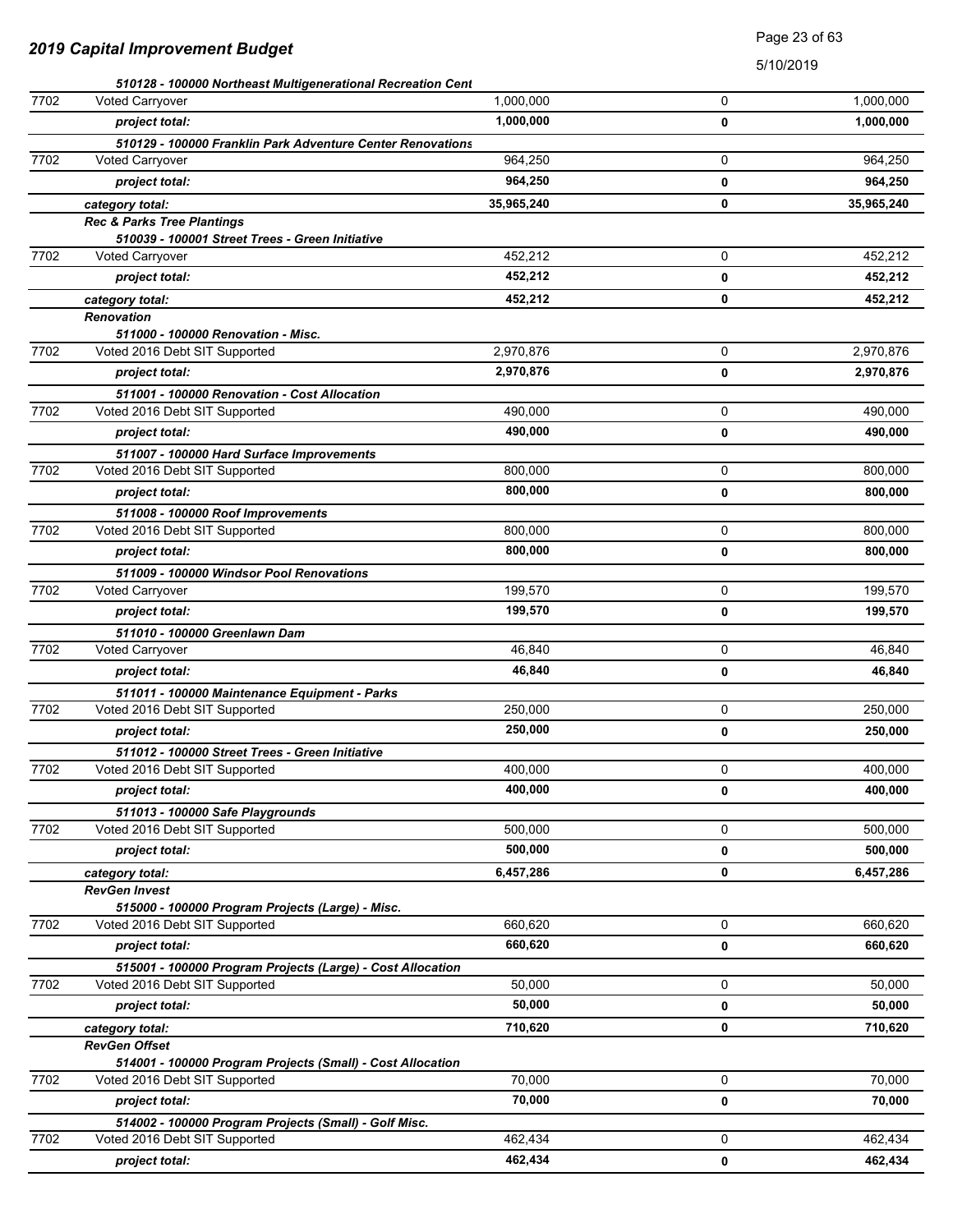| | | | | |
|---|---|---|---|---|
| | ***510128 - 100000 Northeast Multigenerational Recreation Cent*** | | | |
| 7702 | Voted Carryover | 1,000,000 | 0 | 1,000,000 |
| | ***project total:*** | **1,000,000** | **0** | **1,000,000** |
| | ***510129 - 100000 Franklin Park Adventure Center Renovations*** | | | |
| 7702 | Voted Carryover | 964,250 | 0 | 964,250 |
| | ***project total:*** | **964,250** | **0** | **964,250** |
| | ***category total:*** | **35,965,240** | **0** | **35,965,240** |
| | ***Rec & Parks Tree Plantings*** | | | |
| | ***510039 - 100001 Street Trees - Green Initiative*** | | | |
| 7702 | Voted Carryover | 452,212 | 0 | 452,212 |
| | ***project total:*** | **452,212** | **0** | **452,212** |
| | ***category total:*** | **452,212** | **0** | **452,212** |
| | ***Renovation*** | | | |
| | ***511000 - 100000 Renovation - Misc.*** | | | |
| 7702 | Voted 2016 Debt SIT Supported | 2,970,876 | 0 | 2,970,876 |
| | ***project total:*** | **2,970,876** | **0** | **2,970,876** |
| | ***511001 - 100000 Renovation - Cost Allocation*** | | | |
| 7702 | Voted 2016 Debt SIT Supported | 490,000 | 0 | 490,000 |
| | ***project total:*** | **490,000** | **0** | **490,000** |
| | ***511007 - 100000 Hard Surface Improvements*** | | | |
| 7702 | Voted 2016 Debt SIT Supported | 800,000 | 0 | 800,000 |
| | ***project total:*** | **800,000** | **0** | **800,000** |
| | ***511008 - 100000 Roof Improvements*** | | | |
| 7702 | Voted 2016 Debt SIT Supported | 800,000 | 0 | 800,000 |
| | ***project total:*** | **800,000** | **0** | **800,000** |
| | ***511009 - 100000 Windsor Pool Renovations*** | | | |
| 7702 | Voted Carryover | 199,570 | 0 | 199,570 |
| | ***project total:*** | **199,570** | **0** | **199,570** |
| | ***511010 - 100000 Greenlawn Dam*** | | | |
| 7702 | Voted Carryover | 46,840 | 0 | 46,840 |
| | ***project total:*** | **46,840** | **0** | **46,840** |
| | ***511011 - 100000 Maintenance Equipment - Parks*** | | | |
| 7702 | Voted 2016 Debt SIT Supported | 250,000 | 0 | 250,000 |
| | ***project total:*** | **250,000** | **0** | **250,000** |
| | ***511012 - 100000 Street Trees - Green Initiative*** | | | |
| 7702 | Voted 2016 Debt SIT Supported | 400,000 | 0 | 400,000 |
| | ***project total:*** | **400,000** | **0** | **400,000** |
| | ***511013 - 100000 Safe Playgrounds*** | | | |
| 7702 | Voted 2016 Debt SIT Supported | 500,000 | 0 | 500,000 |
| | ***project total:*** | **500,000** | **0** | **500,000** |
| | ***category total:*** | **6,457,286** | **0** | **6,457,286** |
| | ***RevGen Invest*** | | | |
| | ***515000 - 100000 Program Projects (Large) - Misc.*** | | | |
| 7702 | Voted 2016 Debt SIT Supported | 660,620 | 0 | 660,620 |
| | ***project total:*** | **660,620** | **0** | **660,620** |
| | ***515001 - 100000 Program Projects (Large) - Cost Allocation*** | | | |
| 7702 | Voted 2016 Debt SIT Supported | 50,000 | 0 | 50,000 |
| | ***project total:*** | **50,000** | **0** | **50,000** |
| | ***category total:*** | **710,620** | **0** | **710,620** |
| | ***RevGen Offset*** | | | |
| | ***514001 - 100000 Program Projects (Small) - Cost Allocation*** | | | |
| 7702 | Voted 2016 Debt SIT Supported | 70,000 | 0 | 70,000 |
| | ***project total:*** | **70,000** | **0** | **70,000** |
| | ***514002 - 100000 Program Projects (Small) - Golf Misc.*** | | | |
| 7702 | Voted 2016 Debt SIT Supported | 462,434 | 0 | 462,434 |
| | ***project total:*** | **462,434** | **0** | **462,434** |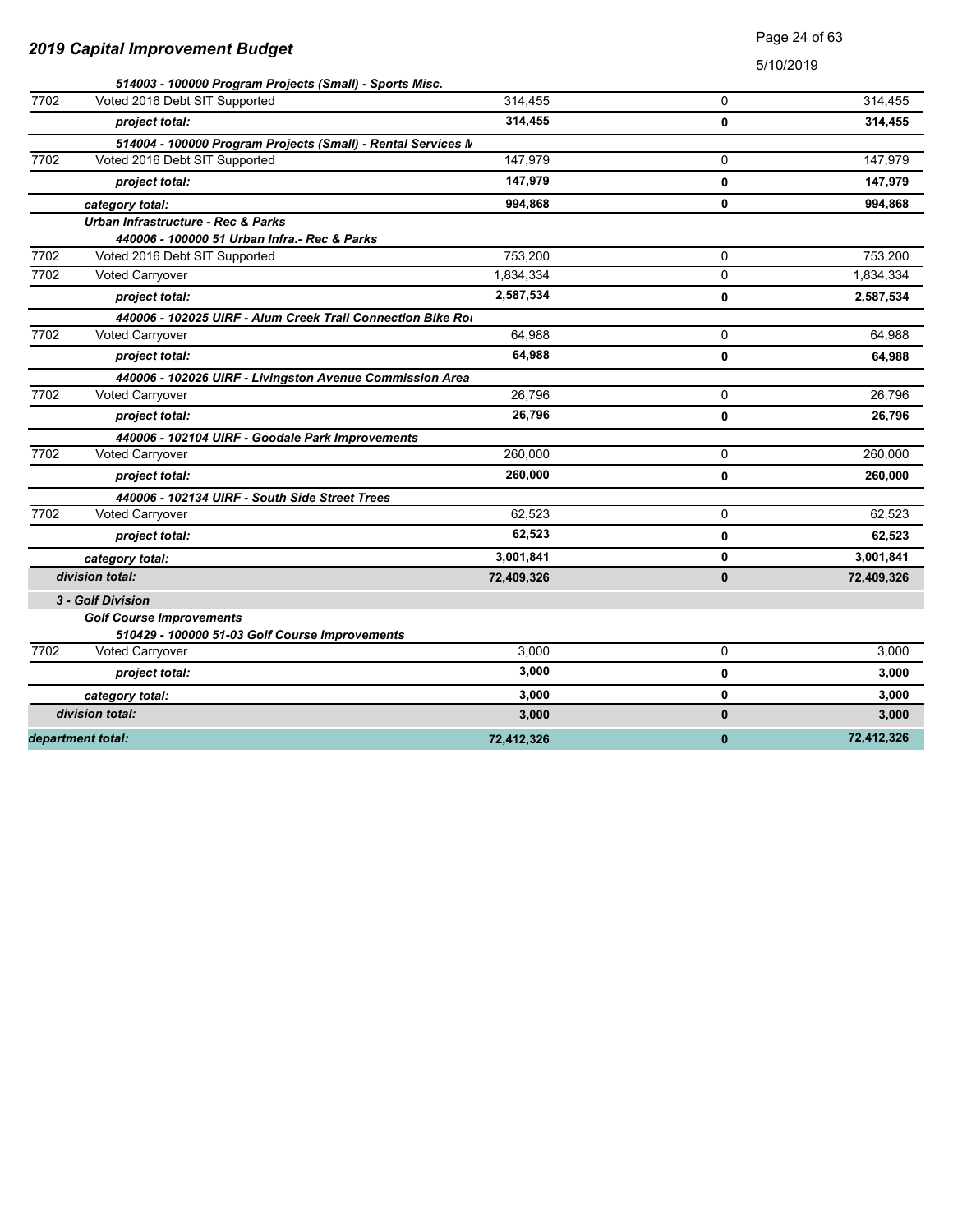## 2019 Capital Improvement Budget

5/10/2019

| | | | | |
|---|---|---|---|---|
| | ***514003 - 100000 Program Projects (Small) - Sports Misc.*** | | | |
| 7702 | Voted 2016 Debt SIT Supported | 314,455 | 0 | 314,455 |
| | ***project total:*** | **314,455** | **0** | **314,455** |
| | ***514004 - 100000 Program Projects (Small) - Rental Services M*** | | | |
| 7702 | Voted 2016 Debt SIT Supported | 147,979 | 0 | 147,979 |
| | ***project total:*** | **147,979** | **0** | **147,979** |
| | ***category total:*** | **994,868** | **0** | **994,868** |
| | ***Urban Infrastructure - Rec & Parks*** | | | |
| | ***440006 - 100000 51 Urban Infra.- Rec & Parks*** | | | |
| 7702 | Voted 2016 Debt SIT Supported | 753,200 | 0 | 753,200 |
| 7702 | Voted Carryover | 1,834,334 | 0 | 1,834,334 |
| | ***project total:*** | **2,587,534** | **0** | **2,587,534** |
| | ***440006 - 102025 UIRF - Alum Creek Trail Connection Bike Ro*** | | | |
| 7702 | Voted Carryover | 64,988 | 0 | 64,988 |
| | ***project total:*** | **64,988** | **0** | **64,988** |
| | ***440006 - 102026 UIRF - Livingston Avenue Commission Area*** | | | |
| 7702 | Voted Carryover | 26,796 | 0 | 26,796 |
| | ***project total:*** | **26,796** | **0** | **26,796** |
| | ***440006 - 102104 UIRF - Goodale Park Improvements*** | | | |
| 7702 | Voted Carryover | 260,000 | 0 | 260,000 |
| | ***project total:*** | **260,000** | **0** | **260,000** |
| | ***440006 - 102134 UIRF - South Side Street Trees*** | | | |
| 7702 | Voted Carryover | 62,523 | 0 | 62,523 |
| | ***project total:*** | **62,523** | **0** | **62,523** |
| | ***category total:*** | **3,001,841** | **0** | **3,001,841** |
| | ***division total:*** | **72,409,326** | **0** | **72,409,326** |
| | ***3 - Golf Division*** | | | |
| | ***Golf Course Improvements*** | | | |
| | ***510429 - 100000 51-03 Golf Course Improvements*** | | | |
| 7702 | Voted Carryover | 3,000 | 0 | 3,000 |
| | ***project total:*** | **3,000** | **0** | **3,000** |
| | ***category total:*** | **3,000** | **0** | **3,000** |
| | ***division total:*** | **3,000** | **0** | **3,000** |
| ***department total:*** | | **72,412,326** | **0** | **72,412,326** |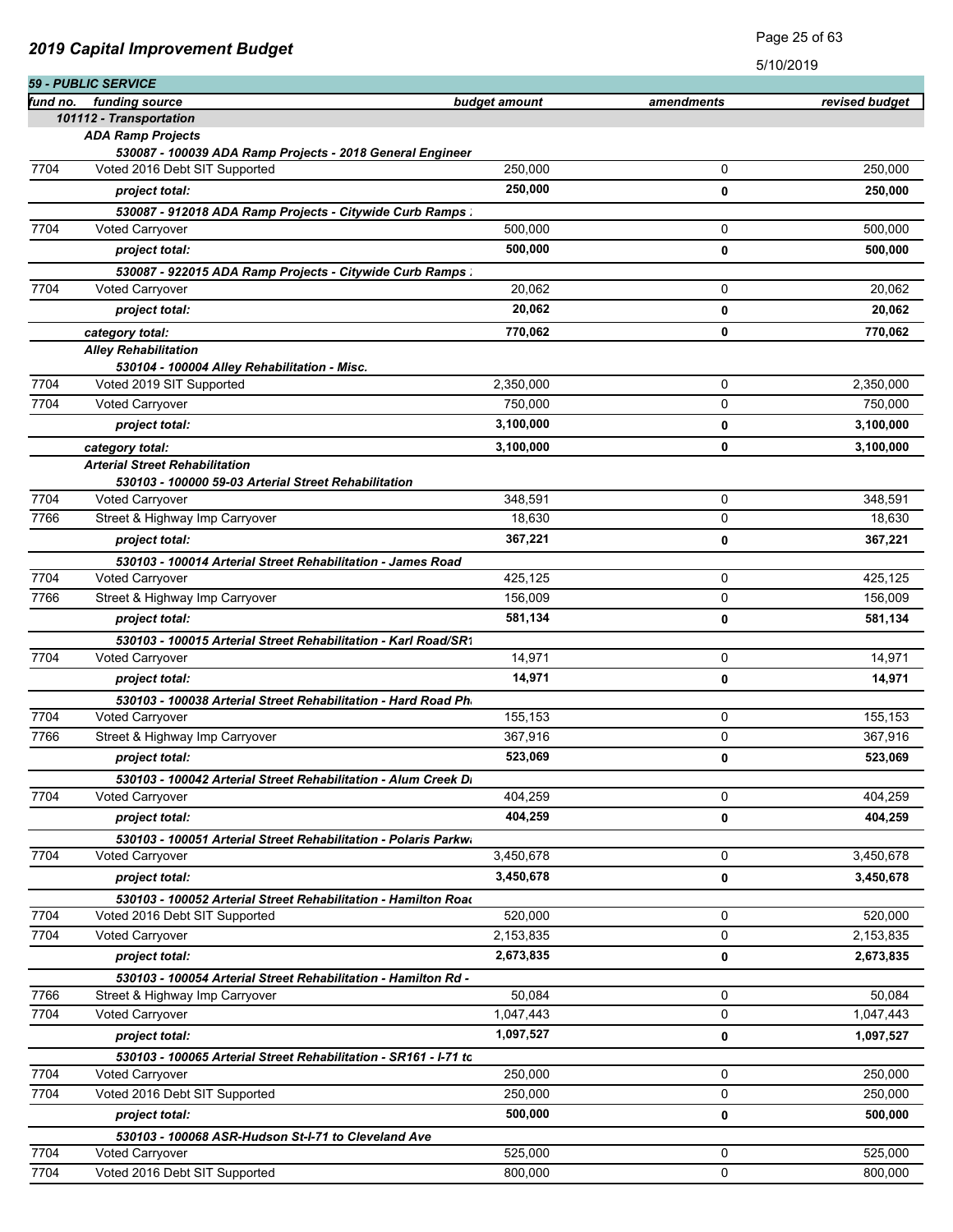## 2019 Capital Improvement Budget

5/10/2019

### 59 - PUBLIC SERVICE

| fund no. | funding source | budget amount | amendments | revised budget |
|---|---|---|---|---|
| | ***101112 - Transportation*** | | | |
| | ***ADA Ramp Projects*** | | | |
| | ***530087 - 100039 ADA Ramp Projects - 2018 General Engineer*** | | | |
| 7704 | Voted 2016 Debt SIT Supported | 250,000 | 0 | 250,000 |
| | ***project total:*** | **250,000** | **0** | **250,000** |
| | ***530087 - 912018 ADA Ramp Projects - Citywide Curb Ramps .*** | | | |
| 7704 | Voted Carryover | 500,000 | 0 | 500,000 |
| | ***project total:*** | **500,000** | **0** | **500,000** |
| | ***530087 - 922015 ADA Ramp Projects - Citywide Curb Ramps .*** | | | |
| 7704 | Voted Carryover | 20,062 | 0 | 20,062 |
| | ***project total:*** | **20,062** | **0** | **20,062** |
| | ***category total:*** | **770,062** | **0** | **770,062** |
| | ***Alley Rehabilitation*** | | | |
| | ***530104 - 100004 Alley Rehabilitation - Misc.*** | | | |
| 7704 | Voted 2019 SIT Supported | 2,350,000 | 0 | 2,350,000 |
| 7704 | Voted Carryover | 750,000 | 0 | 750,000 |
| | ***project total:*** | **3,100,000** | **0** | **3,100,000** |
| | ***category total:*** | **3,100,000** | **0** | **3,100,000** |
| | ***Arterial Street Rehabilitation*** | | | |
| | ***530103 - 100000 59-03 Arterial Street Rehabilitation*** | | | |
| 7704 | Voted Carryover | 348,591 | 0 | 348,591 |
| 7766 | Street & Highway Imp Carryover | 18,630 | 0 | 18,630 |
| | ***project total:*** | **367,221** | **0** | **367,221** |
| | ***530103 - 100014 Arterial Street Rehabilitation - James Road*** | | | |
| 7704 | Voted Carryover | 425,125 | 0 | 425,125 |
| 7766 | Street & Highway Imp Carryover | 156,009 | 0 | 156,009 |
| | ***project total:*** | **581,134** | **0** | **581,134** |
| | ***530103 - 100015 Arterial Street Rehabilitation - Karl Road/SR1*** | | | |
| 7704 | Voted Carryover | 14,971 | 0 | 14,971 |
| | ***project total:*** | **14,971** | **0** | **14,971** |
| | ***530103 - 100038 Arterial Street Rehabilitation - Hard Road Ph*** | | | |
| 7704 | Voted Carryover | 155,153 | 0 | 155,153 |
| 7766 | Street & Highway Imp Carryover | 367,916 | 0 | 367,916 |
| | ***project total:*** | **523,069** | **0** | **523,069** |
| | ***530103 - 100042 Arterial Street Rehabilitation - Alum Creek Di*** | | | |
| 7704 | Voted Carryover | 404,259 | 0 | 404,259 |
| | ***project total:*** | **404,259** | **0** | **404,259** |
| | ***530103 - 100051 Arterial Street Rehabilitation - Polaris Parkwa*** | | | |
| 7704 | Voted Carryover | 3,450,678 | 0 | 3,450,678 |
| | ***project total:*** | **3,450,678** | **0** | **3,450,678** |
| | ***530103 - 100052 Arterial Street Rehabilitation - Hamilton Road*** | | | |
| 7704 | Voted 2016 Debt SIT Supported | 520,000 | 0 | 520,000 |
| 7704 | Voted Carryover | 2,153,835 | 0 | 2,153,835 |
| | ***project total:*** | **2,673,835** | **0** | **2,673,835** |
| | ***530103 - 100054 Arterial Street Rehabilitation - Hamilton Rd -*** | | | |
| 7766 | Street & Highway Imp Carryover | 50,084 | 0 | 50,084 |
| 7704 | Voted Carryover | 1,047,443 | 0 | 1,047,443 |
| | ***project total:*** | **1,097,527** | **0** | **1,097,527** |
| | ***530103 - 100065 Arterial Street Rehabilitation - SR161 - I-71 to*** | | | |
| 7704 | Voted Carryover | 250,000 | 0 | 250,000 |
| 7704 | Voted 2016 Debt SIT Supported | 250,000 | 0 | 250,000 |
| | ***project total:*** | **500,000** | **0** | **500,000** |
| | ***530103 - 100068 ASR-Hudson St-I-71 to Cleveland Ave*** | | | |
| 7704 | Voted Carryover | 525,000 | 0 | 525,000 |
| 7704 | Voted 2016 Debt SIT Supported | 800,000 | 0 | 800,000 |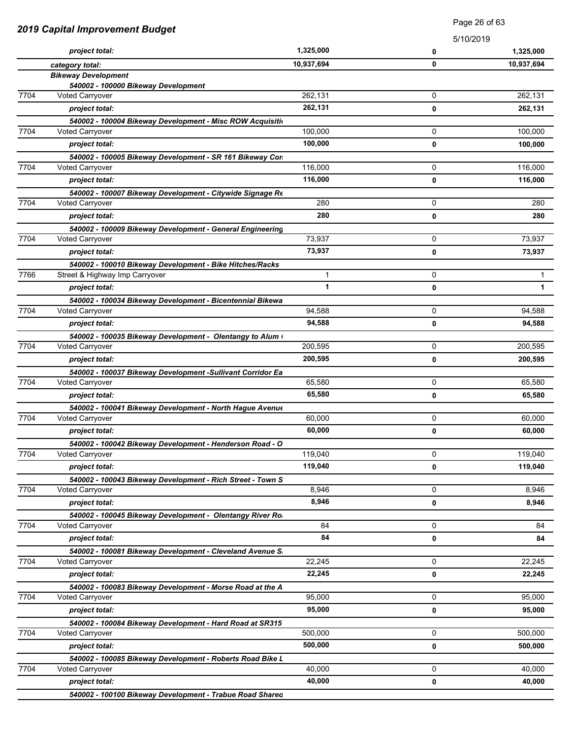| | | | | |
|---|---|---|---|---|
| | ***project total:*** | **1,325,000** | **0** | **1,325,000** |
| | ***category total:*** | **10,937,694** | **0** | **10,937,694** |
| | ***Bikeway Development*** | | | |
| | ***540002 - 100000 Bikeway Development*** | | | |
| 7704 | Voted Carryover | 262,131 | 0 | 262,131 |
| | ***project total:*** | **262,131** | **0** | **262,131** |
| | ***540002 - 100004 Bikeway Development - Misc ROW Acquisiti*** | | | |
| 7704 | Voted Carryover | 100,000 | 0 | 100,000 |
| | ***project total:*** | **100,000** | **0** | **100,000** |
| | ***540002 - 100005 Bikeway Development - SR 161 Bikeway Cor*** | | | |
| 7704 | Voted Carryover | 116,000 | 0 | 116,000 |
| | ***project total:*** | **116,000** | **0** | **116,000** |
| | ***540002 - 100007 Bikeway Development - Citywide Signage Re*** | | | |
| 7704 | Voted Carryover | 280 | 0 | 280 |
| | ***project total:*** | **280** | **0** | **280** |
| | ***540002 - 100009 Bikeway Development - General Engineering*** | | | |
| 7704 | Voted Carryover | 73,937 | 0 | 73,937 |
| | ***project total:*** | **73,937** | **0** | **73,937** |
| | ***540002 - 100010 Bikeway Development - Bike Hitches/Racks*** | | | |
| 7766 | Street & Highway Imp Carryover | 1 | 0 | 1 |
| | ***project total:*** | **1** | **0** | **1** |
| | ***540002 - 100034 Bikeway Development - Bicentennial Bikewa*** | | | |
| 7704 | Voted Carryover | 94,588 | 0 | 94,588 |
| | ***project total:*** | **94,588** | **0** | **94,588** |
| | ***540002 - 100035 Bikeway Development - Olentangy to Alum (*** | | | |
| 7704 | Voted Carryover | 200,595 | 0 | 200,595 |
| | ***project total:*** | **200,595** | **0** | **200,595** |
| | ***540002 - 100037 Bikeway Development -Sullivant Corridor Ea*** | | | |
| 7704 | Voted Carryover | 65,580 | 0 | 65,580 |
| | ***project total:*** | **65,580** | **0** | **65,580** |
| | ***540002 - 100041 Bikeway Development - North Hague Avenue*** | | | |
| 7704 | Voted Carryover | 60,000 | 0 | 60,000 |
| | ***project total:*** | **60,000** | **0** | **60,000** |
| | ***540002 - 100042 Bikeway Development - Henderson Road - O*** | | | |
| 7704 | Voted Carryover | 119,040 | 0 | 119,040 |
| | ***project total:*** | **119,040** | **0** | **119,040** |
| | ***540002 - 100043 Bikeway Development - Rich Street - Town S*** | | | |
| 7704 | Voted Carryover | 8,946 | 0 | 8,946 |
| | ***project total:*** | **8,946** | **0** | **8,946** |
| | ***540002 - 100045 Bikeway Development - Olentangy River Ro*** | | | |
| 7704 | Voted Carryover | 84 | 0 | 84 |
| | ***project total:*** | **84** | **0** | **84** |
| | ***540002 - 100081 Bikeway Development - Cleveland Avenue S*** | | | |
| 7704 | Voted Carryover | 22,245 | 0 | 22,245 |
| | ***project total:*** | **22,245** | **0** | **22,245** |
| | ***540002 - 100083 Bikeway Development - Morse Road at the A*** | | | |
| 7704 | Voted Carryover | 95,000 | 0 | 95,000 |
| | ***project total:*** | **95,000** | **0** | **95,000** |
| | ***540002 - 100084 Bikeway Development - Hard Road at SR315*** | | | |
| 7704 | Voted Carryover | 500,000 | 0 | 500,000 |
| | ***project total:*** | **500,000** | **0** | **500,000** |
| | ***540002 - 100085 Bikeway Development - Roberts Road Bike L*** | | | |
| 7704 | Voted Carryover | 40,000 | 0 | 40,000 |
| | ***project total:*** | **40,000** | **0** | **40,000** |
| | ***540002 - 100100 Bikeway Development - Trabue Road Shared*** | | | |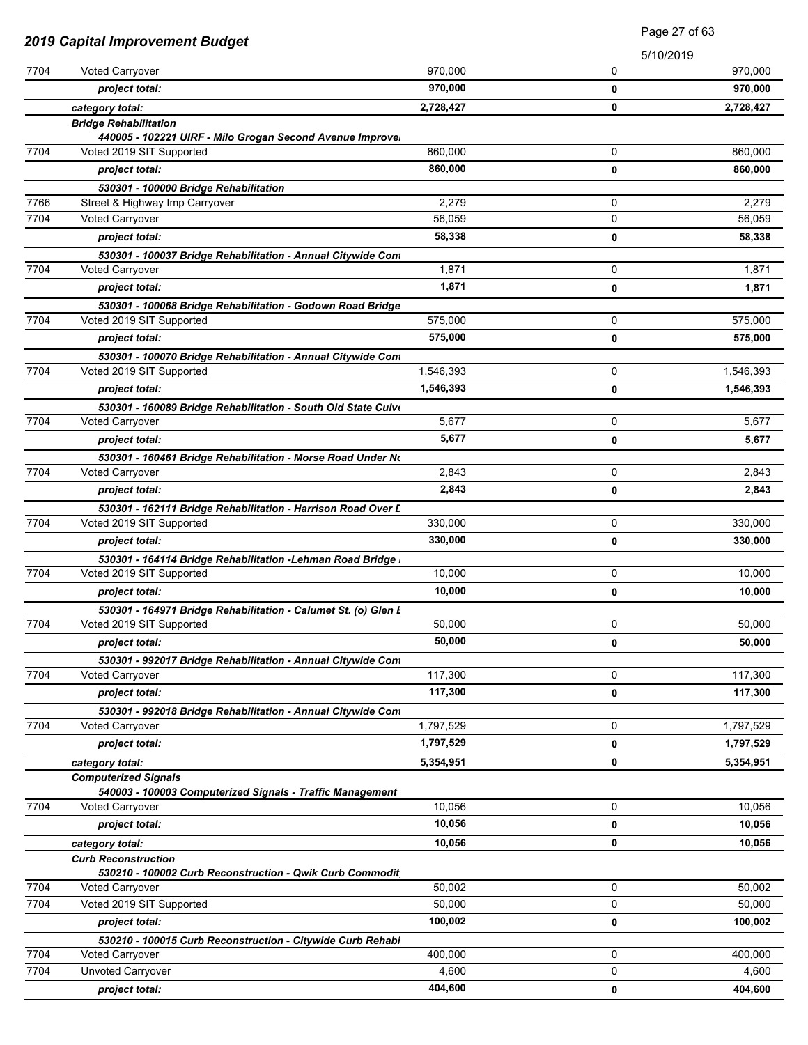## 2019 Capital Improvement Budget

5/10/2019

| Fund | Description | | | |
|---|---|---|---|---|
| 7704 | Voted Carryover | 970,000 | 0 | 970,000 |
| | ***project total:*** | **970,000** | **0** | **970,000** |
| | ***category total:*** | **2,728,427** | **0** | **2,728,427** |
| | ***Bridge Rehabilitation*** | | | |
| | ***440005 - 102221 UIRF - Milo Grogan Second Avenue Improve*** | | | |
| 7704 | Voted 2019 SIT Supported | 860,000 | 0 | 860,000 |
| | ***project total:*** | **860,000** | **0** | **860,000** |
| | ***530301 - 100000 Bridge Rehabilitation*** | | | |
| 7766 | Street & Highway Imp Carryover | 2,279 | 0 | 2,279 |
| 7704 | Voted Carryover | 56,059 | 0 | 56,059 |
| | ***project total:*** | **58,338** | **0** | **58,338** |
| | ***530301 - 100037 Bridge Rehabilitation - Annual Citywide Con*** | | | |
| 7704 | Voted Carryover | 1,871 | 0 | 1,871 |
| | ***project total:*** | **1,871** | **0** | **1,871** |
| | ***530301 - 100068 Bridge Rehabilitation - Godown Road Bridge*** | | | |
| 7704 | Voted 2019 SIT Supported | 575,000 | 0 | 575,000 |
| | ***project total:*** | **575,000** | **0** | **575,000** |
| | ***530301 - 100070 Bridge Rehabilitation - Annual Citywide Con*** | | | |
| 7704 | Voted 2019 SIT Supported | 1,546,393 | 0 | 1,546,393 |
| | ***project total:*** | **1,546,393** | **0** | **1,546,393** |
| | ***530301 - 160089 Bridge Rehabilitation - South Old State Culv*** | | | |
| 7704 | Voted Carryover | 5,677 | 0 | 5,677 |
| | ***project total:*** | **5,677** | **0** | **5,677** |
| | ***530301 - 160461 Bridge Rehabilitation - Morse Road Under N*** | | | |
| 7704 | Voted Carryover | 2,843 | 0 | 2,843 |
| | ***project total:*** | **2,843** | **0** | **2,843** |
| | ***530301 - 162111 Bridge Rehabilitation - Harrison Road Over D*** | | | |
| 7704 | Voted 2019 SIT Supported | 330,000 | 0 | 330,000 |
| | ***project total:*** | **330,000** | **0** | **330,000** |
| | ***530301 - 164114 Bridge Rehabilitation -Lehman Road Bridge*** | | | |
| 7704 | Voted 2019 SIT Supported | 10,000 | 0 | 10,000 |
| | ***project total:*** | **10,000** | **0** | **10,000** |
| | ***530301 - 164971 Bridge Rehabilitation - Calumet St. (o) Glen E*** | | | |
| 7704 | Voted 2019 SIT Supported | 50,000 | 0 | 50,000 |
| | ***project total:*** | **50,000** | **0** | **50,000** |
| | ***530301 - 992017 Bridge Rehabilitation - Annual Citywide Con*** | | | |
| 7704 | Voted Carryover | 117,300 | 0 | 117,300 |
| | ***project total:*** | **117,300** | **0** | **117,300** |
| | ***530301 - 992018 Bridge Rehabilitation - Annual Citywide Con*** | | | |
| 7704 | Voted Carryover | 1,797,529 | 0 | 1,797,529 |
| | ***project total:*** | **1,797,529** | **0** | **1,797,529** |
| | ***category total:*** | **5,354,951** | **0** | **5,354,951** |
| | ***Computerized Signals*** | | | |
| | ***540003 - 100003 Computerized Signals - Traffic Management*** | | | |
| 7704 | Voted Carryover | 10,056 | 0 | 10,056 |
| | ***project total:*** | **10,056** | **0** | **10,056** |
| | ***category total:*** | **10,056** | **0** | **10,056** |
| | ***Curb Reconstruction*** | | | |
| | ***530210 - 100002 Curb Reconstruction - Qwik Curb Commodit*** | | | |
| 7704 | Voted Carryover | 50,002 | 0 | 50,002 |
| 7704 | Voted 2019 SIT Supported | 50,000 | 0 | 50,000 |
| | ***project total:*** | **100,002** | **0** | **100,002** |
| | ***530210 - 100015 Curb Reconstruction - Citywide Curb Rehabi*** | | | |
| 7704 | Voted Carryover | 400,000 | 0 | 400,000 |
| 7704 | Unvoted Carryover | 4,600 | 0 | 4,600 |
| | ***project total:*** | **404,600** | **0** | **404,600** |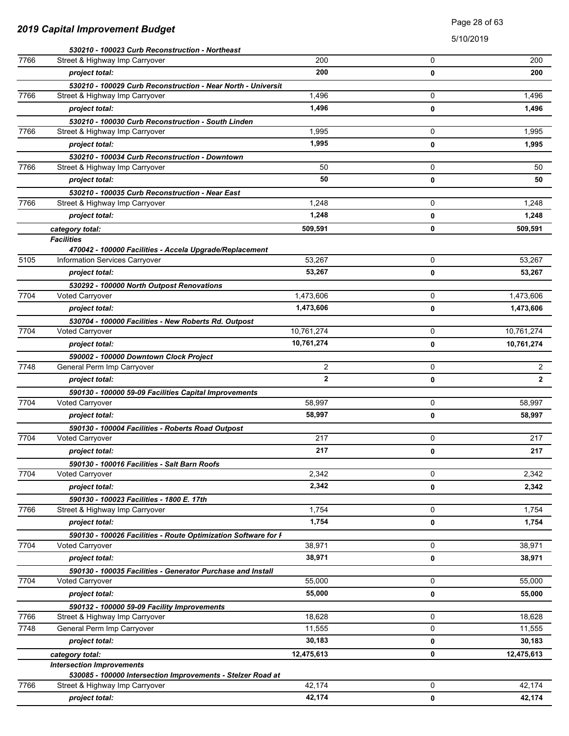| | | | | |
|---|---|---|---|---|
| | ***530210 - 100023 Curb Reconstruction - Northeast*** | | | |
| 7766 | Street & Highway Imp Carryover | 200 | 0 | 200 |
| | ***project total:*** | **200** | **0** | **200** |
| | ***530210 - 100029 Curb Reconstruction - Near North - Universit*** | | | |
| 7766 | Street & Highway Imp Carryover | 1,496 | 0 | 1,496 |
| | ***project total:*** | **1,496** | **0** | **1,496** |
| | ***530210 - 100030 Curb Reconstruction - South Linden*** | | | |
| 7766 | Street & Highway Imp Carryover | 1,995 | 0 | 1,995 |
| | ***project total:*** | **1,995** | **0** | **1,995** |
| | ***530210 - 100034 Curb Reconstruction - Downtown*** | | | |
| 7766 | Street & Highway Imp Carryover | 50 | 0 | 50 |
| | ***project total:*** | **50** | **0** | **50** |
| | ***530210 - 100035 Curb Reconstruction - Near East*** | | | |
| 7766 | Street & Highway Imp Carryover | 1,248 | 0 | 1,248 |
| | ***project total:*** | **1,248** | **0** | **1,248** |
| | ***category total:*** | **509,591** | **0** | **509,591** |
| | ***Facilities*** | | | |
| | ***470042 - 100000 Facilities - Accela Upgrade/Replacement*** | | | |
| 5105 | Information Services Carryover | 53,267 | 0 | 53,267 |
| | ***project total:*** | **53,267** | **0** | **53,267** |
| | ***530292 - 100000 North Outpost Renovations*** | | | |
| 7704 | Voted Carryover | 1,473,606 | 0 | 1,473,606 |
| | ***project total:*** | **1,473,606** | **0** | **1,473,606** |
| | ***530704 - 100000 Facilities - New Roberts Rd. Outpost*** | | | |
| 7704 | Voted Carryover | 10,761,274 | 0 | 10,761,274 |
| | ***project total:*** | **10,761,274** | **0** | **10,761,274** |
| | ***590002 - 100000 Downtown Clock Project*** | | | |
| 7748 | General Perm Imp Carryover | 2 | 0 | 2 |
| | ***project total:*** | **2** | **0** | **2** |
| | ***590130 - 100000 59-09 Facilities Capital Improvements*** | | | |
| 7704 | Voted Carryover | 58,997 | 0 | 58,997 |
| | ***project total:*** | **58,997** | **0** | **58,997** |
| | ***590130 - 100004 Facilities - Roberts Road Outpost*** | | | |
| 7704 | Voted Carryover | 217 | 0 | 217 |
| | ***project total:*** | **217** | **0** | **217** |
| | ***590130 - 100016 Facilities - Salt Barn Roofs*** | | | |
| 7704 | Voted Carryover | 2,342 | 0 | 2,342 |
| | ***project total:*** | **2,342** | **0** | **2,342** |
| | ***590130 - 100023 Facilities - 1800 E. 17th*** | | | |
| 7766 | Street & Highway Imp Carryover | 1,754 | 0 | 1,754 |
| | ***project total:*** | **1,754** | **0** | **1,754** |
| | ***590130 - 100026 Facilities - Route Optimization Software for I*** | | | |
| 7704 | Voted Carryover | 38,971 | 0 | 38,971 |
| | ***project total:*** | **38,971** | **0** | **38,971** |
| | ***590130 - 100035 Facilities - Generator Purchase and Install*** | | | |
| 7704 | Voted Carryover | 55,000 | 0 | 55,000 |
| | ***project total:*** | **55,000** | **0** | **55,000** |
| | ***590132 - 100000 59-09 Facility Improvements*** | | | |
| 7766 | Street & Highway Imp Carryover | 18,628 | 0 | 18,628 |
| 7748 | General Perm Imp Carryover | 11,555 | 0 | 11,555 |
| | ***project total:*** | **30,183** | **0** | **30,183** |
| | ***category total:*** | **12,475,613** | **0** | **12,475,613** |
| | ***Intersection Improvements*** | | | |
| | ***530085 - 100000 Intersection Improvements - Stelzer Road at*** | | | |
| 7766 | Street & Highway Imp Carryover | 42,174 | 0 | 42,174 |
| | ***project total:*** | **42,174** | **0** | **42,174** |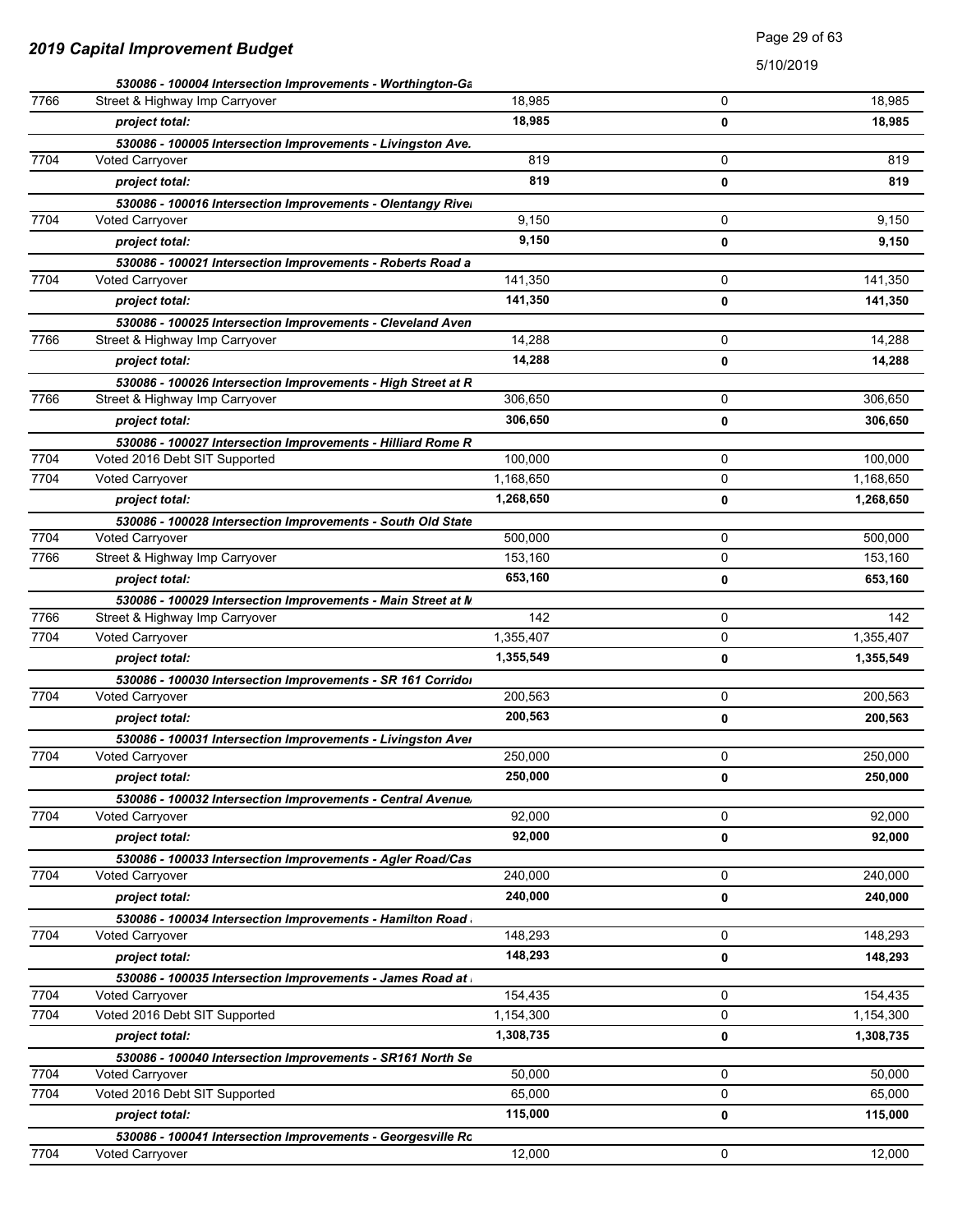## 2019 Capital Improvement Budget

5/10/2019

| | | | | |
|---|---|---|---|---|
| | ***530086 - 100004 Intersection Improvements - Worthington-Ga*** | | | |
| 7766 | Street & Highway Imp Carryover | 18,985 | 0 | 18,985 |
| | ***project total:*** | **18,985** | **0** | **18,985** |
| | ***530086 - 100005 Intersection Improvements - Livingston Ave.*** | | | |
| 7704 | Voted Carryover | 819 | 0 | 819 |
| | ***project total:*** | **819** | **0** | **819** |
| | ***530086 - 100016 Intersection Improvements - Olentangy Rivei*** | | | |
| 7704 | Voted Carryover | 9,150 | 0 | 9,150 |
| | ***project total:*** | **9,150** | **0** | **9,150** |
| | ***530086 - 100021 Intersection Improvements - Roberts Road a*** | | | |
| 7704 | Voted Carryover | 141,350 | 0 | 141,350 |
| | ***project total:*** | **141,350** | **0** | **141,350** |
| | ***530086 - 100025 Intersection Improvements - Cleveland Aven*** | | | |
| 7766 | Street & Highway Imp Carryover | 14,288 | 0 | 14,288 |
| | ***project total:*** | **14,288** | **0** | **14,288** |
| | ***530086 - 100026 Intersection Improvements - High Street at R*** | | | |
| 7766 | Street & Highway Imp Carryover | 306,650 | 0 | 306,650 |
| | ***project total:*** | **306,650** | **0** | **306,650** |
| | ***530086 - 100027 Intersection Improvements - Hilliard Rome R*** | | | |
| 7704 | Voted 2016 Debt SIT Supported | 100,000 | 0 | 100,000 |
| 7704 | Voted Carryover | 1,168,650 | 0 | 1,168,650 |
| | ***project total:*** | **1,268,650** | **0** | **1,268,650** |
| | ***530086 - 100028 Intersection Improvements - South Old State*** | | | |
| 7704 | Voted Carryover | 500,000 | 0 | 500,000 |
| 7766 | Street & Highway Imp Carryover | 153,160 | 0 | 153,160 |
| | ***project total:*** | **653,160** | **0** | **653,160** |
| | ***530086 - 100029 Intersection Improvements - Main Street at M*** | | | |
| 7766 | Street & Highway Imp Carryover | 142 | 0 | 142 |
| 7704 | Voted Carryover | 1,355,407 | 0 | 1,355,407 |
| | ***project total:*** | **1,355,549** | **0** | **1,355,549** |
| | ***530086 - 100030 Intersection Improvements - SR 161 Corridoi*** | | | |
| 7704 | Voted Carryover | 200,563 | 0 | 200,563 |
| | ***project total:*** | **200,563** | **0** | **200,563** |
| | ***530086 - 100031 Intersection Improvements - Livingston Aver*** | | | |
| 7704 | Voted Carryover | 250,000 | 0 | 250,000 |
| | ***project total:*** | **250,000** | **0** | **250,000** |
| | ***530086 - 100032 Intersection Improvements - Central Avenue*** | | | |
| 7704 | Voted Carryover | 92,000 | 0 | 92,000 |
| | ***project total:*** | **92,000** | **0** | **92,000** |
| | ***530086 - 100033 Intersection Improvements - Agler Road/Cas*** | | | |
| 7704 | Voted Carryover | 240,000 | 0 | 240,000 |
| | ***project total:*** | **240,000** | **0** | **240,000** |
| | ***530086 - 100034 Intersection Improvements - Hamilton Road*** | | | |
| 7704 | Voted Carryover | 148,293 | 0 | 148,293 |
| | ***project total:*** | **148,293** | **0** | **148,293** |
| | ***530086 - 100035 Intersection Improvements - James Road at*** | | | |
| 7704 | Voted Carryover | 154,435 | 0 | 154,435 |
| 7704 | Voted 2016 Debt SIT Supported | 1,154,300 | 0 | 1,154,300 |
| | ***project total:*** | **1,308,735** | **0** | **1,308,735** |
| | ***530086 - 100040 Intersection Improvements - SR161 North Se*** | | | |
| 7704 | Voted Carryover | 50,000 | 0 | 50,000 |
| 7704 | Voted 2016 Debt SIT Supported | 65,000 | 0 | 65,000 |
| | ***project total:*** | **115,000** | **0** | **115,000** |
| | ***530086 - 100041 Intersection Improvements - Georgesville Rc*** | | | |
| 7704 | Voted Carryover | 12,000 | 0 | 12,000 |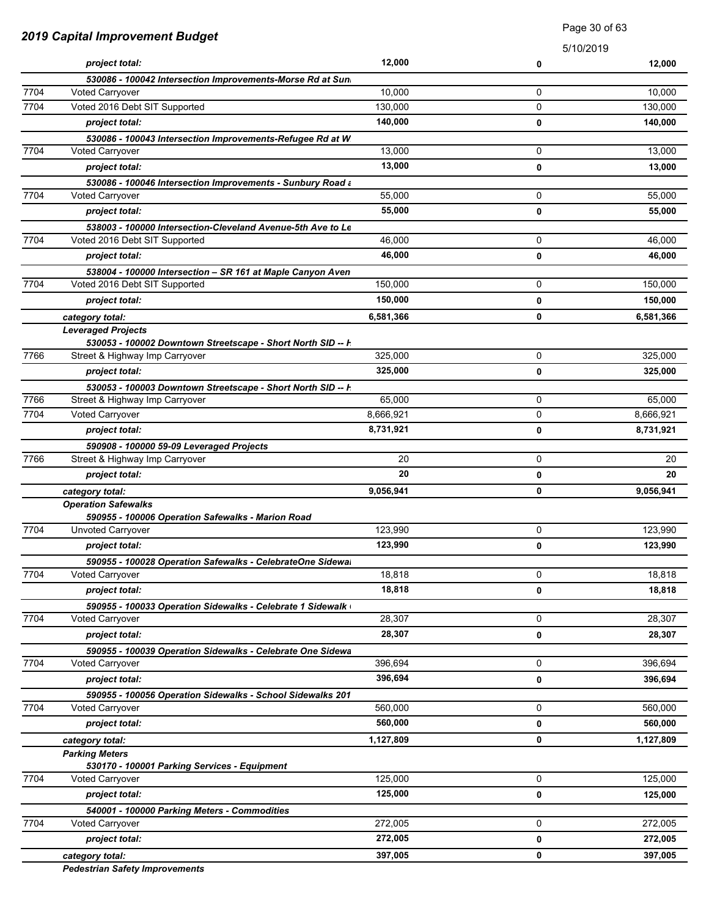## 2019 Capital Improvement Budget

5/10/2019

| | | | | |
|---|---|---|---|---|
| | ***project total:*** | **12,000** | **0** | **12,000** |
| | ***530086 - 100042 Intersection Improvements-Morse Rd at Sun*** | | | |
| 7704 | Voted Carryover | 10,000 | 0 | 10,000 |
| 7704 | Voted 2016 Debt SIT Supported | 130,000 | 0 | 130,000 |
| | ***project total:*** | **140,000** | **0** | **140,000** |
| | ***530086 - 100043 Intersection Improvements-Refugee Rd at W*** | | | |
| 7704 | Voted Carryover | 13,000 | 0 | 13,000 |
| | ***project total:*** | **13,000** | **0** | **13,000** |
| | ***530086 - 100046 Intersection Improvements - Sunbury Road a*** | | | |
| 7704 | Voted Carryover | 55,000 | 0 | 55,000 |
| | ***project total:*** | **55,000** | **0** | **55,000** |
| | ***538003 - 100000 Intersection-Cleveland Avenue-5th Ave to Le*** | | | |
| 7704 | Voted 2016 Debt SIT Supported | 46,000 | 0 | 46,000 |
| | ***project total:*** | **46,000** | **0** | **46,000** |
| | ***538004 - 100000 Intersection – SR 161 at Maple Canyon Aven*** | | | |
| 7704 | Voted 2016 Debt SIT Supported | 150,000 | 0 | 150,000 |
| | ***project total:*** | **150,000** | **0** | **150,000** |
| | ***category total:*** | **6,581,366** | **0** | **6,581,366** |
| | ***Leveraged Projects*** | | | |
| | ***530053 - 100002 Downtown Streetscape - Short North SID -- H*** | | | |
| 7766 | Street & Highway Imp Carryover | 325,000 | 0 | 325,000 |
| | ***project total:*** | **325,000** | **0** | **325,000** |
| | ***530053 - 100003 Downtown Streetscape - Short North SID -- H*** | | | |
| 7766 | Street & Highway Imp Carryover | 65,000 | 0 | 65,000 |
| 7704 | Voted Carryover | 8,666,921 | 0 | 8,666,921 |
| | ***project total:*** | **8,731,921** | **0** | **8,731,921** |
| | ***590908 - 100000 59-09 Leveraged Projects*** | | | |
| 7766 | Street & Highway Imp Carryover | 20 | 0 | 20 |
| | ***project total:*** | **20** | **0** | **20** |
| | ***category total:*** | **9,056,941** | **0** | **9,056,941** |
| | ***Operation Safewalks*** | | | |
| | ***590955 - 100006 Operation Safewalks - Marion Road*** | | | |
| 7704 | Unvoted Carryover | 123,990 | 0 | 123,990 |
| | ***project total:*** | **123,990** | **0** | **123,990** |
| | ***590955 - 100028 Operation Safewalks - CelebrateOne Sidewal*** | | | |
| 7704 | Voted Carryover | 18,818 | 0 | 18,818 |
| | ***project total:*** | **18,818** | **0** | **18,818** |
| | ***590955 - 100033 Operation Sidewalks - Celebrate 1 Sidewalk (*** | | | |
| 7704 | Voted Carryover | 28,307 | 0 | 28,307 |
| | ***project total:*** | **28,307** | **0** | **28,307** |
| | ***590955 - 100039 Operation Sidewalks - Celebrate One Sidewa*** | | | |
| 7704 | Voted Carryover | 396,694 | 0 | 396,694 |
| | ***project total:*** | **396,694** | **0** | **396,694** |
| | ***590955 - 100056 Operation Sidewalks - School Sidewalks 201*** | | | |
| 7704 | Voted Carryover | 560,000 | 0 | 560,000 |
| | ***project total:*** | **560,000** | **0** | **560,000** |
| | ***category total:*** | **1,127,809** | **0** | **1,127,809** |
| | ***Parking Meters*** | | | |
| | ***530170 - 100001 Parking Services - Equipment*** | | | |
| 7704 | Voted Carryover | 125,000 | 0 | 125,000 |
| | ***project total:*** | **125,000** | **0** | **125,000** |
| | ***540001 - 100000 Parking Meters - Commodities*** | | | |
| 7704 | Voted Carryover | 272,005 | 0 | 272,005 |
| | ***project total:*** | **272,005** | **0** | **272,005** |
| | ***category total:*** | **397,005** | **0** | **397,005** |
| | ***Pedestrian Safety Improvements*** | | | |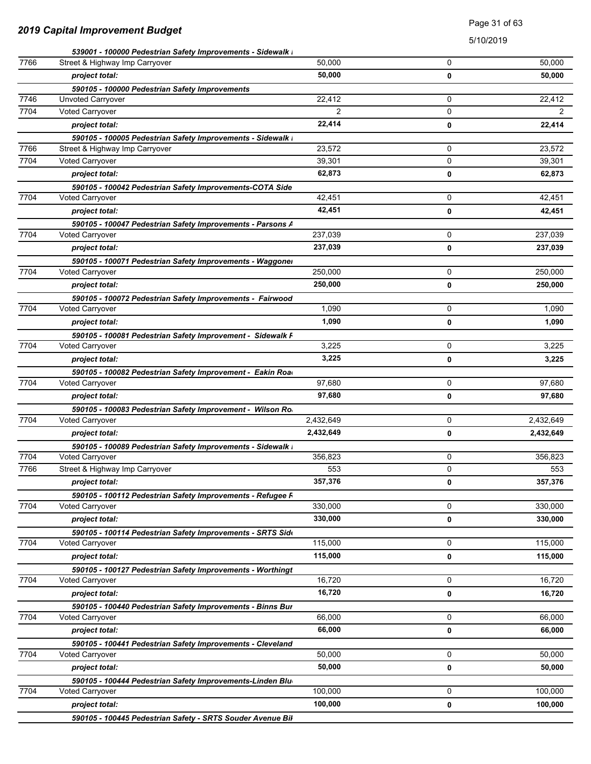## 2019 Capital Improvement Budget

| | | | | |
|---|---|---|---|---|
| | ***539001 - 100000 Pedestrian Safety Improvements - Sidewalk*** | | | |
| 7766 | Street & Highway Imp Carryover | 50,000 | 0 | 50,000 |
| | ***project total:*** | **50,000** | **0** | **50,000** |
| | ***590105 - 100000 Pedestrian Safety Improvements*** | | | |
| 7746 | Unvoted Carryover | 22,412 | 0 | 22,412 |
| 7704 | Voted Carryover | 2 | 0 | 2 |
| | ***project total:*** | **22,414** | **0** | **22,414** |
| | ***590105 - 100005 Pedestrian Safety Improvements - Sidewalk*** | | | |
| 7766 | Street & Highway Imp Carryover | 23,572 | 0 | 23,572 |
| 7704 | Voted Carryover | 39,301 | 0 | 39,301 |
| | ***project total:*** | **62,873** | **0** | **62,873** |
| | ***590105 - 100042 Pedestrian Safety Improvements-COTA Side*** | | | |
| 7704 | Voted Carryover | 42,451 | 0 | 42,451 |
| | ***project total:*** | **42,451** | **0** | **42,451** |
| | ***590105 - 100047 Pedestrian Safety Improvements - Parsons A*** | | | |
| 7704 | Voted Carryover | 237,039 | 0 | 237,039 |
| | ***project total:*** | **237,039** | **0** | **237,039** |
| | ***590105 - 100071 Pedestrian Safety Improvements - Waggoner*** | | | |
| 7704 | Voted Carryover | 250,000 | 0 | 250,000 |
| | ***project total:*** | **250,000** | **0** | **250,000** |
| | ***590105 - 100072 Pedestrian Safety Improvements - Fairwood*** | | | |
| 7704 | Voted Carryover | 1,090 | 0 | 1,090 |
| | ***project total:*** | **1,090** | **0** | **1,090** |
| | ***590105 - 100081 Pedestrian Safety Improvement - Sidewalk F*** | | | |
| 7704 | Voted Carryover | 3,225 | 0 | 3,225 |
| | ***project total:*** | **3,225** | **0** | **3,225** |
| | ***590105 - 100082 Pedestrian Safety Improvement - Eakin Roa*** | | | |
| 7704 | Voted Carryover | 97,680 | 0 | 97,680 |
| | ***project total:*** | **97,680** | **0** | **97,680** |
| | ***590105 - 100083 Pedestrian Safety Improvement - Wilson Ro*** | | | |
| 7704 | Voted Carryover | 2,432,649 | 0 | 2,432,649 |
| | ***project total:*** | **2,432,649** | **0** | **2,432,649** |
| | ***590105 - 100089 Pedestrian Safety Improvements - Sidewalk*** | | | |
| 7704 | Voted Carryover | 356,823 | 0 | 356,823 |
| 7766 | Street & Highway Imp Carryover | 553 | 0 | 553 |
| | ***project total:*** | **357,376** | **0** | **357,376** |
| | ***590105 - 100112 Pedestrian Safety Improvements - Refugee F*** | | | |
| 7704 | Voted Carryover | 330,000 | 0 | 330,000 |
| | ***project total:*** | **330,000** | **0** | **330,000** |
| | ***590105 - 100114 Pedestrian Safety Improvements - SRTS Sid*** | | | |
| 7704 | Voted Carryover | 115,000 | 0 | 115,000 |
| | ***project total:*** | **115,000** | **0** | **115,000** |
| | ***590105 - 100127 Pedestrian Safety Improvements - Worthingt*** | | | |
| 7704 | Voted Carryover | 16,720 | 0 | 16,720 |
| | ***project total:*** | **16,720** | **0** | **16,720** |
| | ***590105 - 100440 Pedestrian Safety Improvements - Binns Bur*** | | | |
| 7704 | Voted Carryover | 66,000 | 0 | 66,000 |
| | ***project total:*** | **66,000** | **0** | **66,000** |
| | ***590105 - 100441 Pedestrian Safety Improvements - Cleveland*** | | | |
| 7704 | Voted Carryover | 50,000 | 0 | 50,000 |
| | ***project total:*** | **50,000** | **0** | **50,000** |
| | ***590105 - 100444 Pedestrian Safety Improvements-Linden Blu*** | | | |
| 7704 | Voted Carryover | 100,000 | 0 | 100,000 |
| | ***project total:*** | **100,000** | **0** | **100,000** |
| | ***590105 - 100445 Pedestrian Safety - SRTS Souder Avenue Bil*** | | | |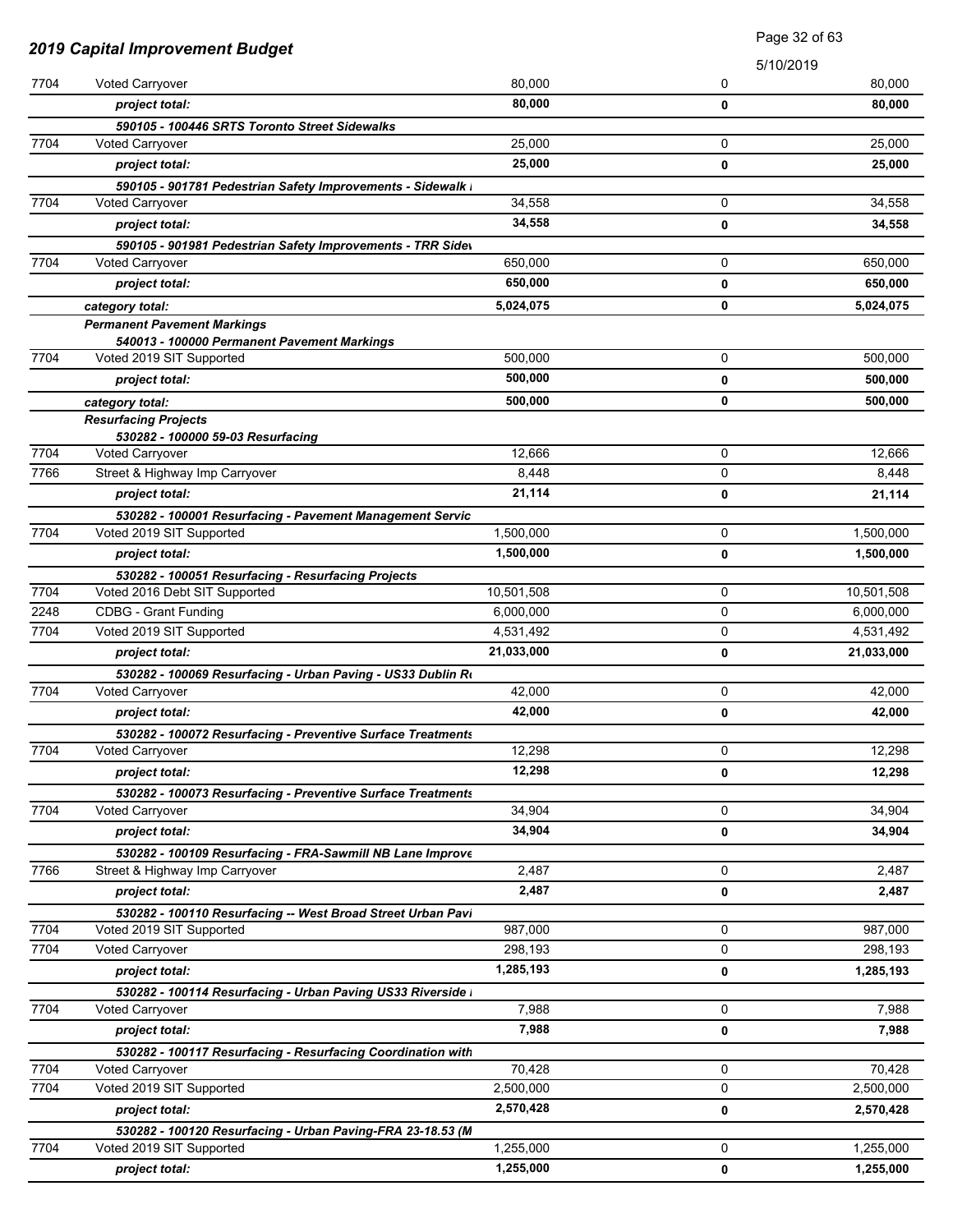## 2019 Capital Improvement Budget

5/10/2019

| | | | | |
|---|---|---|---|---|
| 7704 | Voted Carryover | 80,000 | 0 | 80,000 |
| | ***project total:*** | **80,000** | **0** | **80,000** |
| | ***590105 - 100446 SRTS Toronto Street Sidewalks*** | | | |
| 7704 | Voted Carryover | 25,000 | 0 | 25,000 |
| | ***project total:*** | **25,000** | **0** | **25,000** |
| | ***590105 - 901781 Pedestrian Safety Improvements - Sidewalk I*** | | | |
| 7704 | Voted Carryover | 34,558 | 0 | 34,558 |
| | ***project total:*** | **34,558** | **0** | **34,558** |
| | ***590105 - 901981 Pedestrian Safety Improvements - TRR Sidev*** | | | |
| 7704 | Voted Carryover | 650,000 | 0 | 650,000 |
| | ***project total:*** | **650,000** | **0** | **650,000** |
| | ***category total:*** | **5,024,075** | **0** | **5,024,075** |
| | ***Permanent Pavement Markings*** | | | |
| | ***540013 - 100000 Permanent Pavement Markings*** | | | |
| 7704 | Voted 2019 SIT Supported | 500,000 | 0 | 500,000 |
| | ***project total:*** | **500,000** | **0** | **500,000** |
| | ***category total:*** | **500,000** | **0** | **500,000** |
| | ***Resurfacing Projects*** | | | |
| | ***530282 - 100000 59-03 Resurfacing*** | | | |
| 7704 | Voted Carryover | 12,666 | 0 | 12,666 |
| 7766 | Street & Highway Imp Carryover | 8,448 | 0 | 8,448 |
| | ***project total:*** | **21,114** | **0** | **21,114** |
| | ***530282 - 100001 Resurfacing - Pavement Management Servic*** | | | |
| 7704 | Voted 2019 SIT Supported | 1,500,000 | 0 | 1,500,000 |
| | ***project total:*** | **1,500,000** | **0** | **1,500,000** |
| | ***530282 - 100051 Resurfacing - Resurfacing Projects*** | | | |
| 7704 | Voted 2016 Debt SIT Supported | 10,501,508 | 0 | 10,501,508 |
| 2248 | CDBG - Grant Funding | 6,000,000 | 0 | 6,000,000 |
| 7704 | Voted 2019 SIT Supported | 4,531,492 | 0 | 4,531,492 |
| | ***project total:*** | **21,033,000** | **0** | **21,033,000** |
| | ***530282 - 100069 Resurfacing - Urban Paving - US33 Dublin Ro*** | | | |
| 7704 | Voted Carryover | 42,000 | 0 | 42,000 |
| | ***project total:*** | **42,000** | **0** | **42,000** |
| | ***530282 - 100072 Resurfacing - Preventive Surface Treatments*** | | | |
| 7704 | Voted Carryover | 12,298 | 0 | 12,298 |
| | ***project total:*** | **12,298** | **0** | **12,298** |
| | ***530282 - 100073 Resurfacing - Preventive Surface Treatments*** | | | |
| 7704 | Voted Carryover | 34,904 | 0 | 34,904 |
| | ***project total:*** | **34,904** | **0** | **34,904** |
| | ***530282 - 100109 Resurfacing - FRA-Sawmill NB Lane Improve*** | | | |
| 7766 | Street & Highway Imp Carryover | 2,487 | 0 | 2,487 |
| | ***project total:*** | **2,487** | **0** | **2,487** |
| | ***530282 - 100110 Resurfacing -- West Broad Street Urban Pavi*** | | | |
| 7704 | Voted 2019 SIT Supported | 987,000 | 0 | 987,000 |
| 7704 | Voted Carryover | 298,193 | 0 | 298,193 |
| | ***project total:*** | **1,285,193** | **0** | **1,285,193** |
| | ***530282 - 100114 Resurfacing - Urban Paving US33 Riverside I*** | | | |
| 7704 | Voted Carryover | 7,988 | 0 | 7,988 |
| | ***project total:*** | **7,988** | **0** | **7,988** |
| | ***530282 - 100117 Resurfacing - Resurfacing Coordination with*** | | | |
| 7704 | Voted Carryover | 70,428 | 0 | 70,428 |
| 7704 | Voted 2019 SIT Supported | 2,500,000 | 0 | 2,500,000 |
| | ***project total:*** | **2,570,428** | **0** | **2,570,428** |
| | ***530282 - 100120 Resurfacing - Urban Paving-FRA 23-18.53 (M*** | | | |
| 7704 | Voted 2019 SIT Supported | 1,255,000 | 0 | 1,255,000 |
| | ***project total:*** | **1,255,000** | **0** | **1,255,000** |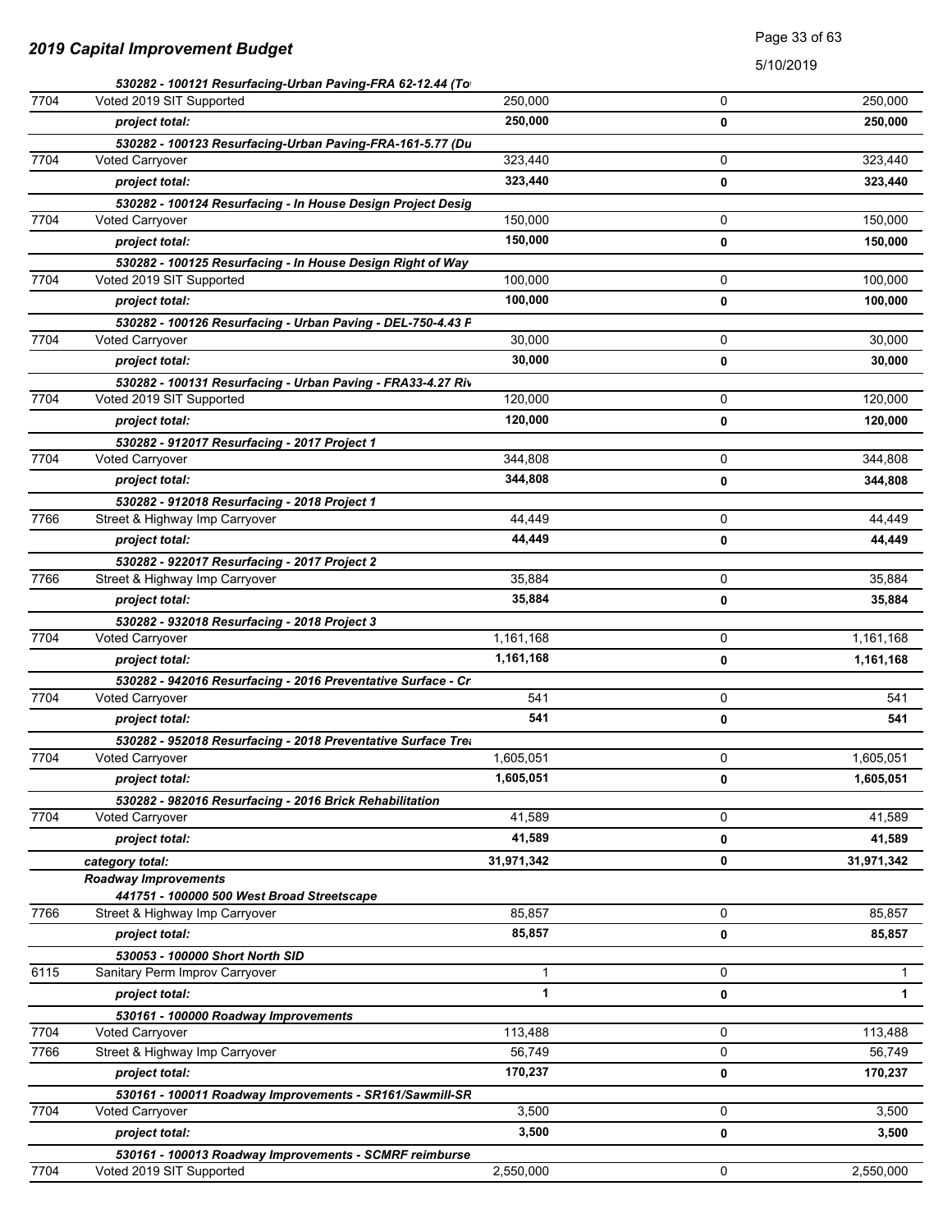## 2019 Capital Improvement Budget

5/10/2019

| Fund | Description | Amount | | Total |
|---|---|---|---|---|
| | ***530282 - 100121 Resurfacing-Urban Paving-FRA 62-12.44 (To*** | | | |
| 7704 | Voted 2019 SIT Supported | 250,000 | 0 | 250,000 |
| | ***project total:*** | **250,000** | **0** | **250,000** |
| | ***530282 - 100123 Resurfacing-Urban Paving-FRA-161-5.77 (Du*** | | | |
| 7704 | Voted Carryover | 323,440 | 0 | 323,440 |
| | ***project total:*** | **323,440** | **0** | **323,440** |
| | ***530282 - 100124 Resurfacing - In House Design Project Desig*** | | | |
| 7704 | Voted Carryover | 150,000 | 0 | 150,000 |
| | ***project total:*** | **150,000** | **0** | **150,000** |
| | ***530282 - 100125 Resurfacing - In House Design Right of Way*** | | | |
| 7704 | Voted 2019 SIT Supported | 100,000 | 0 | 100,000 |
| | ***project total:*** | **100,000** | **0** | **100,000** |
| | ***530282 - 100126 Resurfacing - Urban Paving - DEL-750-4.43 F*** | | | |
| 7704 | Voted Carryover | 30,000 | 0 | 30,000 |
| | ***project total:*** | **30,000** | **0** | **30,000** |
| | ***530282 - 100131 Resurfacing - Urban Paving - FRA33-4.27 Riv*** | | | |
| 7704 | Voted 2019 SIT Supported | 120,000 | 0 | 120,000 |
| | ***project total:*** | **120,000** | **0** | **120,000** |
| | ***530282 - 912017 Resurfacing - 2017 Project 1*** | | | |
| 7704 | Voted Carryover | 344,808 | 0 | 344,808 |
| | ***project total:*** | **344,808** | **0** | **344,808** |
| | ***530282 - 912018 Resurfacing - 2018 Project 1*** | | | |
| 7766 | Street & Highway Imp Carryover | 44,449 | 0 | 44,449 |
| | ***project total:*** | **44,449** | **0** | **44,449** |
| | ***530282 - 922017 Resurfacing - 2017 Project 2*** | | | |
| 7766 | Street & Highway Imp Carryover | 35,884 | 0 | 35,884 |
| | ***project total:*** | **35,884** | **0** | **35,884** |
| | ***530282 - 932018 Resurfacing - 2018 Project 3*** | | | |
| 7704 | Voted Carryover | 1,161,168 | 0 | 1,161,168 |
| | ***project total:*** | **1,161,168** | **0** | **1,161,168** |
| | ***530282 - 942016 Resurfacing - 2016 Preventative Surface - Cr*** | | | |
| 7704 | Voted Carryover | 541 | 0 | 541 |
| | ***project total:*** | **541** | **0** | **541** |
| | ***530282 - 952018 Resurfacing - 2018 Preventative Surface Tre*** | | | |
| 7704 | Voted Carryover | 1,605,051 | 0 | 1,605,051 |
| | ***project total:*** | **1,605,051** | **0** | **1,605,051** |
| | ***530282 - 982016 Resurfacing - 2016 Brick Rehabilitation*** | | | |
| 7704 | Voted Carryover | 41,589 | 0 | 41,589 |
| | ***project total:*** | **41,589** | **0** | **41,589** |
| | ***category total:*** | **31,971,342** | **0** | **31,971,342** |
| | ***Roadway Improvements*** | | | |
| | ***441751 - 100000 500 West Broad Streetscape*** | | | |
| 7766 | Street & Highway Imp Carryover | 85,857 | 0 | 85,857 |
| | ***project total:*** | **85,857** | **0** | **85,857** |
| | ***530053 - 100000 Short North SID*** | | | |
| 6115 | Sanitary Perm Improv Carryover | 1 | 0 | 1 |
| | ***project total:*** | **1** | **0** | **1** |
| | ***530161 - 100000 Roadway Improvements*** | | | |
| 7704 | Voted Carryover | 113,488 | 0 | 113,488 |
| 7766 | Street & Highway Imp Carryover | 56,749 | 0 | 56,749 |
| | ***project total:*** | **170,237** | **0** | **170,237** |
| | ***530161 - 100011 Roadway Improvements - SR161/Sawmill-SR*** | | | |
| 7704 | Voted Carryover | 3,500 | 0 | 3,500 |
| | ***project total:*** | **3,500** | **0** | **3,500** |
| | ***530161 - 100013 Roadway Improvements - SCMRF reimburse*** | | | |
| 7704 | Voted 2019 SIT Supported | 2,550,000 | 0 | 2,550,000 |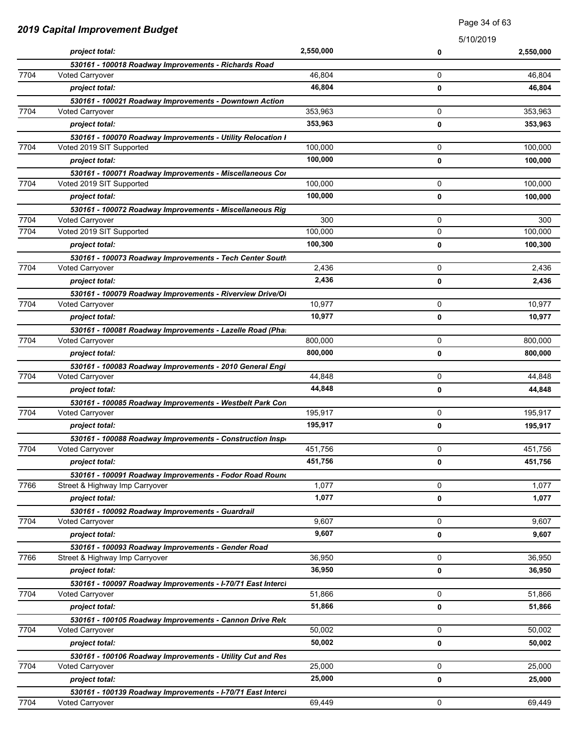## 2019 Capital Improvement Budget

| | | | | |
|---|---|---|---|---|
| | *project total:* | **2,550,000** | **0** | **2,550,000** |
| | ***530161 - 100018 Roadway Improvements - Richards Road*** | | | |
| 7704 | Voted Carryover | 46,804 | 0 | 46,804 |
| | *project total:* | **46,804** | **0** | **46,804** |
| | ***530161 - 100021 Roadway Improvements - Downtown Action*** | | | |
| 7704 | Voted Carryover | 353,963 | 0 | 353,963 |
| | *project total:* | **353,963** | **0** | **353,963** |
| | ***530161 - 100070 Roadway Improvements - Utility Relocation I*** | | | |
| 7704 | Voted 2019 SIT Supported | 100,000 | 0 | 100,000 |
| | *project total:* | **100,000** | **0** | **100,000** |
| | ***530161 - 100071 Roadway Improvements - Miscellaneous Cor*** | | | |
| 7704 | Voted 2019 SIT Supported | 100,000 | 0 | 100,000 |
| | *project total:* | **100,000** | **0** | **100,000** |
| | ***530161 - 100072 Roadway Improvements - Miscellaneous Rig*** | | | |
| 7704 | Voted Carryover | 300 | 0 | 300 |
| 7704 | Voted 2019 SIT Supported | 100,000 | 0 | 100,000 |
| | *project total:* | **100,300** | **0** | **100,300** |
| | ***530161 - 100073 Roadway Improvements - Tech Center South*** | | | |
| 7704 | Voted Carryover | 2,436 | 0 | 2,436 |
| | *project total:* | **2,436** | **0** | **2,436** |
| | ***530161 - 100079 Roadway Improvements - Riverview Drive/Ol*** | | | |
| 7704 | Voted Carryover | 10,977 | 0 | 10,977 |
| | *project total:* | **10,977** | **0** | **10,977** |
| | ***530161 - 100081 Roadway Improvements - Lazelle Road (Pha*** | | | |
| 7704 | Voted Carryover | 800,000 | 0 | 800,000 |
| | *project total:* | **800,000** | **0** | **800,000** |
| | ***530161 - 100083 Roadway Improvements - 2010 General Engi*** | | | |
| 7704 | Voted Carryover | 44,848 | 0 | 44,848 |
| | *project total:* | **44,848** | **0** | **44,848** |
| | ***530161 - 100085 Roadway Improvements - Westbelt Park Con*** | | | |
| 7704 | Voted Carryover | 195,917 | 0 | 195,917 |
| | *project total:* | **195,917** | **0** | **195,917** |
| | ***530161 - 100088 Roadway Improvements - Construction Insp*** | | | |
| 7704 | Voted Carryover | 451,756 | 0 | 451,756 |
| | *project total:* | **451,756** | **0** | **451,756** |
| | ***530161 - 100091 Roadway Improvements - Fodor Road Round*** | | | |
| 7766 | Street & Highway Imp Carryover | 1,077 | 0 | 1,077 |
| | *project total:* | **1,077** | **0** | **1,077** |
| | ***530161 - 100092 Roadway Improvements - Guardrail*** | | | |
| 7704 | Voted Carryover | 9,607 | 0 | 9,607 |
| | *project total:* | **9,607** | **0** | **9,607** |
| | ***530161 - 100093 Roadway Improvements - Gender Road*** | | | |
| 7766 | Street & Highway Imp Carryover | 36,950 | 0 | 36,950 |
| | *project total:* | **36,950** | **0** | **36,950** |
| | ***530161 - 100097 Roadway Improvements - I-70/71 East Intercl*** | | | |
| 7704 | Voted Carryover | 51,866 | 0 | 51,866 |
| | *project total:* | **51,866** | **0** | **51,866** |
| | ***530161 - 100105 Roadway Improvements - Cannon Drive Relc*** | | | |
| 7704 | Voted Carryover | 50,002 | 0 | 50,002 |
| | *project total:* | **50,002** | **0** | **50,002** |
| | ***530161 - 100106 Roadway Improvements - Utility Cut and Res*** | | | |
| 7704 | Voted Carryover | 25,000 | 0 | 25,000 |
| | *project total:* | **25,000** | **0** | **25,000** |
| | ***530161 - 100139 Roadway Improvements - I-70/71 East Intercl*** | | | |
| 7704 | Voted Carryover | 69,449 | 0 | 69,449 |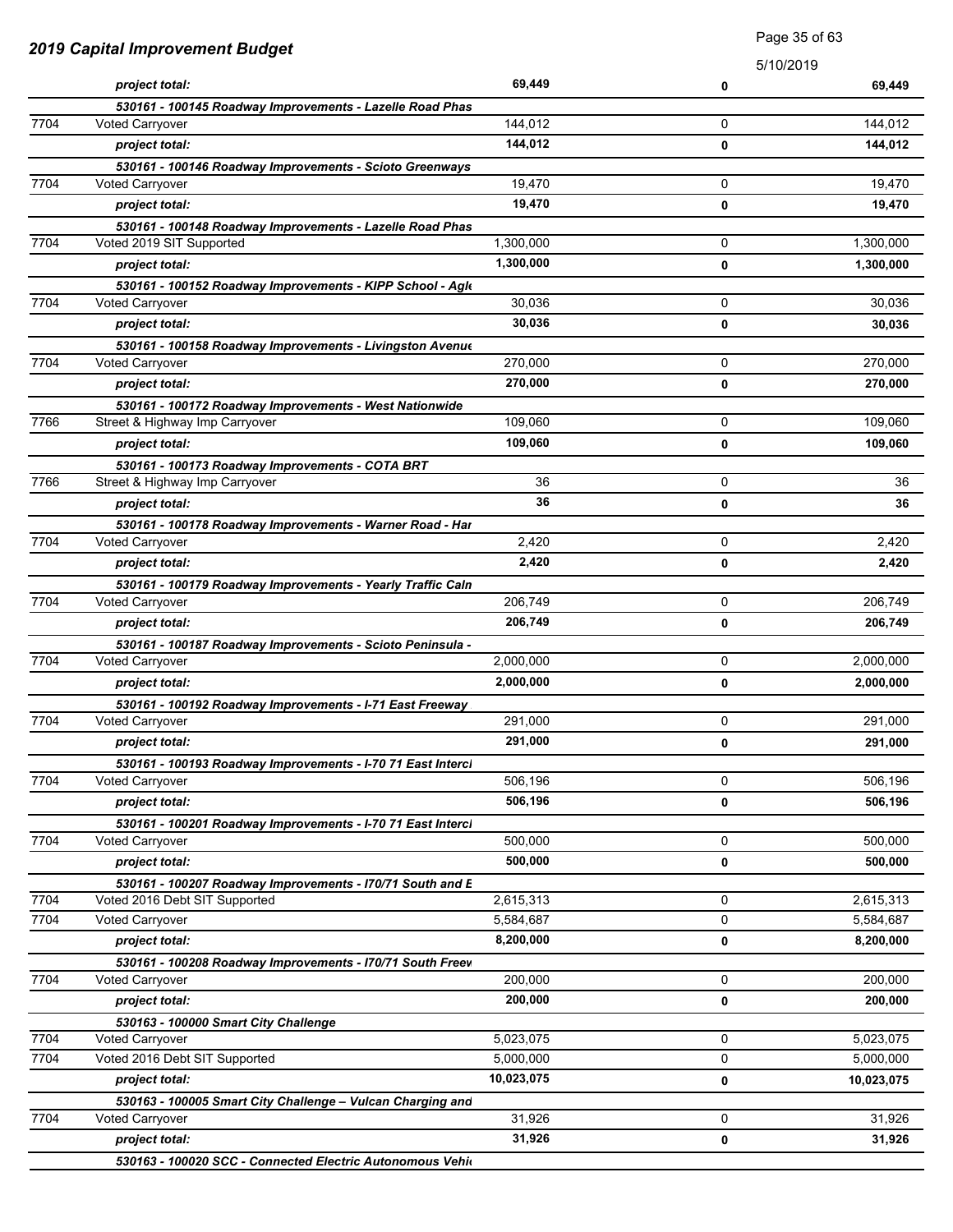## 2019 Capital Improvement Budget

5/10/2019

| | | | | |
|---|---|---|---|---|
| | ***project total:*** | **69,449** | **0** | **69,449** |
| | ***530161 - 100145 Roadway Improvements - Lazelle Road Phas*** | | | |
| 7704 | Voted Carryover | 144,012 | 0 | 144,012 |
| | ***project total:*** | **144,012** | **0** | **144,012** |
| | ***530161 - 100146 Roadway Improvements - Scioto Greenways*** | | | |
| 7704 | Voted Carryover | 19,470 | 0 | 19,470 |
| | ***project total:*** | **19,470** | **0** | **19,470** |
| | ***530161 - 100148 Roadway Improvements - Lazelle Road Phas*** | | | |
| 7704 | Voted 2019 SIT Supported | 1,300,000 | 0 | 1,300,000 |
| | ***project total:*** | **1,300,000** | **0** | **1,300,000** |
| | ***530161 - 100152 Roadway Improvements - KIPP School - Agl*** | | | |
| 7704 | Voted Carryover | 30,036 | 0 | 30,036 |
| | ***project total:*** | **30,036** | **0** | **30,036** |
| | ***530161 - 100158 Roadway Improvements - Livingston Avenue*** | | | |
| 7704 | Voted Carryover | 270,000 | 0 | 270,000 |
| | ***project total:*** | **270,000** | **0** | **270,000** |
| | ***530161 - 100172 Roadway Improvements - West Nationwide*** | | | |
| 7766 | Street & Highway Imp Carryover | 109,060 | 0 | 109,060 |
| | ***project total:*** | **109,060** | **0** | **109,060** |
| | ***530161 - 100173 Roadway Improvements - COTA BRT*** | | | |
| 7766 | Street & Highway Imp Carryover | 36 | 0 | 36 |
| | ***project total:*** | **36** | **0** | **36** |
| | ***530161 - 100178 Roadway Improvements - Warner Road - Har*** | | | |
| 7704 | Voted Carryover | 2,420 | 0 | 2,420 |
| | ***project total:*** | **2,420** | **0** | **2,420** |
| | ***530161 - 100179 Roadway Improvements - Yearly Traffic Caln*** | | | |
| 7704 | Voted Carryover | 206,749 | 0 | 206,749 |
| | ***project total:*** | **206,749** | **0** | **206,749** |
| | ***530161 - 100187 Roadway Improvements - Scioto Peninsula -*** | | | |
| 7704 | Voted Carryover | 2,000,000 | 0 | 2,000,000 |
| | ***project total:*** | **2,000,000** | **0** | **2,000,000** |
| | ***530161 - 100192 Roadway Improvements - I-71 East Freeway*** | | | |
| 7704 | Voted Carryover | 291,000 | 0 | 291,000 |
| | ***project total:*** | **291,000** | **0** | **291,000** |
| | ***530161 - 100193 Roadway Improvements - I-70 71 East Intercl*** | | | |
| 7704 | Voted Carryover | 506,196 | 0 | 506,196 |
| | ***project total:*** | **506,196** | **0** | **506,196** |
| | ***530161 - 100201 Roadway Improvements - I-70 71 East Intercl*** | | | |
| 7704 | Voted Carryover | 500,000 | 0 | 500,000 |
| | ***project total:*** | **500,000** | **0** | **500,000** |
| | ***530161 - 100207 Roadway Improvements - I70/71 South and E*** | | | |
| 7704 | Voted 2016 Debt SIT Supported | 2,615,313 | 0 | 2,615,313 |
| 7704 | Voted Carryover | 5,584,687 | 0 | 5,584,687 |
| | ***project total:*** | **8,200,000** | **0** | **8,200,000** |
| | ***530161 - 100208 Roadway Improvements - I70/71 South Freev*** | | | |
| 7704 | Voted Carryover | 200,000 | 0 | 200,000 |
| | ***project total:*** | **200,000** | **0** | **200,000** |
| | ***530163 - 100000 Smart City Challenge*** | | | |
| 7704 | Voted Carryover | 5,023,075 | 0 | 5,023,075 |
| 7704 | Voted 2016 Debt SIT Supported | 5,000,000 | 0 | 5,000,000 |
| | ***project total:*** | **10,023,075** | **0** | **10,023,075** |
| | ***530163 - 100005 Smart City Challenge – Vulcan Charging and*** | | | |
| 7704 | Voted Carryover | 31,926 | 0 | 31,926 |
| | ***project total:*** | **31,926** | **0** | **31,926** |
| | ***530163 - 100020 SCC - Connected Electric Autonomous Vehi*** | | | |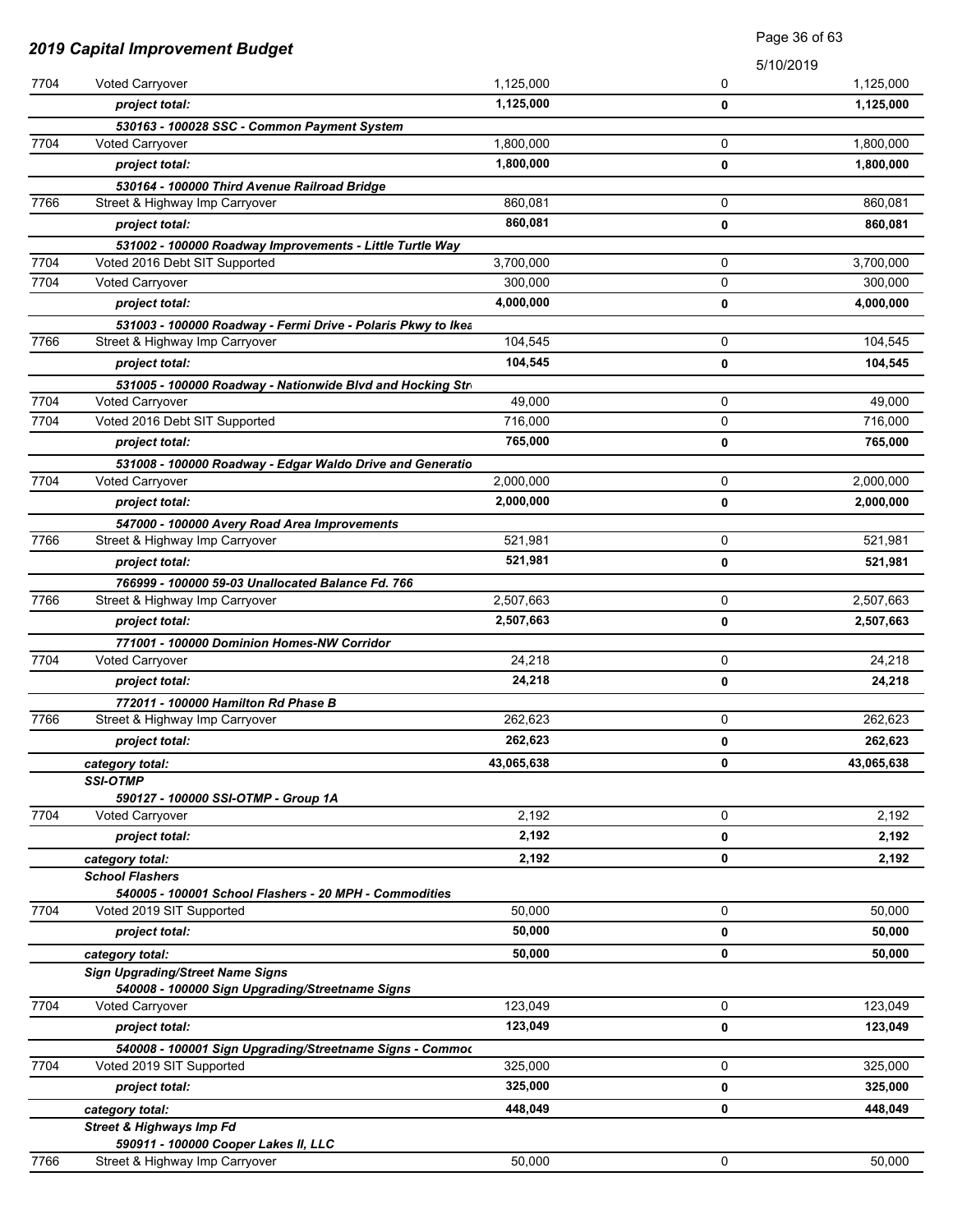| | | | | |
|---|---|---|---|---|
| 7704 | Voted Carryover | 1,125,000 | 0 | 1,125,000 |
| | ***project total:*** | **1,125,000** | **0** | **1,125,000** |
| | ***530163 - 100028 SSC - Common Payment System*** | | | |
| 7704 | Voted Carryover | 1,800,000 | 0 | 1,800,000 |
| | ***project total:*** | **1,800,000** | **0** | **1,800,000** |
| | ***530164 - 100000 Third Avenue Railroad Bridge*** | | | |
| 7766 | Street & Highway Imp Carryover | 860,081 | 0 | 860,081 |
| | ***project total:*** | **860,081** | **0** | **860,081** |
| | ***531002 - 100000 Roadway Improvements - Little Turtle Way*** | | | |
| 7704 | Voted 2016 Debt SIT Supported | 3,700,000 | 0 | 3,700,000 |
| 7704 | Voted Carryover | 300,000 | 0 | 300,000 |
| | ***project total:*** | **4,000,000** | **0** | **4,000,000** |
| | ***531003 - 100000 Roadway - Fermi Drive - Polaris Pkwy to Ikea*** | | | |
| 7766 | Street & Highway Imp Carryover | 104,545 | 0 | 104,545 |
| | ***project total:*** | **104,545** | **0** | **104,545** |
| | ***531005 - 100000 Roadway - Nationwide Blvd and Hocking Str*** | | | |
| 7704 | Voted Carryover | 49,000 | 0 | 49,000 |
| 7704 | Voted 2016 Debt SIT Supported | 716,000 | 0 | 716,000 |
| | ***project total:*** | **765,000** | **0** | **765,000** |
| | ***531008 - 100000 Roadway - Edgar Waldo Drive and Generatio*** | | | |
| 7704 | Voted Carryover | 2,000,000 | 0 | 2,000,000 |
| | ***project total:*** | **2,000,000** | **0** | **2,000,000** |
| | ***547000 - 100000 Avery Road Area Improvements*** | | | |
| 7766 | Street & Highway Imp Carryover | 521,981 | 0 | 521,981 |
| | ***project total:*** | **521,981** | **0** | **521,981** |
| | ***766999 - 100000 59-03 Unallocated Balance Fd. 766*** | | | |
| 7766 | Street & Highway Imp Carryover | 2,507,663 | 0 | 2,507,663 |
| | ***project total:*** | **2,507,663** | **0** | **2,507,663** |
| | ***771001 - 100000 Dominion Homes-NW Corridor*** | | | |
| 7704 | Voted Carryover | 24,218 | 0 | 24,218 |
| | ***project total:*** | **24,218** | **0** | **24,218** |
| | ***772011 - 100000 Hamilton Rd Phase B*** | | | |
| 7766 | Street & Highway Imp Carryover | 262,623 | 0 | 262,623 |
| | ***project total:*** | **262,623** | **0** | **262,623** |
| | ***category total:*** | **43,065,638** | **0** | **43,065,638** |
| | ***SSI-OTMP*** | | | |
| | ***590127 - 100000 SSI-OTMP - Group 1A*** | | | |
| 7704 | Voted Carryover | 2,192 | 0 | 2,192 |
| | ***project total:*** | **2,192** | **0** | **2,192** |
| | ***category total:*** | **2,192** | **0** | **2,192** |
| | ***School Flashers*** | | | |
| | ***540005 - 100001 School Flashers - 20 MPH - Commodities*** | | | |
| 7704 | Voted 2019 SIT Supported | 50,000 | 0 | 50,000 |
| | ***project total:*** | **50,000** | **0** | **50,000** |
| | ***category total:*** | **50,000** | **0** | **50,000** |
| | ***Sign Upgrading/Street Name Signs*** | | | |
| | ***540008 - 100000 Sign Upgrading/Streetname Signs*** | | | |
| 7704 | Voted Carryover | 123,049 | 0 | 123,049 |
| | ***project total:*** | **123,049** | **0** | **123,049** |
| | ***540008 - 100001 Sign Upgrading/Streetname Signs - Commoc*** | | | |
| 7704 | Voted 2019 SIT Supported | 325,000 | 0 | 325,000 |
| | ***project total:*** | **325,000** | **0** | **325,000** |
| | ***category total:*** | **448,049** | **0** | **448,049** |
| | ***Street & Highways Imp Fd*** | | | |
| | ***590911 - 100000 Cooper Lakes II, LLC*** | | | |
| 7766 | Street & Highway Imp Carryover | 50,000 | 0 | 50,000 |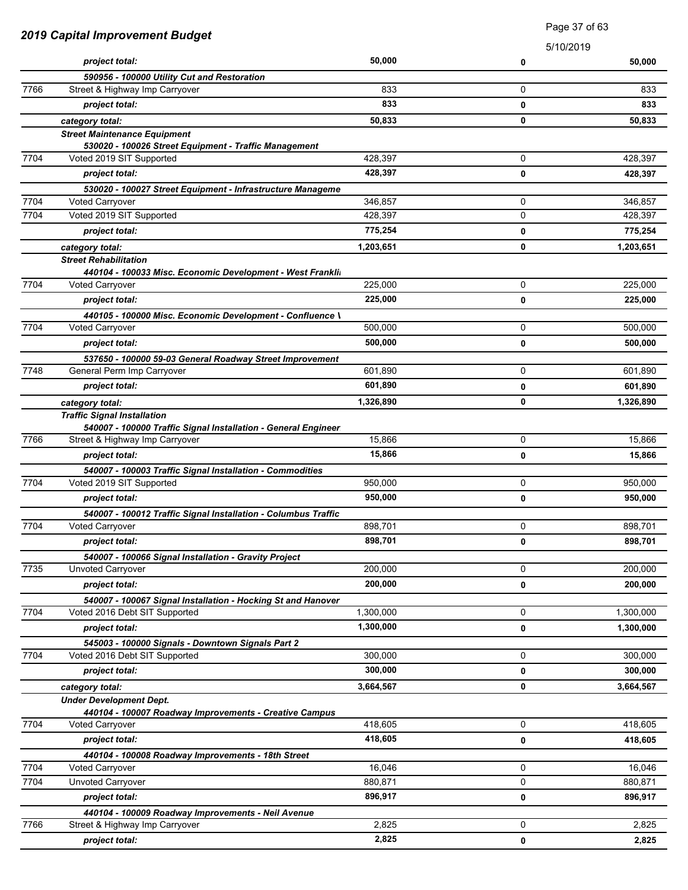| | | | | |
|---|---|---|---|---|
| | *project total:* | **50,000** | **0** | **50,000** |
| | ***590956 - 100000 Utility Cut and Restoration*** | | | |
| 7766 | Street & Highway Imp Carryover | 833 | 0 | 833 |
| | *project total:* | **833** | **0** | **833** |
| | *category total:* | **50,833** | **0** | **50,833** |
| | ***Street Maintenance Equipment*** | | | |
| | ***530020 - 100026 Street Equipment - Traffic Management*** | | | |
| 7704 | Voted 2019 SIT Supported | 428,397 | 0 | 428,397 |
| | *project total:* | **428,397** | **0** | **428,397** |
| | ***530020 - 100027 Street Equipment - Infrastructure Manageme*** | | | |
| 7704 | Voted Carryover | 346,857 | 0 | 346,857 |
| 7704 | Voted 2019 SIT Supported | 428,397 | 0 | 428,397 |
| | *project total:* | **775,254** | **0** | **775,254** |
| | *category total:* | **1,203,651** | **0** | **1,203,651** |
| | ***Street Rehabilitation*** | | | |
| | ***440104 - 100033 Misc. Economic Development - West Frankli*** | | | |
| 7704 | Voted Carryover | 225,000 | 0 | 225,000 |
| | *project total:* | **225,000** | **0** | **225,000** |
| | ***440105 - 100000 Misc. Economic Development - Confluence \\*** | | | |
| 7704 | Voted Carryover | 500,000 | 0 | 500,000 |
| | *project total:* | **500,000** | **0** | **500,000** |
| | ***537650 - 100000 59-03 General Roadway Street Improvement*** | | | |
| 7748 | General Perm Imp Carryover | 601,890 | 0 | 601,890 |
| | *project total:* | **601,890** | **0** | **601,890** |
| | *category total:* | **1,326,890** | **0** | **1,326,890** |
| | ***Traffic Signal Installation*** | | | |
| | ***540007 - 100000 Traffic Signal Installation - General Engineer*** | | | |
| 7766 | Street & Highway Imp Carryover | 15,866 | 0 | 15,866 |
| | *project total:* | **15,866** | **0** | **15,866** |
| | ***540007 - 100003 Traffic Signal Installation - Commodities*** | | | |
| 7704 | Voted 2019 SIT Supported | 950,000 | 0 | 950,000 |
| | *project total:* | **950,000** | **0** | **950,000** |
| | ***540007 - 100012 Traffic Signal Installation - Columbus Traffic*** | | | |
| 7704 | Voted Carryover | 898,701 | 0 | 898,701 |
| | *project total:* | **898,701** | **0** | **898,701** |
| | ***540007 - 100066 Signal Installation - Gravity Project*** | | | |
| 7735 | Unvoted Carryover | 200,000 | 0 | 200,000 |
| | *project total:* | **200,000** | **0** | **200,000** |
| | ***540007 - 100067 Signal Installation - Hocking St and Hanover*** | | | |
| 7704 | Voted 2016 Debt SIT Supported | 1,300,000 | 0 | 1,300,000 |
| | *project total:* | **1,300,000** | **0** | **1,300,000** |
| | ***545003 - 100000 Signals - Downtown Signals Part 2*** | | | |
| 7704 | Voted 2016 Debt SIT Supported | 300,000 | 0 | 300,000 |
| | *project total:* | **300,000** | **0** | **300,000** |
| | *category total:* | **3,664,567** | **0** | **3,664,567** |
| | ***Under Development Dept.*** | | | |
| | ***440104 - 100007 Roadway Improvements - Creative Campus*** | | | |
| 7704 | Voted Carryover | 418,605 | 0 | 418,605 |
| | *project total:* | **418,605** | **0** | **418,605** |
| | ***440104 - 100008 Roadway Improvements - 18th Street*** | | | |
| 7704 | Voted Carryover | 16,046 | 0 | 16,046 |
| 7704 | Unvoted Carryover | 880,871 | 0 | 880,871 |
| | *project total:* | **896,917** | **0** | **896,917** |
| | ***440104 - 100009 Roadway Improvements - Neil Avenue*** | | | |
| 7766 | Street & Highway Imp Carryover | 2,825 | 0 | 2,825 |
| | *project total:* | **2,825** | **0** | **2,825** |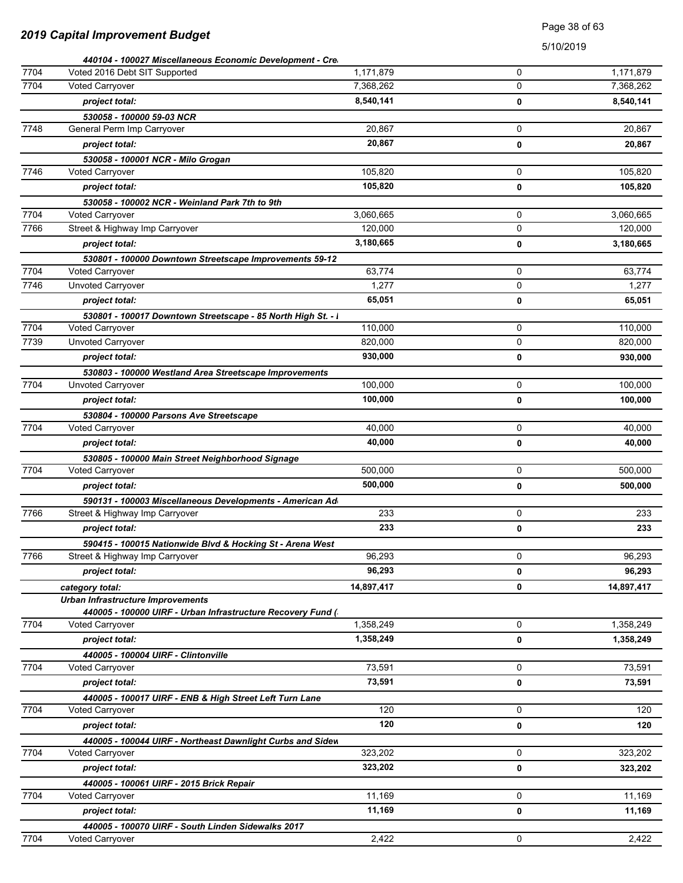| | | | | |
|---|---|---|---|---|
| | *440104 - 100027 Miscellaneous Economic Development - Cre* | | | |
| 7704 | Voted 2016 Debt SIT Supported | 1,171,879 | 0 | 1,171,879 |
| 7704 | Voted Carryover | 7,368,262 | 0 | 7,368,262 |
| | ***project total:*** | **8,540,141** | **0** | **8,540,141** |
| | *530058 - 100000 59-03 NCR* | | | |
| 7748 | General Perm Imp Carryover | 20,867 | 0 | 20,867 |
| | ***project total:*** | **20,867** | **0** | **20,867** |
| | *530058 - 100001 NCR - Milo Grogan* | | | |
| 7746 | Voted Carryover | 105,820 | 0 | 105,820 |
| | ***project total:*** | **105,820** | **0** | **105,820** |
| | *530058 - 100002 NCR - Weinland Park 7th to 9th* | | | |
| 7704 | Voted Carryover | 3,060,665 | 0 | 3,060,665 |
| 7766 | Street & Highway Imp Carryover | 120,000 | 0 | 120,000 |
| | ***project total:*** | **3,180,665** | **0** | **3,180,665** |
| | *530801 - 100000 Downtown Streetscape Improvements 59-12* | | | |
| 7704 | Voted Carryover | 63,774 | 0 | 63,774 |
| 7746 | Unvoted Carryover | 1,277 | 0 | 1,277 |
| | ***project total:*** | **65,051** | **0** | **65,051** |
| | *530801 - 100017 Downtown Streetscape - 85 North High St. - I* | | | |
| 7704 | Voted Carryover | 110,000 | 0 | 110,000 |
| 7739 | Unvoted Carryover | 820,000 | 0 | 820,000 |
| | ***project total:*** | **930,000** | **0** | **930,000** |
| | *530803 - 100000 Westland Area Streetscape Improvements* | | | |
| 7704 | Unvoted Carryover | 100,000 | 0 | 100,000 |
| | ***project total:*** | **100,000** | **0** | **100,000** |
| | *530804 - 100000 Parsons Ave Streetscape* | | | |
| 7704 | Voted Carryover | 40,000 | 0 | 40,000 |
| | ***project total:*** | **40,000** | **0** | **40,000** |
| | *530805 - 100000 Main Street Neighborhood Signage* | | | |
| 7704 | Voted Carryover | 500,000 | 0 | 500,000 |
| | ***project total:*** | **500,000** | **0** | **500,000** |
| | *590131 - 100003 Miscellaneous Developments - American Ad* | | | |
| 7766 | Street & Highway Imp Carryover | 233 | 0 | 233 |
| | ***project total:*** | **233** | **0** | **233** |
| | *590415 - 100015 Nationwide Blvd & Hocking St - Arena West* | | | |
| 7766 | Street & Highway Imp Carryover | 96,293 | 0 | 96,293 |
| | ***project total:*** | **96,293** | **0** | **96,293** |
| | *category total:* | **14,897,417** | **0** | **14,897,417** |
| | ***Urban Infrastructure Improvements*** | | | |
| | *440005 - 100000 UIRF - Urban Infrastructure Recovery Fund (* | | | |
| 7704 | Voted Carryover | 1,358,249 | 0 | 1,358,249 |
| | ***project total:*** | **1,358,249** | **0** | **1,358,249** |
| | *440005 - 100004 UIRF - Clintonville* | | | |
| 7704 | Voted Carryover | 73,591 | 0 | 73,591 |
| | ***project total:*** | **73,591** | **0** | **73,591** |
| | *440005 - 100017 UIRF - ENB & High Street Left Turn Lane* | | | |
| 7704 | Voted Carryover | 120 | 0 | 120 |
| | ***project total:*** | **120** | **0** | **120** |
| | *440005 - 100044 UIRF - Northeast Dawnlight Curbs and Sidew* | | | |
| 7704 | Voted Carryover | 323,202 | 0 | 323,202 |
| | ***project total:*** | **323,202** | **0** | **323,202** |
| | *440005 - 100061 UIRF - 2015 Brick Repair* | | | |
| 7704 | Voted Carryover | 11,169 | 0 | 11,169 |
| | ***project total:*** | **11,169** | **0** | **11,169** |
| | *440005 - 100070 UIRF - South Linden Sidewalks 2017* | | | |
| 7704 | Voted Carryover | 2,422 | 0 | 2,422 |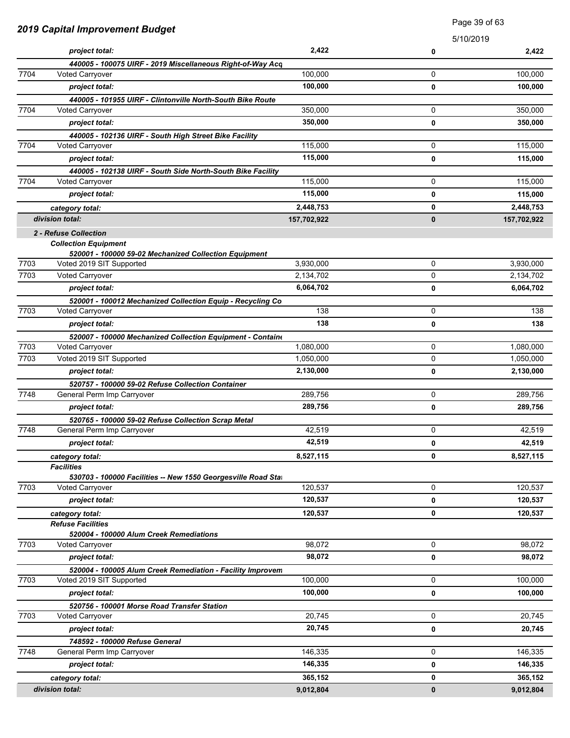# 2019 Capital Improvement Budget

5/10/2019

| | | | | |
|---|---|---|---|---|
| | ***project total:*** | **2,422** | **0** | **2,422** |
| | ***440005 - 100075 UIRF - 2019 Miscellaneous Right-of-Way Acq*** | | | |
| 7704 | Voted Carryover | 100,000 | 0 | 100,000 |
| | ***project total:*** | **100,000** | **0** | **100,000** |
| | ***440005 - 101955 UIRF - Clintonville North-South Bike Route*** | | | |
| 7704 | Voted Carryover | 350,000 | 0 | 350,000 |
| | ***project total:*** | **350,000** | **0** | **350,000** |
| | ***440005 - 102136 UIRF - South High Street Bike Facility*** | | | |
| 7704 | Voted Carryover | 115,000 | 0 | 115,000 |
| | ***project total:*** | **115,000** | **0** | **115,000** |
| | ***440005 - 102138 UIRF - South Side North-South Bike Facility*** | | | |
| 7704 | Voted Carryover | 115,000 | 0 | 115,000 |
| | ***project total:*** | **115,000** | **0** | **115,000** |
| | ***category total:*** | **2,448,753** | **0** | **2,448,753** |
| | ***division total:*** | **157,702,922** | **0** | **157,702,922** |
| | ***2 - Refuse Collection*** | | | |
| | ***Collection Equipment*** | | | |
| | ***520001 - 100000 59-02 Mechanized Collection Equipment*** | | | |
| 7703 | Voted 2019 SIT Supported | 3,930,000 | 0 | 3,930,000 |
| 7703 | Voted Carryover | 2,134,702 | 0 | 2,134,702 |
| | ***project total:*** | **6,064,702** | **0** | **6,064,702** |
| | ***520001 - 100012 Mechanized Collection Equip - Recycling Co*** | | | |
| 7703 | Voted Carryover | 138 | 0 | 138 |
| | ***project total:*** | **138** | **0** | **138** |
| | ***520007 - 100000 Mechanized Collection Equipment - Containe*** | | | |
| 7703 | Voted Carryover | 1,080,000 | 0 | 1,080,000 |
| 7703 | Voted 2019 SIT Supported | 1,050,000 | 0 | 1,050,000 |
| | ***project total:*** | **2,130,000** | **0** | **2,130,000** |
| | ***520757 - 100000 59-02 Refuse Collection Container*** | | | |
| 7748 | General Perm Imp Carryover | 289,756 | 0 | 289,756 |
| | ***project total:*** | **289,756** | **0** | **289,756** |
| | ***520765 - 100000 59-02 Refuse Collection Scrap Metal*** | | | |
| 7748 | General Perm Imp Carryover | 42,519 | 0 | 42,519 |
| | ***project total:*** | **42,519** | **0** | **42,519** |
| | ***category total:*** | **8,527,115** | **0** | **8,527,115** |
| | ***Facilities*** | | | |
| | ***530703 - 100000 Facilities -- New 1550 Georgesville Road Sta*** | | | |
| 7703 | Voted Carryover | 120,537 | 0 | 120,537 |
| | ***project total:*** | **120,537** | **0** | **120,537** |
| | ***category total:*** | **120,537** | **0** | **120,537** |
| | ***Refuse Facilities*** | | | |
| | ***520004 - 100000 Alum Creek Remediations*** | | | |
| 7703 | Voted Carryover | 98,072 | 0 | 98,072 |
| | ***project total:*** | **98,072** | **0** | **98,072** |
| | ***520004 - 100005 Alum Creek Remediation - Facility Improvem*** | | | |
| 7703 | Voted 2019 SIT Supported | 100,000 | 0 | 100,000 |
| | ***project total:*** | **100,000** | **0** | **100,000** |
| | ***520756 - 100001 Morse Road Transfer Station*** | | | |
| 7703 | Voted Carryover | 20,745 | 0 | 20,745 |
| | ***project total:*** | **20,745** | **0** | **20,745** |
| | ***748592 - 100000 Refuse General*** | | | |
| 7748 | General Perm Imp Carryover | 146,335 | 0 | 146,335 |
| | ***project total:*** | **146,335** | **0** | **146,335** |
| | ***category total:*** | **365,152** | **0** | **365,152** |
| | ***division total:*** | **9,012,804** | **0** | **9,012,804** |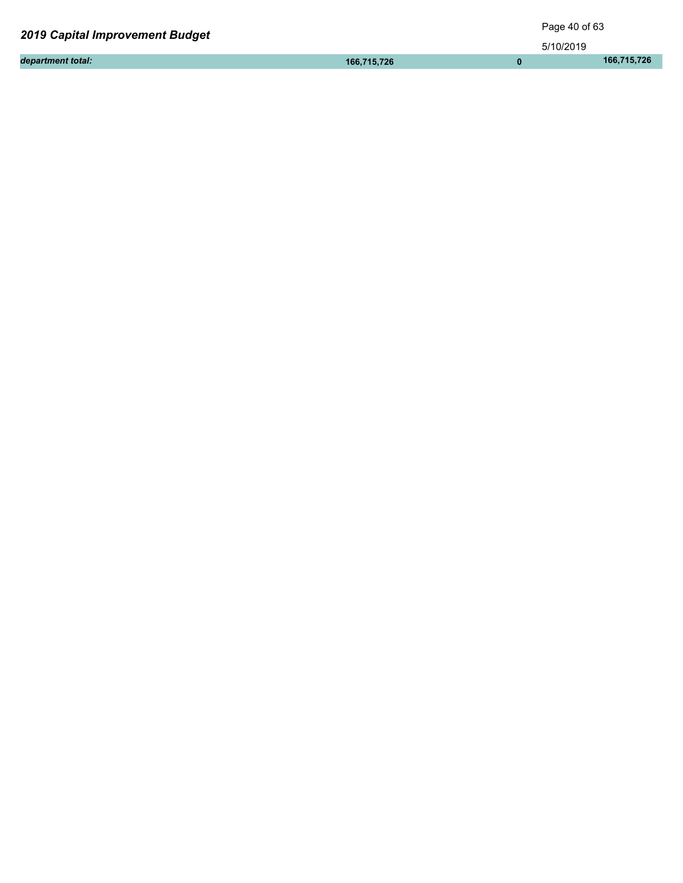| *department total:* | 166,715,726 | 0 | 166,715,726 |
|---|---|---|---|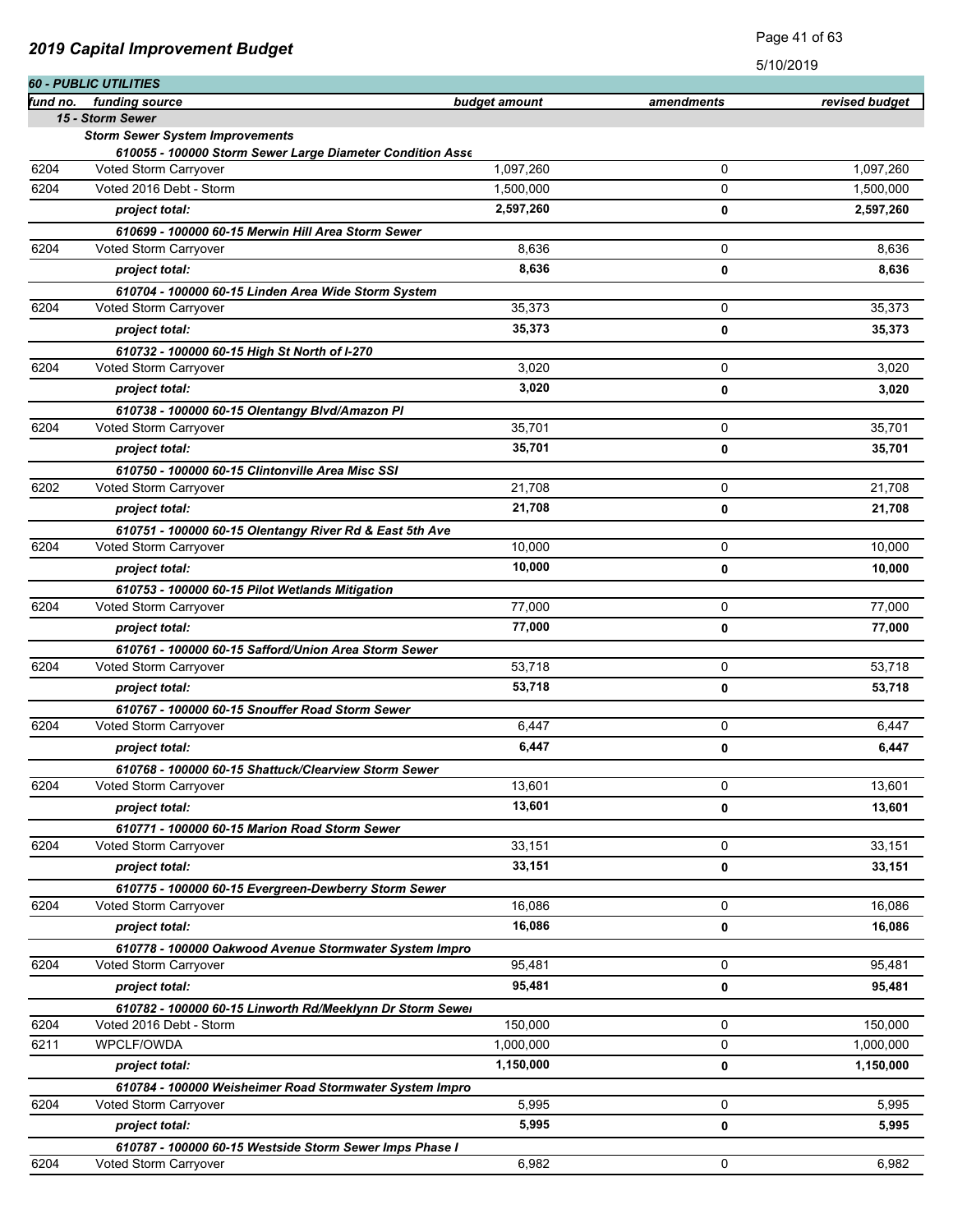## 2019 Capital Improvement Budget

5/10/2019

| fund no. | funding source | budget amount | amendments | revised budget |
|---|---|---|---|---|
| ***60 - PUBLIC UTILITIES*** | | | | |
| ***15 - Storm Sewer*** | | | | |
| ***Storm Sewer System Improvements*** | | | | |
| | ***610055 - 100000 Storm Sewer Large Diameter Condition Asse*** | | | |
| 6204 | Voted Storm Carryover | 1,097,260 | 0 | 1,097,260 |
| 6204 | Voted 2016 Debt - Storm | 1,500,000 | 0 | 1,500,000 |
| | ***project total:*** | **2,597,260** | **0** | **2,597,260** |
| | ***610699 - 100000 60-15 Merwin Hill Area Storm Sewer*** | | | |
| 6204 | Voted Storm Carryover | 8,636 | 0 | 8,636 |
| | ***project total:*** | **8,636** | **0** | **8,636** |
| | ***610704 - 100000 60-15 Linden Area Wide Storm System*** | | | |
| 6204 | Voted Storm Carryover | 35,373 | 0 | 35,373 |
| | ***project total:*** | **35,373** | **0** | **35,373** |
| | ***610732 - 100000 60-15 High St North of I-270*** | | | |
| 6204 | Voted Storm Carryover | 3,020 | 0 | 3,020 |
| | ***project total:*** | **3,020** | **0** | **3,020** |
| | ***610738 - 100000 60-15 Olentangy Blvd/Amazon Pl*** | | | |
| 6204 | Voted Storm Carryover | 35,701 | 0 | 35,701 |
| | ***project total:*** | **35,701** | **0** | **35,701** |
| | ***610750 - 100000 60-15 Clintonville Area Misc SSI*** | | | |
| 6202 | Voted Storm Carryover | 21,708 | 0 | 21,708 |
| | ***project total:*** | **21,708** | **0** | **21,708** |
| | ***610751 - 100000 60-15 Olentangy River Rd & East 5th Ave*** | | | |
| 6204 | Voted Storm Carryover | 10,000 | 0 | 10,000 |
| | ***project total:*** | **10,000** | **0** | **10,000** |
| | ***610753 - 100000 60-15 Pilot Wetlands Mitigation*** | | | |
| 6204 | Voted Storm Carryover | 77,000 | 0 | 77,000 |
| | ***project total:*** | **77,000** | **0** | **77,000** |
| | ***610761 - 100000 60-15 Safford/Union Area Storm Sewer*** | | | |
| 6204 | Voted Storm Carryover | 53,718 | 0 | 53,718 |
| | ***project total:*** | **53,718** | **0** | **53,718** |
| | ***610767 - 100000 60-15 Snouffer Road Storm Sewer*** | | | |
| 6204 | Voted Storm Carryover | 6,447 | 0 | 6,447 |
| | ***project total:*** | **6,447** | **0** | **6,447** |
| | ***610768 - 100000 60-15 Shattuck/Clearview Storm Sewer*** | | | |
| 6204 | Voted Storm Carryover | 13,601 | 0 | 13,601 |
| | ***project total:*** | **13,601** | **0** | **13,601** |
| | ***610771 - 100000 60-15 Marion Road Storm Sewer*** | | | |
| 6204 | Voted Storm Carryover | 33,151 | 0 | 33,151 |
| | ***project total:*** | **33,151** | **0** | **33,151** |
| | ***610775 - 100000 60-15 Evergreen-Dewberry Storm Sewer*** | | | |
| 6204 | Voted Storm Carryover | 16,086 | 0 | 16,086 |
| | ***project total:*** | **16,086** | **0** | **16,086** |
| | ***610778 - 100000 Oakwood Avenue Stormwater System Impro*** | | | |
| 6204 | Voted Storm Carryover | 95,481 | 0 | 95,481 |
| | ***project total:*** | **95,481** | **0** | **95,481** |
| | ***610782 - 100000 60-15 Linworth Rd/Meeklynn Dr Storm Sewer*** | | | |
| 6204 | Voted 2016 Debt - Storm | 150,000 | 0 | 150,000 |
| 6211 | WPCLF/OWDA | 1,000,000 | 0 | 1,000,000 |
| | ***project total:*** | **1,150,000** | **0** | **1,150,000** |
| | ***610784 - 100000 Weisheimer Road Stormwater System Impro*** | | | |
| 6204 | Voted Storm Carryover | 5,995 | 0 | 5,995 |
| | ***project total:*** | **5,995** | **0** | **5,995** |
| | ***610787 - 100000 60-15 Westside Storm Sewer Imps Phase I*** | | | |
| 6204 | Voted Storm Carryover | 6,982 | 0 | 6,982 |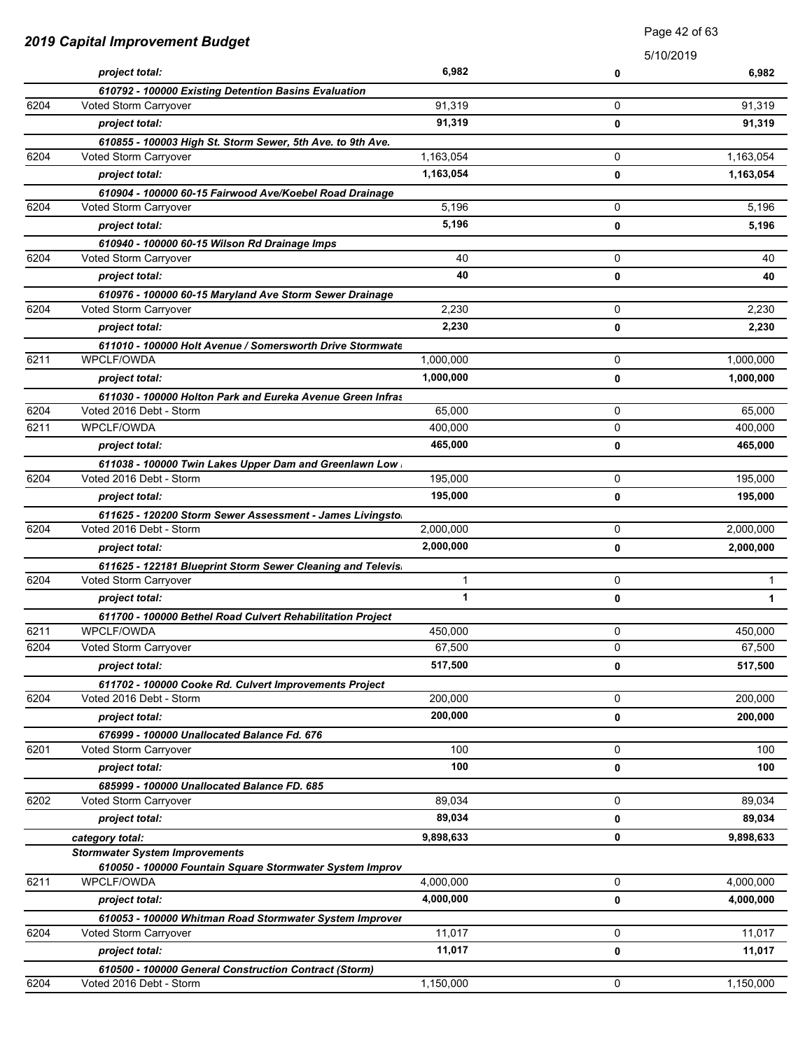## 2019 Capital Improvement Budget

5/10/2019

| | | | | |
|---|---|---|---|---|
| | *project total:* | 6,982 | 0 | 6,982 |
| | ***610792 - 100000 Existing Detention Basins Evaluation*** | | | |
| 6204 | Voted Storm Carryover | 91,319 | 0 | 91,319 |
| | *project total:* | 91,319 | 0 | 91,319 |
| | ***610855 - 100003 High St. Storm Sewer, 5th Ave. to 9th Ave.*** | | | |
| 6204 | Voted Storm Carryover | 1,163,054 | 0 | 1,163,054 |
| | *project total:* | 1,163,054 | 0 | 1,163,054 |
| | ***610904 - 100000 60-15 Fairwood Ave/Koebel Road Drainage*** | | | |
| 6204 | Voted Storm Carryover | 5,196 | 0 | 5,196 |
| | *project total:* | 5,196 | 0 | 5,196 |
| | ***610940 - 100000 60-15 Wilson Rd Drainage Imps*** | | | |
| 6204 | Voted Storm Carryover | 40 | 0 | 40 |
| | *project total:* | 40 | 0 | 40 |
| | ***610976 - 100000 60-15 Maryland Ave Storm Sewer Drainage*** | | | |
| 6204 | Voted Storm Carryover | 2,230 | 0 | 2,230 |
| | *project total:* | 2,230 | 0 | 2,230 |
| | ***611010 - 100000 Holt Avenue / Somersworth Drive Stormwate*** | | | |
| 6211 | WPCLF/OWDA | 1,000,000 | 0 | 1,000,000 |
| | *project total:* | 1,000,000 | 0 | 1,000,000 |
| | ***611030 - 100000 Holton Park and Eureka Avenue Green Infras*** | | | |
| 6204 | Voted 2016 Debt - Storm | 65,000 | 0 | 65,000 |
| 6211 | WPCLF/OWDA | 400,000 | 0 | 400,000 |
| | *project total:* | 465,000 | 0 | 465,000 |
| | ***611038 - 100000 Twin Lakes Upper Dam and Greenlawn Low*** | | | |
| 6204 | Voted 2016 Debt - Storm | 195,000 | 0 | 195,000 |
| | *project total:* | 195,000 | 0 | 195,000 |
| | ***611625 - 120200 Storm Sewer Assessment - James Livingsto*** | | | |
| 6204 | Voted 2016 Debt - Storm | 2,000,000 | 0 | 2,000,000 |
| | *project total:* | 2,000,000 | 0 | 2,000,000 |
| | ***611625 - 122181 Blueprint Storm Sewer Cleaning and Televis*** | | | |
| 6204 | Voted Storm Carryover | 1 | 0 | 1 |
| | *project total:* | 1 | 0 | 1 |
| | ***611700 - 100000 Bethel Road Culvert Rehabilitation Project*** | | | |
| 6211 | WPCLF/OWDA | 450,000 | 0 | 450,000 |
| 6204 | Voted Storm Carryover | 67,500 | 0 | 67,500 |
| | *project total:* | 517,500 | 0 | 517,500 |
| | ***611702 - 100000 Cooke Rd. Culvert Improvements Project*** | | | |
| 6204 | Voted 2016 Debt - Storm | 200,000 | 0 | 200,000 |
| | *project total:* | 200,000 | 0 | 200,000 |
| | ***676999 - 100000 Unallocated Balance Fd. 676*** | | | |
| 6201 | Voted Storm Carryover | 100 | 0 | 100 |
| | *project total:* | 100 | 0 | 100 |
| | ***685999 - 100000 Unallocated Balance FD. 685*** | | | |
| 6202 | Voted Storm Carryover | 89,034 | 0 | 89,034 |
| | *project total:* | 89,034 | 0 | 89,034 |
| | *category total:* | 9,898,633 | 0 | 9,898,633 |
| | ***Stormwater System Improvements*** | | | |
| | ***610050 - 100000 Fountain Square Stormwater System Improv*** | | | |
| 6211 | WPCLF/OWDA | 4,000,000 | 0 | 4,000,000 |
| | *project total:* | 4,000,000 | 0 | 4,000,000 |
| | ***610053 - 100000 Whitman Road Stormwater System Improver*** | | | |
| 6204 | Voted Storm Carryover | 11,017 | 0 | 11,017 |
| | *project total:* | 11,017 | 0 | 11,017 |
| | ***610500 - 100000 General Construction Contract (Storm)*** | | | |
| 6204 | Voted 2016 Debt - Storm | 1,150,000 | 0 | 1,150,000 |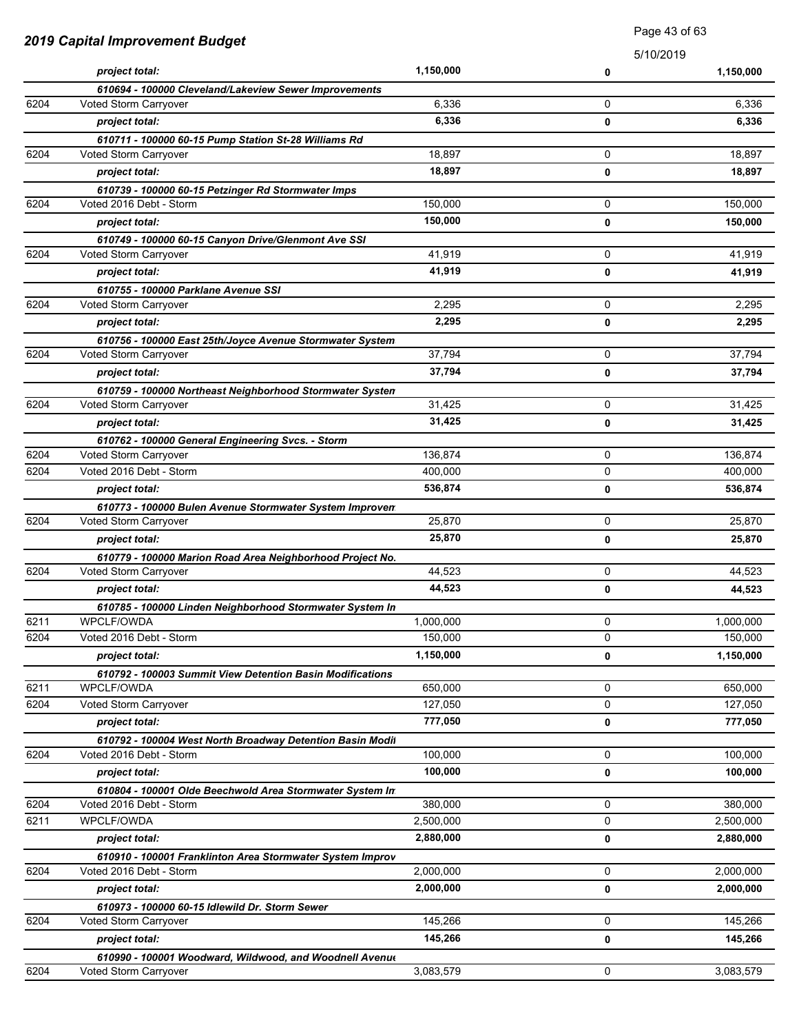## 2019 Capital Improvement Budget

5/10/2019

| Fund | Description | | | |
|---|---|---|---|---|
| | ***project total:*** | **1,150,000** | **0** | **1,150,000** |
| | ***610694 - 100000 Cleveland/Lakeview Sewer Improvements*** | | | |
| 6204 | Voted Storm Carryover | 6,336 | 0 | 6,336 |
| | ***project total:*** | **6,336** | **0** | **6,336** |
| | ***610711 - 100000 60-15 Pump Station St-28 Williams Rd*** | | | |
| 6204 | Voted Storm Carryover | 18,897 | 0 | 18,897 |
| | ***project total:*** | **18,897** | **0** | **18,897** |
| | ***610739 - 100000 60-15 Petzinger Rd Stormwater Imps*** | | | |
| 6204 | Voted 2016 Debt - Storm | 150,000 | 0 | 150,000 |
| | ***project total:*** | **150,000** | **0** | **150,000** |
| | ***610749 - 100000 60-15 Canyon Drive/Glenmont Ave SSI*** | | | |
| 6204 | Voted Storm Carryover | 41,919 | 0 | 41,919 |
| | ***project total:*** | **41,919** | **0** | **41,919** |
| | ***610755 - 100000 Parklane Avenue SSI*** | | | |
| 6204 | Voted Storm Carryover | 2,295 | 0 | 2,295 |
| | ***project total:*** | **2,295** | **0** | **2,295** |
| | ***610756 - 100000 East 25th/Joyce Avenue Stormwater System*** | | | |
| 6204 | Voted Storm Carryover | 37,794 | 0 | 37,794 |
| | ***project total:*** | **37,794** | **0** | **37,794** |
| | ***610759 - 100000 Northeast Neighborhood Stormwater Systen*** | | | |
| 6204 | Voted Storm Carryover | 31,425 | 0 | 31,425 |
| | ***project total:*** | **31,425** | **0** | **31,425** |
| | ***610762 - 100000 General Engineering Svcs. - Storm*** | | | |
| 6204 | Voted Storm Carryover | 136,874 | 0 | 136,874 |
| 6204 | Voted 2016 Debt - Storm | 400,000 | 0 | 400,000 |
| | ***project total:*** | **536,874** | **0** | **536,874** |
| | ***610773 - 100000 Bulen Avenue Stormwater System Improvem*** | | | |
| 6204 | Voted Storm Carryover | 25,870 | 0 | 25,870 |
| | ***project total:*** | **25,870** | **0** | **25,870** |
| | ***610779 - 100000 Marion Road Area Neighborhood Project No.*** | | | |
| 6204 | Voted Storm Carryover | 44,523 | 0 | 44,523 |
| | ***project total:*** | **44,523** | **0** | **44,523** |
| | ***610785 - 100000 Linden Neighborhood Stormwater System In*** | | | |
| 6211 | WPCLF/OWDA | 1,000,000 | 0 | 1,000,000 |
| 6204 | Voted 2016 Debt - Storm | 150,000 | 0 | 150,000 |
| | ***project total:*** | **1,150,000** | **0** | **1,150,000** |
| | ***610792 - 100003 Summit View Detention Basin Modifications*** | | | |
| 6211 | WPCLF/OWDA | 650,000 | 0 | 650,000 |
| 6204 | Voted Storm Carryover | 127,050 | 0 | 127,050 |
| | ***project total:*** | **777,050** | **0** | **777,050** |
| | ***610792 - 100004 West North Broadway Detention Basin Modi*** | | | |
| 6204 | Voted 2016 Debt - Storm | 100,000 | 0 | 100,000 |
| | ***project total:*** | **100,000** | **0** | **100,000** |
| | ***610804 - 100001 Olde Beechwold Area Stormwater System In*** | | | |
| 6204 | Voted 2016 Debt - Storm | 380,000 | 0 | 380,000 |
| 6211 | WPCLF/OWDA | 2,500,000 | 0 | 2,500,000 |
| | ***project total:*** | **2,880,000** | **0** | **2,880,000** |
| | ***610910 - 100001 Franklinton Area Stormwater System Improv*** | | | |
| 6204 | Voted 2016 Debt - Storm | 2,000,000 | 0 | 2,000,000 |
| | ***project total:*** | **2,000,000** | **0** | **2,000,000** |
| | ***610973 - 100000 60-15 Idlewild Dr. Storm Sewer*** | | | |
| 6204 | Voted Storm Carryover | 145,266 | 0 | 145,266 |
| | ***project total:*** | **145,266** | **0** | **145,266** |
| | ***610990 - 100001 Woodward, Wildwood, and Woodnell Avenu*** | | | |
| 6204 | Voted Storm Carryover | 3,083,579 | 0 | 3,083,579 |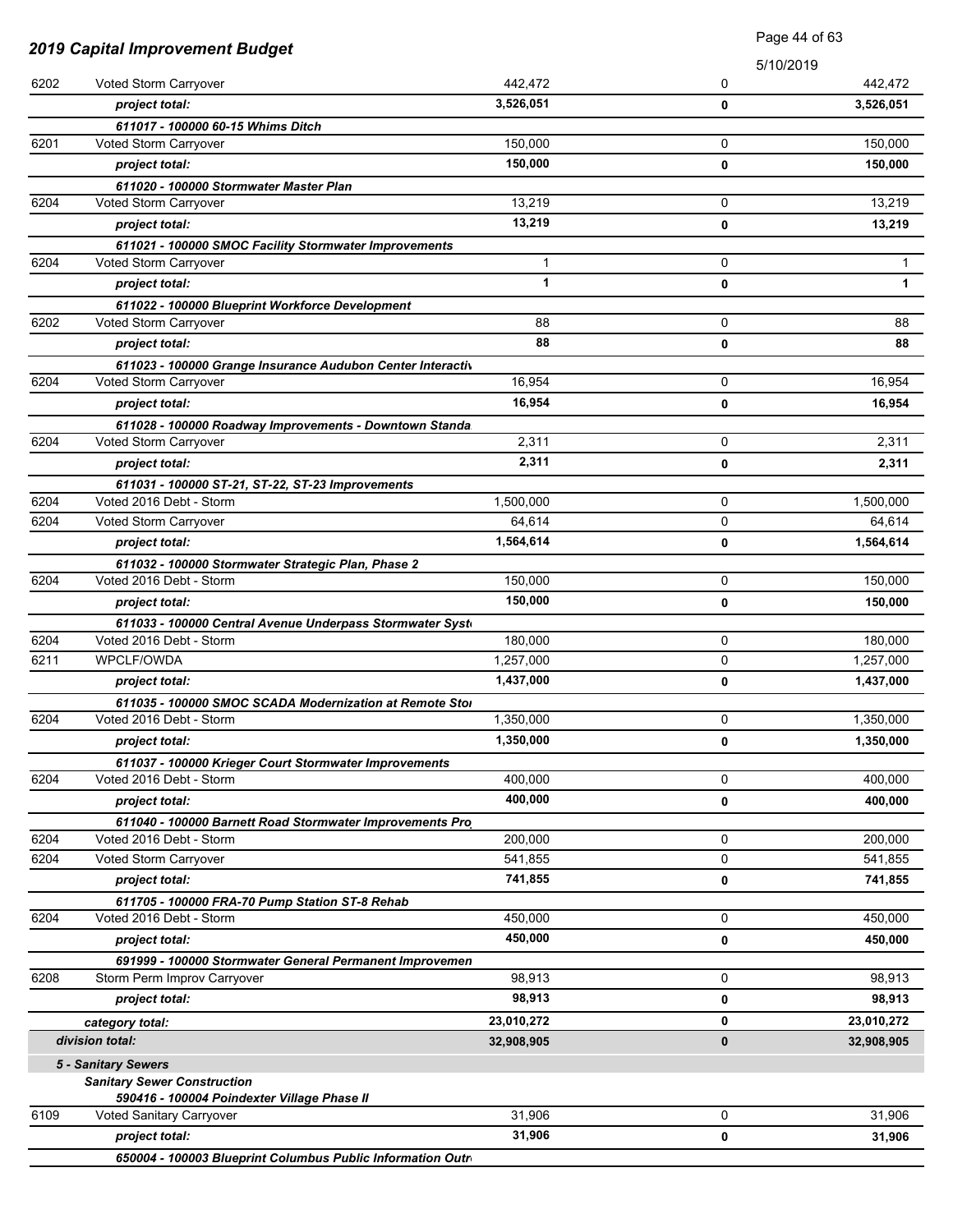## 2019 Capital Improvement Budget

5/10/2019

| Fund | Description | Amount | | Total |
|---|---|---|---|---|
| 6202 | Voted Storm Carryover | 442,472 | 0 | 442,472 |
| | ***project total:*** | **3,526,051** | **0** | **3,526,051** |
| | ***611017 - 100000 60-15 Whims Ditch*** | | | |
| 6201 | Voted Storm Carryover | 150,000 | 0 | 150,000 |
| | ***project total:*** | **150,000** | **0** | **150,000** |
| | ***611020 - 100000 Stormwater Master Plan*** | | | |
| 6204 | Voted Storm Carryover | 13,219 | 0 | 13,219 |
| | ***project total:*** | **13,219** | **0** | **13,219** |
| | ***611021 - 100000 SMOC Facility Stormwater Improvements*** | | | |
| 6204 | Voted Storm Carryover | 1 | 0 | 1 |
| | ***project total:*** | **1** | **0** | **1** |
| | ***611022 - 100000 Blueprint Workforce Development*** | | | |
| 6202 | Voted Storm Carryover | 88 | 0 | 88 |
| | ***project total:*** | **88** | **0** | **88** |
| | ***611023 - 100000 Grange Insurance Audubon Center Interactiv*** | | | |
| 6204 | Voted Storm Carryover | 16,954 | 0 | 16,954 |
| | ***project total:*** | **16,954** | **0** | **16,954** |
| | ***611028 - 100000 Roadway Improvements - Downtown Standa*** | | | |
| 6204 | Voted Storm Carryover | 2,311 | 0 | 2,311 |
| | ***project total:*** | **2,311** | **0** | **2,311** |
| | ***611031 - 100000 ST-21, ST-22, ST-23 Improvements*** | | | |
| 6204 | Voted 2016 Debt - Storm | 1,500,000 | 0 | 1,500,000 |
| 6204 | Voted Storm Carryover | 64,614 | 0 | 64,614 |
| | ***project total:*** | **1,564,614** | **0** | **1,564,614** |
| | ***611032 - 100000 Stormwater Strategic Plan, Phase 2*** | | | |
| 6204 | Voted 2016 Debt - Storm | 150,000 | 0 | 150,000 |
| | ***project total:*** | **150,000** | **0** | **150,000** |
| | ***611033 - 100000 Central Avenue Underpass Stormwater Syst*** | | | |
| 6204 | Voted 2016 Debt - Storm | 180,000 | 0 | 180,000 |
| 6211 | WPCLF/OWDA | 1,257,000 | 0 | 1,257,000 |
| | ***project total:*** | **1,437,000** | **0** | **1,437,000** |
| | ***611035 - 100000 SMOC SCADA Modernization at Remote Sto*** | | | |
| 6204 | Voted 2016 Debt - Storm | 1,350,000 | 0 | 1,350,000 |
| | ***project total:*** | **1,350,000** | **0** | **1,350,000** |
| | ***611037 - 100000 Krieger Court Stormwater Improvements*** | | | |
| 6204 | Voted 2016 Debt - Storm | 400,000 | 0 | 400,000 |
| | ***project total:*** | **400,000** | **0** | **400,000** |
| | ***611040 - 100000 Barnett Road Stormwater Improvements Pro*** | | | |
| 6204 | Voted 2016 Debt - Storm | 200,000 | 0 | 200,000 |
| 6204 | Voted Storm Carryover | 541,855 | 0 | 541,855 |
| | ***project total:*** | **741,855** | **0** | **741,855** |
| | ***611705 - 100000 FRA-70 Pump Station ST-8 Rehab*** | | | |
| 6204 | Voted 2016 Debt - Storm | 450,000 | 0 | 450,000 |
| | ***project total:*** | **450,000** | **0** | **450,000** |
| | ***691999 - 100000 Stormwater General Permanent Improvemen*** | | | |
| 6208 | Storm Perm Improv Carryover | 98,913 | 0 | 98,913 |
| | ***project total:*** | **98,913** | **0** | **98,913** |
| | ***category total:*** | **23,010,272** | **0** | **23,010,272** |
| | ***division total:*** | **32,908,905** | **0** | **32,908,905** |
| | ***5 - Sanitary Sewers*** | | | |
| | ***Sanitary Sewer Construction*** | | | |
| | ***590416 - 100004 Poindexter Village Phase II*** | | | |
| 6109 | Voted Sanitary Carryover | 31,906 | 0 | 31,906 |
| | ***project total:*** | **31,906** | **0** | **31,906** |
| | ***650004 - 100003 Blueprint Columbus Public Information Outr*** | | | |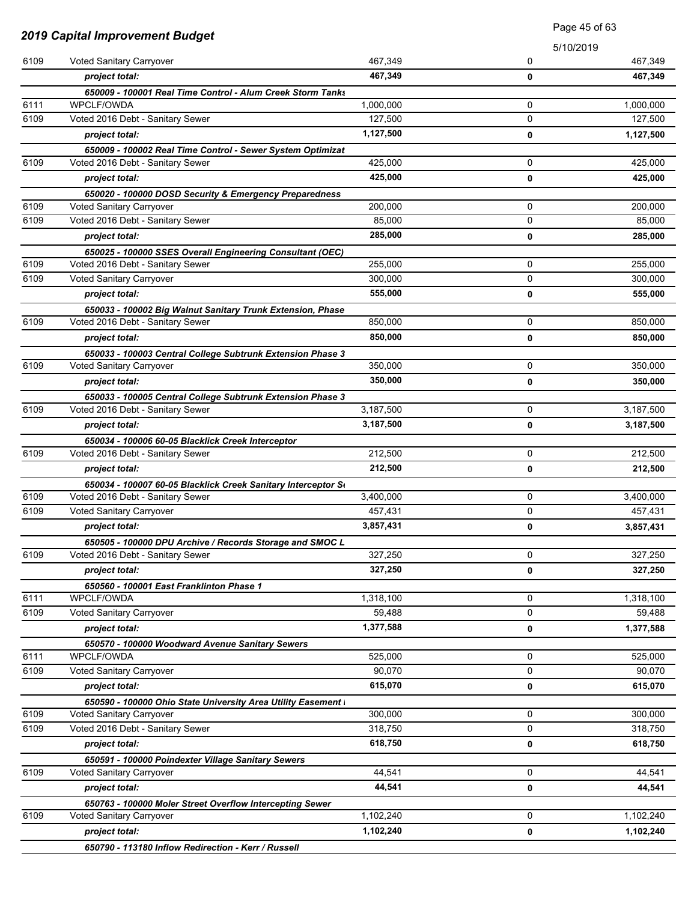## 2019 Capital Improvement Budget

5/10/2019

| Fund | Description | | | |
|---|---|---|---|---|
| 6109 | Voted Sanitary Carryover | 467,349 | 0 | 467,349 |
| | ***project total:*** | **467,349** | **0** | **467,349** |
| | ***650009 - 100001 Real Time Control - Alum Creek Storm Tanks*** | | | |
| 6111 | WPCLF/OWDA | 1,000,000 | 0 | 1,000,000 |
| 6109 | Voted 2016 Debt - Sanitary Sewer | 127,500 | 0 | 127,500 |
| | ***project total:*** | **1,127,500** | **0** | **1,127,500** |
| | ***650009 - 100002 Real Time Control - Sewer System Optimizat*** | | | |
| 6109 | Voted 2016 Debt - Sanitary Sewer | 425,000 | 0 | 425,000 |
| | ***project total:*** | **425,000** | **0** | **425,000** |
| | ***650020 - 100000 DOSD Security & Emergency Preparedness*** | | | |
| 6109 | Voted Sanitary Carryover | 200,000 | 0 | 200,000 |
| 6109 | Voted 2016 Debt - Sanitary Sewer | 85,000 | 0 | 85,000 |
| | ***project total:*** | **285,000** | **0** | **285,000** |
| | ***650025 - 100000 SSES Overall Engineering Consultant (OEC)*** | | | |
| 6109 | Voted 2016 Debt - Sanitary Sewer | 255,000 | 0 | 255,000 |
| 6109 | Voted Sanitary Carryover | 300,000 | 0 | 300,000 |
| | ***project total:*** | **555,000** | **0** | **555,000** |
| | ***650033 - 100002 Big Walnut Sanitary Trunk Extension, Phase*** | | | |
| 6109 | Voted 2016 Debt - Sanitary Sewer | 850,000 | 0 | 850,000 |
| | ***project total:*** | **850,000** | **0** | **850,000** |
| | ***650033 - 100003 Central College Subtrunk Extension Phase 3*** | | | |
| 6109 | Voted Sanitary Carryover | 350,000 | 0 | 350,000 |
| | ***project total:*** | **350,000** | **0** | **350,000** |
| | ***650033 - 100005 Central College Subtrunk Extension Phase 3*** | | | |
| 6109 | Voted 2016 Debt - Sanitary Sewer | 3,187,500 | 0 | 3,187,500 |
| | ***project total:*** | **3,187,500** | **0** | **3,187,500** |
| | ***650034 - 100006 60-05 Blacklick Creek Interceptor*** | | | |
| 6109 | Voted 2016 Debt - Sanitary Sewer | 212,500 | 0 | 212,500 |
| | ***project total:*** | **212,500** | **0** | **212,500** |
| | ***650034 - 100007 60-05 Blacklick Creek Sanitary Interceptor Se*** | | | |
| 6109 | Voted 2016 Debt - Sanitary Sewer | 3,400,000 | 0 | 3,400,000 |
| 6109 | Voted Sanitary Carryover | 457,431 | 0 | 457,431 |
| | ***project total:*** | **3,857,431** | **0** | **3,857,431** |
| | ***650505 - 100000 DPU Archive / Records Storage and SMOC L*** | | | |
| 6109 | Voted 2016 Debt - Sanitary Sewer | 327,250 | 0 | 327,250 |
| | ***project total:*** | **327,250** | **0** | **327,250** |
| | ***650560 - 100001 East Franklinton Phase 1*** | | | |
| 6111 | WPCLF/OWDA | 1,318,100 | 0 | 1,318,100 |
| 6109 | Voted Sanitary Carryover | 59,488 | 0 | 59,488 |
| | ***project total:*** | **1,377,588** | **0** | **1,377,588** |
| | ***650570 - 100000 Woodward Avenue Sanitary Sewers*** | | | |
| 6111 | WPCLF/OWDA | 525,000 | 0 | 525,000 |
| 6109 | Voted Sanitary Carryover | 90,070 | 0 | 90,070 |
| | ***project total:*** | **615,070** | **0** | **615,070** |
| | ***650590 - 100000 Ohio State University Area Utility Easement I*** | | | |
| 6109 | Voted Sanitary Carryover | 300,000 | 0 | 300,000 |
| 6109 | Voted 2016 Debt - Sanitary Sewer | 318,750 | 0 | 318,750 |
| | ***project total:*** | **618,750** | **0** | **618,750** |
| | ***650591 - 100000 Poindexter Village Sanitary Sewers*** | | | |
| 6109 | Voted Sanitary Carryover | 44,541 | 0 | 44,541 |
| | ***project total:*** | **44,541** | **0** | **44,541** |
| | ***650763 - 100000 Moler Street Overflow Intercepting Sewer*** | | | |
| 6109 | Voted Sanitary Carryover | 1,102,240 | 0 | 1,102,240 |
| | ***project total:*** | **1,102,240** | **0** | **1,102,240** |
| | ***650790 - 113180 Inflow Redirection - Kerr / Russell*** | | | |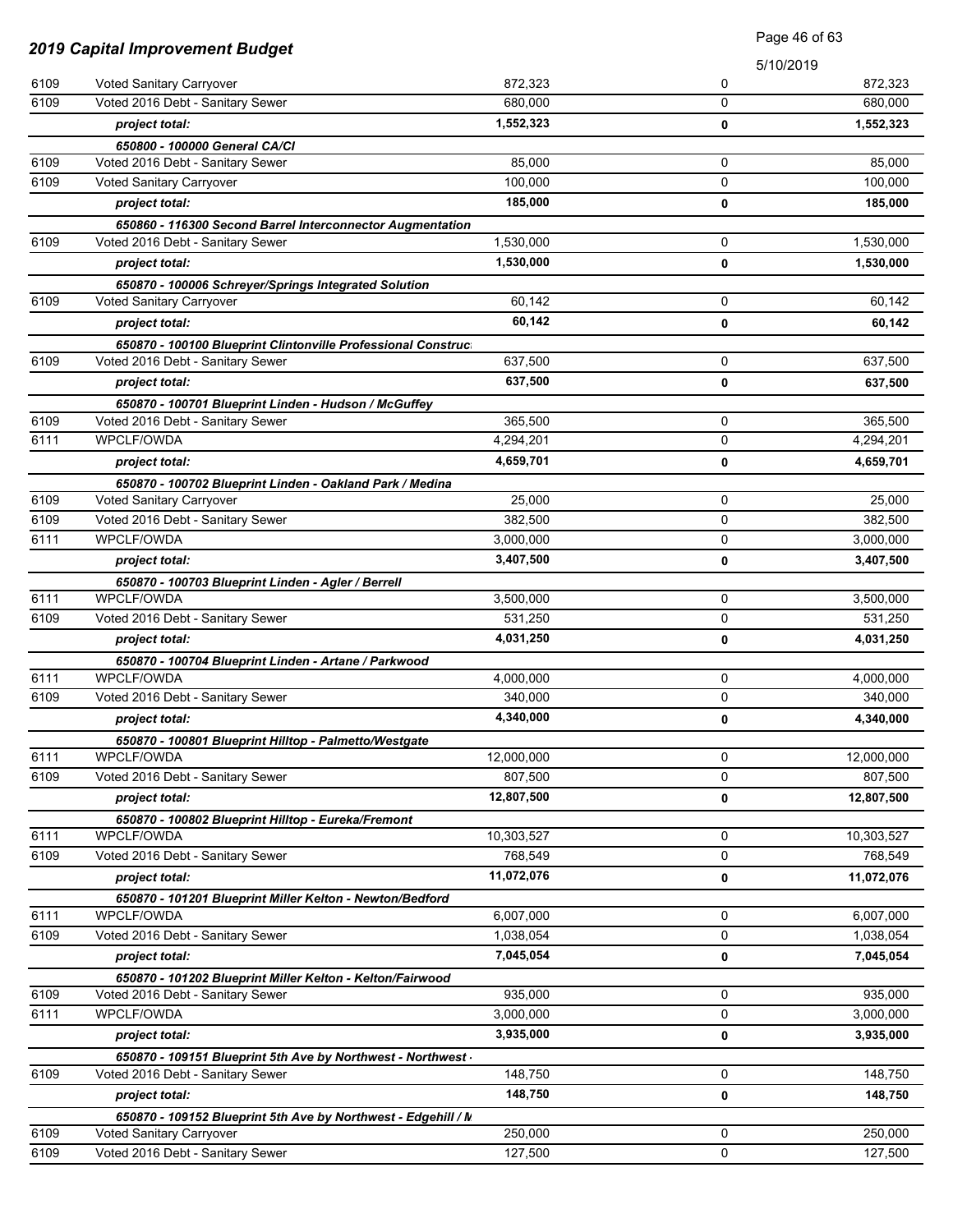## 2019 Capital Improvement Budget

5/10/2019

| | | | | |
|---|---|---|---|---|
| 6109 | Voted Sanitary Carryover | 872,323 | 0 | 872,323 |
| 6109 | Voted 2016 Debt - Sanitary Sewer | 680,000 | 0 | 680,000 |
| | ***project total:*** | **1,552,323** | **0** | **1,552,323** |
| | ***650800 - 100000 General CA/CI*** | | | |
| 6109 | Voted 2016 Debt - Sanitary Sewer | 85,000 | 0 | 85,000 |
| 6109 | Voted Sanitary Carryover | 100,000 | 0 | 100,000 |
| | ***project total:*** | **185,000** | **0** | **185,000** |
| | ***650860 - 116300 Second Barrel Interconnector Augmentation*** | | | |
| 6109 | Voted 2016 Debt - Sanitary Sewer | 1,530,000 | 0 | 1,530,000 |
| | ***project total:*** | **1,530,000** | **0** | **1,530,000** |
| | ***650870 - 100006 Schreyer/Springs Integrated Solution*** | | | |
| 6109 | Voted Sanitary Carryover | 60,142 | 0 | 60,142 |
| | ***project total:*** | **60,142** | **0** | **60,142** |
| | ***650870 - 100100 Blueprint Clintonville Professional Construc*** | | | |
| 6109 | Voted 2016 Debt - Sanitary Sewer | 637,500 | 0 | 637,500 |
| | ***project total:*** | **637,500** | **0** | **637,500** |
| | ***650870 - 100701 Blueprint Linden - Hudson / McGuffey*** | | | |
| 6109 | Voted 2016 Debt - Sanitary Sewer | 365,500 | 0 | 365,500 |
| 6111 | WPCLF/OWDA | 4,294,201 | 0 | 4,294,201 |
| | ***project total:*** | **4,659,701** | **0** | **4,659,701** |
| | ***650870 - 100702 Blueprint Linden - Oakland Park / Medina*** | | | |
| 6109 | Voted Sanitary Carryover | 25,000 | 0 | 25,000 |
| 6109 | Voted 2016 Debt - Sanitary Sewer | 382,500 | 0 | 382,500 |
| 6111 | WPCLF/OWDA | 3,000,000 | 0 | 3,000,000 |
| | ***project total:*** | **3,407,500** | **0** | **3,407,500** |
| | ***650870 - 100703 Blueprint Linden - Agler / Berrell*** | | | |
| 6111 | WPCLF/OWDA | 3,500,000 | 0 | 3,500,000 |
| 6109 | Voted 2016 Debt - Sanitary Sewer | 531,250 | 0 | 531,250 |
| | ***project total:*** | **4,031,250** | **0** | **4,031,250** |
| | ***650870 - 100704 Blueprint Linden - Artane / Parkwood*** | | | |
| 6111 | WPCLF/OWDA | 4,000,000 | 0 | 4,000,000 |
| 6109 | Voted 2016 Debt - Sanitary Sewer | 340,000 | 0 | 340,000 |
| | ***project total:*** | **4,340,000** | **0** | **4,340,000** |
| | ***650870 - 100801 Blueprint Hilltop - Palmetto/Westgate*** | | | |
| 6111 | WPCLF/OWDA | 12,000,000 | 0 | 12,000,000 |
| 6109 | Voted 2016 Debt - Sanitary Sewer | 807,500 | 0 | 807,500 |
| | ***project total:*** | **12,807,500** | **0** | **12,807,500** |
| | ***650870 - 100802 Blueprint Hilltop - Eureka/Fremont*** | | | |
| 6111 | WPCLF/OWDA | 10,303,527 | 0 | 10,303,527 |
| 6109 | Voted 2016 Debt - Sanitary Sewer | 768,549 | 0 | 768,549 |
| | ***project total:*** | **11,072,076** | **0** | **11,072,076** |
| | ***650870 - 101201 Blueprint Miller Kelton - Newton/Bedford*** | | | |
| 6111 | WPCLF/OWDA | 6,007,000 | 0 | 6,007,000 |
| 6109 | Voted 2016 Debt - Sanitary Sewer | 1,038,054 | 0 | 1,038,054 |
| | ***project total:*** | **7,045,054** | **0** | **7,045,054** |
| | ***650870 - 101202 Blueprint Miller Kelton - Kelton/Fairwood*** | | | |
| 6109 | Voted 2016 Debt - Sanitary Sewer | 935,000 | 0 | 935,000 |
| 6111 | WPCLF/OWDA | 3,000,000 | 0 | 3,000,000 |
| | ***project total:*** | **3,935,000** | **0** | **3,935,000** |
| | ***650870 - 109151 Blueprint 5th Ave by Northwest - Northwest -*** | | | |
| 6109 | Voted 2016 Debt - Sanitary Sewer | 148,750 | 0 | 148,750 |
| | ***project total:*** | **148,750** | **0** | **148,750** |
| | ***650870 - 109152 Blueprint 5th Ave by Northwest - Edgehill / M*** | | | |
| 6109 | Voted Sanitary Carryover | 250,000 | 0 | 250,000 |
| 6109 | Voted 2016 Debt - Sanitary Sewer | 127,500 | 0 | 127,500 |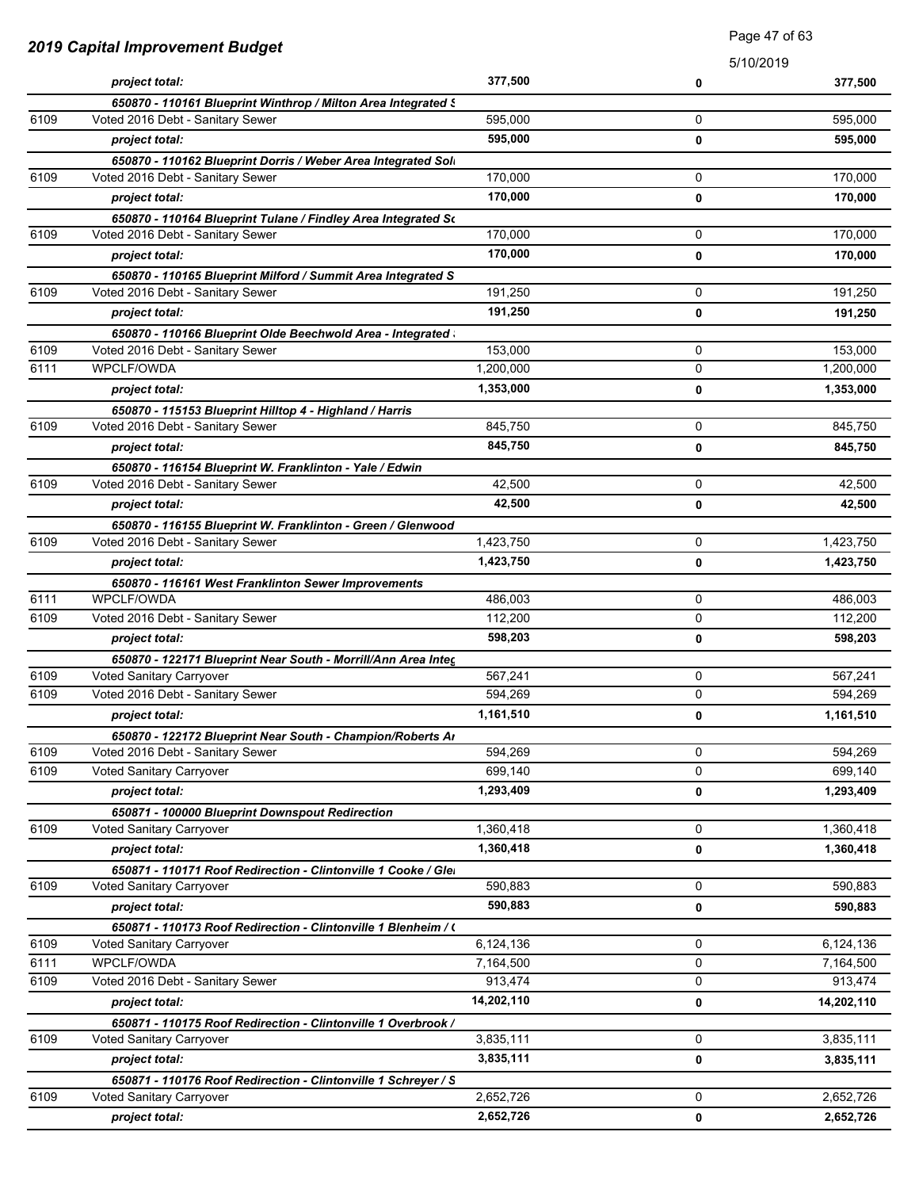## 2019 Capital Improvement Budget

5/10/2019

| | | | | |
|---|---|---|---|---|
| | *project total:* | **377,500** | **0** | **377,500** |
| | ***650870 - 110161 Blueprint Winthrop / Milton Area Integrated S*** | | | |
| 6109 | Voted 2016 Debt - Sanitary Sewer | 595,000 | 0 | 595,000 |
| | *project total:* | **595,000** | **0** | **595,000** |
| | ***650870 - 110162 Blueprint Dorris / Weber Area Integrated Sol*** | | | |
| 6109 | Voted 2016 Debt - Sanitary Sewer | 170,000 | 0 | 170,000 |
| | *project total:* | **170,000** | **0** | **170,000** |
| | ***650870 - 110164 Blueprint Tulane / Findley Area Integrated So*** | | | |
| 6109 | Voted 2016 Debt - Sanitary Sewer | 170,000 | 0 | 170,000 |
| | *project total:* | **170,000** | **0** | **170,000** |
| | ***650870 - 110165 Blueprint Milford / Summit Area Integrated S*** | | | |
| 6109 | Voted 2016 Debt - Sanitary Sewer | 191,250 | 0 | 191,250 |
| | *project total:* | **191,250** | **0** | **191,250** |
| | ***650870 - 110166 Blueprint Olde Beechwold Area - Integrated*** | | | |
| 6109 | Voted 2016 Debt - Sanitary Sewer | 153,000 | 0 | 153,000 |
| 6111 | WPCLF/OWDA | 1,200,000 | 0 | 1,200,000 |
| | *project total:* | **1,353,000** | **0** | **1,353,000** |
| | ***650870 - 115153 Blueprint Hilltop 4 - Highland / Harris*** | | | |
| 6109 | Voted 2016 Debt - Sanitary Sewer | 845,750 | 0 | 845,750 |
| | *project total:* | **845,750** | **0** | **845,750** |
| | ***650870 - 116154 Blueprint W. Franklinton - Yale / Edwin*** | | | |
| 6109 | Voted 2016 Debt - Sanitary Sewer | 42,500 | 0 | 42,500 |
| | *project total:* | **42,500** | **0** | **42,500** |
| | ***650870 - 116155 Blueprint W. Franklinton - Green / Glenwood*** | | | |
| 6109 | Voted 2016 Debt - Sanitary Sewer | 1,423,750 | 0 | 1,423,750 |
| | *project total:* | **1,423,750** | **0** | **1,423,750** |
| | ***650870 - 116161 West Franklinton Sewer Improvements*** | | | |
| 6111 | WPCLF/OWDA | 486,003 | 0 | 486,003 |
| 6109 | Voted 2016 Debt - Sanitary Sewer | 112,200 | 0 | 112,200 |
| | *project total:* | **598,203** | **0** | **598,203** |
| | ***650870 - 122171 Blueprint Near South - Morrill/Ann Area Integ*** | | | |
| 6109 | Voted Sanitary Carryover | 567,241 | 0 | 567,241 |
| 6109 | Voted 2016 Debt - Sanitary Sewer | 594,269 | 0 | 594,269 |
| | *project total:* | **1,161,510** | **0** | **1,161,510** |
| | ***650870 - 122172 Blueprint Near South - Champion/Roberts Ar*** | | | |
| 6109 | Voted 2016 Debt - Sanitary Sewer | 594,269 | 0 | 594,269 |
| 6109 | Voted Sanitary Carryover | 699,140 | 0 | 699,140 |
| | *project total:* | **1,293,409** | **0** | **1,293,409** |
| | ***650871 - 100000 Blueprint Downspout Redirection*** | | | |
| 6109 | Voted Sanitary Carryover | 1,360,418 | 0 | 1,360,418 |
| | *project total:* | **1,360,418** | **0** | **1,360,418** |
| | ***650871 - 110171 Roof Redirection - Clintonville 1 Cooke / Gle*** | | | |
| 6109 | Voted Sanitary Carryover | 590,883 | 0 | 590,883 |
| | *project total:* | **590,883** | **0** | **590,883** |
| | ***650871 - 110173 Roof Redirection - Clintonville 1 Blenheim / (*** | | | |
| 6109 | Voted Sanitary Carryover | 6,124,136 | 0 | 6,124,136 |
| 6111 | WPCLF/OWDA | 7,164,500 | 0 | 7,164,500 |
| 6109 | Voted 2016 Debt - Sanitary Sewer | 913,474 | 0 | 913,474 |
| | *project total:* | **14,202,110** | **0** | **14,202,110** |
| | ***650871 - 110175 Roof Redirection - Clintonville 1 Overbrook /*** | | | |
| 6109 | Voted Sanitary Carryover | 3,835,111 | 0 | 3,835,111 |
| | *project total:* | **3,835,111** | **0** | **3,835,111** |
| | ***650871 - 110176 Roof Redirection - Clintonville 1 Schreyer / S*** | | | |
| 6109 | Voted Sanitary Carryover | 2,652,726 | 0 | 2,652,726 |
| | *project total:* | **2,652,726** | **0** | **2,652,726** |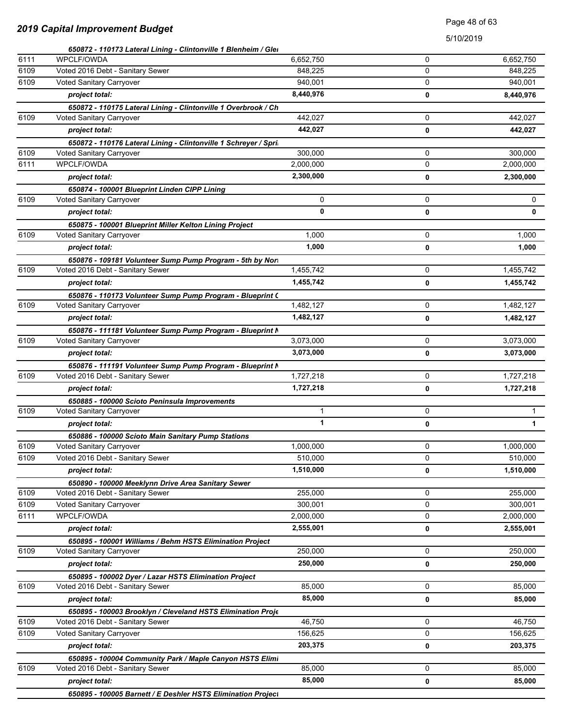| | | | | |
|---|---|---|---|---|
| | *650872 - 110173 Lateral Lining - Clintonville 1 Blenheim / Glei* | | | |
| 6111 | WPCLF/OWDA | 6,652,750 | 0 | 6,652,750 |
| 6109 | Voted 2016 Debt - Sanitary Sewer | 848,225 | 0 | 848,225 |
| 6109 | Voted Sanitary Carryover | 940,001 | 0 | 940,001 |
| | ***project total:*** | **8,440,976** | **0** | **8,440,976** |
| | *650872 - 110175 Lateral Lining - Clintonville 1 Overbrook / Ch* | | | |
| 6109 | Voted Sanitary Carryover | 442,027 | 0 | 442,027 |
| | ***project total:*** | **442,027** | **0** | **442,027** |
| | *650872 - 110176 Lateral Lining - Clintonville 1 Schreyer / Spri* | | | |
| 6109 | Voted Sanitary Carryover | 300,000 | 0 | 300,000 |
| 6111 | WPCLF/OWDA | 2,000,000 | 0 | 2,000,000 |
| | ***project total:*** | **2,300,000** | **0** | **2,300,000** |
| | *650874 - 100001 Blueprint Linden CIPP Lining* | | | |
| 6109 | Voted Sanitary Carryover | 0 | 0 | 0 |
| | ***project total:*** | **0** | **0** | **0** |
| | *650875 - 100001 Blueprint Miller Kelton Lining Project* | | | |
| 6109 | Voted Sanitary Carryover | 1,000 | 0 | 1,000 |
| | ***project total:*** | **1,000** | **0** | **1,000** |
| | *650876 - 109181 Volunteer Sump Pump Program - 5th by Nori* | | | |
| 6109 | Voted 2016 Debt - Sanitary Sewer | 1,455,742 | 0 | 1,455,742 |
| | ***project total:*** | **1,455,742** | **0** | **1,455,742** |
| | *650876 - 110173 Volunteer Sump Pump Program - Blueprint C* | | | |
| 6109 | Voted Sanitary Carryover | 1,482,127 | 0 | 1,482,127 |
| | ***project total:*** | **1,482,127** | **0** | **1,482,127** |
| | *650876 - 111181 Volunteer Sump Pump Program - Blueprint N* | | | |
| 6109 | Voted Sanitary Carryover | 3,073,000 | 0 | 3,073,000 |
| | ***project total:*** | **3,073,000** | **0** | **3,073,000** |
| | *650876 - 111191 Volunteer Sump Pump Program - Blueprint N* | | | |
| 6109 | Voted 2016 Debt - Sanitary Sewer | 1,727,218 | 0 | 1,727,218 |
| | ***project total:*** | **1,727,218** | **0** | **1,727,218** |
| | *650885 - 100000 Scioto Peninsula Improvements* | | | |
| 6109 | Voted Sanitary Carryover | 1 | 0 | 1 |
| | ***project total:*** | **1** | **0** | **1** |
| | *650886 - 100000 Scioto Main Sanitary Pump Stations* | | | |
| 6109 | Voted Sanitary Carryover | 1,000,000 | 0 | 1,000,000 |
| 6109 | Voted 2016 Debt - Sanitary Sewer | 510,000 | 0 | 510,000 |
| | ***project total:*** | **1,510,000** | **0** | **1,510,000** |
| | *650890 - 100000 Meeklynn Drive Area Sanitary Sewer* | | | |
| 6109 | Voted 2016 Debt - Sanitary Sewer | 255,000 | 0 | 255,000 |
| 6109 | Voted Sanitary Carryover | 300,001 | 0 | 300,001 |
| 6111 | WPCLF/OWDA | 2,000,000 | 0 | 2,000,000 |
| | ***project total:*** | **2,555,001** | **0** | **2,555,001** |
| | *650895 - 100001 Williams / Behm HSTS Elimination Project* | | | |
| 6109 | Voted Sanitary Carryover | 250,000 | 0 | 250,000 |
| | ***project total:*** | **250,000** | **0** | **250,000** |
| | *650895 - 100002 Dyer / Lazar HSTS Elimination Project* | | | |
| 6109 | Voted 2016 Debt - Sanitary Sewer | 85,000 | 0 | 85,000 |
| | ***project total:*** | **85,000** | **0** | **85,000** |
| | *650895 - 100003 Brooklyn / Cleveland HSTS Elimination Proje* | | | |
| 6109 | Voted 2016 Debt - Sanitary Sewer | 46,750 | 0 | 46,750 |
| 6109 | Voted Sanitary Carryover | 156,625 | 0 | 156,625 |
| | ***project total:*** | **203,375** | **0** | **203,375** |
| | *650895 - 100004 Community Park / Maple Canyon HSTS Elimi* | | | |
| 6109 | Voted 2016 Debt - Sanitary Sewer | 85,000 | 0 | 85,000 |
| | ***project total:*** | **85,000** | **0** | **85,000** |
| | *650895 - 100005 Barnett / E Deshler HSTS Elimination Project* | | | |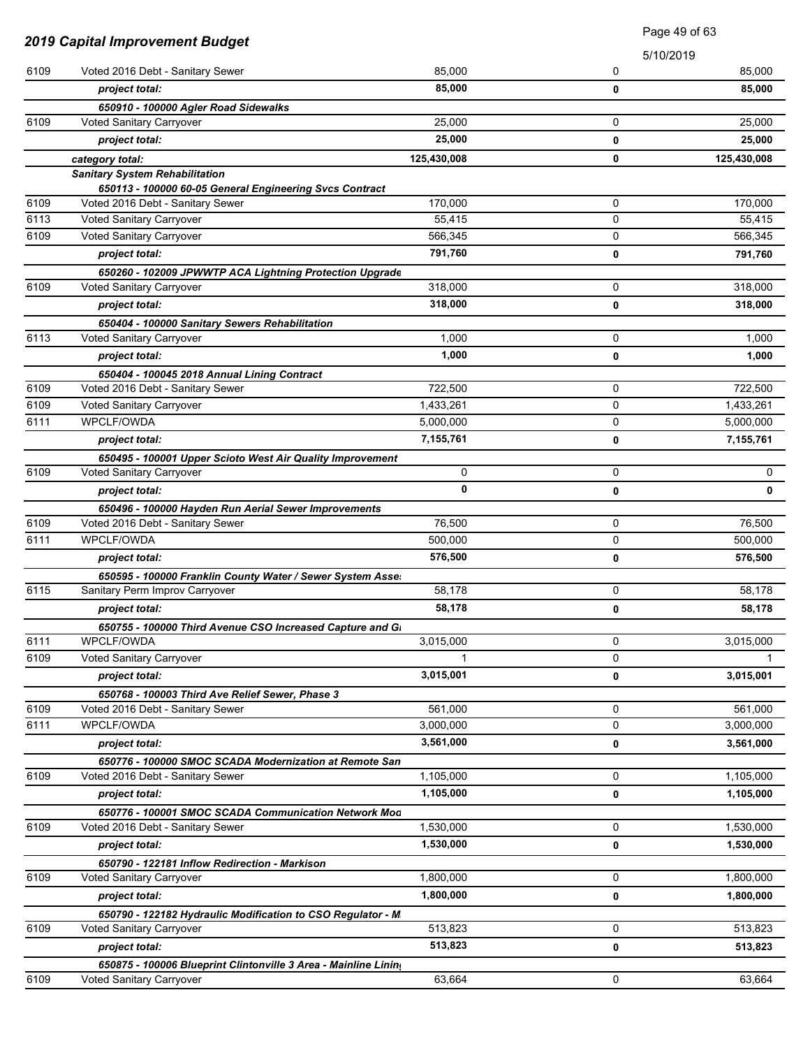# 2019 Capital Improvement Budget

5/10/2019

| Fund | Description | | | |
|---|---|---|---|---|
| 6109 | Voted 2016 Debt - Sanitary Sewer | 85,000 | 0 | 85,000 |
| | *project total:* | **85,000** | **0** | **85,000** |
| | *650910 - 100000 Agler Road Sidewalks* | | | |
| 6109 | Voted Sanitary Carryover | 25,000 | 0 | 25,000 |
| | *project total:* | **25,000** | **0** | **25,000** |
| | *category total:* | **125,430,008** | **0** | **125,430,008** |
| | ***Sanitary System Rehabilitation*** | | | |
| | *650113 - 100000 60-05 General Engineering Svcs Contract* | | | |
| 6109 | Voted 2016 Debt - Sanitary Sewer | 170,000 | 0 | 170,000 |
| 6113 | Voted Sanitary Carryover | 55,415 | 0 | 55,415 |
| 6109 | Voted Sanitary Carryover | 566,345 | 0 | 566,345 |
| | *project total:* | **791,760** | **0** | **791,760** |
| | *650260 - 102009 JPWWTP ACA Lightning Protection Upgrade* | | | |
| 6109 | Voted Sanitary Carryover | 318,000 | 0 | 318,000 |
| | *project total:* | **318,000** | **0** | **318,000** |
| | *650404 - 100000 Sanitary Sewers Rehabilitation* | | | |
| 6113 | Voted Sanitary Carryover | 1,000 | 0 | 1,000 |
| | *project total:* | **1,000** | **0** | **1,000** |
| | *650404 - 100045 2018 Annual Lining Contract* | | | |
| 6109 | Voted 2016 Debt - Sanitary Sewer | 722,500 | 0 | 722,500 |
| 6109 | Voted Sanitary Carryover | 1,433,261 | 0 | 1,433,261 |
| 6111 | WPCLF/OWDA | 5,000,000 | 0 | 5,000,000 |
| | *project total:* | **7,155,761** | **0** | **7,155,761** |
| | *650495 - 100001 Upper Scioto West Air Quality Improvement* | | | |
| 6109 | Voted Sanitary Carryover | 0 | 0 | 0 |
| | *project total:* | **0** | **0** | **0** |
| | *650496 - 100000 Hayden Run Aerial Sewer Improvements* | | | |
| 6109 | Voted 2016 Debt - Sanitary Sewer | 76,500 | 0 | 76,500 |
| 6111 | WPCLF/OWDA | 500,000 | 0 | 500,000 |
| | *project total:* | **576,500** | **0** | **576,500** |
| | *650595 - 100000 Franklin County Water / Sewer System Asse* | | | |
| 6115 | Sanitary Perm Improv Carryover | 58,178 | 0 | 58,178 |
| | *project total:* | **58,178** | **0** | **58,178** |
| | *650755 - 100000 Third Avenue CSO Increased Capture and G* | | | |
| 6111 | WPCLF/OWDA | 3,015,000 | 0 | 3,015,000 |
| 6109 | Voted Sanitary Carryover | 1 | 0 | 1 |
| | *project total:* | **3,015,001** | **0** | **3,015,001** |
| | *650768 - 100003 Third Ave Relief Sewer, Phase 3* | | | |
| 6109 | Voted 2016 Debt - Sanitary Sewer | 561,000 | 0 | 561,000 |
| 6111 | WPCLF/OWDA | 3,000,000 | 0 | 3,000,000 |
| | *project total:* | **3,561,000** | **0** | **3,561,000** |
| | *650776 - 100000 SMOC SCADA Modernization at Remote San* | | | |
| 6109 | Voted 2016 Debt - Sanitary Sewer | 1,105,000 | 0 | 1,105,000 |
| | *project total:* | **1,105,000** | **0** | **1,105,000** |
| | *650776 - 100001 SMOC SCADA Communication Network Mod* | | | |
| 6109 | Voted 2016 Debt - Sanitary Sewer | 1,530,000 | 0 | 1,530,000 |
| | *project total:* | **1,530,000** | **0** | **1,530,000** |
| | *650790 - 122181 Inflow Redirection - Markison* | | | |
| 6109 | Voted Sanitary Carryover | 1,800,000 | 0 | 1,800,000 |
| | *project total:* | **1,800,000** | **0** | **1,800,000** |
| | *650790 - 122182 Hydraulic Modification to CSO Regulator - M* | | | |
| 6109 | Voted Sanitary Carryover | 513,823 | 0 | 513,823 |
| | *project total:* | **513,823** | **0** | **513,823** |
| | *650875 - 100006 Blueprint Clintonville 3 Area - Mainline Lining* | | | |
| 6109 | Voted Sanitary Carryover | 63,664 | 0 | 63,664 |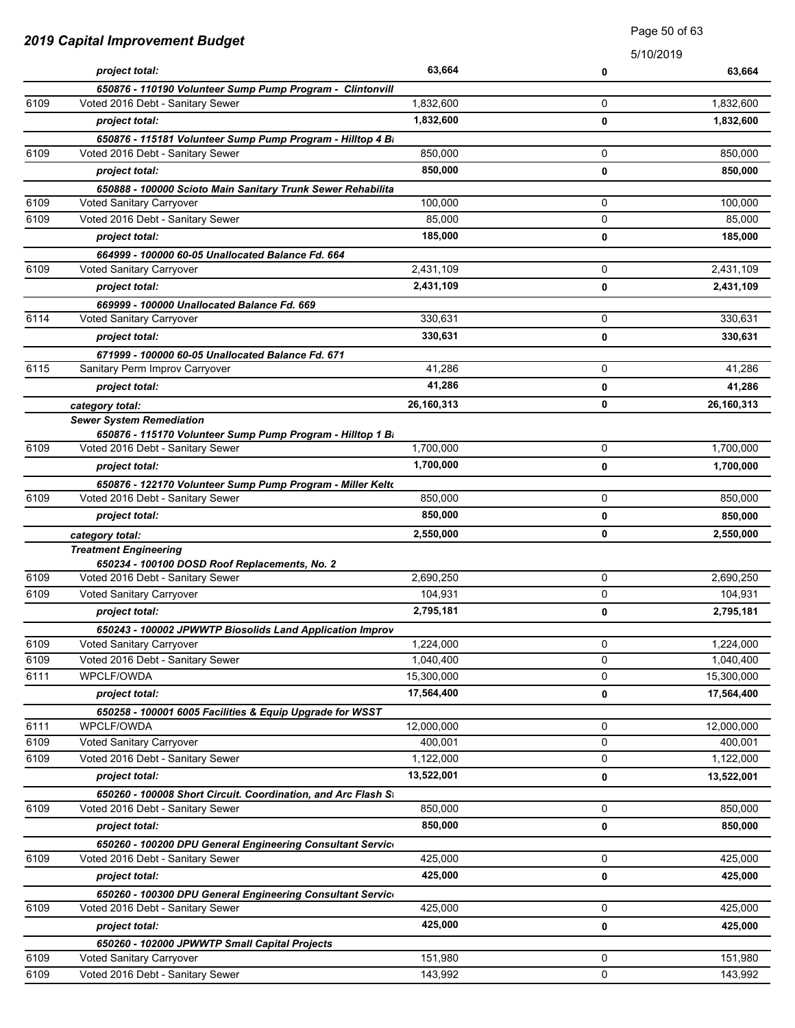## 2019 Capital Improvement Budget

| | | | | |
|---|---|---|---|---|
| | *project total:* | **63,664** | **0** | **63,664** |
| | ***650876 - 110190 Volunteer Sump Pump Program - Clintonvill*** | | | |
| 6109 | Voted 2016 Debt - Sanitary Sewer | 1,832,600 | 0 | 1,832,600 |
| | *project total:* | **1,832,600** | **0** | **1,832,600** |
| | ***650876 - 115181 Volunteer Sump Pump Program - Hilltop 4 B*** | | | |
| 6109 | Voted 2016 Debt - Sanitary Sewer | 850,000 | 0 | 850,000 |
| | *project total:* | **850,000** | **0** | **850,000** |
| | ***650888 - 100000 Scioto Main Sanitary Trunk Sewer Rehabilita*** | | | |
| 6109 | Voted Sanitary Carryover | 100,000 | 0 | 100,000 |
| 6109 | Voted 2016 Debt - Sanitary Sewer | 85,000 | 0 | 85,000 |
| | *project total:* | **185,000** | **0** | **185,000** |
| | ***664999 - 100000 60-05 Unallocated Balance Fd. 664*** | | | |
| 6109 | Voted Sanitary Carryover | 2,431,109 | 0 | 2,431,109 |
| | *project total:* | **2,431,109** | **0** | **2,431,109** |
| | ***669999 - 100000 Unallocated Balance Fd. 669*** | | | |
| 6114 | Voted Sanitary Carryover | 330,631 | 0 | 330,631 |
| | *project total:* | **330,631** | **0** | **330,631** |
| | ***671999 - 100000 60-05 Unallocated Balance Fd. 671*** | | | |
| 6115 | Sanitary Perm Improv Carryover | 41,286 | 0 | 41,286 |
| | *project total:* | **41,286** | **0** | **41,286** |
| | *category total:* | **26,160,313** | **0** | **26,160,313** |
| | ***Sewer System Remediation*** | | | |
| | ***650876 - 115170 Volunteer Sump Pump Program - Hilltop 1 B*** | | | |
| 6109 | Voted 2016 Debt - Sanitary Sewer | 1,700,000 | 0 | 1,700,000 |
| | *project total:* | **1,700,000** | **0** | **1,700,000** |
| | ***650876 - 122170 Volunteer Sump Pump Program - Miller Kelto*** | | | |
| 6109 | Voted 2016 Debt - Sanitary Sewer | 850,000 | 0 | 850,000 |
| | *project total:* | **850,000** | **0** | **850,000** |
| | *category total:* | **2,550,000** | **0** | **2,550,000** |
| | ***Treatment Engineering*** | | | |
| | ***650234 - 100100 DOSD Roof Replacements, No. 2*** | | | |
| 6109 | Voted 2016 Debt - Sanitary Sewer | 2,690,250 | 0 | 2,690,250 |
| 6109 | Voted Sanitary Carryover | 104,931 | 0 | 104,931 |
| | *project total:* | **2,795,181** | **0** | **2,795,181** |
| | ***650243 - 100002 JPWWTP Biosolids Land Application Improv*** | | | |
| 6109 | Voted Sanitary Carryover | 1,224,000 | 0 | 1,224,000 |
| 6109 | Voted 2016 Debt - Sanitary Sewer | 1,040,400 | 0 | 1,040,400 |
| 6111 | WPCLF/OWDA | 15,300,000 | 0 | 15,300,000 |
| | *project total:* | **17,564,400** | **0** | **17,564,400** |
| | ***650258 - 100001 6005 Facilities & Equip Upgrade for WSST*** | | | |
| 6111 | WPCLF/OWDA | 12,000,000 | 0 | 12,000,000 |
| 6109 | Voted Sanitary Carryover | 400,001 | 0 | 400,001 |
| 6109 | Voted 2016 Debt - Sanitary Sewer | 1,122,000 | 0 | 1,122,000 |
| | *project total:* | **13,522,001** | **0** | **13,522,001** |
| | ***650260 - 100008 Short Circuit. Coordination, and Arc Flash S*** | | | |
| 6109 | Voted 2016 Debt - Sanitary Sewer | 850,000 | 0 | 850,000 |
| | *project total:* | **850,000** | **0** | **850,000** |
| | ***650260 - 100200 DPU General Engineering Consultant Servic*** | | | |
| 6109 | Voted 2016 Debt - Sanitary Sewer | 425,000 | 0 | 425,000 |
| | *project total:* | **425,000** | **0** | **425,000** |
| | ***650260 - 100300 DPU General Engineering Consultant Servic*** | | | |
| 6109 | Voted 2016 Debt - Sanitary Sewer | 425,000 | 0 | 425,000 |
| | *project total:* | **425,000** | **0** | **425,000** |
| | ***650260 - 102000 JPWWTP Small Capital Projects*** | | | |
| 6109 | Voted Sanitary Carryover | 151,980 | 0 | 151,980 |
| 6109 | Voted 2016 Debt - Sanitary Sewer | 143,992 | 0 | 143,992 |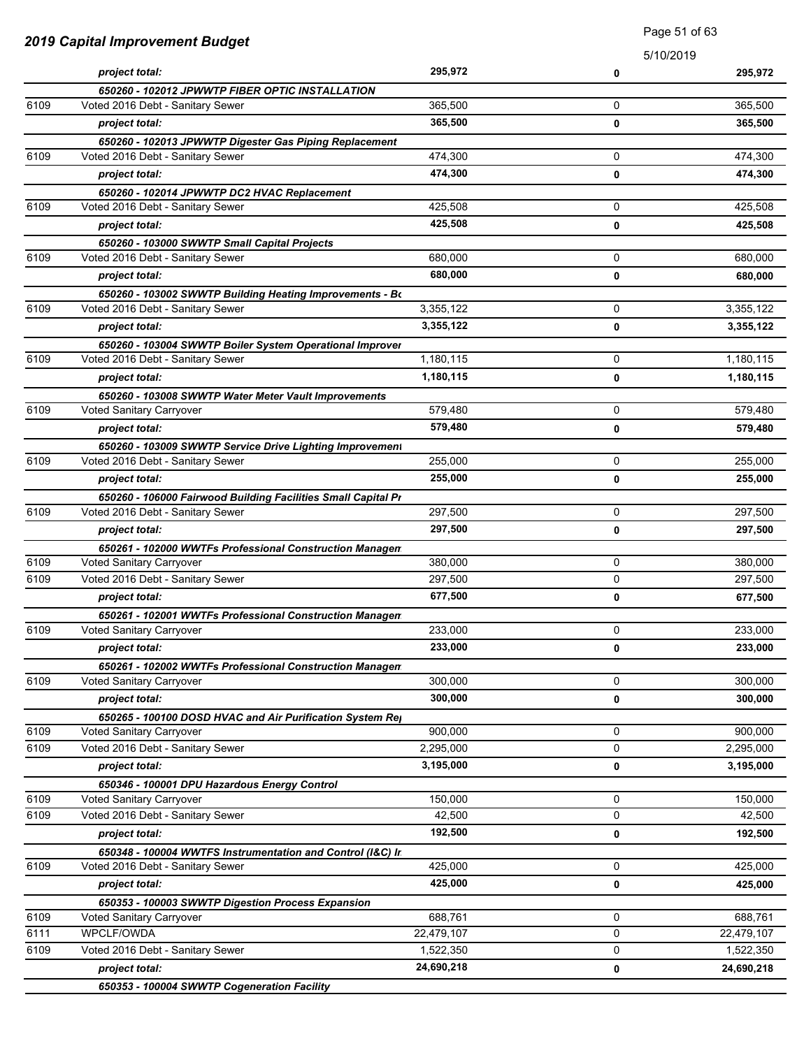## 2019 Capital Improvement Budget

5/10/2019

| | | | | |
|---|---|---|---|---|
| | ***project total:*** | **295,972** | **0** | **295,972** |
| | ***650260 - 102012 JPWWTP FIBER OPTIC INSTALLATION*** | | | |
| 6109 | Voted 2016 Debt - Sanitary Sewer | 365,500 | 0 | 365,500 |
| | ***project total:*** | **365,500** | **0** | **365,500** |
| | ***650260 - 102013 JPWWTP Digester Gas Piping Replacement*** | | | |
| 6109 | Voted 2016 Debt - Sanitary Sewer | 474,300 | 0 | 474,300 |
| | ***project total:*** | **474,300** | **0** | **474,300** |
| | ***650260 - 102014 JPWWTP DC2 HVAC Replacement*** | | | |
| 6109 | Voted 2016 Debt - Sanitary Sewer | 425,508 | 0 | 425,508 |
| | ***project total:*** | **425,508** | **0** | **425,508** |
| | ***650260 - 103000 SWWTP Small Capital Projects*** | | | |
| 6109 | Voted 2016 Debt - Sanitary Sewer | 680,000 | 0 | 680,000 |
| | ***project total:*** | **680,000** | **0** | **680,000** |
| | ***650260 - 103002 SWWTP Building Heating Improvements - Bo*** | | | |
| 6109 | Voted 2016 Debt - Sanitary Sewer | 3,355,122 | 0 | 3,355,122 |
| | ***project total:*** | **3,355,122** | **0** | **3,355,122** |
| | ***650260 - 103004 SWWTP Boiler System Operational Improver*** | | | |
| 6109 | Voted 2016 Debt - Sanitary Sewer | 1,180,115 | 0 | 1,180,115 |
| | ***project total:*** | **1,180,115** | **0** | **1,180,115** |
| | ***650260 - 103008 SWWTP Water Meter Vault Improvements*** | | | |
| 6109 | Voted Sanitary Carryover | 579,480 | 0 | 579,480 |
| | ***project total:*** | **579,480** | **0** | **579,480** |
| | ***650260 - 103009 SWWTP Service Drive Lighting Improvement*** | | | |
| 6109 | Voted 2016 Debt - Sanitary Sewer | 255,000 | 0 | 255,000 |
| | ***project total:*** | **255,000** | **0** | **255,000** |
| | ***650260 - 106000 Fairwood Building Facilities Small Capital Pr*** | | | |
| 6109 | Voted 2016 Debt - Sanitary Sewer | 297,500 | 0 | 297,500 |
| | ***project total:*** | **297,500** | **0** | **297,500** |
| | ***650261 - 102000 WWTFs Professional Construction Managem*** | | | |
| 6109 | Voted Sanitary Carryover | 380,000 | 0 | 380,000 |
| 6109 | Voted 2016 Debt - Sanitary Sewer | 297,500 | 0 | 297,500 |
| | ***project total:*** | **677,500** | **0** | **677,500** |
| | ***650261 - 102001 WWTFs Professional Construction Managem*** | | | |
| 6109 | Voted Sanitary Carryover | 233,000 | 0 | 233,000 |
| | ***project total:*** | **233,000** | **0** | **233,000** |
| | ***650261 - 102002 WWTFs Professional Construction Managem*** | | | |
| 6109 | Voted Sanitary Carryover | 300,000 | 0 | 300,000 |
| | ***project total:*** | **300,000** | **0** | **300,000** |
| | ***650265 - 100100 DOSD HVAC and Air Purification System Re*** | | | |
| 6109 | Voted Sanitary Carryover | 900,000 | 0 | 900,000 |
| 6109 | Voted 2016 Debt - Sanitary Sewer | 2,295,000 | 0 | 2,295,000 |
| | ***project total:*** | **3,195,000** | **0** | **3,195,000** |
| | ***650346 - 100001 DPU Hazardous Energy Control*** | | | |
| 6109 | Voted Sanitary Carryover | 150,000 | 0 | 150,000 |
| 6109 | Voted 2016 Debt - Sanitary Sewer | 42,500 | 0 | 42,500 |
| | ***project total:*** | **192,500** | **0** | **192,500** |
| | ***650348 - 100004 WWTFS Instrumentation and Control (I&C) Ir*** | | | |
| 6109 | Voted 2016 Debt - Sanitary Sewer | 425,000 | 0 | 425,000 |
| | ***project total:*** | **425,000** | **0** | **425,000** |
| | ***650353 - 100003 SWWTP Digestion Process Expansion*** | | | |
| 6109 | Voted Sanitary Carryover | 688,761 | 0 | 688,761 |
| 6111 | WPCLF/OWDA | 22,479,107 | 0 | 22,479,107 |
| 6109 | Voted 2016 Debt - Sanitary Sewer | 1,522,350 | 0 | 1,522,350 |
| | ***project total:*** | **24,690,218** | **0** | **24,690,218** |
| | ***650353 - 100004 SWWTP Cogeneration Facility*** | | | |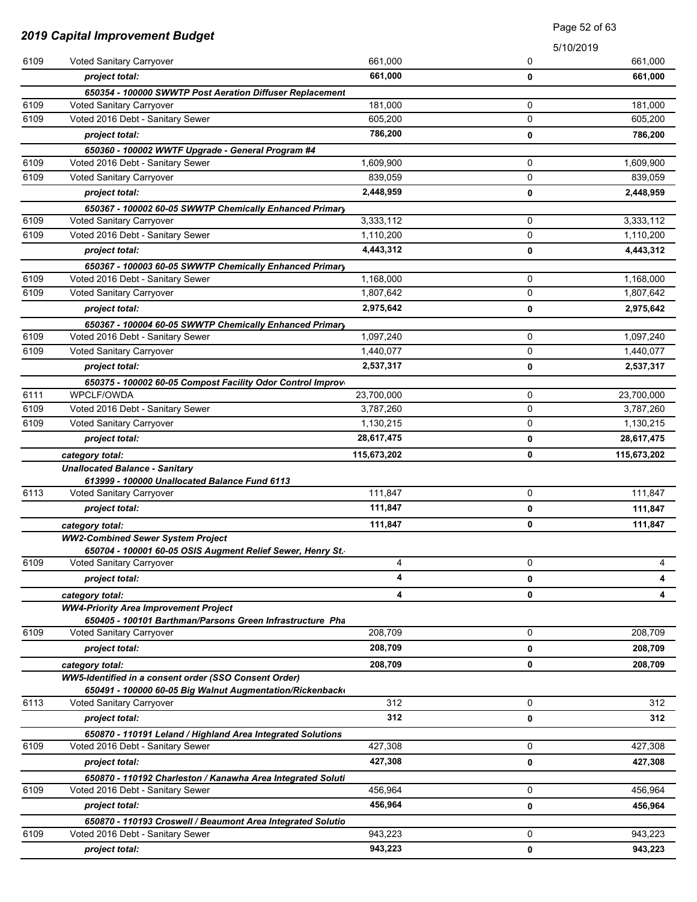# 2019 Capital Improvement Budget

5/10/2019

| | | | | |
|---|---|---|---|---|
| 6109 | Voted Sanitary Carryover | 661,000 | 0 | 661,000 |
| | *project total:* | **661,000** | **0** | **661,000** |
| | ***650354 - 100000 SWWTP Post Aeration Diffuser Replacement*** | | | |
| 6109 | Voted Sanitary Carryover | 181,000 | 0 | 181,000 |
| 6109 | Voted 2016 Debt - Sanitary Sewer | 605,200 | 0 | 605,200 |
| | *project total:* | **786,200** | **0** | **786,200** |
| | ***650360 - 100002 WWTF Upgrade - General Program #4*** | | | |
| 6109 | Voted 2016 Debt - Sanitary Sewer | 1,609,900 | 0 | 1,609,900 |
| 6109 | Voted Sanitary Carryover | 839,059 | 0 | 839,059 |
| | *project total:* | **2,448,959** | **0** | **2,448,959** |
| | ***650367 - 100002 60-05 SWWTP Chemically Enhanced Primary*** | | | |
| 6109 | Voted Sanitary Carryover | 3,333,112 | 0 | 3,333,112 |
| 6109 | Voted 2016 Debt - Sanitary Sewer | 1,110,200 | 0 | 1,110,200 |
| | *project total:* | **4,443,312** | **0** | **4,443,312** |
| | ***650367 - 100003 60-05 SWWTP Chemically Enhanced Primary*** | | | |
| 6109 | Voted 2016 Debt - Sanitary Sewer | 1,168,000 | 0 | 1,168,000 |
| 6109 | Voted Sanitary Carryover | 1,807,642 | 0 | 1,807,642 |
| | *project total:* | **2,975,642** | **0** | **2,975,642** |
| | ***650367 - 100004 60-05 SWWTP Chemically Enhanced Primary*** | | | |
| 6109 | Voted 2016 Debt - Sanitary Sewer | 1,097,240 | 0 | 1,097,240 |
| 6109 | Voted Sanitary Carryover | 1,440,077 | 0 | 1,440,077 |
| | *project total:* | **2,537,317** | **0** | **2,537,317** |
| | ***650375 - 100002 60-05 Compost Facility Odor Control Improv*** | | | |
| 6111 | WPCLF/OWDA | 23,700,000 | 0 | 23,700,000 |
| 6109 | Voted 2016 Debt - Sanitary Sewer | 3,787,260 | 0 | 3,787,260 |
| 6109 | Voted Sanitary Carryover | 1,130,215 | 0 | 1,130,215 |
| | *project total:* | **28,617,475** | **0** | **28,617,475** |
| | *category total:* | **115,673,202** | **0** | **115,673,202** |
| | ***Unallocated Balance - Sanitary*** | | | |
| | ***613999 - 100000 Unallocated Balance Fund 6113*** | | | |
| 6113 | Voted Sanitary Carryover | 111,847 | 0 | 111,847 |
| | *project total:* | **111,847** | **0** | **111,847** |
| | *category total:* | **111,847** | **0** | **111,847** |
| | ***WW2-Combined Sewer System Project*** | | | |
| | ***650704 - 100001 60-05 OSIS Augment Relief Sewer, Henry St.*** | | | |
| 6109 | Voted Sanitary Carryover | 4 | 0 | 4 |
| | *project total:* | **4** | **0** | **4** |
| | *category total:* | **4** | **0** | **4** |
| | ***WW4-Priority Area Improvement Project*** | | | |
| | ***650405 - 100101 Barthman/Parsons Green Infrastructure Pha*** | | | |
| 6109 | Voted Sanitary Carryover | 208,709 | 0 | 208,709 |
| | *project total:* | **208,709** | **0** | **208,709** |
| | *category total:* | **208,709** | **0** | **208,709** |
| | ***WW5-Identified in a consent order (SSO Consent Order)*** | | | |
| | ***650491 - 100000 60-05 Big Walnut Augmentation/Rickenback*** | | | |
| 6113 | Voted Sanitary Carryover | 312 | 0 | 312 |
| | *project total:* | **312** | **0** | **312** |
| | ***650870 - 110191 Leland / Highland Area Integrated Solutions*** | | | |
| 6109 | Voted 2016 Debt - Sanitary Sewer | 427,308 | 0 | 427,308 |
| | *project total:* | **427,308** | **0** | **427,308** |
| | ***650870 - 110192 Charleston / Kanawha Area Integrated Soluti*** | | | |
| 6109 | Voted 2016 Debt - Sanitary Sewer | 456,964 | 0 | 456,964 |
| | *project total:* | **456,964** | **0** | **456,964** |
| | ***650870 - 110193 Croswell / Beaumont Area Integrated Solutio*** | | | |
| 6109 | Voted 2016 Debt - Sanitary Sewer | 943,223 | 0 | 943,223 |
| | *project total:* | **943,223** | **0** | **943,223** |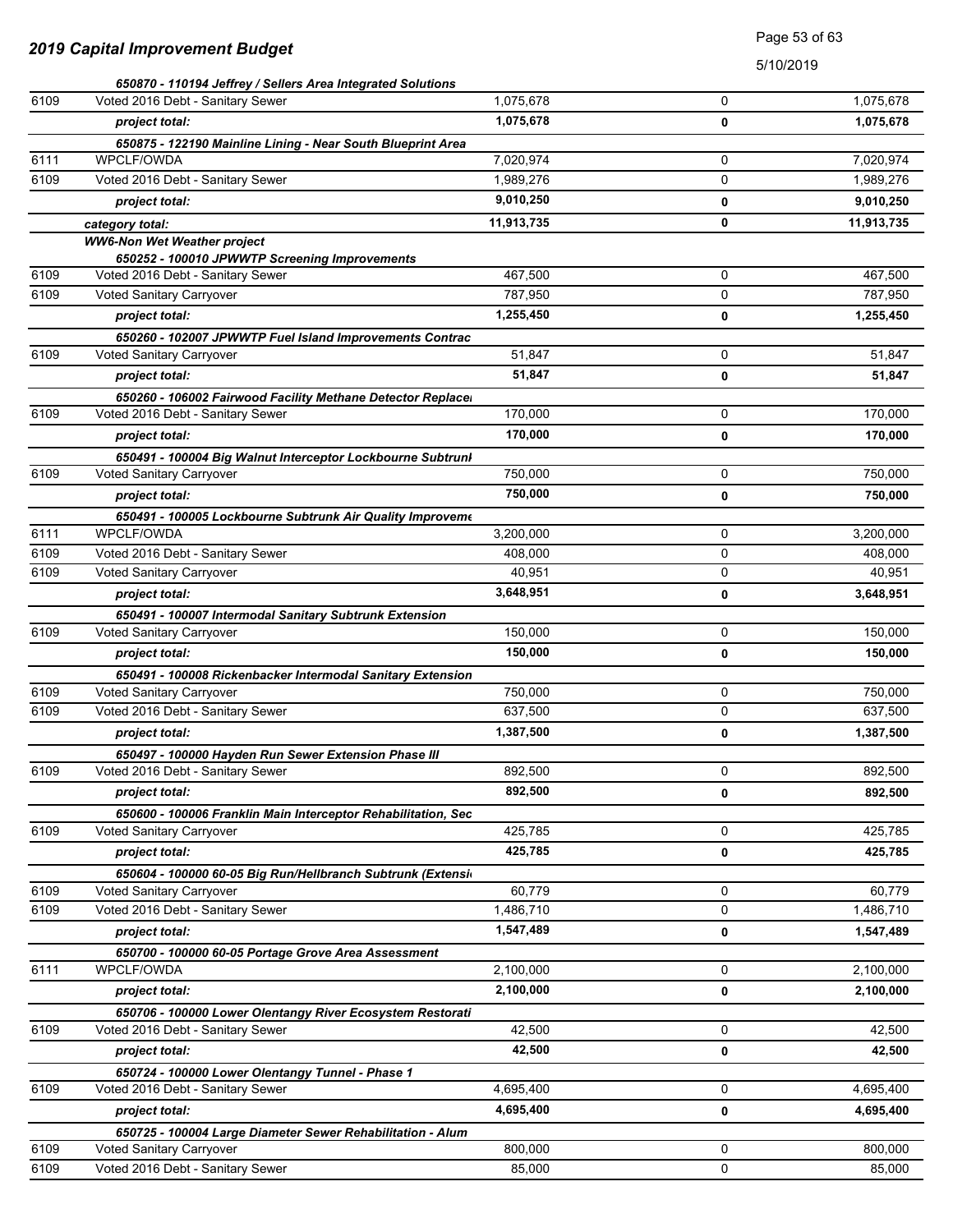| | | | | |
|---|---|---|---|---|
| | *650870 - 110194 Jeffrey / Sellers Area Integrated Solutions* | | | |
| 6109 | Voted 2016 Debt - Sanitary Sewer | 1,075,678 | 0 | 1,075,678 |
| | ***project total:*** | **1,075,678** | **0** | **1,075,678** |
| | *650875 - 122190 Mainline Lining - Near South Blueprint Area* | | | |
| 6111 | WPCLF/OWDA | 7,020,974 | 0 | 7,020,974 |
| 6109 | Voted 2016 Debt - Sanitary Sewer | 1,989,276 | 0 | 1,989,276 |
| | ***project total:*** | **9,010,250** | **0** | **9,010,250** |
| | ***category total:*** | **11,913,735** | **0** | **11,913,735** |
| | ***WW6-Non Wet Weather project*** | | | |
| | *650252 - 100010 JPWWTP Screening Improvements* | | | |
| 6109 | Voted 2016 Debt - Sanitary Sewer | 467,500 | 0 | 467,500 |
| 6109 | Voted Sanitary Carryover | 787,950 | 0 | 787,950 |
| | ***project total:*** | **1,255,450** | **0** | **1,255,450** |
| | *650260 - 102007 JPWWTP Fuel Island Improvements Contrac* | | | |
| 6109 | Voted Sanitary Carryover | 51,847 | 0 | 51,847 |
| | ***project total:*** | **51,847** | **0** | **51,847** |
| | *650260 - 106002 Fairwood Facility Methane Detector Replace* | | | |
| 6109 | Voted 2016 Debt - Sanitary Sewer | 170,000 | 0 | 170,000 |
| | ***project total:*** | **170,000** | **0** | **170,000** |
| | *650491 - 100004 Big Walnut Interceptor Lockbourne Subtrunk* | | | |
| 6109 | Voted Sanitary Carryover | 750,000 | 0 | 750,000 |
| | ***project total:*** | **750,000** | **0** | **750,000** |
| | *650491 - 100005 Lockbourne Subtrunk Air Quality Improveme* | | | |
| 6111 | WPCLF/OWDA | 3,200,000 | 0 | 3,200,000 |
| 6109 | Voted 2016 Debt - Sanitary Sewer | 408,000 | 0 | 408,000 |
| 6109 | Voted Sanitary Carryover | 40,951 | 0 | 40,951 |
| | ***project total:*** | **3,648,951** | **0** | **3,648,951** |
| | *650491 - 100007 Intermodal Sanitary Subtrunk Extension* | | | |
| 6109 | Voted Sanitary Carryover | 150,000 | 0 | 150,000 |
| | ***project total:*** | **150,000** | **0** | **150,000** |
| | *650491 - 100008 Rickenbacker Intermodal Sanitary Extension* | | | |
| 6109 | Voted Sanitary Carryover | 750,000 | 0 | 750,000 |
| 6109 | Voted 2016 Debt - Sanitary Sewer | 637,500 | 0 | 637,500 |
| | ***project total:*** | **1,387,500** | **0** | **1,387,500** |
| | *650497 - 100000 Hayden Run Sewer Extension Phase III* | | | |
| 6109 | Voted 2016 Debt - Sanitary Sewer | 892,500 | 0 | 892,500 |
| | ***project total:*** | **892,500** | **0** | **892,500** |
| | *650600 - 100006 Franklin Main Interceptor Rehabilitation, Sec* | | | |
| 6109 | Voted Sanitary Carryover | 425,785 | 0 | 425,785 |
| | ***project total:*** | **425,785** | **0** | **425,785** |
| | *650604 - 100000 60-05 Big Run/Hellbranch Subtrunk (Extensi* | | | |
| 6109 | Voted Sanitary Carryover | 60,779 | 0 | 60,779 |
| 6109 | Voted 2016 Debt - Sanitary Sewer | 1,486,710 | 0 | 1,486,710 |
| | ***project total:*** | **1,547,489** | **0** | **1,547,489** |
| | *650700 - 100000 60-05 Portage Grove Area Assessment* | | | |
| 6111 | WPCLF/OWDA | 2,100,000 | 0 | 2,100,000 |
| | ***project total:*** | **2,100,000** | **0** | **2,100,000** |
| | *650706 - 100000 Lower Olentangy River Ecosystem Restorati* | | | |
| 6109 | Voted 2016 Debt - Sanitary Sewer | 42,500 | 0 | 42,500 |
| | ***project total:*** | **42,500** | **0** | **42,500** |
| | *650724 - 100000 Lower Olentangy Tunnel - Phase 1* | | | |
| 6109 | Voted 2016 Debt - Sanitary Sewer | 4,695,400 | 0 | 4,695,400 |
| | ***project total:*** | **4,695,400** | **0** | **4,695,400** |
| | *650725 - 100004 Large Diameter Sewer Rehabilitation - Alum* | | | |
| 6109 | Voted Sanitary Carryover | 800,000 | 0 | 800,000 |
| 6109 | Voted 2016 Debt - Sanitary Sewer | 85,000 | 0 | 85,000 |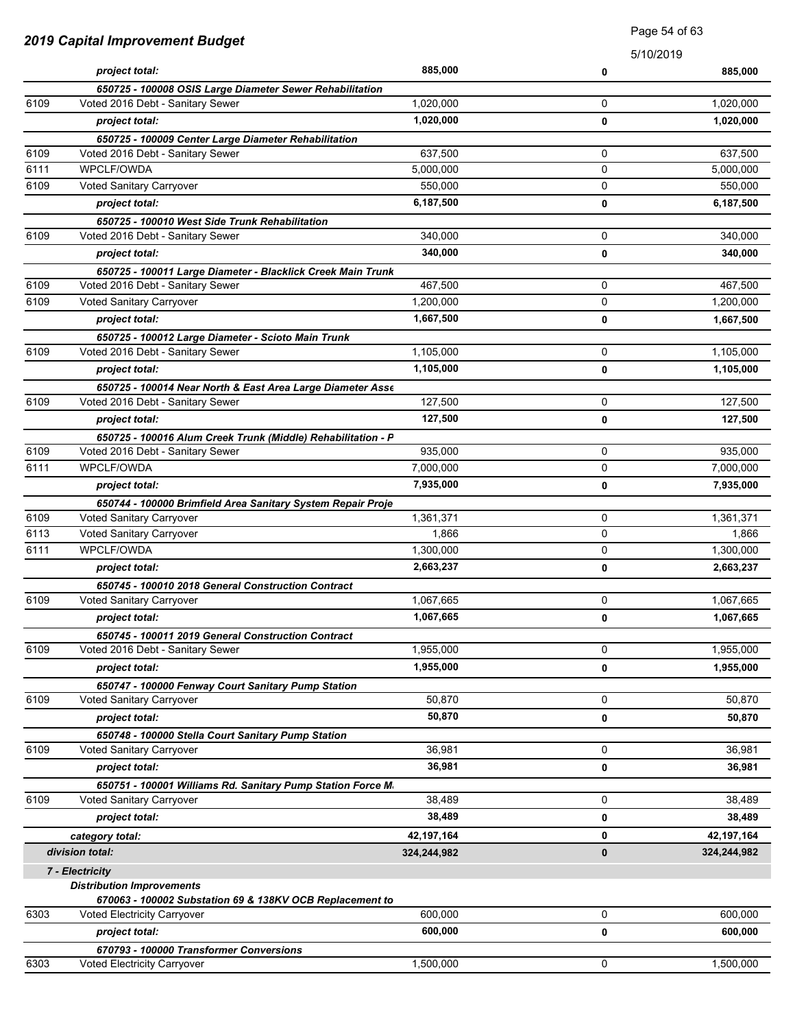## 2019 Capital Improvement Budget

5/10/2019

| Fund | Description | Amount | | Total |
|---|---|---|---|---|
| | *project total:* | **885,000** | **0** | **885,000** |
| | ***650725 - 100008 OSIS Large Diameter Sewer Rehabilitation*** | | | |
| 6109 | Voted 2016 Debt - Sanitary Sewer | 1,020,000 | 0 | 1,020,000 |
| | *project total:* | **1,020,000** | **0** | **1,020,000** |
| | ***650725 - 100009 Center Large Diameter Rehabilitation*** | | | |
| 6109 | Voted 2016 Debt - Sanitary Sewer | 637,500 | 0 | 637,500 |
| 6111 | WPCLF/OWDA | 5,000,000 | 0 | 5,000,000 |
| 6109 | Voted Sanitary Carryover | 550,000 | 0 | 550,000 |
| | *project total:* | **6,187,500** | **0** | **6,187,500** |
| | ***650725 - 100010 West Side Trunk Rehabilitation*** | | | |
| 6109 | Voted 2016 Debt - Sanitary Sewer | 340,000 | 0 | 340,000 |
| | *project total:* | **340,000** | **0** | **340,000** |
| | ***650725 - 100011 Large Diameter - Blacklick Creek Main Trunk*** | | | |
| 6109 | Voted 2016 Debt - Sanitary Sewer | 467,500 | 0 | 467,500 |
| 6109 | Voted Sanitary Carryover | 1,200,000 | 0 | 1,200,000 |
| | *project total:* | **1,667,500** | **0** | **1,667,500** |
| | ***650725 - 100012 Large Diameter - Scioto Main Trunk*** | | | |
| 6109 | Voted 2016 Debt - Sanitary Sewer | 1,105,000 | 0 | 1,105,000 |
| | *project total:* | **1,105,000** | **0** | **1,105,000** |
| | ***650725 - 100014 Near North & East Area Large Diameter Asse*** | | | |
| 6109 | Voted 2016 Debt - Sanitary Sewer | 127,500 | 0 | 127,500 |
| | *project total:* | **127,500** | **0** | **127,500** |
| | ***650725 - 100016 Alum Creek Trunk (Middle) Rehabilitation - P*** | | | |
| 6109 | Voted 2016 Debt - Sanitary Sewer | 935,000 | 0 | 935,000 |
| 6111 | WPCLF/OWDA | 7,000,000 | 0 | 7,000,000 |
| | *project total:* | **7,935,000** | **0** | **7,935,000** |
| | ***650744 - 100000 Brimfield Area Sanitary System Repair Proje*** | | | |
| 6109 | Voted Sanitary Carryover | 1,361,371 | 0 | 1,361,371 |
| 6113 | Voted Sanitary Carryover | 1,866 | 0 | 1,866 |
| 6111 | WPCLF/OWDA | 1,300,000 | 0 | 1,300,000 |
| | *project total:* | **2,663,237** | **0** | **2,663,237** |
| | ***650745 - 100010 2018 General Construction Contract*** | | | |
| 6109 | Voted Sanitary Carryover | 1,067,665 | 0 | 1,067,665 |
| | *project total:* | **1,067,665** | **0** | **1,067,665** |
| | ***650745 - 100011 2019 General Construction Contract*** | | | |
| 6109 | Voted 2016 Debt - Sanitary Sewer | 1,955,000 | 0 | 1,955,000 |
| | *project total:* | **1,955,000** | **0** | **1,955,000** |
| | ***650747 - 100000 Fenway Court Sanitary Pump Station*** | | | |
| 6109 | Voted Sanitary Carryover | 50,870 | 0 | 50,870 |
| | *project total:* | **50,870** | **0** | **50,870** |
| | ***650748 - 100000 Stella Court Sanitary Pump Station*** | | | |
| 6109 | Voted Sanitary Carryover | 36,981 | 0 | 36,981 |
| | *project total:* | **36,981** | **0** | **36,981** |
| | ***650751 - 100001 Williams Rd. Sanitary Pump Station Force M*** | | | |
| 6109 | Voted Sanitary Carryover | 38,489 | 0 | 38,489 |
| | *project total:* | **38,489** | **0** | **38,489** |
| | *category total:* | **42,197,164** | **0** | **42,197,164** |
| | ***division total:*** | **324,244,982** | **0** | **324,244,982** |
| | ***7 - Electricity*** | | | |
| | ***Distribution Improvements*** | | | |
| | ***670063 - 100002 Substation 69 & 138KV OCB Replacement to*** | | | |
| 6303 | Voted Electricity Carryover | 600,000 | 0 | 600,000 |
| | *project total:* | **600,000** | **0** | **600,000** |
| | ***670793 - 100000 Transformer Conversions*** | | | |
| 6303 | Voted Electricity Carryover | 1,500,000 | 0 | 1,500,000 |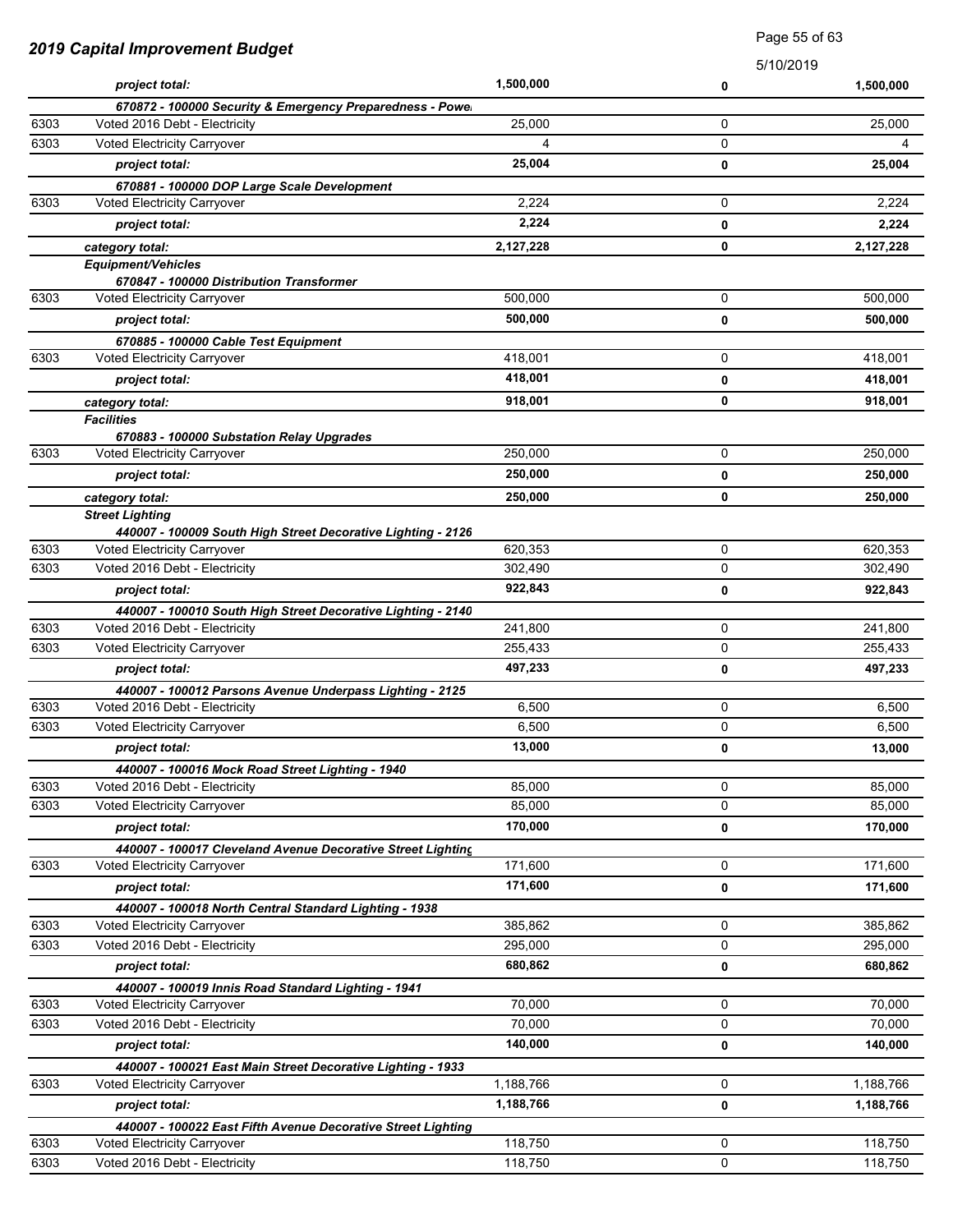## 2019 Capital Improvement Budget

5/10/2019

| | | | | |
|---|---|---|---|---|
| | *project total:* | **1,500,000** | **0** | **1,500,000** |
| | ***670872 - 100000 Security & Emergency Preparedness - Powe*** | | | |
| 6303 | Voted 2016 Debt - Electricity | 25,000 | 0 | 25,000 |
| 6303 | Voted Electricity Carryover | 4 | 0 | 4 |
| | *project total:* | **25,004** | **0** | **25,004** |
| | ***670881 - 100000 DOP Large Scale Development*** | | | |
| 6303 | Voted Electricity Carryover | 2,224 | 0 | 2,224 |
| | *project total:* | **2,224** | **0** | **2,224** |
| | *category total:* | **2,127,228** | **0** | **2,127,228** |
| | ***Equipment/Vehicles*** | | | |
| | ***670847 - 100000 Distribution Transformer*** | | | |
| 6303 | Voted Electricity Carryover | 500,000 | 0 | 500,000 |
| | *project total:* | **500,000** | **0** | **500,000** |
| | ***670885 - 100000 Cable Test Equipment*** | | | |
| 6303 | Voted Electricity Carryover | 418,001 | 0 | 418,001 |
| | *project total:* | **418,001** | **0** | **418,001** |
| | *category total:* | **918,001** | **0** | **918,001** |
| | ***Facilities*** | | | |
| | ***670883 - 100000 Substation Relay Upgrades*** | | | |
| 6303 | Voted Electricity Carryover | 250,000 | 0 | 250,000 |
| | *project total:* | **250,000** | **0** | **250,000** |
| | *category total:* | **250,000** | **0** | **250,000** |
| | ***Street Lighting*** | | | |
| | ***440007 - 100009 South High Street Decorative Lighting - 2126*** | | | |
| 6303 | Voted Electricity Carryover | 620,353 | 0 | 620,353 |
| 6303 | Voted 2016 Debt - Electricity | 302,490 | 0 | 302,490 |
| | *project total:* | **922,843** | **0** | **922,843** |
| | ***440007 - 100010 South High Street Decorative Lighting - 2140*** | | | |
| 6303 | Voted 2016 Debt - Electricity | 241,800 | 0 | 241,800 |
| 6303 | Voted Electricity Carryover | 255,433 | 0 | 255,433 |
| | *project total:* | **497,233** | **0** | **497,233** |
| | ***440007 - 100012 Parsons Avenue Underpass Lighting - 2125*** | | | |
| 6303 | Voted 2016 Debt - Electricity | 6,500 | 0 | 6,500 |
| 6303 | Voted Electricity Carryover | 6,500 | 0 | 6,500 |
| | *project total:* | **13,000** | **0** | **13,000** |
| | ***440007 - 100016 Mock Road Street Lighting - 1940*** | | | |
| 6303 | Voted 2016 Debt - Electricity | 85,000 | 0 | 85,000 |
| 6303 | Voted Electricity Carryover | 85,000 | 0 | 85,000 |
| | *project total:* | **170,000** | **0** | **170,000** |
| | ***440007 - 100017 Cleveland Avenue Decorative Street Lighting*** | | | |
| 6303 | Voted Electricity Carryover | 171,600 | 0 | 171,600 |
| | *project total:* | **171,600** | **0** | **171,600** |
| | ***440007 - 100018 North Central Standard Lighting - 1938*** | | | |
| 6303 | Voted Electricity Carryover | 385,862 | 0 | 385,862 |
| 6303 | Voted 2016 Debt - Electricity | 295,000 | 0 | 295,000 |
| | *project total:* | **680,862** | **0** | **680,862** |
| | ***440007 - 100019 Innis Road Standard Lighting - 1941*** | | | |
| 6303 | Voted Electricity Carryover | 70,000 | 0 | 70,000 |
| 6303 | Voted 2016 Debt - Electricity | 70,000 | 0 | 70,000 |
| | *project total:* | **140,000** | **0** | **140,000** |
| | ***440007 - 100021 East Main Street Decorative Lighting - 1933*** | | | |
| 6303 | Voted Electricity Carryover | 1,188,766 | 0 | 1,188,766 |
| | *project total:* | **1,188,766** | **0** | **1,188,766** |
| | ***440007 - 100022 East Fifth Avenue Decorative Street Lighting*** | | | |
| 6303 | Voted Electricity Carryover | 118,750 | 0 | 118,750 |
| 6303 | Voted 2016 Debt - Electricity | 118,750 | 0 | 118,750 |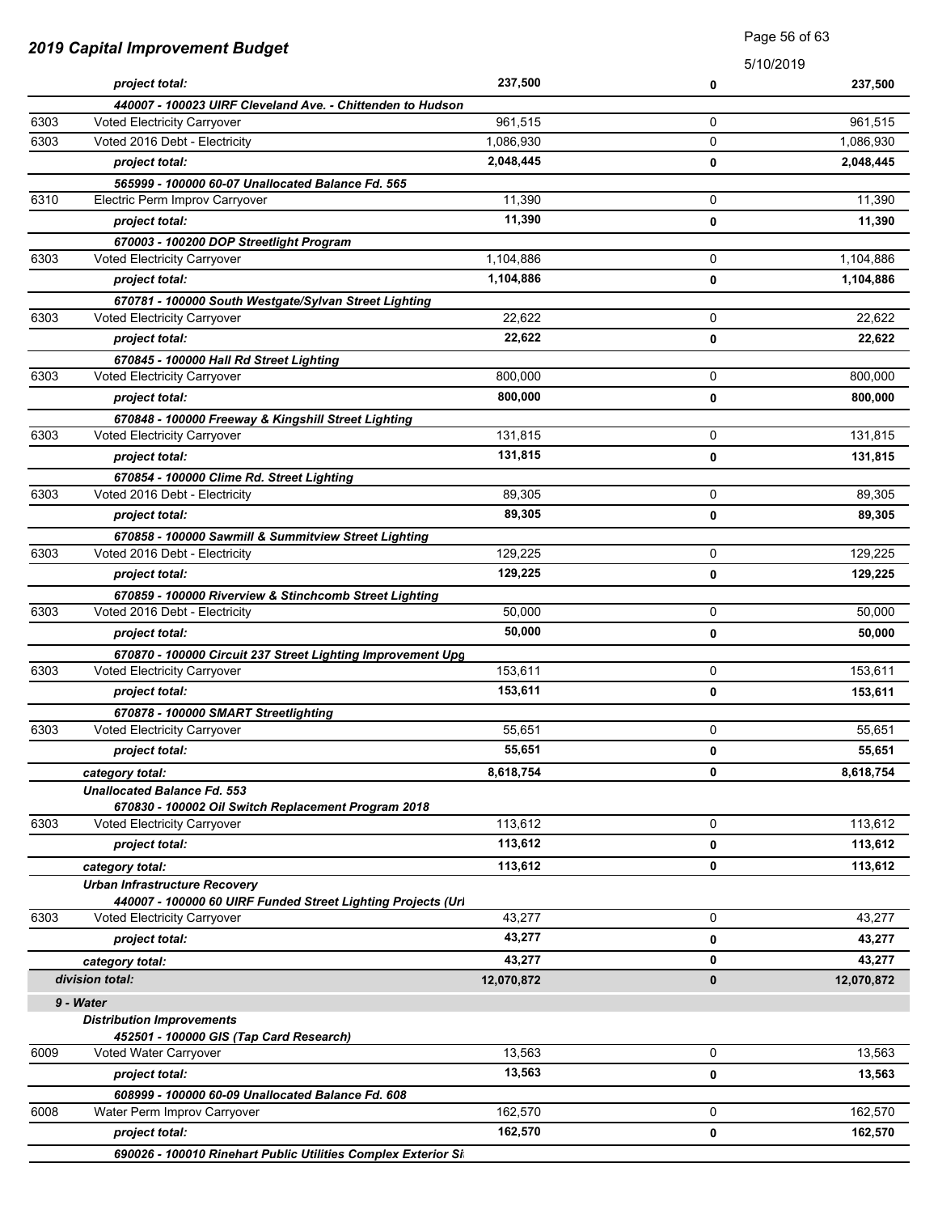## 2019 Capital Improvement Budget

5/10/2019

| | | | | |
|---|---|---|---|---|
| | *project total:* | **237,500** | **0** | **237,500** |
| | ***440007 - 100023 UIRF Cleveland Ave. - Chittenden to Hudson*** | | | |
| 6303 | Voted Electricity Carryover | 961,515 | 0 | 961,515 |
| 6303 | Voted 2016 Debt - Electricity | 1,086,930 | 0 | 1,086,930 |
| | *project total:* | **2,048,445** | **0** | **2,048,445** |
| | ***565999 - 100000 60-07 Unallocated Balance Fd. 565*** | | | |
| 6310 | Electric Perm Improv Carryover | 11,390 | 0 | 11,390 |
| | *project total:* | **11,390** | **0** | **11,390** |
| | ***670003 - 100200 DOP Streetlight Program*** | | | |
| 6303 | Voted Electricity Carryover | 1,104,886 | 0 | 1,104,886 |
| | *project total:* | **1,104,886** | **0** | **1,104,886** |
| | ***670781 - 100000 South Westgate/Sylvan Street Lighting*** | | | |
| 6303 | Voted Electricity Carryover | 22,622 | 0 | 22,622 |
| | *project total:* | **22,622** | **0** | **22,622** |
| | ***670845 - 100000 Hall Rd Street Lighting*** | | | |
| 6303 | Voted Electricity Carryover | 800,000 | 0 | 800,000 |
| | *project total:* | **800,000** | **0** | **800,000** |
| | ***670848 - 100000 Freeway & Kingshill Street Lighting*** | | | |
| 6303 | Voted Electricity Carryover | 131,815 | 0 | 131,815 |
| | *project total:* | **131,815** | **0** | **131,815** |
| | ***670854 - 100000 Clime Rd. Street Lighting*** | | | |
| 6303 | Voted 2016 Debt - Electricity | 89,305 | 0 | 89,305 |
| | *project total:* | **89,305** | **0** | **89,305** |
| | ***670858 - 100000 Sawmill & Summitview Street Lighting*** | | | |
| 6303 | Voted 2016 Debt - Electricity | 129,225 | 0 | 129,225 |
| | *project total:* | **129,225** | **0** | **129,225** |
| | ***670859 - 100000 Riverview & Stinchcomb Street Lighting*** | | | |
| 6303 | Voted 2016 Debt - Electricity | 50,000 | 0 | 50,000 |
| | *project total:* | **50,000** | **0** | **50,000** |
| | ***670870 - 100000 Circuit 237 Street Lighting Improvement Upg*** | | | |
| 6303 | Voted Electricity Carryover | 153,611 | 0 | 153,611 |
| | *project total:* | **153,611** | **0** | **153,611** |
| | ***670878 - 100000 SMART Streetlighting*** | | | |
| 6303 | Voted Electricity Carryover | 55,651 | 0 | 55,651 |
| | *project total:* | **55,651** | **0** | **55,651** |
| | *category total:* | **8,618,754** | **0** | **8,618,754** |
| | ***Unallocated Balance Fd. 553*** | | | |
| | ***670830 - 100002 Oil Switch Replacement Program 2018*** | | | |
| 6303 | Voted Electricity Carryover | 113,612 | 0 | 113,612 |
| | *project total:* | **113,612** | **0** | **113,612** |
| | *category total:* | **113,612** | **0** | **113,612** |
| | ***Urban Infrastructure Recovery*** | | | |
| | ***440007 - 100000 60 UIRF Funded Street Lighting Projects (Url*** | | | |
| 6303 | Voted Electricity Carryover | 43,277 | 0 | 43,277 |
| | *project total:* | **43,277** | **0** | **43,277** |
| | *category total:* | **43,277** | **0** | **43,277** |
| | ***division total:*** | **12,070,872** | **0** | **12,070,872** |
| | ***9 - Water*** | | | |
| | ***Distribution Improvements*** | | | |
| | ***452501 - 100000 GIS (Tap Card Research)*** | | | |
| 6009 | Voted Water Carryover | 13,563 | 0 | 13,563 |
| | *project total:* | **13,563** | **0** | **13,563** |
| | ***608999 - 100000 60-09 Unallocated Balance Fd. 608*** | | | |
| 6008 | Water Perm Improv Carryover | 162,570 | 0 | 162,570 |
| | *project total:* | **162,570** | **0** | **162,570** |
| | ***690026 - 100010 Rinehart Public Utilities Complex Exterior Si*** | | | |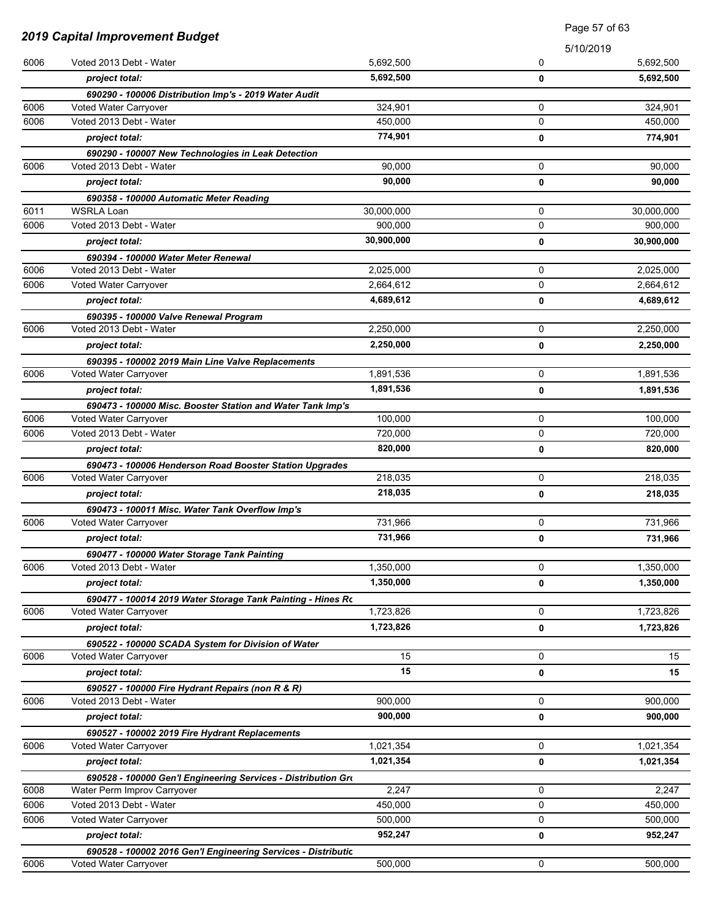## 2019 Capital Improvement Budget

5/10/2019

| | | | | |
|---|---|---|---|---|
| 6006 | Voted 2013 Debt - Water | 5,692,500 | 0 | 5,692,500 |
| | ***project total:*** | **5,692,500** | **0** | **5,692,500** |
| | ***690290 - 100006 Distribution Imp's - 2019 Water Audit*** | | | |
| 6006 | Voted Water Carryover | 324,901 | 0 | 324,901 |
| 6006 | Voted 2013 Debt - Water | 450,000 | 0 | 450,000 |
| | ***project total:*** | **774,901** | **0** | **774,901** |
| | ***690290 - 100007 New Technologies in Leak Detection*** | | | |
| 6006 | Voted 2013 Debt - Water | 90,000 | 0 | 90,000 |
| | ***project total:*** | **90,000** | **0** | **90,000** |
| | ***690358 - 100000 Automatic Meter Reading*** | | | |
| 6011 | WSRLA Loan | 30,000,000 | 0 | 30,000,000 |
| 6006 | Voted 2013 Debt - Water | 900,000 | 0 | 900,000 |
| | ***project total:*** | **30,900,000** | **0** | **30,900,000** |
| | ***690394 - 100000 Water Meter Renewal*** | | | |
| 6006 | Voted 2013 Debt - Water | 2,025,000 | 0 | 2,025,000 |
| 6006 | Voted Water Carryover | 2,664,612 | 0 | 2,664,612 |
| | ***project total:*** | **4,689,612** | **0** | **4,689,612** |
| | ***690395 - 100000 Valve Renewal Program*** | | | |
| 6006 | Voted 2013 Debt - Water | 2,250,000 | 0 | 2,250,000 |
| | ***project total:*** | **2,250,000** | **0** | **2,250,000** |
| | ***690395 - 100002 2019 Main Line Valve Replacements*** | | | |
| 6006 | Voted Water Carryover | 1,891,536 | 0 | 1,891,536 |
| | ***project total:*** | **1,891,536** | **0** | **1,891,536** |
| | ***690473 - 100000 Misc. Booster Station and Water Tank Imp's*** | | | |
| 6006 | Voted Water Carryover | 100,000 | 0 | 100,000 |
| 6006 | Voted 2013 Debt - Water | 720,000 | 0 | 720,000 |
| | ***project total:*** | **820,000** | **0** | **820,000** |
| | ***690473 - 100006 Henderson Road Booster Station Upgrades*** | | | |
| 6006 | Voted Water Carryover | 218,035 | 0 | 218,035 |
| | ***project total:*** | **218,035** | **0** | **218,035** |
| | ***690473 - 100011 Misc. Water Tank Overflow Imp's*** | | | |
| 6006 | Voted Water Carryover | 731,966 | 0 | 731,966 |
| | ***project total:*** | **731,966** | **0** | **731,966** |
| | ***690477 - 100000 Water Storage Tank Painting*** | | | |
| 6006 | Voted 2013 Debt - Water | 1,350,000 | 0 | 1,350,000 |
| | ***project total:*** | **1,350,000** | **0** | **1,350,000** |
| | ***690477 - 100014 2019 Water Storage Tank Painting - Hines Rc*** | | | |
| 6006 | Voted Water Carryover | 1,723,826 | 0 | 1,723,826 |
| | ***project total:*** | **1,723,826** | **0** | **1,723,826** |
| | ***690522 - 100000 SCADA System for Division of Water*** | | | |
| 6006 | Voted Water Carryover | 15 | 0 | 15 |
| | ***project total:*** | **15** | **0** | **15** |
| | ***690527 - 100000 Fire Hydrant Repairs (non R & R)*** | | | |
| 6006 | Voted 2013 Debt - Water | 900,000 | 0 | 900,000 |
| | ***project total:*** | **900,000** | **0** | **900,000** |
| | ***690527 - 100002 2019 Fire Hydrant Replacements*** | | | |
| 6006 | Voted Water Carryover | 1,021,354 | 0 | 1,021,354 |
| | ***project total:*** | **1,021,354** | **0** | **1,021,354** |
| | ***690528 - 100000 Gen'l Engineering Services - Distribution Gr*** | | | |
| 6008 | Water Perm Improv Carryover | 2,247 | 0 | 2,247 |
| 6006 | Voted 2013 Debt - Water | 450,000 | 0 | 450,000 |
| 6006 | Voted Water Carryover | 500,000 | 0 | 500,000 |
| | ***project total:*** | **952,247** | **0** | **952,247** |
| | ***690528 - 100002 2016 Gen'l Engineering Services - Distributic*** | | | |
| 6006 | Voted Water Carryover | 500,000 | 0 | 500,000 |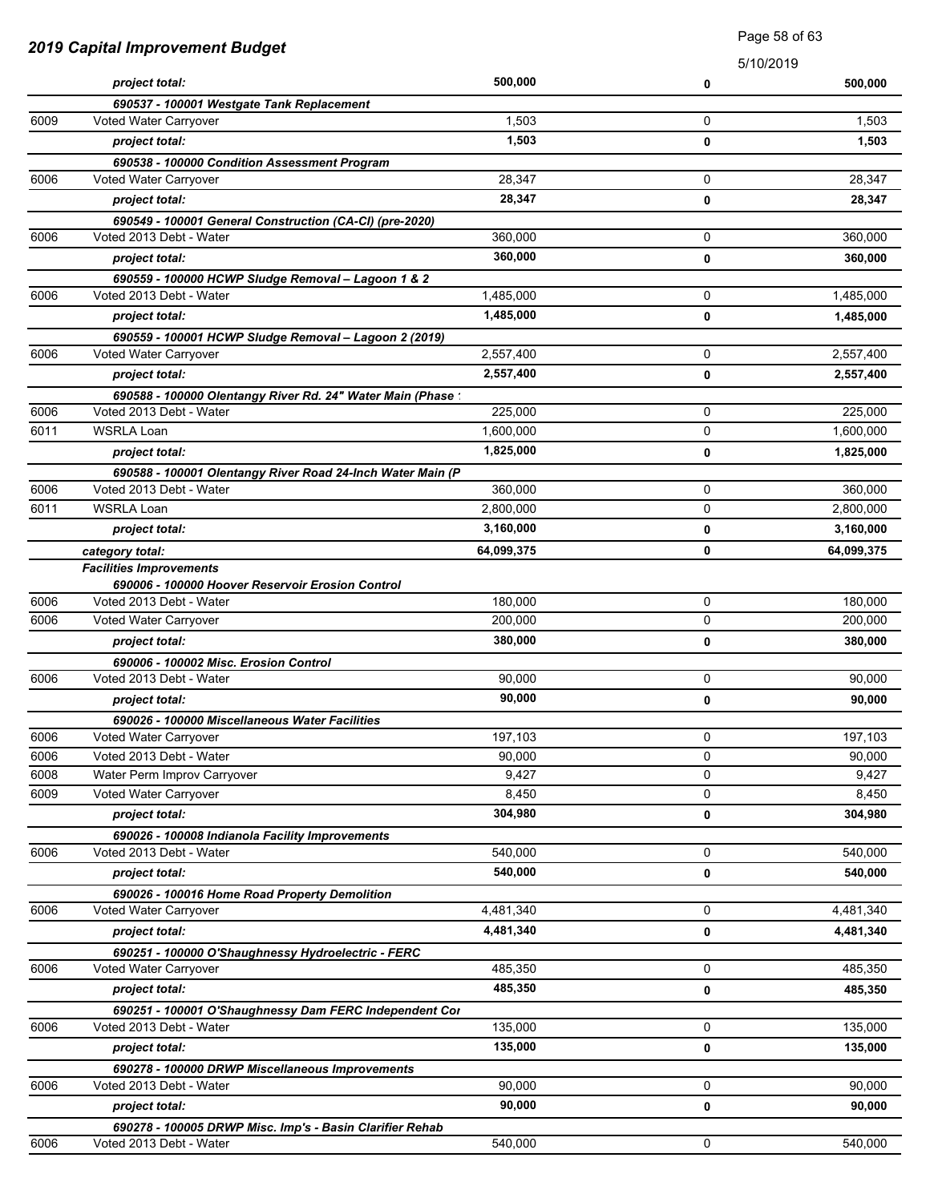| | | | | |
|---|---|---|---|---|
| | *project total:* | **500,000** | **0** | **500,000** |
| | ***690537 - 100001 Westgate Tank Replacement*** | | | |
| 6009 | Voted Water Carryover | 1,503 | 0 | 1,503 |
| | *project total:* | **1,503** | **0** | **1,503** |
| | ***690538 - 100000 Condition Assessment Program*** | | | |
| 6006 | Voted Water Carryover | 28,347 | 0 | 28,347 |
| | *project total:* | **28,347** | **0** | **28,347** |
| | ***690549 - 100001 General Construction (CA-CI) (pre-2020)*** | | | |
| 6006 | Voted 2013 Debt - Water | 360,000 | 0 | 360,000 |
| | *project total:* | **360,000** | **0** | **360,000** |
| | ***690559 - 100000 HCWP Sludge Removal – Lagoon 1 & 2*** | | | |
| 6006 | Voted 2013 Debt - Water | 1,485,000 | 0 | 1,485,000 |
| | *project total:* | **1,485,000** | **0** | **1,485,000** |
| | ***690559 - 100001 HCWP Sludge Removal – Lagoon 2 (2019)*** | | | |
| 6006 | Voted Water Carryover | 2,557,400 | 0 | 2,557,400 |
| | *project total:* | **2,557,400** | **0** | **2,557,400** |
| | ***690588 - 100000 Olentangy River Rd. 24" Water Main (Phase 1*** | | | |
| 6006 | Voted 2013 Debt - Water | 225,000 | 0 | 225,000 |
| 6011 | WSRLA Loan | 1,600,000 | 0 | 1,600,000 |
| | *project total:* | **1,825,000** | **0** | **1,825,000** |
| | ***690588 - 100001 Olentangy River Road 24-Inch Water Main (P*** | | | |
| 6006 | Voted 2013 Debt - Water | 360,000 | 0 | 360,000 |
| 6011 | WSRLA Loan | 2,800,000 | 0 | 2,800,000 |
| | *project total:* | **3,160,000** | **0** | **3,160,000** |
| | ***category total:*** | **64,099,375** | **0** | **64,099,375** |
| | ***Facilities Improvements*** | | | |
| | ***690006 - 100000 Hoover Reservoir Erosion Control*** | | | |
| 6006 | Voted 2013 Debt - Water | 180,000 | 0 | 180,000 |
| 6006 | Voted Water Carryover | 200,000 | 0 | 200,000 |
| | *project total:* | **380,000** | **0** | **380,000** |
| | ***690006 - 100002 Misc. Erosion Control*** | | | |
| 6006 | Voted 2013 Debt - Water | 90,000 | 0 | 90,000 |
| | *project total:* | **90,000** | **0** | **90,000** |
| | ***690026 - 100000 Miscellaneous Water Facilities*** | | | |
| 6006 | Voted Water Carryover | 197,103 | 0 | 197,103 |
| 6006 | Voted 2013 Debt - Water | 90,000 | 0 | 90,000 |
| 6008 | Water Perm Improv Carryover | 9,427 | 0 | 9,427 |
| 6009 | Voted Water Carryover | 8,450 | 0 | 8,450 |
| | *project total:* | **304,980** | **0** | **304,980** |
| | ***690026 - 100008 Indianola Facility Improvements*** | | | |
| 6006 | Voted 2013 Debt - Water | 540,000 | 0 | 540,000 |
| | *project total:* | **540,000** | **0** | **540,000** |
| | ***690026 - 100016 Home Road Property Demolition*** | | | |
| 6006 | Voted Water Carryover | 4,481,340 | 0 | 4,481,340 |
| | *project total:* | **4,481,340** | **0** | **4,481,340** |
| | ***690251 - 100000 O'Shaughnessy Hydroelectric - FERC*** | | | |
| 6006 | Voted Water Carryover | 485,350 | 0 | 485,350 |
| | *project total:* | **485,350** | **0** | **485,350** |
| | ***690251 - 100001 O'Shaughnessy Dam FERC Independent Cor*** | | | |
| 6006 | Voted 2013 Debt - Water | 135,000 | 0 | 135,000 |
| | *project total:* | **135,000** | **0** | **135,000** |
| | ***690278 - 100000 DRWP Miscellaneous Improvements*** | | | |
| 6006 | Voted 2013 Debt - Water | 90,000 | 0 | 90,000 |
| | *project total:* | **90,000** | **0** | **90,000** |
| | ***690278 - 100005 DRWP Misc. Imp's - Basin Clarifier Rehab*** | | | |
| 6006 | Voted 2013 Debt - Water | 540,000 | 0 | 540,000 |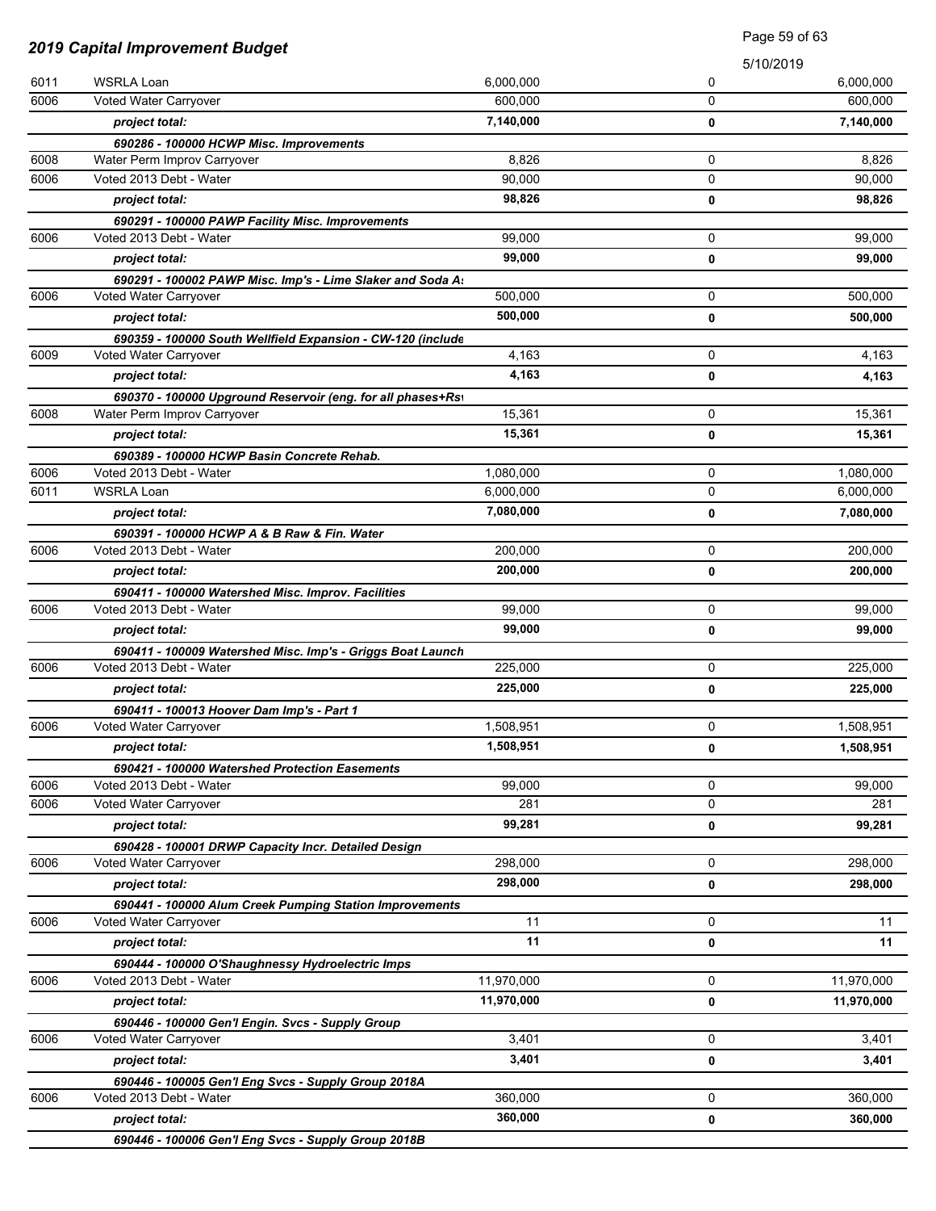# 2019 Capital Improvement Budget

5/10/2019

| | | | | |
|---|---|---|---|---|
| 6011 | WSRLA Loan | 6,000,000 | 0 | 6,000,000 |
| 6006 | Voted Water Carryover | 600,000 | 0 | 600,000 |
| | ***project total:*** | **7,140,000** | **0** | **7,140,000** |
| | ***690286 - 100000 HCWP Misc. Improvements*** | | | |
| 6008 | Water Perm Improv Carryover | 8,826 | 0 | 8,826 |
| 6006 | Voted 2013 Debt - Water | 90,000 | 0 | 90,000 |
| | ***project total:*** | **98,826** | **0** | **98,826** |
| | ***690291 - 100000 PAWP Facility Misc. Improvements*** | | | |
| 6006 | Voted 2013 Debt - Water | 99,000 | 0 | 99,000 |
| | ***project total:*** | **99,000** | **0** | **99,000** |
| | ***690291 - 100002 PAWP Misc. Imp's - Lime Slaker and Soda A:*** | | | |
| 6006 | Voted Water Carryover | 500,000 | 0 | 500,000 |
| | ***project total:*** | **500,000** | **0** | **500,000** |
| | ***690359 - 100000 South Wellfield Expansion - CW-120 (include*** | | | |
| 6009 | Voted Water Carryover | 4,163 | 0 | 4,163 |
| | ***project total:*** | **4,163** | **0** | **4,163** |
| | ***690370 - 100000 Upground Reservoir (eng. for all phases+Rs\*** | | | |
| 6008 | Water Perm Improv Carryover | 15,361 | 0 | 15,361 |
| | ***project total:*** | **15,361** | **0** | **15,361** |
| | ***690389 - 100000 HCWP Basin Concrete Rehab.*** | | | |
| 6006 | Voted 2013 Debt - Water | 1,080,000 | 0 | 1,080,000 |
| 6011 | WSRLA Loan | 6,000,000 | 0 | 6,000,000 |
| | ***project total:*** | **7,080,000** | **0** | **7,080,000** |
| | ***690391 - 100000 HCWP A & B Raw & Fin. Water*** | | | |
| 6006 | Voted 2013 Debt - Water | 200,000 | 0 | 200,000 |
| | ***project total:*** | **200,000** | **0** | **200,000** |
| | ***690411 - 100000 Watershed Misc. Improv. Facilities*** | | | |
| 6006 | Voted 2013 Debt - Water | 99,000 | 0 | 99,000 |
| | ***project total:*** | **99,000** | **0** | **99,000** |
| | ***690411 - 100009 Watershed Misc. Imp's - Griggs Boat Launch*** | | | |
| 6006 | Voted 2013 Debt - Water | 225,000 | 0 | 225,000 |
| | ***project total:*** | **225,000** | **0** | **225,000** |
| | ***690411 - 100013 Hoover Dam Imp's - Part 1*** | | | |
| 6006 | Voted Water Carryover | 1,508,951 | 0 | 1,508,951 |
| | ***project total:*** | **1,508,951** | **0** | **1,508,951** |
| | ***690421 - 100000 Watershed Protection Easements*** | | | |
| 6006 | Voted 2013 Debt - Water | 99,000 | 0 | 99,000 |
| 6006 | Voted Water Carryover | 281 | 0 | 281 |
| | ***project total:*** | **99,281** | **0** | **99,281** |
| | ***690428 - 100001 DRWP Capacity Incr. Detailed Design*** | | | |
| 6006 | Voted Water Carryover | 298,000 | 0 | 298,000 |
| | ***project total:*** | **298,000** | **0** | **298,000** |
| | ***690441 - 100000 Alum Creek Pumping Station Improvements*** | | | |
| 6006 | Voted Water Carryover | 11 | 0 | 11 |
| | ***project total:*** | **11** | **0** | **11** |
| | ***690444 - 100000 O'Shaughnessy Hydroelectric Imps*** | | | |
| 6006 | Voted 2013 Debt - Water | 11,970,000 | 0 | 11,970,000 |
| | ***project total:*** | **11,970,000** | **0** | **11,970,000** |
| | ***690446 - 100000 Gen'l Engin. Svcs - Supply Group*** | | | |
| 6006 | Voted Water Carryover | 3,401 | 0 | 3,401 |
| | ***project total:*** | **3,401** | **0** | **3,401** |
| | ***690446 - 100005 Gen'l Eng Svcs - Supply Group 2018A*** | | | |
| 6006 | Voted 2013 Debt - Water | 360,000 | 0 | 360,000 |
| | ***project total:*** | **360,000** | **0** | **360,000** |
| | ***690446 - 100006 Gen'l Eng Svcs - Supply Group 2018B*** | | | |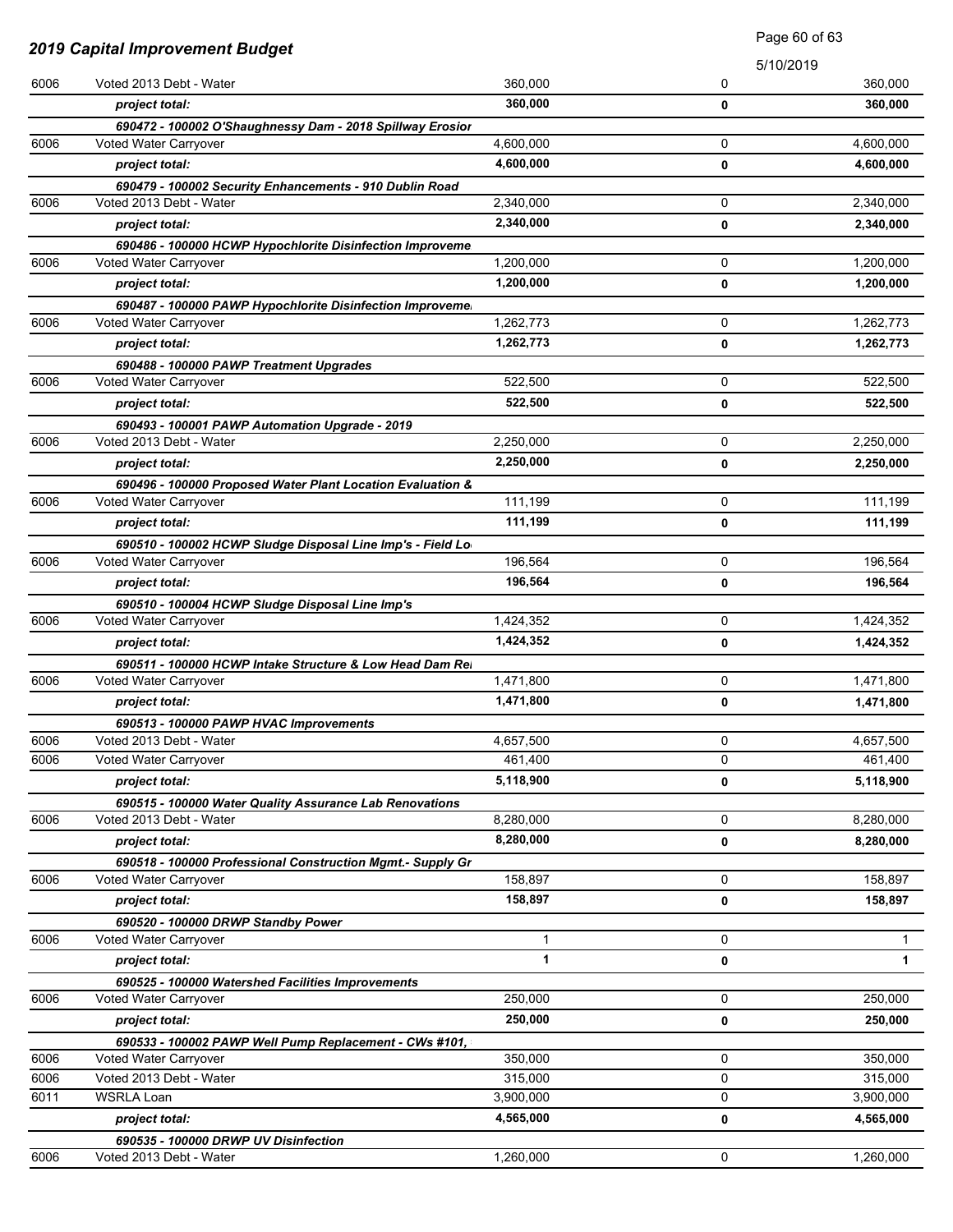## 2019 Capital Improvement Budget

5/10/2019

| | | | | |
|---|---|---|---|---|
| 6006 | Voted 2013 Debt - Water | 360,000 | 0 | 360,000 |
| | ***project total:*** | **360,000** | **0** | **360,000** |
| | ***690472 - 100002 O'Shaughnessy Dam - 2018 Spillway Erosior*** | | | |
| 6006 | Voted Water Carryover | 4,600,000 | 0 | 4,600,000 |
| | ***project total:*** | **4,600,000** | **0** | **4,600,000** |
| | ***690479 - 100002 Security Enhancements - 910 Dublin Road*** | | | |
| 6006 | Voted 2013 Debt - Water | 2,340,000 | 0 | 2,340,000 |
| | ***project total:*** | **2,340,000** | **0** | **2,340,000** |
| | ***690486 - 100000 HCWP Hypochlorite Disinfection Improveme*** | | | |
| 6006 | Voted Water Carryover | 1,200,000 | 0 | 1,200,000 |
| | ***project total:*** | **1,200,000** | **0** | **1,200,000** |
| | ***690487 - 100000 PAWP Hypochlorite Disinfection Improveme*** | | | |
| 6006 | Voted Water Carryover | 1,262,773 | 0 | 1,262,773 |
| | ***project total:*** | **1,262,773** | **0** | **1,262,773** |
| | ***690488 - 100000 PAWP Treatment Upgrades*** | | | |
| 6006 | Voted Water Carryover | 522,500 | 0 | 522,500 |
| | ***project total:*** | **522,500** | **0** | **522,500** |
| | ***690493 - 100001 PAWP Automation Upgrade - 2019*** | | | |
| 6006 | Voted 2013 Debt - Water | 2,250,000 | 0 | 2,250,000 |
| | ***project total:*** | **2,250,000** | **0** | **2,250,000** |
| | ***690496 - 100000 Proposed Water Plant Location Evaluation &*** | | | |
| 6006 | Voted Water Carryover | 111,199 | 0 | 111,199 |
| | ***project total:*** | **111,199** | **0** | **111,199** |
| | ***690510 - 100002 HCWP Sludge Disposal Line Imp's - Field Lo*** | | | |
| 6006 | Voted Water Carryover | 196,564 | 0 | 196,564 |
| | ***project total:*** | **196,564** | **0** | **196,564** |
| | ***690510 - 100004 HCWP Sludge Disposal Line Imp's*** | | | |
| 6006 | Voted Water Carryover | 1,424,352 | 0 | 1,424,352 |
| | ***project total:*** | **1,424,352** | **0** | **1,424,352** |
| | ***690511 - 100000 HCWP Intake Structure & Low Head Dam Re*** | | | |
| 6006 | Voted Water Carryover | 1,471,800 | 0 | 1,471,800 |
| | ***project total:*** | **1,471,800** | **0** | **1,471,800** |
| | ***690513 - 100000 PAWP HVAC Improvements*** | | | |
| 6006 | Voted 2013 Debt - Water | 4,657,500 | 0 | 4,657,500 |
| 6006 | Voted Water Carryover | 461,400 | 0 | 461,400 |
| | ***project total:*** | **5,118,900** | **0** | **5,118,900** |
| | ***690515 - 100000 Water Quality Assurance Lab Renovations*** | | | |
| 6006 | Voted 2013 Debt - Water | 8,280,000 | 0 | 8,280,000 |
| | ***project total:*** | **8,280,000** | **0** | **8,280,000** |
| | ***690518 - 100000 Professional Construction Mgmt.- Supply Gr*** | | | |
| 6006 | Voted Water Carryover | 158,897 | 0 | 158,897 |
| | ***project total:*** | **158,897** | **0** | **158,897** |
| | ***690520 - 100000 DRWP Standby Power*** | | | |
| 6006 | Voted Water Carryover | 1 | 0 | 1 |
| | ***project total:*** | **1** | **0** | **1** |
| | ***690525 - 100000 Watershed Facilities Improvements*** | | | |
| 6006 | Voted Water Carryover | 250,000 | 0 | 250,000 |
| | ***project total:*** | **250,000** | **0** | **250,000** |
| | ***690533 - 100002 PAWP Well Pump Replacement - CWs #101,*** | | | |
| 6006 | Voted Water Carryover | 350,000 | 0 | 350,000 |
| 6006 | Voted 2013 Debt - Water | 315,000 | 0 | 315,000 |
| 6011 | WSRLA Loan | 3,900,000 | 0 | 3,900,000 |
| | ***project total:*** | **4,565,000** | **0** | **4,565,000** |
| | ***690535 - 100000 DRWP UV Disinfection*** | | | |
| 6006 | Voted 2013 Debt - Water | 1,260,000 | 0 | 1,260,000 |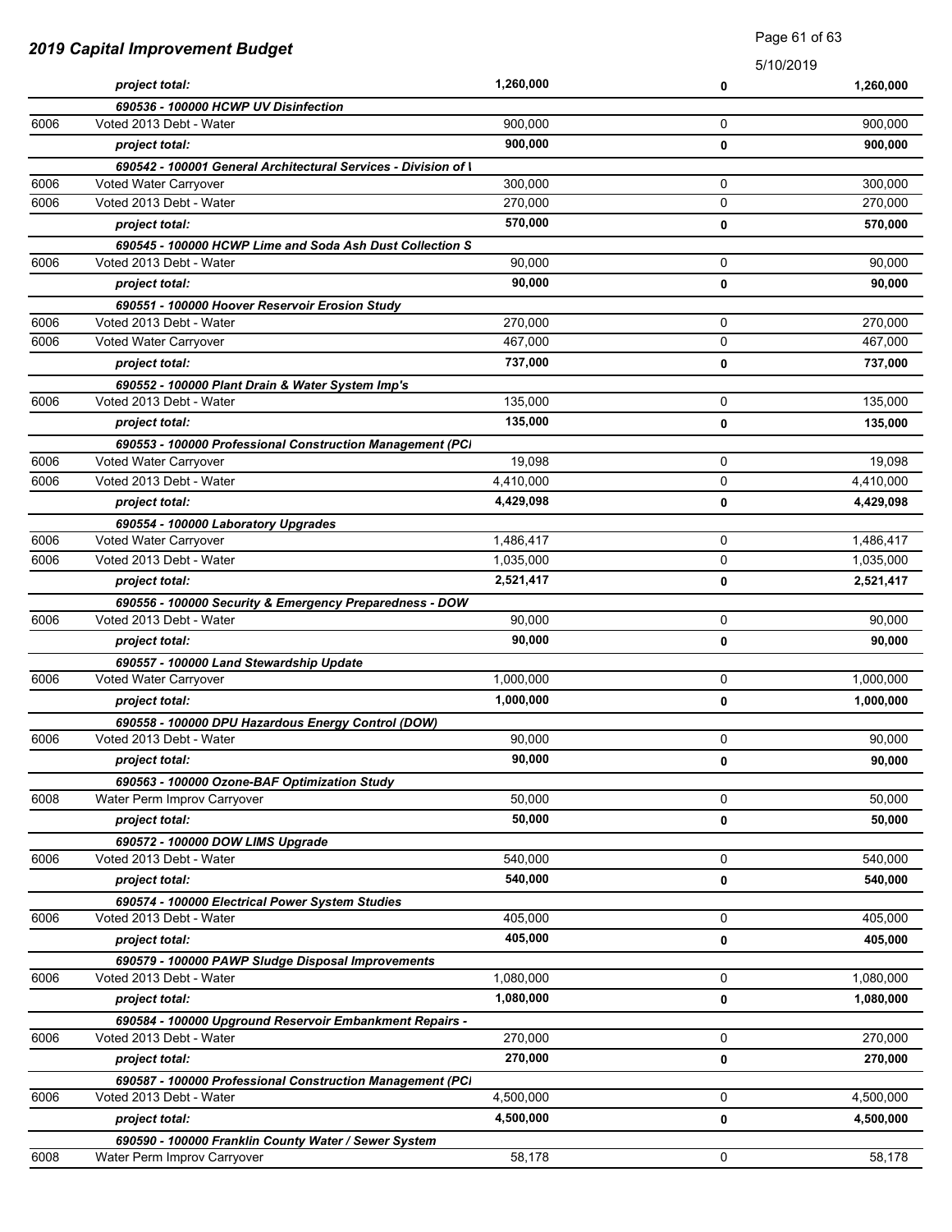| | | | | |
|---|---|---|---|---|
| | *project total:* | **1,260,000** | **0** | **1,260,000** |
| | ***690536 - 100000 HCWP UV Disinfection*** | | | |
| 6006 | Voted 2013 Debt - Water | 900,000 | 0 | 900,000 |
| | *project total:* | **900,000** | **0** | **900,000** |
| | ***690542 - 100001 General Architectural Services - Division of \\*** | | | |
| 6006 | Voted Water Carryover | 300,000 | 0 | 300,000 |
| 6006 | Voted 2013 Debt - Water | 270,000 | 0 | 270,000 |
| | *project total:* | **570,000** | **0** | **570,000** |
| | ***690545 - 100000 HCWP Lime and Soda Ash Dust Collection S*** | | | |
| 6006 | Voted 2013 Debt - Water | 90,000 | 0 | 90,000 |
| | *project total:* | **90,000** | **0** | **90,000** |
| | ***690551 - 100000 Hoover Reservoir Erosion Study*** | | | |
| 6006 | Voted 2013 Debt - Water | 270,000 | 0 | 270,000 |
| 6006 | Voted Water Carryover | 467,000 | 0 | 467,000 |
| | *project total:* | **737,000** | **0** | **737,000** |
| | ***690552 - 100000 Plant Drain & Water System Imp's*** | | | |
| 6006 | Voted 2013 Debt - Water | 135,000 | 0 | 135,000 |
| | *project total:* | **135,000** | **0** | **135,000** |
| | ***690553 - 100000 Professional Construction Management (PCI*** | | | |
| 6006 | Voted Water Carryover | 19,098 | 0 | 19,098 |
| 6006 | Voted 2013 Debt - Water | 4,410,000 | 0 | 4,410,000 |
| | *project total:* | **4,429,098** | **0** | **4,429,098** |
| | ***690554 - 100000 Laboratory Upgrades*** | | | |
| 6006 | Voted Water Carryover | 1,486,417 | 0 | 1,486,417 |
| 6006 | Voted 2013 Debt - Water | 1,035,000 | 0 | 1,035,000 |
| | *project total:* | **2,521,417** | **0** | **2,521,417** |
| | ***690556 - 100000 Security & Emergency Preparedness - DOW*** | | | |
| 6006 | Voted 2013 Debt - Water | 90,000 | 0 | 90,000 |
| | *project total:* | **90,000** | **0** | **90,000** |
| | ***690557 - 100000 Land Stewardship Update*** | | | |
| 6006 | Voted Water Carryover | 1,000,000 | 0 | 1,000,000 |
| | *project total:* | **1,000,000** | **0** | **1,000,000** |
| | ***690558 - 100000 DPU Hazardous Energy Control (DOW)*** | | | |
| 6006 | Voted 2013 Debt - Water | 90,000 | 0 | 90,000 |
| | *project total:* | **90,000** | **0** | **90,000** |
| | ***690563 - 100000 Ozone-BAF Optimization Study*** | | | |
| 6008 | Water Perm Improv Carryover | 50,000 | 0 | 50,000 |
| | *project total:* | **50,000** | **0** | **50,000** |
| | ***690572 - 100000 DOW LIMS Upgrade*** | | | |
| 6006 | Voted 2013 Debt - Water | 540,000 | 0 | 540,000 |
| | *project total:* | **540,000** | **0** | **540,000** |
| | ***690574 - 100000 Electrical Power System Studies*** | | | |
| 6006 | Voted 2013 Debt - Water | 405,000 | 0 | 405,000 |
| | *project total:* | **405,000** | **0** | **405,000** |
| | ***690579 - 100000 PAWP Sludge Disposal Improvements*** | | | |
| 6006 | Voted 2013 Debt - Water | 1,080,000 | 0 | 1,080,000 |
| | *project total:* | **1,080,000** | **0** | **1,080,000** |
| | ***690584 - 100000 Upground Reservoir Embankment Repairs -*** | | | |
| 6006 | Voted 2013 Debt - Water | 270,000 | 0 | 270,000 |
| | *project total:* | **270,000** | **0** | **270,000** |
| | ***690587 - 100000 Professional Construction Management (PCI*** | | | |
| 6006 | Voted 2013 Debt - Water | 4,500,000 | 0 | 4,500,000 |
| | *project total:* | **4,500,000** | **0** | **4,500,000** |
| | ***690590 - 100000 Franklin County Water / Sewer System*** | | | |
| 6008 | Water Perm Improv Carryover | 58,178 | 0 | 58,178 |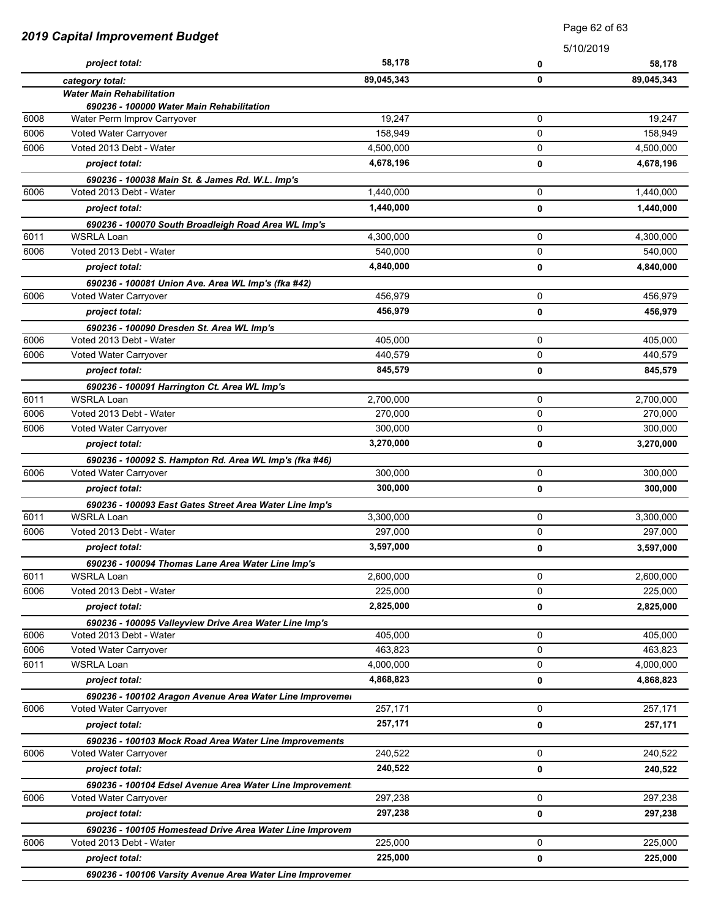## 2019 Capital Improvement Budget

5/10/2019

| Fund | Description | Amount | | Total |
|---|---|---|---|---|
| | *project total:* | **58,178** | **0** | **58,178** |
| | *category total:* | **89,045,343** | **0** | **89,045,343** |
| | ***Water Main Rehabilitation*** | | | |
| | ***690236 - 100000 Water Main Rehabilitation*** | | | |
| 6008 | Water Perm Improv Carryover | 19,247 | 0 | 19,247 |
| 6006 | Voted Water Carryover | 158,949 | 0 | 158,949 |
| 6006 | Voted 2013 Debt - Water | 4,500,000 | 0 | 4,500,000 |
| | *project total:* | **4,678,196** | **0** | **4,678,196** |
| | ***690236 - 100038 Main St. & James Rd. W.L. Imp's*** | | | |
| 6006 | Voted 2013 Debt - Water | 1,440,000 | 0 | 1,440,000 |
| | *project total:* | **1,440,000** | **0** | **1,440,000** |
| | ***690236 - 100070 South Broadleigh Road Area WL Imp's*** | | | |
| 6011 | WSRLA Loan | 4,300,000 | 0 | 4,300,000 |
| 6006 | Voted 2013 Debt - Water | 540,000 | 0 | 540,000 |
| | *project total:* | **4,840,000** | **0** | **4,840,000** |
| | ***690236 - 100081 Union Ave. Area WL Imp's (fka #42)*** | | | |
| 6006 | Voted Water Carryover | 456,979 | 0 | 456,979 |
| | *project total:* | **456,979** | **0** | **456,979** |
| | ***690236 - 100090 Dresden St. Area WL Imp's*** | | | |
| 6006 | Voted 2013 Debt - Water | 405,000 | 0 | 405,000 |
| 6006 | Voted Water Carryover | 440,579 | 0 | 440,579 |
| | *project total:* | **845,579** | **0** | **845,579** |
| | ***690236 - 100091 Harrington Ct. Area WL Imp's*** | | | |
| 6011 | WSRLA Loan | 2,700,000 | 0 | 2,700,000 |
| 6006 | Voted 2013 Debt - Water | 270,000 | 0 | 270,000 |
| 6006 | Voted Water Carryover | 300,000 | 0 | 300,000 |
| | *project total:* | **3,270,000** | **0** | **3,270,000** |
| | ***690236 - 100092 S. Hampton Rd. Area WL Imp's (fka #46)*** | | | |
| 6006 | Voted Water Carryover | 300,000 | 0 | 300,000 |
| | *project total:* | **300,000** | **0** | **300,000** |
| | ***690236 - 100093 East Gates Street Area Water Line Imp's*** | | | |
| 6011 | WSRLA Loan | 3,300,000 | 0 | 3,300,000 |
| 6006 | Voted 2013 Debt - Water | 297,000 | 0 | 297,000 |
| | *project total:* | **3,597,000** | **0** | **3,597,000** |
| | ***690236 - 100094 Thomas Lane Area Water Line Imp's*** | | | |
| 6011 | WSRLA Loan | 2,600,000 | 0 | 2,600,000 |
| 6006 | Voted 2013 Debt - Water | 225,000 | 0 | 225,000 |
| | *project total:* | **2,825,000** | **0** | **2,825,000** |
| | ***690236 - 100095 Valleyview Drive Area Water Line Imp's*** | | | |
| 6006 | Voted 2013 Debt - Water | 405,000 | 0 | 405,000 |
| 6006 | Voted Water Carryover | 463,823 | 0 | 463,823 |
| 6011 | WSRLA Loan | 4,000,000 | 0 | 4,000,000 |
| | *project total:* | **4,868,823** | **0** | **4,868,823** |
| | ***690236 - 100102 Aragon Avenue Area Water Line Improveme*** | | | |
| 6006 | Voted Water Carryover | 257,171 | 0 | 257,171 |
| | *project total:* | **257,171** | **0** | **257,171** |
| | ***690236 - 100103 Mock Road Area Water Line Improvements*** | | | |
| 6006 | Voted Water Carryover | 240,522 | 0 | 240,522 |
| | *project total:* | **240,522** | **0** | **240,522** |
| | ***690236 - 100104 Edsel Avenue Area Water Line Improvement*** | | | |
| 6006 | Voted Water Carryover | 297,238 | 0 | 297,238 |
| | *project total:* | **297,238** | **0** | **297,238** |
| | ***690236 - 100105 Homestead Drive Area Water Line Improvem*** | | | |
| 6006 | Voted 2013 Debt - Water | 225,000 | 0 | 225,000 |
| | *project total:* | **225,000** | **0** | **225,000** |
| | ***690236 - 100106 Varsity Avenue Area Water Line Improvemer*** | | | |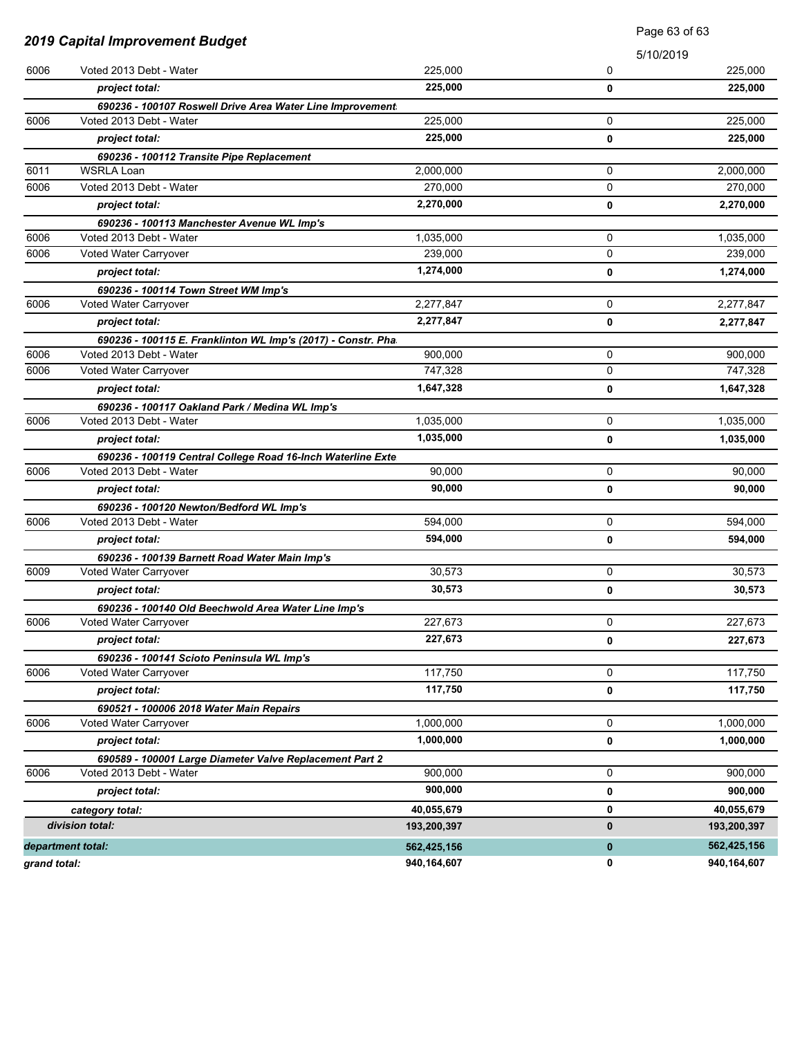## 2019 Capital Improvement Budget

5/10/2019

| | | | | |
|---|---|---|---|---|
| 6006 | Voted 2013 Debt - Water | 225,000 | 0 | 225,000 |
| | ***project total:*** | **225,000** | **0** | **225,000** |
| | ***690236 - 100107 Roswell Drive Area Water Line Improvement*** | | | |
| 6006 | Voted 2013 Debt - Water | 225,000 | 0 | 225,000 |
| | ***project total:*** | **225,000** | **0** | **225,000** |
| | ***690236 - 100112 Transite Pipe Replacement*** | | | |
| 6011 | WSRLA Loan | 2,000,000 | 0 | 2,000,000 |
| 6006 | Voted 2013 Debt - Water | 270,000 | 0 | 270,000 |
| | ***project total:*** | **2,270,000** | **0** | **2,270,000** |
| | ***690236 - 100113 Manchester Avenue WL Imp's*** | | | |
| 6006 | Voted 2013 Debt - Water | 1,035,000 | 0 | 1,035,000 |
| 6006 | Voted Water Carryover | 239,000 | 0 | 239,000 |
| | ***project total:*** | **1,274,000** | **0** | **1,274,000** |
| | ***690236 - 100114 Town Street WM Imp's*** | | | |
| 6006 | Voted Water Carryover | 2,277,847 | 0 | 2,277,847 |
| | ***project total:*** | **2,277,847** | **0** | **2,277,847** |
| | ***690236 - 100115 E. Franklinton WL Imp's (2017) - Constr. Pha*** | | | |
| 6006 | Voted 2013 Debt - Water | 900,000 | 0 | 900,000 |
| 6006 | Voted Water Carryover | 747,328 | 0 | 747,328 |
| | ***project total:*** | **1,647,328** | **0** | **1,647,328** |
| | ***690236 - 100117 Oakland Park / Medina WL Imp's*** | | | |
| 6006 | Voted 2013 Debt - Water | 1,035,000 | 0 | 1,035,000 |
| | ***project total:*** | **1,035,000** | **0** | **1,035,000** |
| | ***690236 - 100119 Central College Road 16-Inch Waterline Exte*** | | | |
| 6006 | Voted 2013 Debt - Water | 90,000 | 0 | 90,000 |
| | ***project total:*** | **90,000** | **0** | **90,000** |
| | ***690236 - 100120 Newton/Bedford WL Imp's*** | | | |
| 6006 | Voted 2013 Debt - Water | 594,000 | 0 | 594,000 |
| | ***project total:*** | **594,000** | **0** | **594,000** |
| | ***690236 - 100139 Barnett Road Water Main Imp's*** | | | |
| 6009 | Voted Water Carryover | 30,573 | 0 | 30,573 |
| | ***project total:*** | **30,573** | **0** | **30,573** |
| | ***690236 - 100140 Old Beechwold Area Water Line Imp's*** | | | |
| 6006 | Voted Water Carryover | 227,673 | 0 | 227,673 |
| | ***project total:*** | **227,673** | **0** | **227,673** |
| | ***690236 - 100141 Scioto Peninsula WL Imp's*** | | | |
| 6006 | Voted Water Carryover | 117,750 | 0 | 117,750 |
| | ***project total:*** | **117,750** | **0** | **117,750** |
| | ***690521 - 100006 2018 Water Main Repairs*** | | | |
| 6006 | Voted Water Carryover | 1,000,000 | 0 | 1,000,000 |
| | ***project total:*** | **1,000,000** | **0** | **1,000,000** |
| | ***690589 - 100001 Large Diameter Valve Replacement Part 2*** | | | |
| 6006 | Voted 2013 Debt - Water | 900,000 | 0 | 900,000 |
| | ***project total:*** | **900,000** | **0** | **900,000** |
| | ***category total:*** | **40,055,679** | **0** | **40,055,679** |
| | ***division total:*** | **193,200,397** | **0** | **193,200,397** |
| ***department total:*** | | **562,425,156** | **0** | **562,425,156** |
| ***grand total:*** | | **940,164,607** | **0** | **940,164,607** |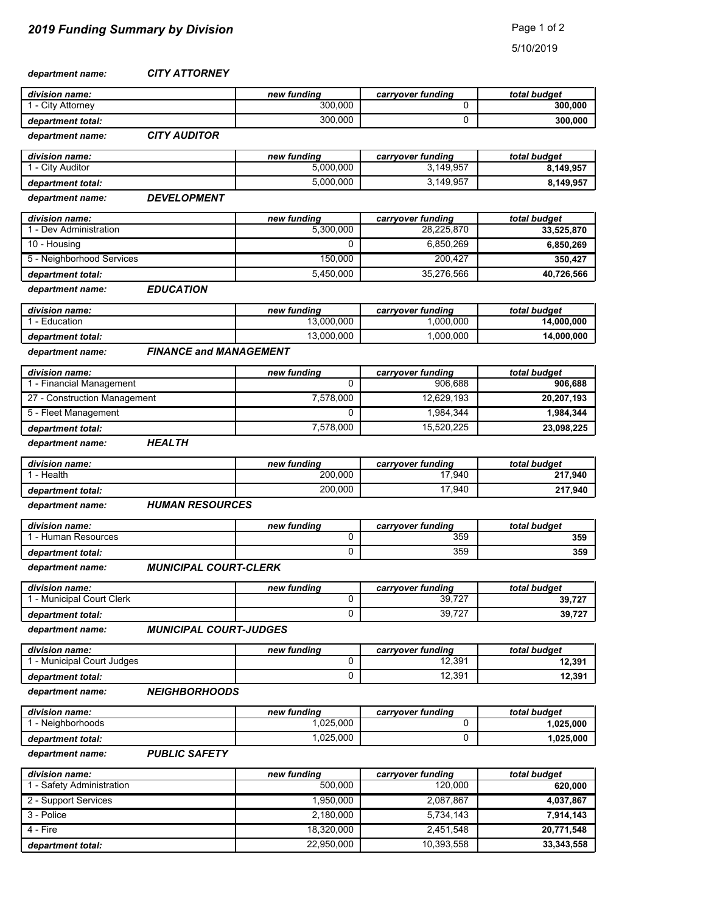# 2019 Funding Summary by Division

5/10/2019

***department name:*** ***CITY ATTORNEY***

| *division name:* | *new funding* | *carryover funding* | *total budget* |
|---|---|---|---|
| 1 - City Attorney | 300,000 | 0 | **300,000** |
| *department total:* | 300,000 | 0 | **300,000** |

***department name:*** ***CITY AUDITOR***

| *division name:* | *new funding* | *carryover funding* | *total budget* |
|---|---|---|---|
| 1 - City Auditor | 5,000,000 | 3,149,957 | **8,149,957** |
| *department total:* | 5,000,000 | 3,149,957 | **8,149,957** |

***department name:*** ***DEVELOPMENT***

| *division name:* | *new funding* | *carryover funding* | *total budget* |
|---|---|---|---|
| 1 - Dev Administration | 5,300,000 | 28,225,870 | **33,525,870** |
| 10 - Housing | 0 | 6,850,269 | **6,850,269** |
| 5 - Neighborhood Services | 150,000 | 200,427 | **350,427** |
| *department total:* | 5,450,000 | 35,276,566 | **40,726,566** |

***department name:*** ***EDUCATION***

| *division name:* | *new funding* | *carryover funding* | *total budget* |
|---|---|---|---|
| 1 - Education | 13,000,000 | 1,000,000 | **14,000,000** |
| *department total:* | 13,000,000 | 1,000,000 | **14,000,000** |

***department name:*** ***FINANCE and MANAGEMENT***

| *division name:* | *new funding* | *carryover funding* | *total budget* |
|---|---|---|---|
| 1 - Financial Management | 0 | 906,688 | **906,688** |
| 27 - Construction Management | 7,578,000 | 12,629,193 | **20,207,193** |
| 5 - Fleet Management | 0 | 1,984,344 | **1,984,344** |
| *department total:* | 7,578,000 | 15,520,225 | **23,098,225** |

***department name:*** ***HEALTH***

| *division name:* | *new funding* | *carryover funding* | *total budget* |
|---|---|---|---|
| 1 - Health | 200,000 | 17,940 | **217,940** |
| *department total:* | 200,000 | 17,940 | **217,940** |

***department name:*** ***HUMAN RESOURCES***

| *division name:* | *new funding* | *carryover funding* | *total budget* |
|---|---|---|---|
| 1 - Human Resources | 0 | 359 | **359** |
| *department total:* | 0 | 359 | **359** |

***department name:*** ***MUNICIPAL COURT-CLERK***

| *division name:* | *new funding* | *carryover funding* | *total budget* |
|---|---|---|---|
| 1 - Municipal Court Clerk | 0 | 39,727 | **39,727** |
| *department total:* | 0 | 39,727 | **39,727** |

***department name:*** ***MUNICIPAL COURT-JUDGES***

| *division name:* | *new funding* | *carryover funding* | *total budget* |
|---|---|---|---|
| 1 - Municipal Court Judges | 0 | 12,391 | **12,391** |
| *department total:* | 0 | 12,391 | **12,391** |

***department name:*** ***NEIGHBORHOODS***

| *division name:* | *new funding* | *carryover funding* | *total budget* |
|---|---|---|---|
| 1 - Neighborhoods | 1,025,000 | 0 | **1,025,000** |
| *department total:* | 1,025,000 | 0 | **1,025,000** |

***department name:*** ***PUBLIC SAFETY***

| *division name:* | *new funding* | *carryover funding* | *total budget* |
|---|---|---|---|
| 1 - Safety Administration | 500,000 | 120,000 | **620,000** |
| 2 - Support Services | 1,950,000 | 2,087,867 | **4,037,867** |
| 3 - Police | 2,180,000 | 5,734,143 | **7,914,143** |
| 4 - Fire | 18,320,000 | 2,451,548 | **20,771,548** |
| *department total:* | 22,950,000 | 10,393,558 | **33,343,558** |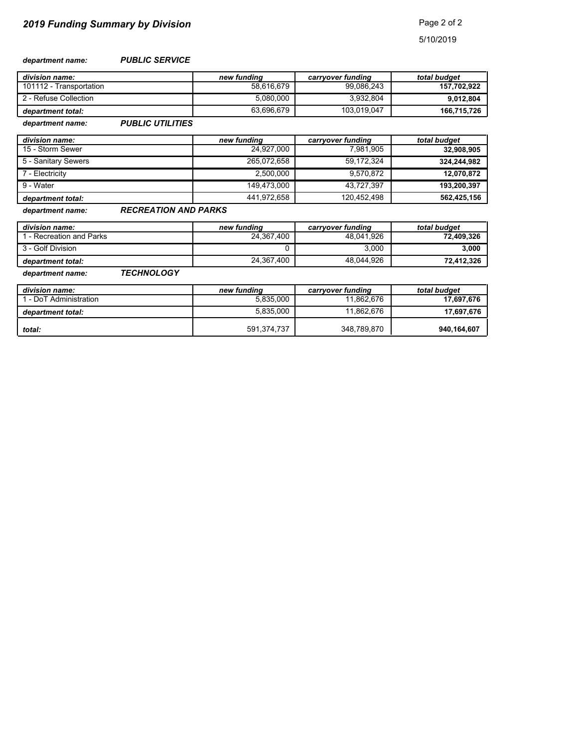## 2019 Funding Summary by Division

5/10/2019

***department name:*** ***PUBLIC SERVICE***

| *division name:* | *new funding* | *carryover funding* | *total budget* |
|---|---|---|---|
| 101112 - Transportation | 58,616,679 | 99,086,243 | **157,702,922** |
| 2 - Refuse Collection | 5,080,000 | 3,932,804 | **9,012,804** |
| ***department total:*** | 63,696,679 | 103,019,047 | **166,715,726** |

***department name:*** ***PUBLIC UTILITIES***

| *division name:* | *new funding* | *carryover funding* | *total budget* |
|---|---|---|---|
| 15 - Storm Sewer | 24,927,000 | 7,981,905 | **32,908,905** |
| 5 - Sanitary Sewers | 265,072,658 | 59,172,324 | **324,244,982** |
| 7 - Electricity | 2,500,000 | 9,570,872 | **12,070,872** |
| 9 - Water | 149,473,000 | 43,727,397 | **193,200,397** |
| ***department total:*** | 441,972,658 | 120,452,498 | **562,425,156** |

***department name:*** ***RECREATION AND PARKS***

| *division name:* | *new funding* | *carryover funding* | *total budget* |
|---|---|---|---|
| 1 - Recreation and Parks | 24,367,400 | 48,041,926 | **72,409,326** |
| 3 - Golf Division | 0 | 3,000 | **3,000** |
| ***department total:*** | 24,367,400 | 48,044,926 | **72,412,326** |

***department name:*** ***TECHNOLOGY***

| *division name:* | *new funding* | *carryover funding* | *total budget* |
|---|---|---|---|
| 1 - DoT Administration | 5,835,000 | 11,862,676 | **17,697,676** |
| ***department total:*** | 5,835,000 | 11,862,676 | **17,697,676** |
| ***total:*** | 591,374,737 | 348,789,870 | **940,164,607** |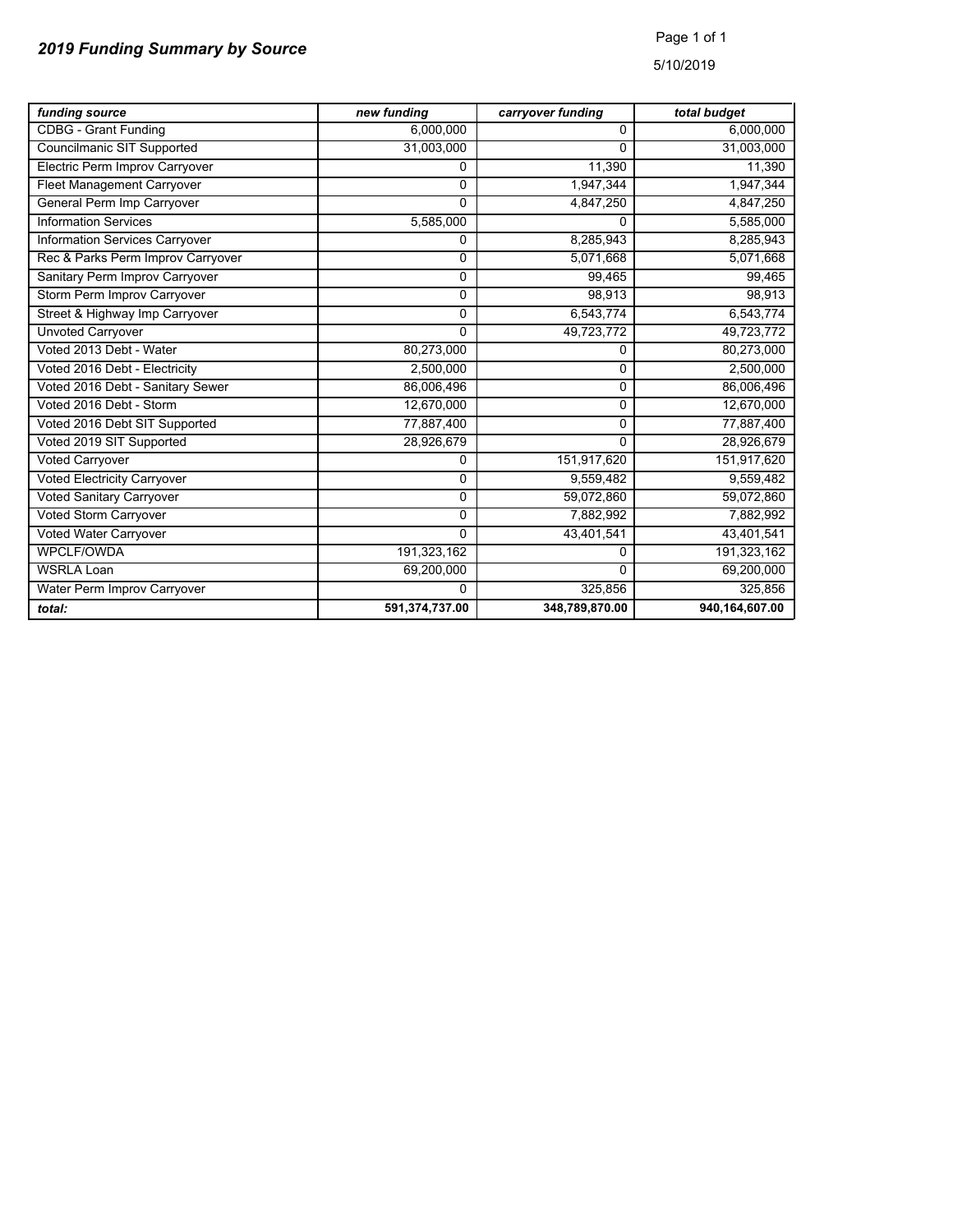## *2019 Funding Summary by Source*

5/10/2019

| *funding source* | *new funding* | *carryover funding* | *total budget* |
|---|---|---|---|
| CDBG - Grant Funding | 6,000,000 | 0 | 6,000,000 |
| Councilmanic SIT Supported | 31,003,000 | 0 | 31,003,000 |
| Electric Perm Improv Carryover | 0 | 11,390 | 11,390 |
| Fleet Management Carryover | 0 | 1,947,344 | 1,947,344 |
| General Perm Imp Carryover | 0 | 4,847,250 | 4,847,250 |
| Information Services | 5,585,000 | 0 | 5,585,000 |
| Information Services Carryover | 0 | 8,285,943 | 8,285,943 |
| Rec & Parks Perm Improv Carryover | 0 | 5,071,668 | 5,071,668 |
| Sanitary Perm Improv Carryover | 0 | 99,465 | 99,465 |
| Storm Perm Improv Carryover | 0 | 98,913 | 98,913 |
| Street & Highway Imp Carryover | 0 | 6,543,774 | 6,543,774 |
| Unvoted Carryover | 0 | 49,723,772 | 49,723,772 |
| Voted 2013 Debt - Water | 80,273,000 | 0 | 80,273,000 |
| Voted 2016 Debt - Electricity | 2,500,000 | 0 | 2,500,000 |
| Voted 2016 Debt - Sanitary Sewer | 86,006,496 | 0 | 86,006,496 |
| Voted 2016 Debt - Storm | 12,670,000 | 0 | 12,670,000 |
| Voted 2016 Debt SIT Supported | 77,887,400 | 0 | 77,887,400 |
| Voted 2019 SIT Supported | 28,926,679 | 0 | 28,926,679 |
| Voted Carryover | 0 | 151,917,620 | 151,917,620 |
| Voted Electricity Carryover | 0 | 9,559,482 | 9,559,482 |
| Voted Sanitary Carryover | 0 | 59,072,860 | 59,072,860 |
| Voted Storm Carryover | 0 | 7,882,992 | 7,882,992 |
| Voted Water Carryover | 0 | 43,401,541 | 43,401,541 |
| WPCLF/OWDA | 191,323,162 | 0 | 191,323,162 |
| WSRLA Loan | 69,200,000 | 0 | 69,200,000 |
| Water Perm Improv Carryover | 0 | 325,856 | 325,856 |
| ***total:*** | **591,374,737.00** | **348,789,870.00** | **940,164,607.00** |